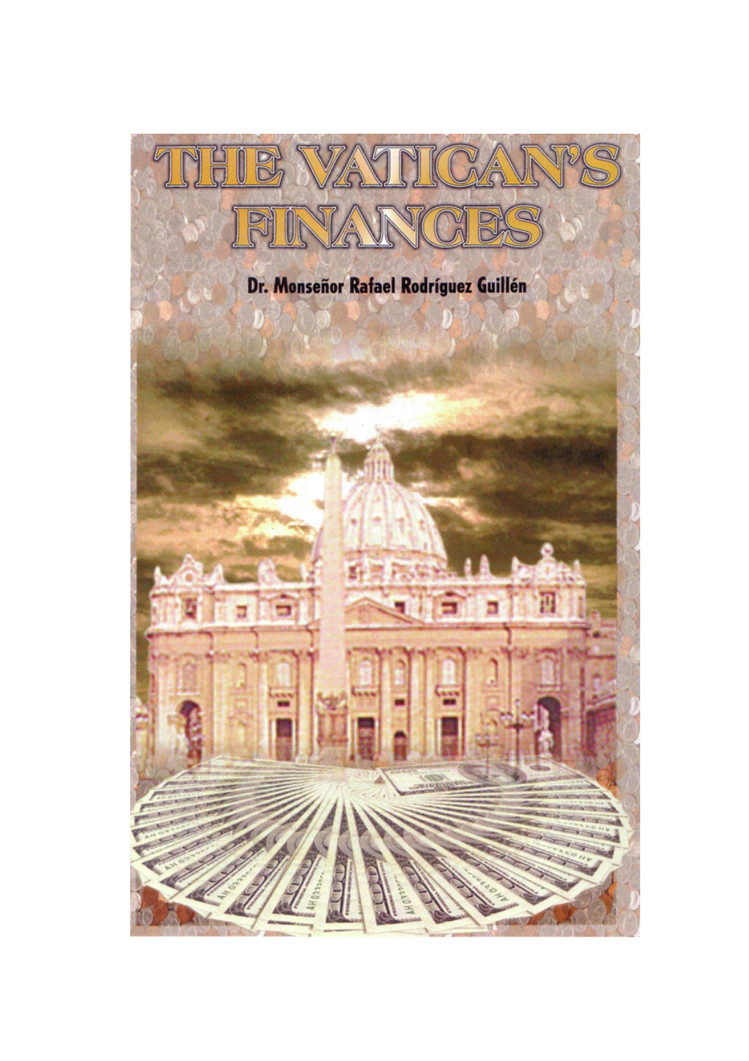# THE VATICAN'S FINANCES

**Dr. Monseñor Rafael Rodríguez Guillén**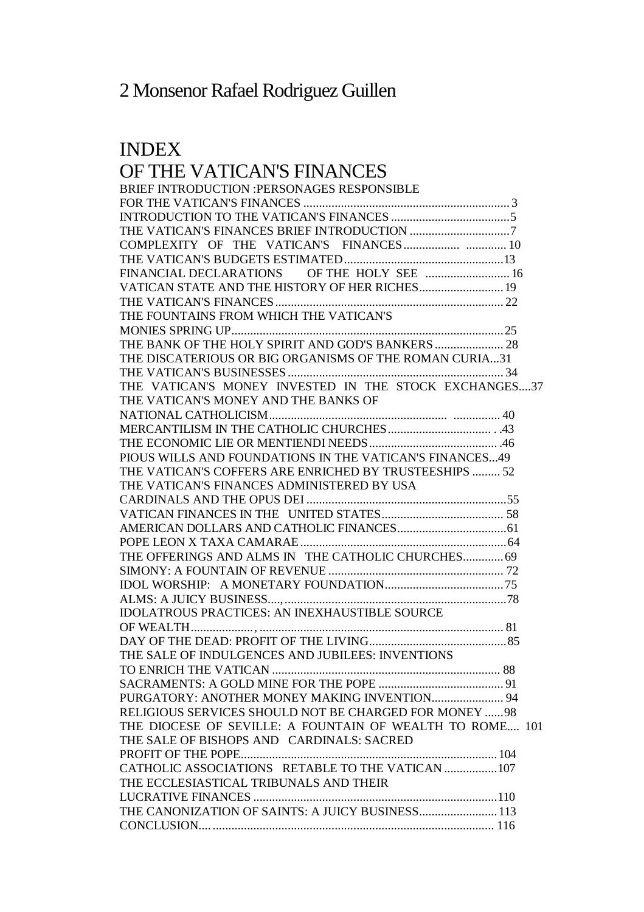# INDEX
# OF THE VATICAN'S FINANCES

BRIEF INTRODUCTION :PERSONAGES RESPONSIBLE FOR THE VATICAN'S FINANCES .................................................................. 3
INTRODUCTION TO THE VATICAN'S FINANCES ...................................... 5
THE VATICAN'S FINANCES BRIEF INTRODUCTION ................................ 7
COMPLEXITY OF THE VATICAN'S FINANCES ................. ............. 10
THE VATICAN'S BUDGETS ESTIMATED ................................................... 13
FINANCIAL DECLARATIONS OF THE HOLY SEE ........................... 16
VATICAN STATE AND THE HISTORY OF HER RICHES........................... 19
THE VATICAN'S FINANCES ......................................................................... 22
THE FOUNTAINS FROM WHICH THE VATICAN'S MONIES SPRING UP....................................................................................... 25
THE BANK OF THE HOLY SPIRIT AND GOD'S BANKERS ...................... 28
THE DISCATERIOUS OR BIG ORGANISMS OF THE ROMAN CURIA...31
THE VATICAN'S BUSINESSES ..................................................................... 34
THE VATICAN'S MONEY INVESTED IN THE STOCK EXCHANGES....37
THE VATICAN'S MONEY AND THE BANKS OF NATIONAL CATHOLICISM......................................................... ............... 40
MERCANTILISM IN THE CATHOLIC CHURCHES................................. . .43
THE ECONOMIC LIE OR MENTIENDI NEEDS......................................... .46
PIOUS WILLS AND FOUNDATIONS IN THE VATICAN'S FINANCES...49
THE VATICAN'S COFFERS ARE ENRICHED BY TRUSTEESHIPS ......... 52
THE VATICAN'S FINANCES ADMINISTERED BY USA CARDINALS AND THE OPUS DEI ................................................................55
VATICAN FINANCES IN THE UNITED STATES....................................... 58
AMERICAN DOLLARS AND CATHOLIC FINANCES...................................61
POPE LEON X TAXA CAMARAE...................................................................64
THE OFFERINGS AND ALMS IN THE CATHOLIC CHURCHES............. 69
SIMONY: A FOUNTAIN OF REVENUE ........................................................ 72
IDOL WORSHIP: A MONETARY FOUNDATION......................................75
ALMS: A JUICY BUSINESS...,.......................................................................78
IDOLATROUS PRACTICES: AN INEXHAUSTIBLE SOURCE OF WEALTH...................., ............................................................................. 81
DAY OF THE DEAD: PROFIT OF THE LIVING............................................85
THE SALE OF INDULGENCES AND JUBILEES: INVENTIONS TO ENRICH THE VATICAN ......................................................................... 88
SACRAMENTS: A GOLD MINE FOR THE POPE ........................................ 91
PURGATORY: ANOTHER MONEY MAKING INVENTION....................... 94
RELIGIOUS SERVICES SHOULD NOT BE CHARGED FOR MONEY ......98
THE DIOCESE OF SEVILLE: A FOUNTAIN OF WEALTH TO ROME.... 101
THE SALE OF BISHOPS AND CARDINALS: SACRED PROFIT OF THE POPE.................................................................................. 104
CATHOLIC ASSOCIATIONS RETABLE TO THE VATICAN .................107
THE ECCLESIASTICAL TRIBUNALS AND THEIR LUCRATIVE FINANCES ..............................................................................110
THE CANONIZATION OF SAINTS: A JUICY BUSINESS......................... 113
CONCLUSION.... ......................................................................................... 116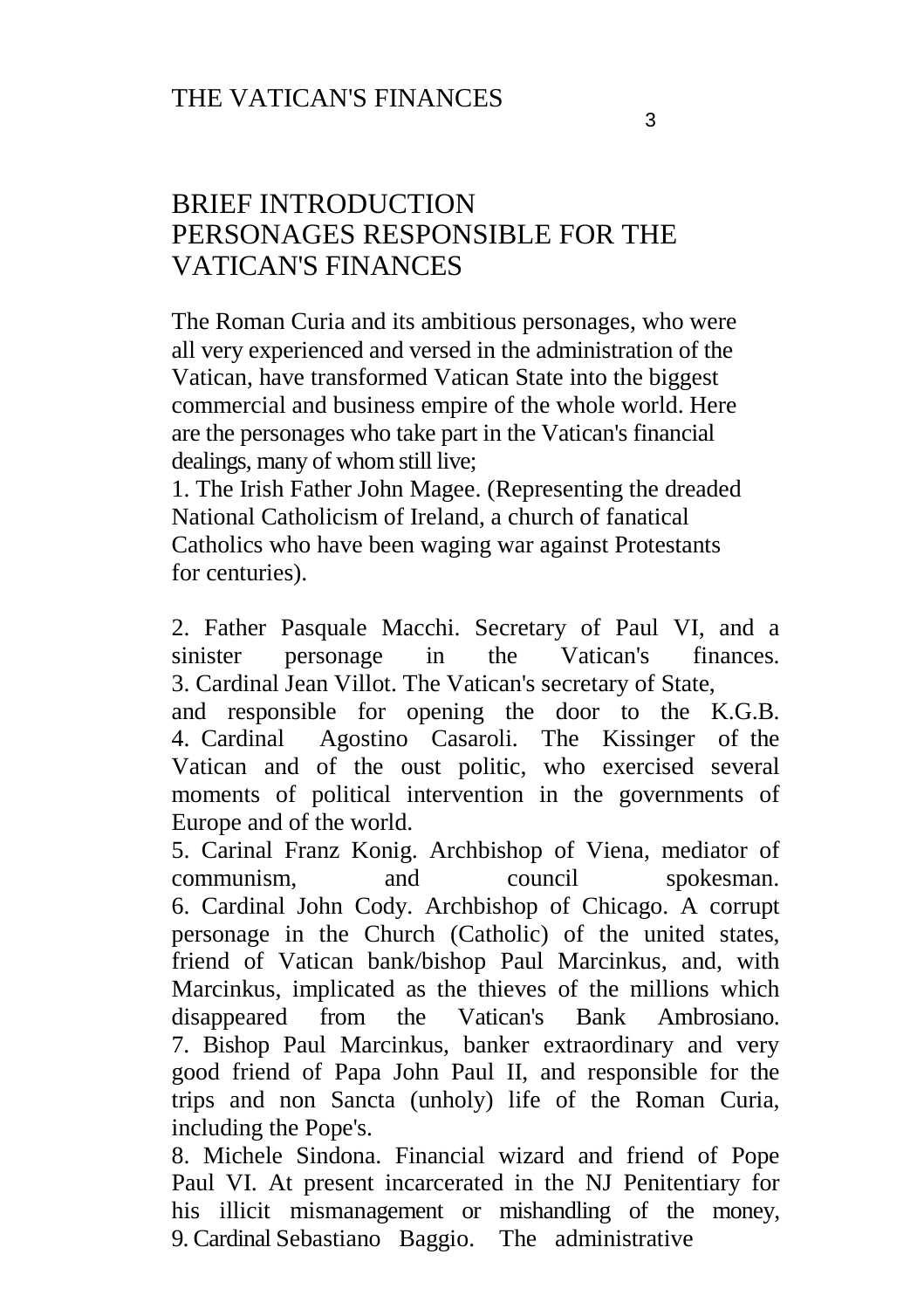# BRIEF INTRODUCTION
# PERSONAGES RESPONSIBLE FOR THE VATICAN'S FINANCES

The Roman Curia and its ambitious personages, who were all very experienced and versed in the administration of the Vatican, have transformed Vatican State into the biggest commercial and business empire of the whole world. Here are the personages who take part in the Vatican's financial dealings, many of whom still live;

1. The Irish Father John Magee. (Representing the dreaded National Catholicism of Ireland, a church of fanatical Catholics who have been waging war against Protestants for centuries).

2. Father Pasquale Macchi. Secretary of Paul VI, and a sinister personage in the Vatican's finances.
3. Cardinal Jean Villot. The Vatican's secretary of State, and responsible for opening the door to the K.G.B.
4. Cardinal Agostino Casaroli. The Kissinger of the Vatican and of the oust politic, who exercised several moments of political intervention in the governments of Europe and of the world.
5. Carinal Franz Konig. Archbishop of Viena, mediator of communism, and council spokesman.
6. Cardinal John Cody. Archbishop of Chicago. A corrupt personage in the Church (Catholic) of the united states, friend of Vatican bank/bishop Paul Marcinkus, and, with Marcinkus, implicated as the thieves of the millions which disappeared from the Vatican's Bank Ambrosiano.
7. Bishop Paul Marcinkus, banker extraordinary and very good friend of Papa John Paul II, and responsible for the trips and non Sancta (unholy) life of the Roman Curia, including the Pope's.
8. Michele Sindona. Financial wizard and friend of Pope Paul VI. At present incarcerated in the NJ Penitentiary for his illicit mismanagement or mishandling of the money,
9. Cardinal Sebastiano Baggio. The administrative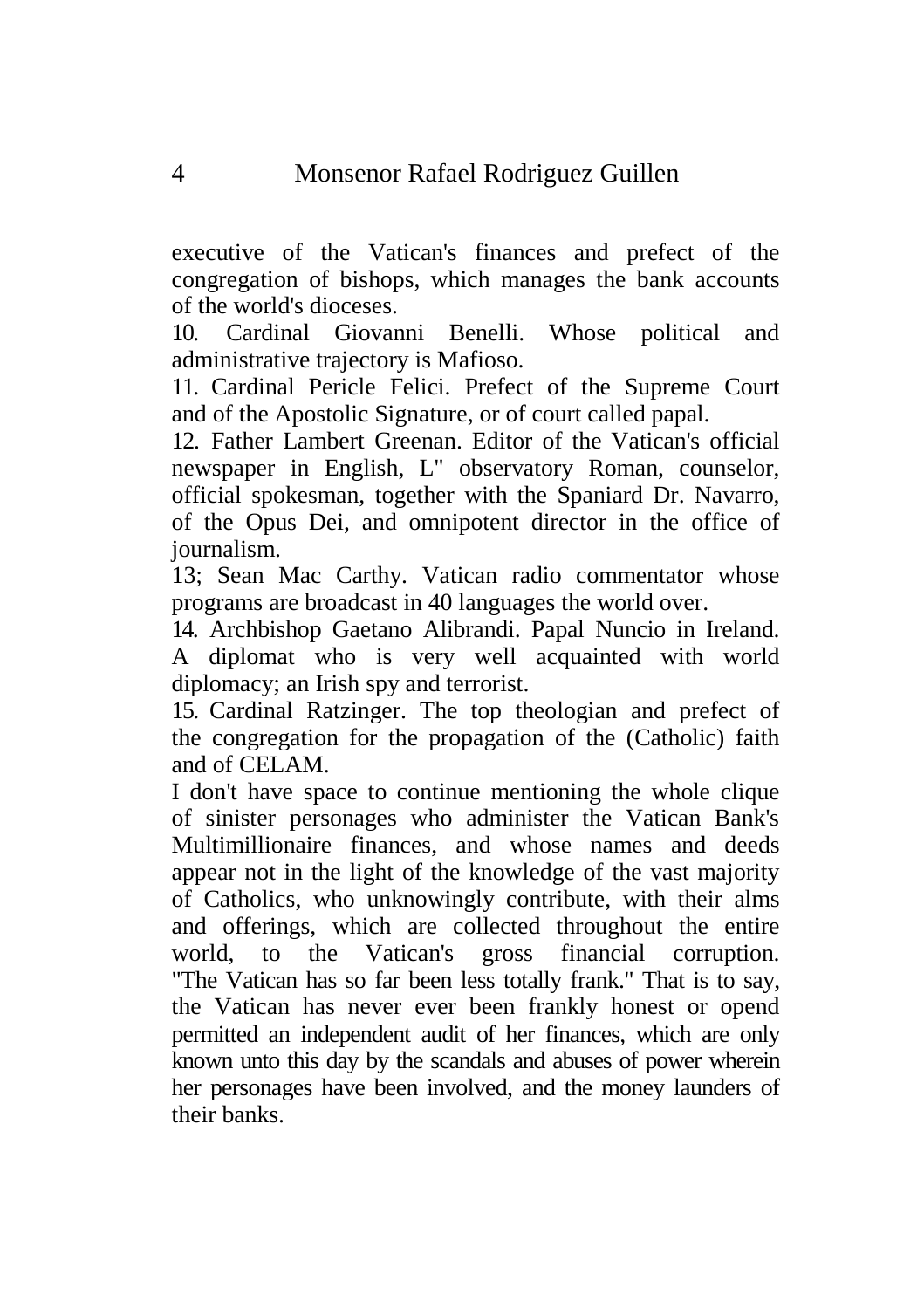executive of the Vatican's finances and prefect of the congregation of bishops, which manages the bank accounts of the world's dioceses.

10. Cardinal Giovanni Benelli. Whose political and administrative trajectory is Mafioso.

11. Cardinal Pericle Felici. Prefect of the Supreme Court and of the Apostolic Signature, or of court called papal.

12. Father Lambert Greenan. Editor of the Vatican's official newspaper in English, L" observatory Roman, counselor, official spokesman, together with the Spaniard Dr. Navarro, of the Opus Dei, and omnipotent director in the office of journalism.

13; Sean Mac Carthy. Vatican radio commentator whose programs are broadcast in 40 languages the world over.

14. Archbishop Gaetano Alibrandi. Papal Nuncio in Ireland. A diplomat who is very well acquainted with world diplomacy; an Irish spy and terrorist.

15. Cardinal Ratzinger. The top theologian and prefect of the congregation for the propagation of the (Catholic) faith and of CELAM.

I don't have space to continue mentioning the whole clique of sinister personages who administer the Vatican Bank's Multimillionaire finances, and whose names and deeds appear not in the light of the knowledge of the vast majority of Catholics, who unknowingly contribute, with their alms and offerings, which are collected throughout the entire world, to the Vatican's gross financial corruption. "The Vatican has so far been less totally frank." That is to say, the Vatican has never ever been frankly honest or opend permitted an independent audit of her finances, which are only known unto this day by the scandals and abuses of power wherein her personages have been involved, and the money launders of their banks.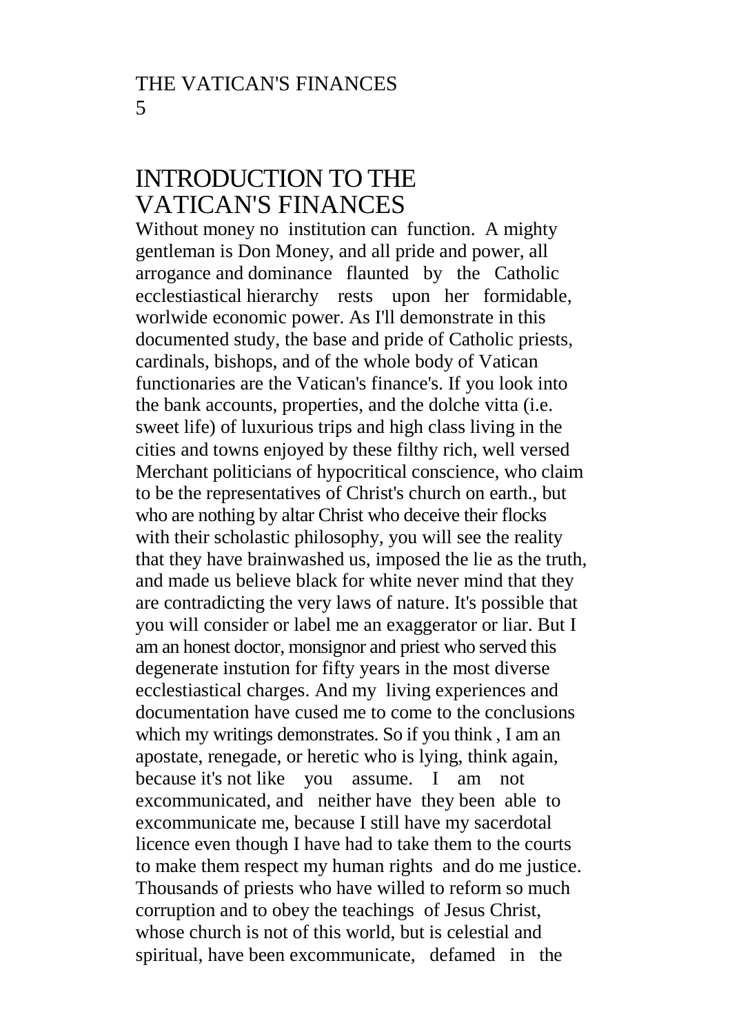# INTRODUCTION TO THE VATICAN'S FINANCES

Without money no institution can function. A mighty gentleman is Don Money, and all pride and power, all arrogance and dominance flaunted by the Catholic ecclestiastical hierarchy rests upon her formidable, worlwide economic power. As I'll demonstrate in this documented study, the base and pride of Catholic priests, cardinals, bishops, and of the whole body of Vatican functionaries are the Vatican's finance's. If you look into the bank accounts, properties, and the dolche vitta (i.e. sweet life) of luxurious trips and high class living in the cities and towns enjoyed by these filthy rich, well versed Merchant politicians of hypocritical conscience, who claim to be the representatives of Christ's church on earth., but who are nothing by altar Christ who deceive their flocks with their scholastic philosophy, you will see the reality that they have brainwashed us, imposed the lie as the truth, and made us believe black for white never mind that they are contradicting the very laws of nature. It's possible that you will consider or label me an exaggerator or liar. But I am an honest doctor, monsignor and priest who served this degenerate instution for fifty years in the most diverse ecclestiastical charges. And my living experiences and documentation have cused me to come to the conclusions which my writings demonstrates. So if you think , I am an apostate, renegade, or heretic who is lying, think again, because it's not like you assume. I am not excommunicated, and neither have they been able to excommunicate me, because I still have my sacerdotal licence even though I have had to take them to the courts to make them respect my human rights and do me justice. Thousands of priests who have willed to reform so much corruption and to obey the teachings of Jesus Christ, whose church is not of this world, but is celestial and spiritual, have been excommunicate, defamed in the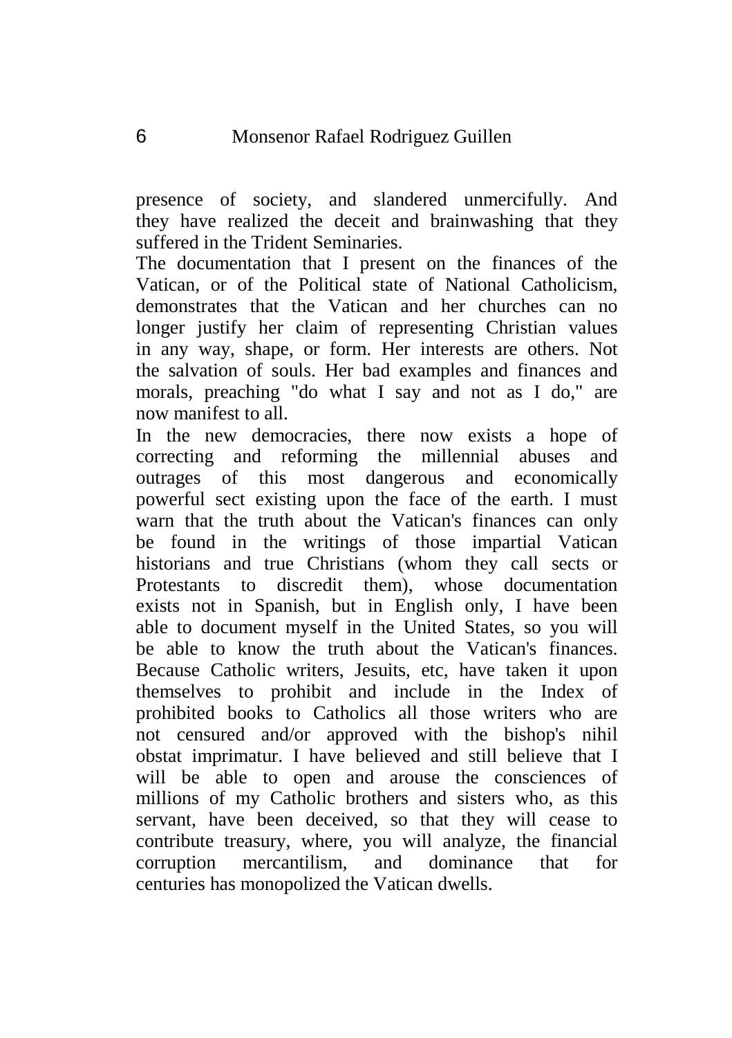presence of society, and slandered unmercifully. And they have realized the deceit and brainwashing that they suffered in the Trident Seminaries.

The documentation that I present on the finances of the Vatican, or of the Political state of National Catholicism, demonstrates that the Vatican and her churches can no longer justify her claim of representing Christian values in any way, shape, or form. Her interests are others. Not the salvation of souls. Her bad examples and finances and morals, preaching "do what I say and not as I do," are now manifest to all.

In the new democracies, there now exists a hope of correcting and reforming the millennial abuses and outrages of this most dangerous and economically powerful sect existing upon the face of the earth. I must warn that the truth about the Vatican's finances can only be found in the writings of those impartial Vatican historians and true Christians (whom they call sects or Protestants to discredit them), whose documentation exists not in Spanish, but in English only, I have been able to document myself in the United States, so you will be able to know the truth about the Vatican's finances. Because Catholic writers, Jesuits, etc, have taken it upon themselves to prohibit and include in the Index of prohibited books to Catholics all those writers who are not censured and/or approved with the bishop's nihil obstat imprimatur. I have believed and still believe that I will be able to open and arouse the consciences of millions of my Catholic brothers and sisters who, as this servant, have been deceived, so that they will cease to contribute treasury, where, you will analyze, the financial corruption mercantilism, and dominance that for centuries has monopolized the Vatican dwells.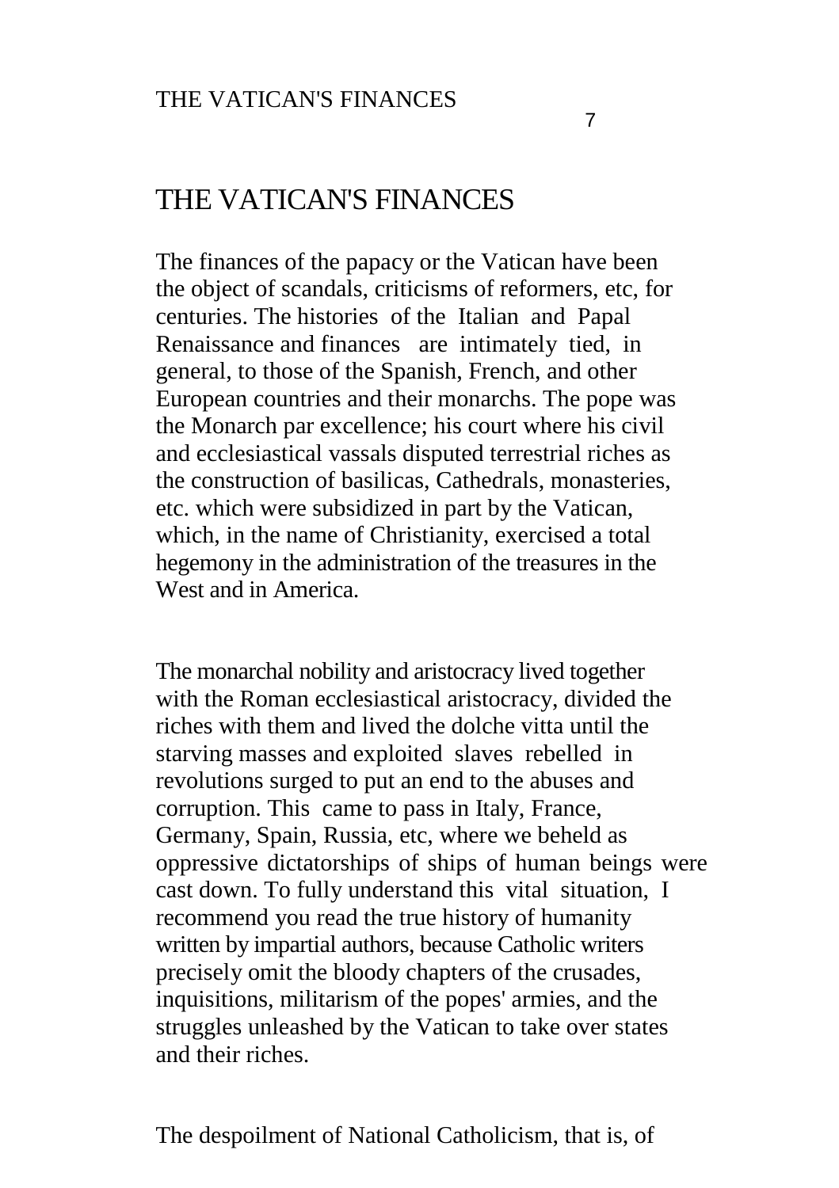# THE VATICAN'S FINANCES

The finances of the papacy or the Vatican have been the object of scandals, criticisms of reformers, etc, for centuries. The histories of the Italian and Papal Renaissance and finances are intimately tied, in general, to those of the Spanish, French, and other European countries and their monarchs. The pope was the Monarch par excellence; his court where his civil and ecclesiastical vassals disputed terrestrial riches as the construction of basilicas, Cathedrals, monasteries, etc. which were subsidized in part by the Vatican, which, in the name of Christianity, exercised a total hegemony in the administration of the treasures in the West and in America.

The monarchal nobility and aristocracy lived together with the Roman ecclesiastical aristocracy, divided the riches with them and lived the dolche vitta until the starving masses and exploited slaves rebelled in revolutions surged to put an end to the abuses and corruption. This came to pass in Italy, France, Germany, Spain, Russia, etc, where we beheld as oppressive dictatorships of ships of human beings were cast down. To fully understand this vital situation, I recommend you read the true history of humanity written by impartial authors, because Catholic writers precisely omit the bloody chapters of the crusades, inquisitions, militarism of the popes' armies, and the struggles unleashed by the Vatican to take over states and their riches.

The despoilment of National Catholicism, that is, of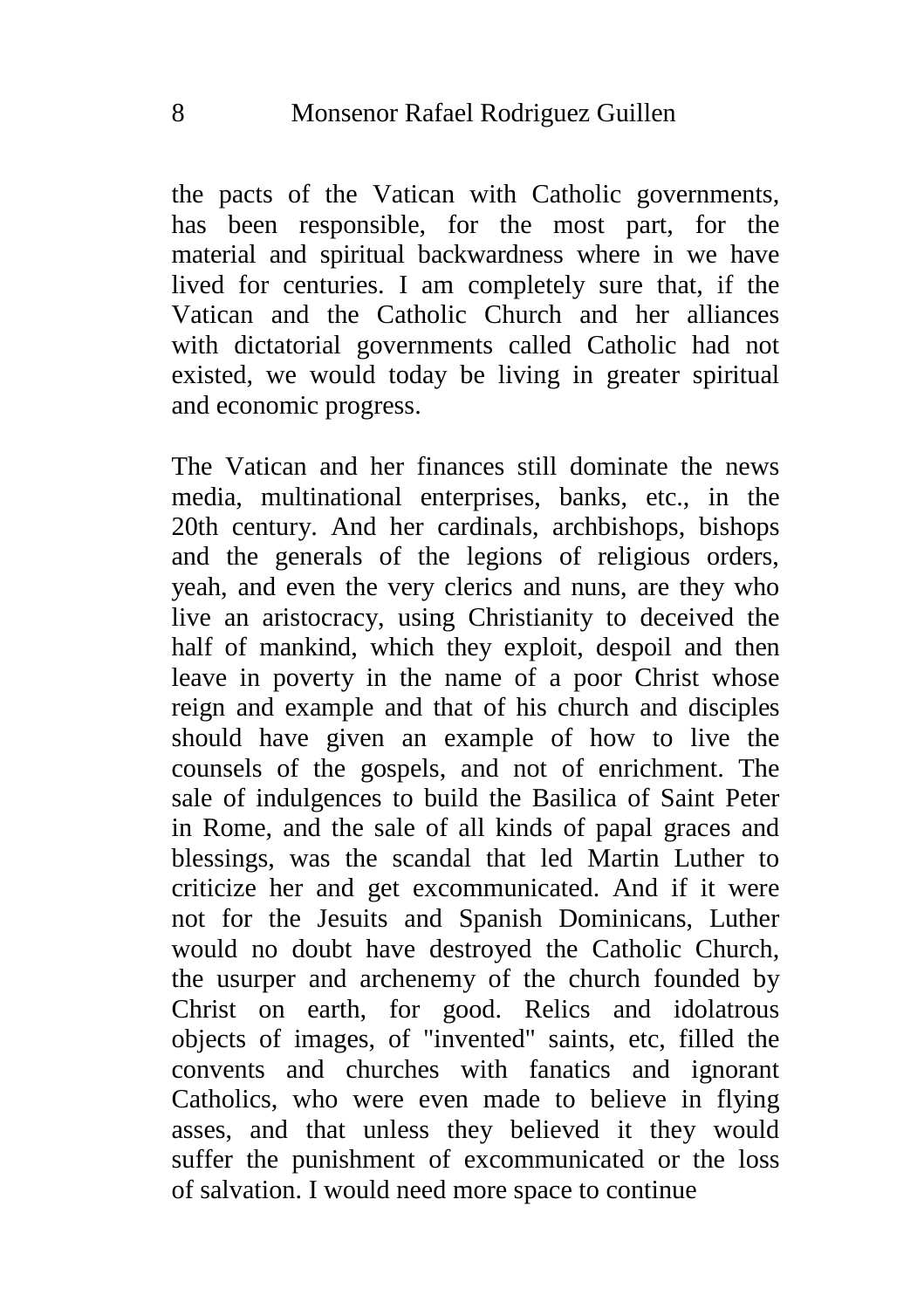the pacts of the Vatican with Catholic governments, has been responsible, for the most part, for the material and spiritual backwardness where in we have lived for centuries. I am completely sure that, if the Vatican and the Catholic Church and her alliances with dictatorial governments called Catholic had not existed, we would today be living in greater spiritual and economic progress.

The Vatican and her finances still dominate the news media, multinational enterprises, banks, etc., in the 20th century. And her cardinals, archbishops, bishops and the generals of the legions of religious orders, yeah, and even the very clerics and nuns, are they who live an aristocracy, using Christianity to deceived the half of mankind, which they exploit, despoil and then leave in poverty in the name of a poor Christ whose reign and example and that of his church and disciples should have given an example of how to live the counsels of the gospels, and not of enrichment. The sale of indulgences to build the Basilica of Saint Peter in Rome, and the sale of all kinds of papal graces and blessings, was the scandal that led Martin Luther to criticize her and get excommunicated. And if it were not for the Jesuits and Spanish Dominicans, Luther would no doubt have destroyed the Catholic Church, the usurper and archenemy of the church founded by Christ on earth, for good. Relics and idolatrous objects of images, of "invented" saints, etc, filled the convents and churches with fanatics and ignorant Catholics, who were even made to believe in flying asses, and that unless they believed it they would suffer the punishment of excommunicated or the loss of salvation. I would need more space to continue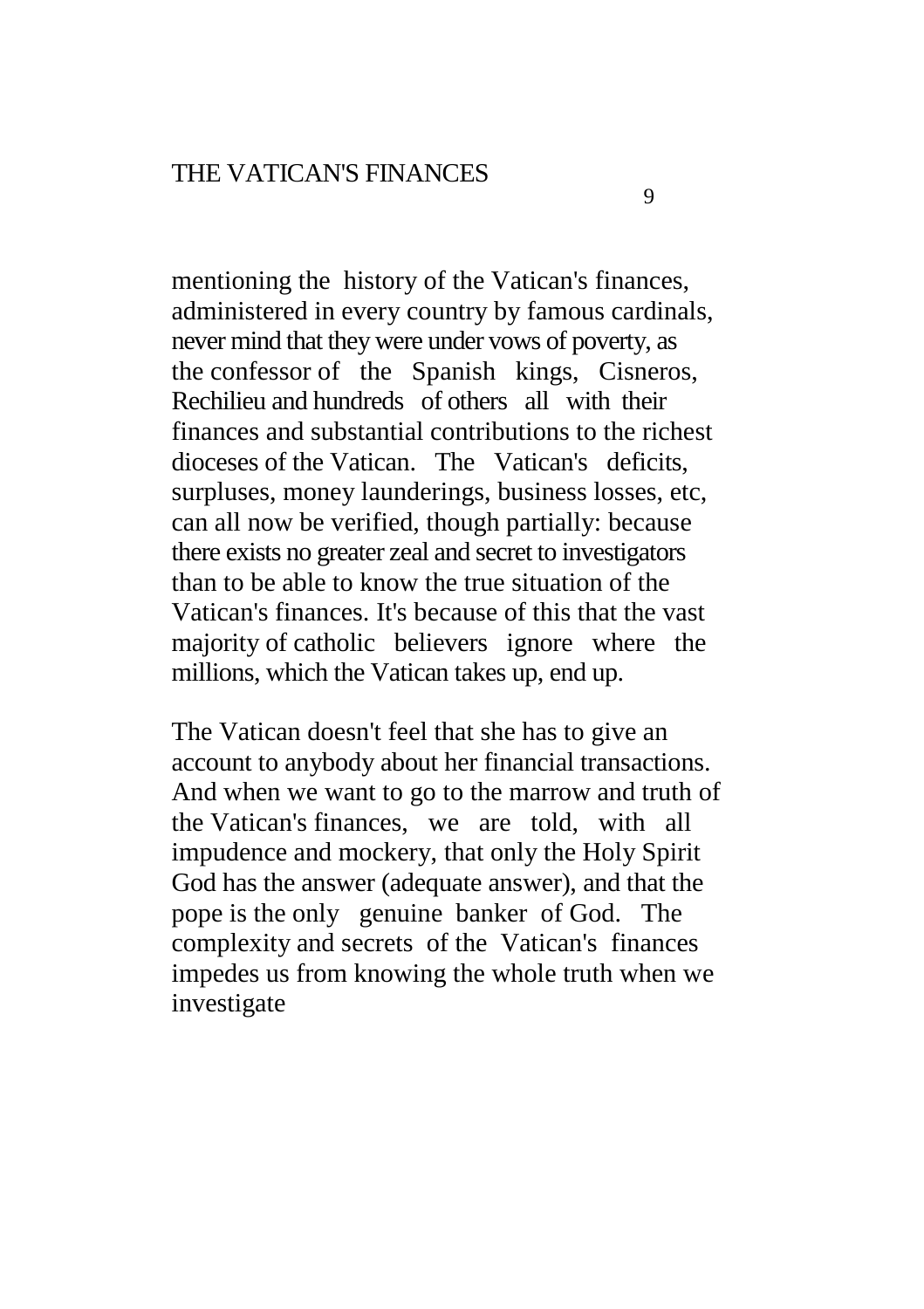mentioning the history of the Vatican's finances, administered in every country by famous cardinals, never mind that they were under vows of poverty, as the confessor of the Spanish kings, Cisneros, Rechilieu and hundreds of others all with their finances and substantial contributions to the richest dioceses of the Vatican. The Vatican's deficits, surpluses, money launderings, business losses, etc, can all now be verified, though partially: because there exists no greater zeal and secret to investigators than to be able to know the true situation of the Vatican's finances. It's because of this that the vast majority of catholic believers ignore where the millions, which the Vatican takes up, end up.

The Vatican doesn't feel that she has to give an account to anybody about her financial transactions. And when we want to go to the marrow and truth of the Vatican's finances, we are told, with all impudence and mockery, that only the Holy Spirit God has the answer (adequate answer), and that the pope is the only genuine banker of God. The complexity and secrets of the Vatican's finances impedes us from knowing the whole truth when we investigate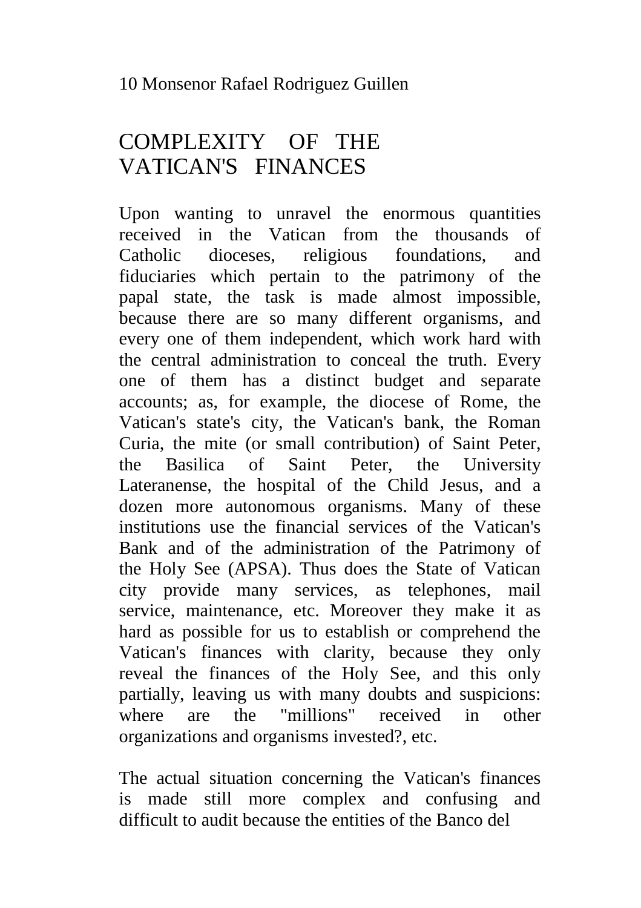# COMPLEXITY OF THE VATICAN'S FINANCES

Upon wanting to unravel the enormous quantities received in the Vatican from the thousands of Catholic dioceses, religious foundations, and fiduciaries which pertain to the patrimony of the papal state, the task is made almost impossible, because there are so many different organisms, and every one of them independent, which work hard with the central administration to conceal the truth. Every one of them has a distinct budget and separate accounts; as, for example, the diocese of Rome, the Vatican's state's city, the Vatican's bank, the Roman Curia, the mite (or small contribution) of Saint Peter, the Basilica of Saint Peter, the University Lateranense, the hospital of the Child Jesus, and a dozen more autonomous organisms. Many of these institutions use the financial services of the Vatican's Bank and of the administration of the Patrimony of the Holy See (APSA). Thus does the State of Vatican city provide many services, as telephones, mail service, maintenance, etc. Moreover they make it as hard as possible for us to establish or comprehend the Vatican's finances with clarity, because they only reveal the finances of the Holy See, and this only partially, leaving us with many doubts and suspicions: where are the "millions" received in other organizations and organisms invested?, etc.

The actual situation concerning the Vatican's finances is made still more complex and confusing and difficult to audit because the entities of the Banco del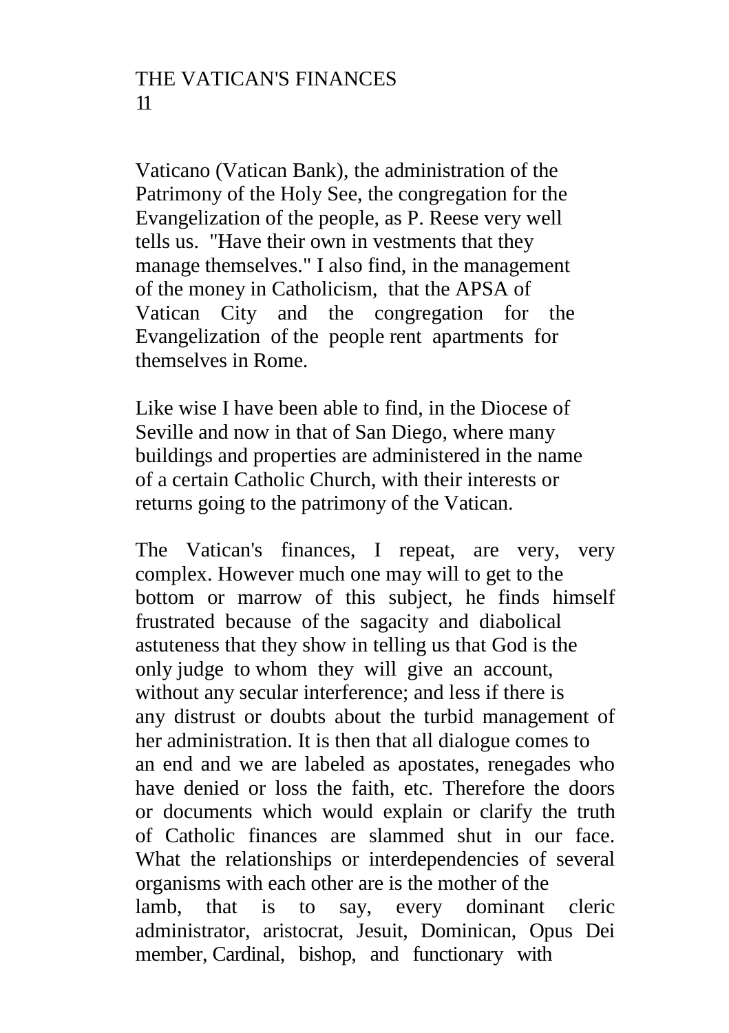Vaticano (Vatican Bank), the administration of the Patrimony of the Holy See, the congregation for the Evangelization of the people, as P. Reese very well tells us. "Have their own in vestments that they manage themselves." I also find, in the management of the money in Catholicism, that the APSA of Vatican City and the congregation for the Evangelization of the people rent apartments for themselves in Rome.

Like wise I have been able to find, in the Diocese of Seville and now in that of San Diego, where many buildings and properties are administered in the name of a certain Catholic Church, with their interests or returns going to the patrimony of the Vatican.

The Vatican's finances, I repeat, are very, very complex. However much one may will to get to the bottom or marrow of this subject, he finds himself frustrated because of the sagacity and diabolical astuteness that they show in telling us that God is the only judge to whom they will give an account, without any secular interference; and less if there is any distrust or doubts about the turbid management of her administration. It is then that all dialogue comes to an end and we are labeled as apostates, renegades who have denied or loss the faith, etc. Therefore the doors or documents which would explain or clarify the truth of Catholic finances are slammed shut in our face. What the relationships or interdependencies of several organisms with each other are is the mother of the lamb, that is to say, every dominant cleric administrator, aristocrat, Jesuit, Dominican, Opus Dei member, Cardinal, bishop, and functionary with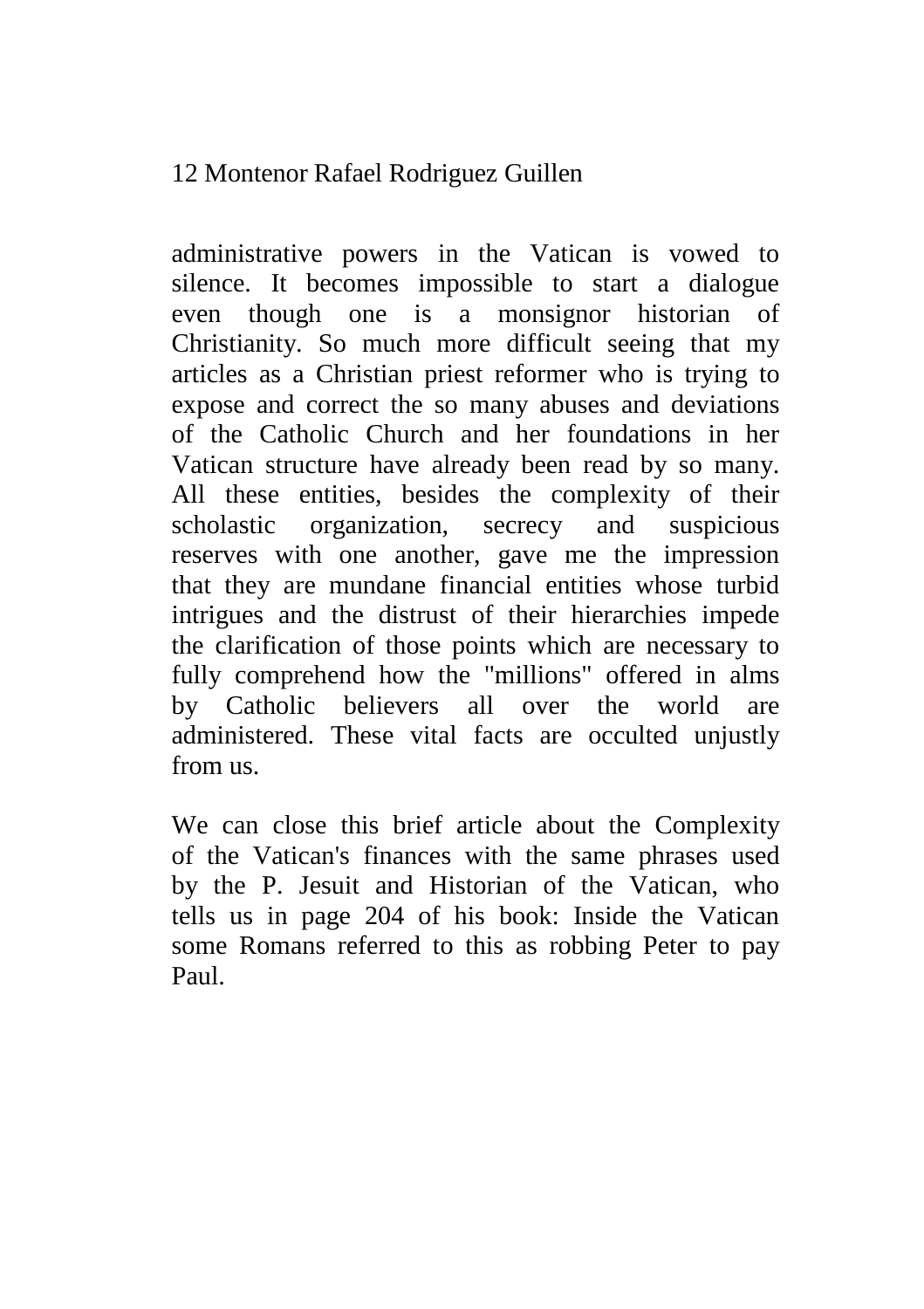administrative powers in the Vatican is vowed to silence. It becomes impossible to start a dialogue even though one is a monsignor historian of Christianity. So much more difficult seeing that my articles as a Christian priest reformer who is trying to expose and correct the so many abuses and deviations of the Catholic Church and her foundations in her Vatican structure have already been read by so many. All these entities, besides the complexity of their scholastic organization, secrecy and suspicious reserves with one another, gave me the impression that they are mundane financial entities whose turbid intrigues and the distrust of their hierarchies impede the clarification of those points which are necessary to fully comprehend how the "millions" offered in alms by Catholic believers all over the world are administered. These vital facts are occulted unjustly from us.

We can close this brief article about the Complexity of the Vatican's finances with the same phrases used by the P. Jesuit and Historian of the Vatican, who tells us in page 204 of his book: Inside the Vatican some Romans referred to this as robbing Peter to pay Paul.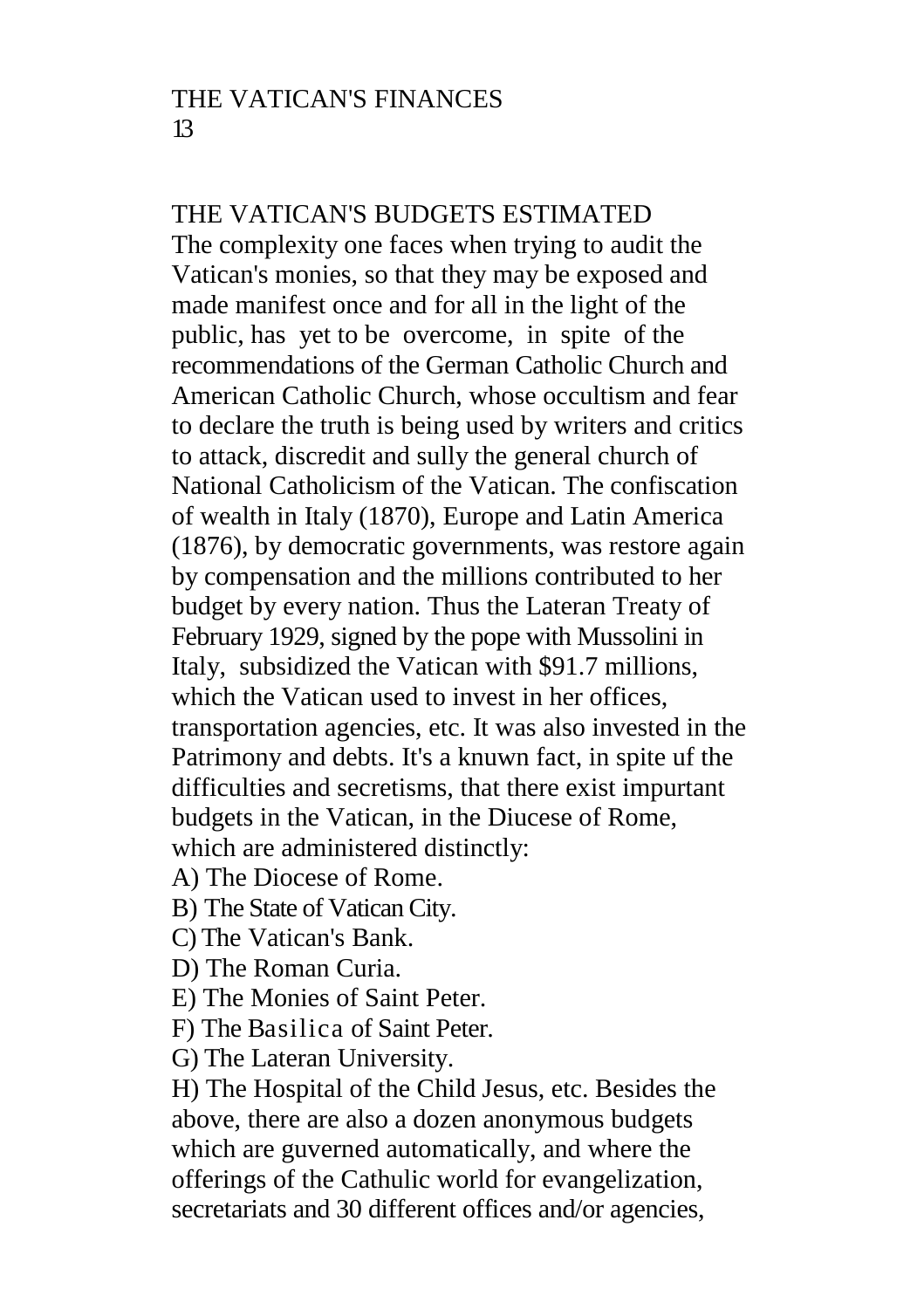## THE VATICAN'S BUDGETS ESTIMATED

The complexity one faces when trying to audit the Vatican's monies, so that they may be exposed and made manifest once and for all in the light of the public, has yet to be overcome, in spite of the recommendations of the German Catholic Church and American Catholic Church, whose occultism and fear to declare the truth is being used by writers and critics to attack, discredit and sully the general church of National Catholicism of the Vatican. The confiscation of wealth in Italy (1870), Europe and Latin America (1876), by democratic governments, was restore again by compensation and the millions contributed to her budget by every nation. Thus the Lateran Treaty of February 1929, signed by the pope with Mussolini in Italy, subsidized the Vatican with $91.7 millions, which the Vatican used to invest in her offices, transportation agencies, etc. It was also invested in the Patrimony and debts. It's a knuwn fact, in spite uf the difficulties and secretisms, that there exist impurtant budgets in the Vatican, in the Diucese of Rome, which are administered distinctly:

A) The Diocese of Rome.
B) The State of Vatican City.
C) The Vatican's Bank.
D) The Roman Curia.
E) The Monies of Saint Peter.
F) The Basilica of Saint Peter.
G) The Lateran University.
H) The Hospital of the Child Jesus, etc. Besides the above, there are also a dozen anonymous budgets which are guverned automatically, and where the offerings of the Cathulic world for evangelization, secretariats and 30 different offices and/or agencies,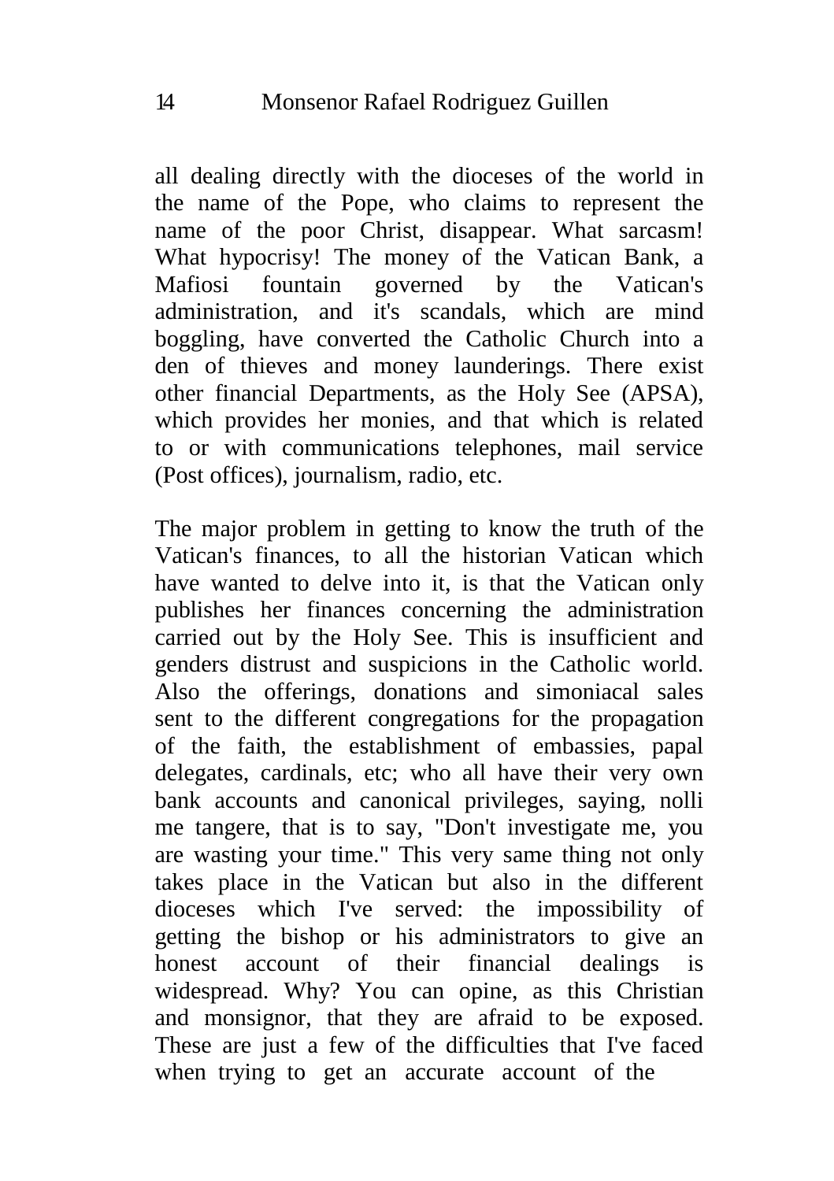all dealing directly with the dioceses of the world in the name of the Pope, who claims to represent the name of the poor Christ, disappear. What sarcasm! What hypocrisy! The money of the Vatican Bank, a Mafiosi fountain governed by the Vatican's administration, and it's scandals, which are mind boggling, have converted the Catholic Church into a den of thieves and money launderings. There exist other financial Departments, as the Holy See (APSA), which provides her monies, and that which is related to or with communications telephones, mail service (Post offices), journalism, radio, etc.

The major problem in getting to know the truth of the Vatican's finances, to all the historian Vatican which have wanted to delve into it, is that the Vatican only publishes her finances concerning the administration carried out by the Holy See. This is insufficient and genders distrust and suspicions in the Catholic world. Also the offerings, donations and simoniacal sales sent to the different congregations for the propagation of the faith, the establishment of embassies, papal delegates, cardinals, etc; who all have their very own bank accounts and canonical privileges, saying, nolli me tangere, that is to say, "Don't investigate me, you are wasting your time." This very same thing not only takes place in the Vatican but also in the different dioceses which I've served: the impossibility of getting the bishop or his administrators to give an honest account of their financial dealings is widespread. Why? You can opine, as this Christian and monsignor, that they are afraid to be exposed. These are just a few of the difficulties that I've faced when trying to get an accurate account of the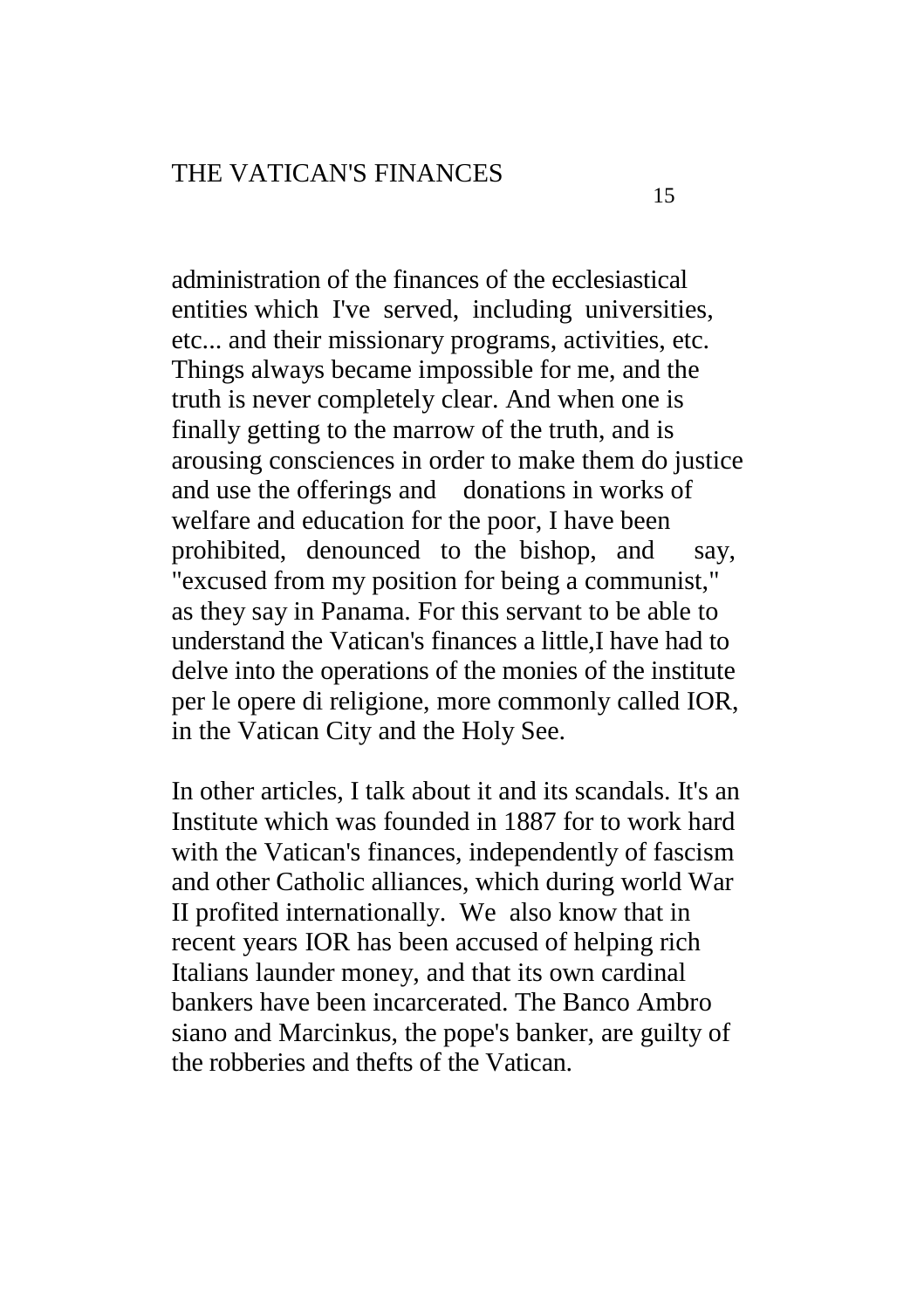administration of the finances of the ecclesiastical entities which I've served, including universities, etc... and their missionary programs, activities, etc. Things always became impossible for me, and the truth is never completely clear. And when one is finally getting to the marrow of the truth, and is arousing consciences in order to make them do justice and use the offerings and donations in works of welfare and education for the poor, I have been prohibited, denounced to the bishop, and say, "excused from my position for being a communist," as they say in Panama. For this servant to be able to understand the Vatican's finances a little,I have had to delve into the operations of the monies of the institute per le opere di religione, more commonly called IOR, in the Vatican City and the Holy See.

In other articles, I talk about it and its scandals. It's an Institute which was founded in 1887 for to work hard with the Vatican's finances, independently of fascism and other Catholic alliances, which during world War II profited internationally. We also know that in recent years IOR has been accused of helping rich Italians launder money, and that its own cardinal bankers have been incarcerated. The Banco Ambro siano and Marcinkus, the pope's banker, are guilty of the robberies and thefts of the Vatican.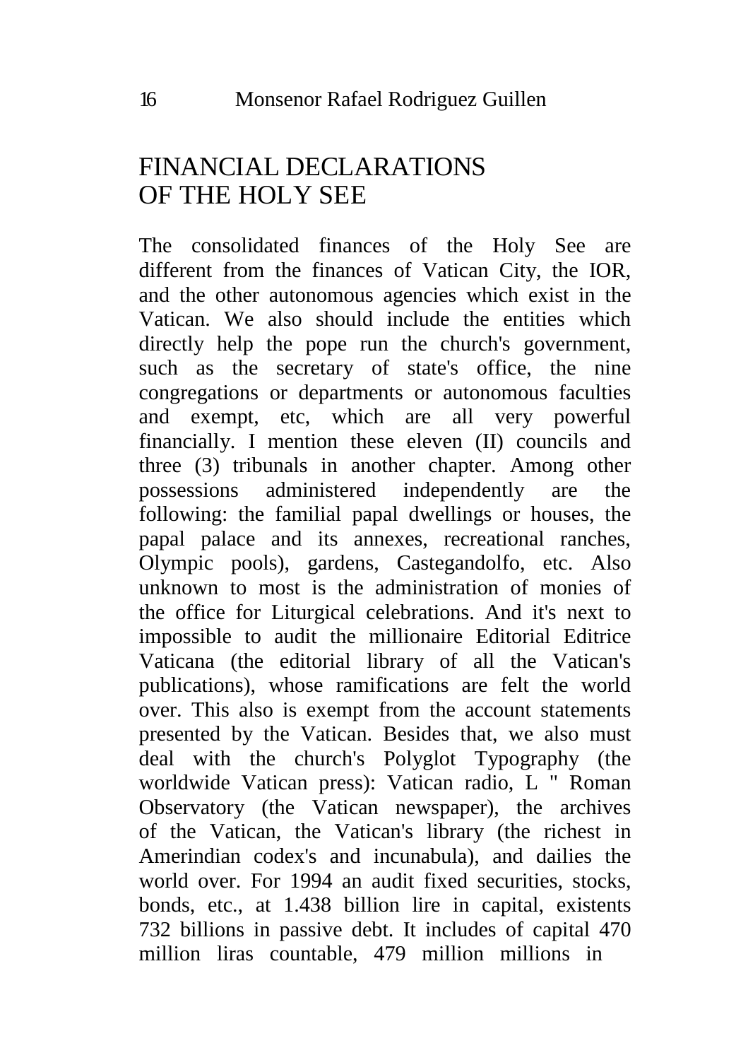# FINANCIAL DECLARATIONS OF THE HOLY SEE

The consolidated finances of the Holy See are different from the finances of Vatican City, the IOR, and the other autonomous agencies which exist in the Vatican. We also should include the entities which directly help the pope run the church's government, such as the secretary of state's office, the nine congregations or departments or autonomous faculties and exempt, etc, which are all very powerful financially. I mention these eleven (II) councils and three (3) tribunals in another chapter. Among other possessions administered independently are the following: the familial papal dwellings or houses, the papal palace and its annexes, recreational ranches, Olympic pools), gardens, Castegandolfo, etc. Also unknown to most is the administration of monies of the office for Liturgical celebrations. And it's next to impossible to audit the millionaire Editorial Editrice Vaticana (the editorial library of all the Vatican's publications), whose ramifications are felt the world over. This also is exempt from the account statements presented by the Vatican. Besides that, we also must deal with the church's Polyglot Typography (the worldwide Vatican press): Vatican radio, L " Roman Observatory (the Vatican newspaper), the archives of the Vatican, the Vatican's library (the richest in Amerindian codex's and incunabula), and dailies the world over. For 1994 an audit fixed securities, stocks, bonds, etc., at 1.438 billion lire in capital, existents 732 billions in passive debt. It includes of capital 470 million liras countable, 479 million millions in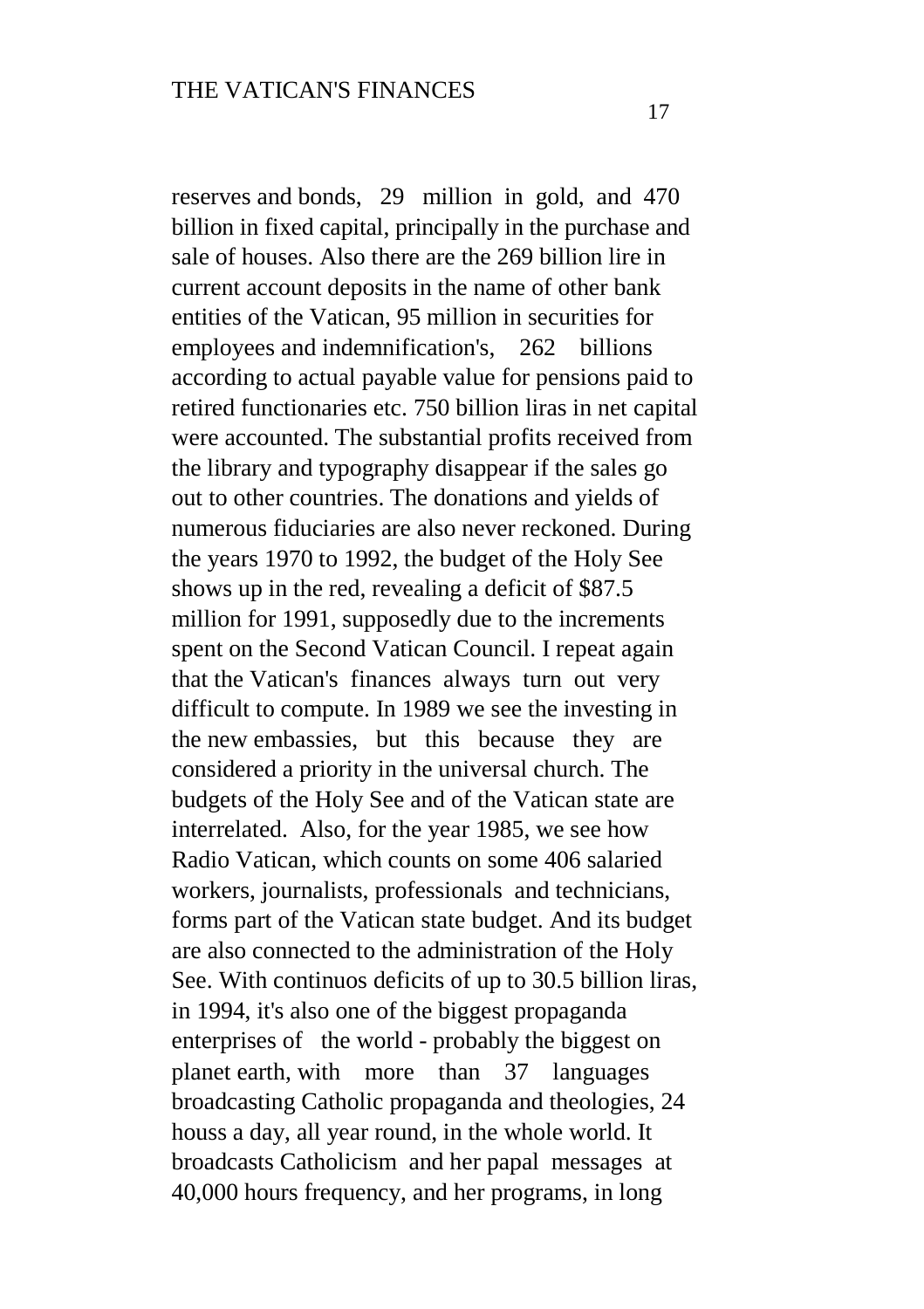reserves and bonds, 29 million in gold, and 470 billion in fixed capital, principally in the purchase and sale of houses. Also there are the 269 billion lire in current account deposits in the name of other bank entities of the Vatican, 95 million in securities for employees and indemnification's, 262 billions according to actual payable value for pensions paid to retired functionaries etc. 750 billion liras in net capital were accounted. The substantial profits received from the library and typography disappear if the sales go out to other countries. The donations and yields of numerous fiduciaries are also never reckoned. During the years 1970 to 1992, the budget of the Holy See shows up in the red, revealing a deficit of $87.5 million for 1991, supposedly due to the increments spent on the Second Vatican Council. I repeat again that the Vatican's finances always turn out very difficult to compute. In 1989 we see the investing in the new embassies, but this because they are considered a priority in the universal church. The budgets of the Holy See and of the Vatican state are interrelated. Also, for the year 1985, we see how Radio Vatican, which counts on some 406 salaried workers, journalists, professionals and technicians, forms part of the Vatican state budget. And its budget are also connected to the administration of the Holy See. With continuos deficits of up to 30.5 billion liras, in 1994, it's also one of the biggest propaganda enterprises of the world - probably the biggest on planet earth, with more than 37 languages broadcasting Catholic propaganda and theologies, 24 houss a day, all year round, in the whole world. It broadcasts Catholicism and her papal messages at 40,000 hours frequency, and her programs, in long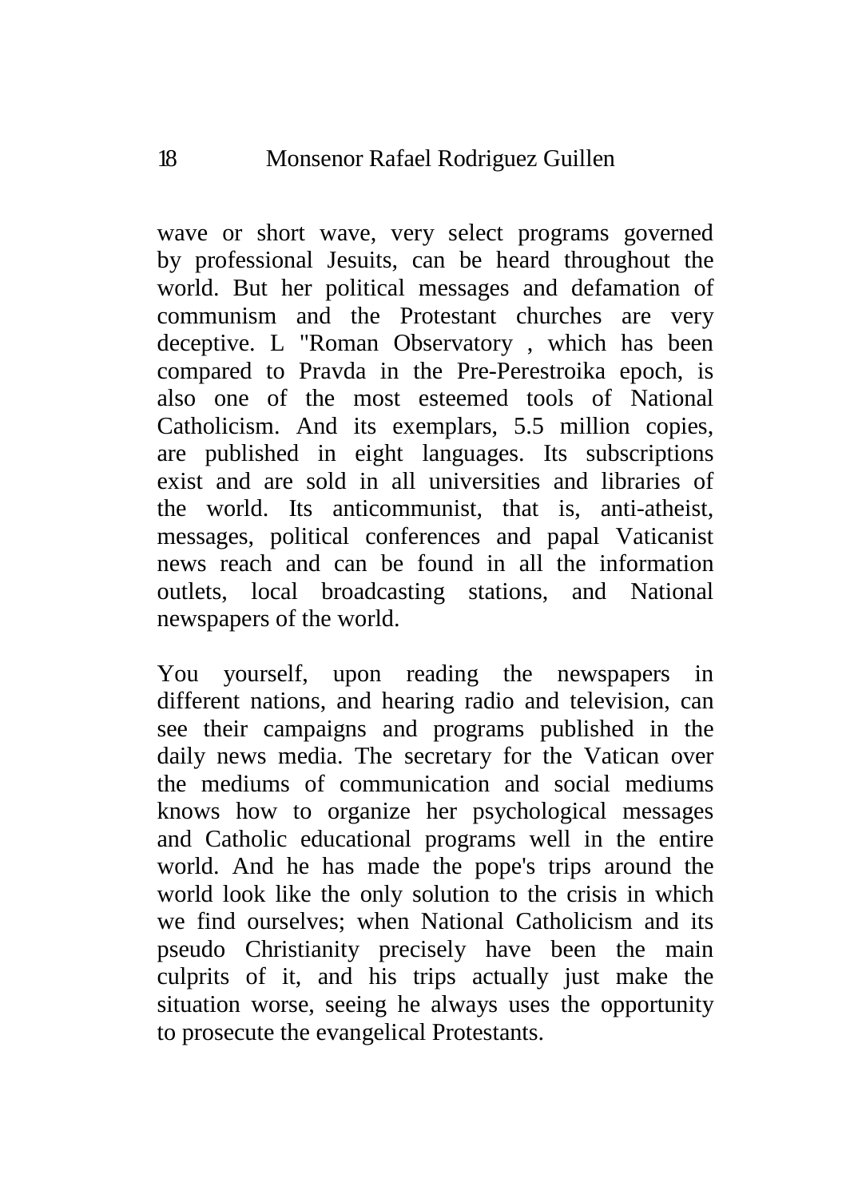wave or short wave, very select programs governed by professional Jesuits, can be heard throughout the world. But her political messages and defamation of communism and the Protestant churches are very deceptive. L "Roman Observatory , which has been compared to Pravda in the Pre-Perestroika epoch, is also one of the most esteemed tools of National Catholicism. And its exemplars, 5.5 million copies, are published in eight languages. Its subscriptions exist and are sold in all universities and libraries of the world. Its anticommunist, that is, anti-atheist, messages, political conferences and papal Vaticanist news reach and can be found in all the information outlets, local broadcasting stations, and National newspapers of the world.

You yourself, upon reading the newspapers in different nations, and hearing radio and television, can see their campaigns and programs published in the daily news media. The secretary for the Vatican over the mediums of communication and social mediums knows how to organize her psychological messages and Catholic educational programs well in the entire world. And he has made the pope's trips around the world look like the only solution to the crisis in which we find ourselves; when National Catholicism and its pseudo Christianity precisely have been the main culprits of it, and his trips actually just make the situation worse, seeing he always uses the opportunity to prosecute the evangelical Protestants.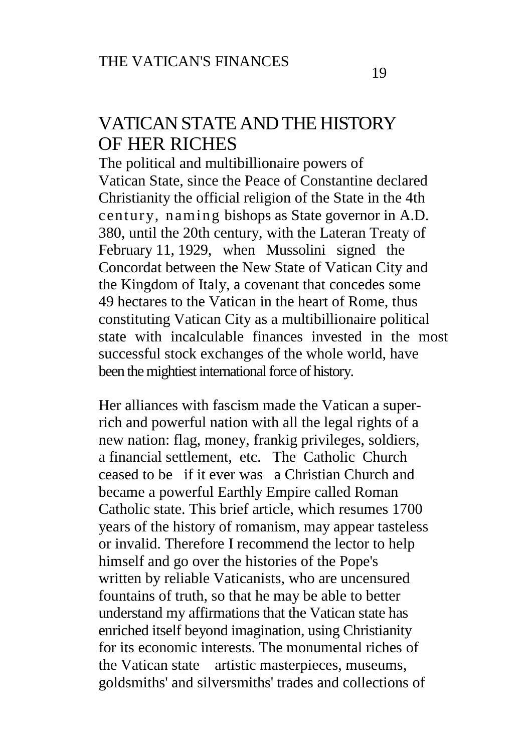# VATICAN STATE AND THE HISTORY OF HER RICHES

The political and multibillionaire powers of Vatican State, since the Peace of Constantine declared Christianity the official religion of the State in the 4th century, naming bishops as State governor in A.D. 380, until the 20th century, with the Lateran Treaty of February 11, 1929, when Mussolini signed the Concordat between the New State of Vatican City and the Kingdom of Italy, a covenant that concedes some 49 hectares to the Vatican in the heart of Rome, thus constituting Vatican City as a multibillionaire political state with incalculable finances invested in the most successful stock exchanges of the whole world, have been the mightiest international force of history.

Her alliances with fascism made the Vatican a super-rich and powerful nation with all the legal rights of a new nation: flag, money, frankig privileges, soldiers, a financial settlement, etc. The Catholic Church ceased to be if it ever was a Christian Church and became a powerful Earthly Empire called Roman Catholic state. This brief article, which resumes 1700 years of the history of romanism, may appear tasteless or invalid. Therefore I recommend the lector to help himself and go over the histories of the Pope's written by reliable Vaticanists, who are uncensured fountains of truth, so that he may be able to better understand my affirmations that the Vatican state has enriched itself beyond imagination, using Christianity for its economic interests. The monumental riches of the Vatican state artistic masterpieces, museums, goldsmiths' and silversmiths' trades and collections of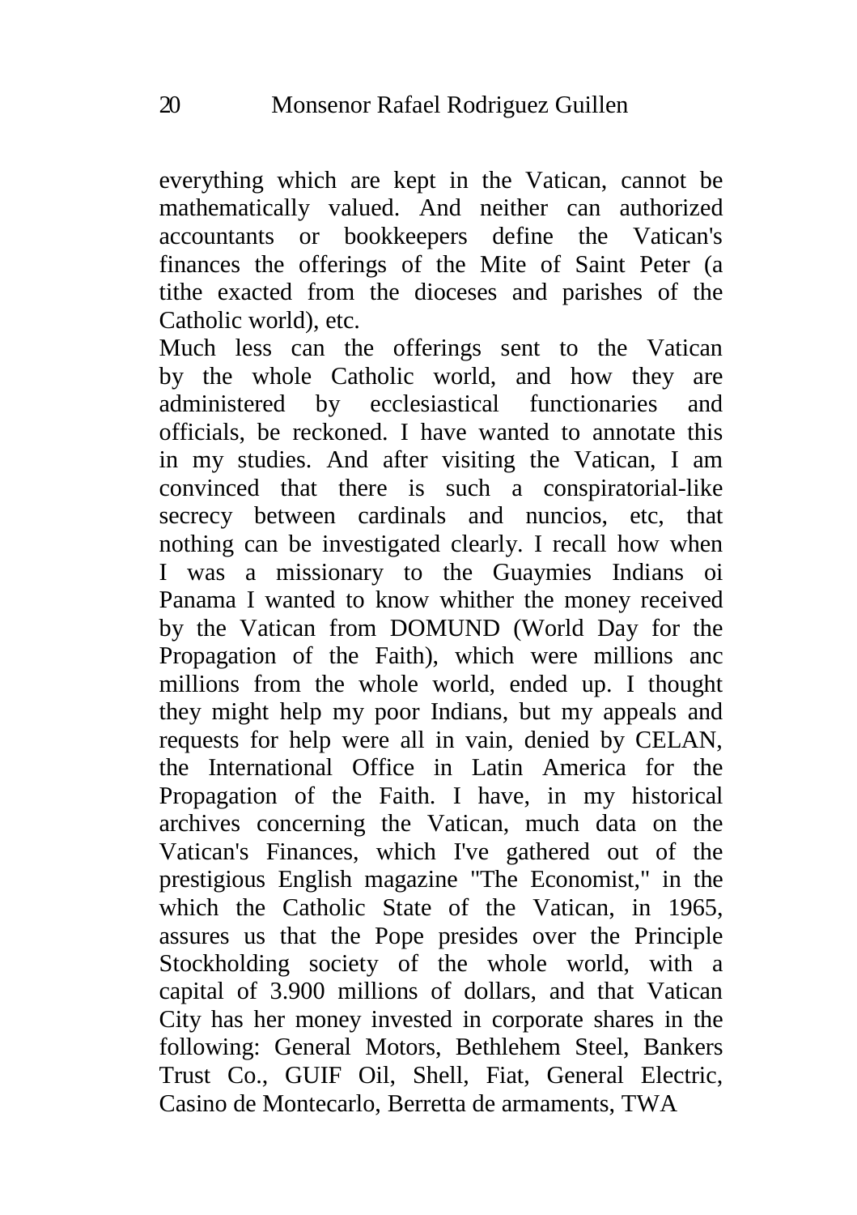everything which are kept in the Vatican, cannot be mathematically valued. And neither can authorized accountants or bookkeepers define the Vatican's finances the offerings of the Mite of Saint Peter (a tithe exacted from the dioceses and parishes of the Catholic world), etc.

Much less can the offerings sent to the Vatican by the whole Catholic world, and how they are administered by ecclesiastical functionaries and officials, be reckoned. I have wanted to annotate this in my studies. And after visiting the Vatican, I am convinced that there is such a conspiratorial-like secrecy between cardinals and nuncios, etc, that nothing can be investigated clearly. I recall how when I was a missionary to the Guaymies Indians oi Panama I wanted to know whither the money received by the Vatican from DOMUND (World Day for the Propagation of the Faith), which were millions anc millions from the whole world, ended up. I thought they might help my poor Indians, but my appeals and requests for help were all in vain, denied by CELAN, the International Office in Latin America for the Propagation of the Faith. I have, in my historical archives concerning the Vatican, much data on the Vatican's Finances, which I've gathered out of the prestigious English magazine "The Economist," in the which the Catholic State of the Vatican, in 1965, assures us that the Pope presides over the Principle Stockholding society of the whole world, with a capital of 3.900 millions of dollars, and that Vatican City has her money invested in corporate shares in the following: General Motors, Bethlehem Steel, Bankers Trust Co., GUIF Oil, Shell, Fiat, General Electric, Casino de Montecarlo, Berretta de armaments, TWA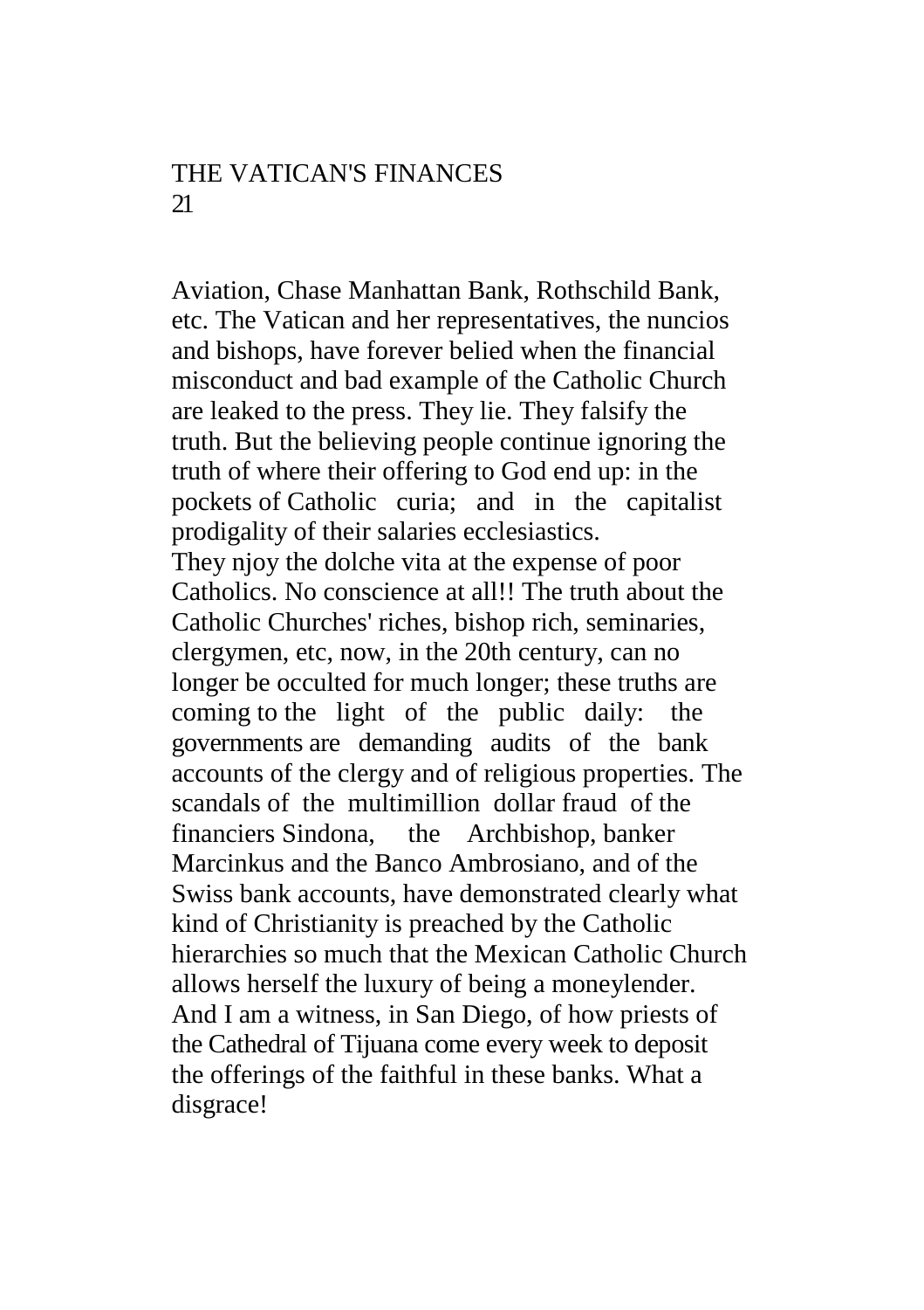Aviation, Chase Manhattan Bank, Rothschild Bank, etc. The Vatican and her representatives, the nuncios and bishops, have forever belied when the financial misconduct and bad example of the Catholic Church are leaked to the press. They lie. They falsify the truth. But the believing people continue ignoring the truth of where their offering to God end up: in the pockets of Catholic curia; and in the capitalist prodigality of their salaries ecclesiastics.
They njoy the dolche vita at the expense of poor Catholics. No conscience at all!! The truth about the Catholic Churches' riches, bishop rich, seminaries, clergymen, etc, now, in the 20th century, can no longer be occulted for much longer; these truths are coming to the light of the public daily: the governments are demanding audits of the bank accounts of the clergy and of religious properties. The scandals of the multimillion dollar fraud of the financiers Sindona, the Archbishop, banker Marcinkus and the Banco Ambrosiano, and of the Swiss bank accounts, have demonstrated clearly what kind of Christianity is preached by the Catholic hierarchies so much that the Mexican Catholic Church allows herself the luxury of being a moneylender. And I am a witness, in San Diego, of how priests of the Cathedral of Tijuana come every week to deposit the offerings of the faithful in these banks. What a disgrace!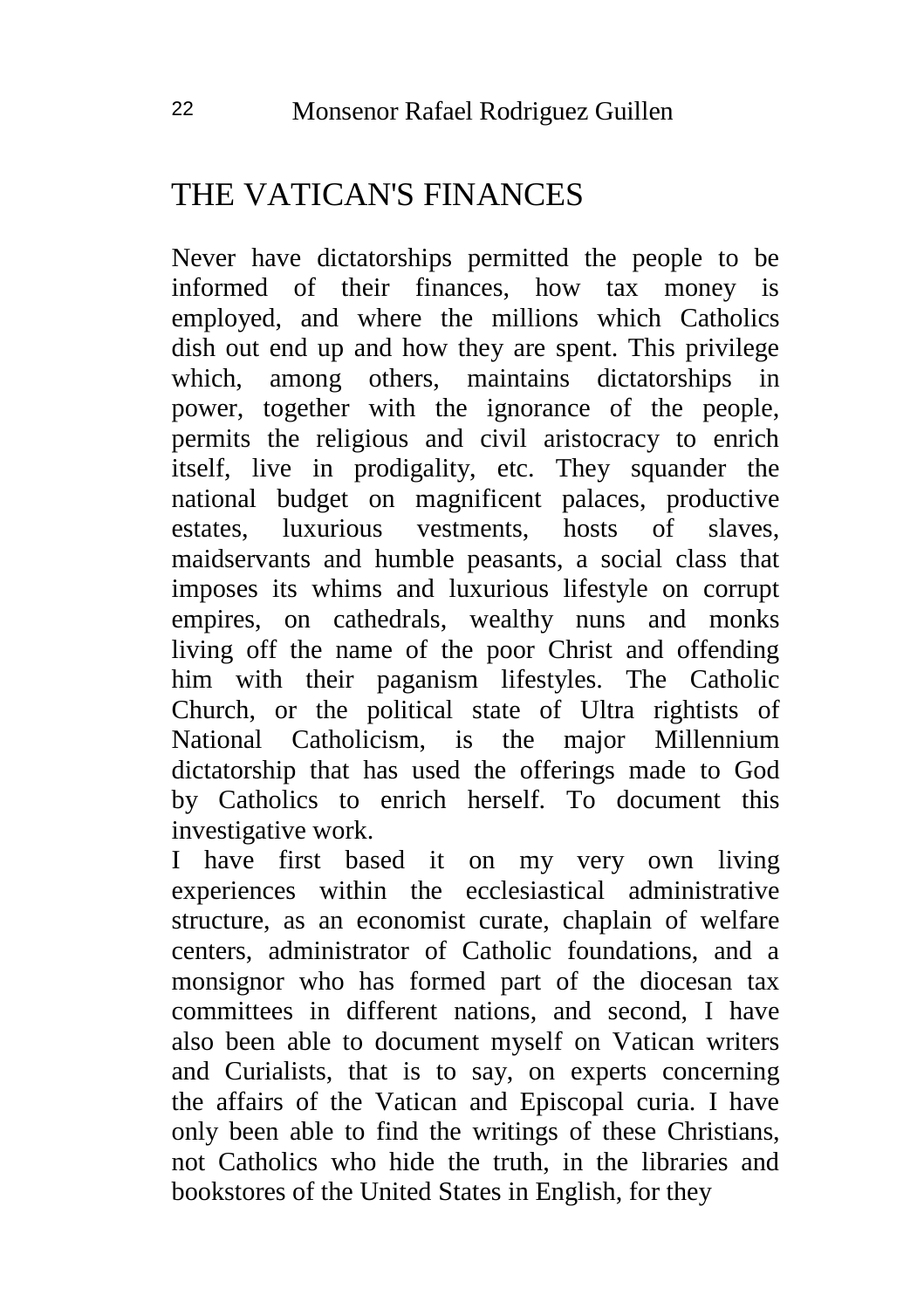# THE VATICAN'S FINANCES

Never have dictatorships permitted the people to be informed of their finances, how tax money is employed, and where the millions which Catholics dish out end up and how they are spent. This privilege which, among others, maintains dictatorships in power, together with the ignorance of the people, permits the religious and civil aristocracy to enrich itself, live in prodigality, etc. They squander the national budget on magnificent palaces, productive estates, luxurious vestments, hosts of slaves, maidservants and humble peasants, a social class that imposes its whims and luxurious lifestyle on corrupt empires, on cathedrals, wealthy nuns and monks living off the name of the poor Christ and offending him with their paganism lifestyles. The Catholic Church, or the political state of Ultra rightists of National Catholicism, is the major Millennium dictatorship that has used the offerings made to God by Catholics to enrich herself. To document this investigative work.

I have first based it on my very own living experiences within the ecclesiastical administrative structure, as an economist curate, chaplain of welfare centers, administrator of Catholic foundations, and a monsignor who has formed part of the diocesan tax committees in different nations, and second, I have also been able to document myself on Vatican writers and Curialists, that is to say, on experts concerning the affairs of the Vatican and Episcopal curia. I have only been able to find the writings of these Christians, not Catholics who hide the truth, in the libraries and bookstores of the United States in English, for they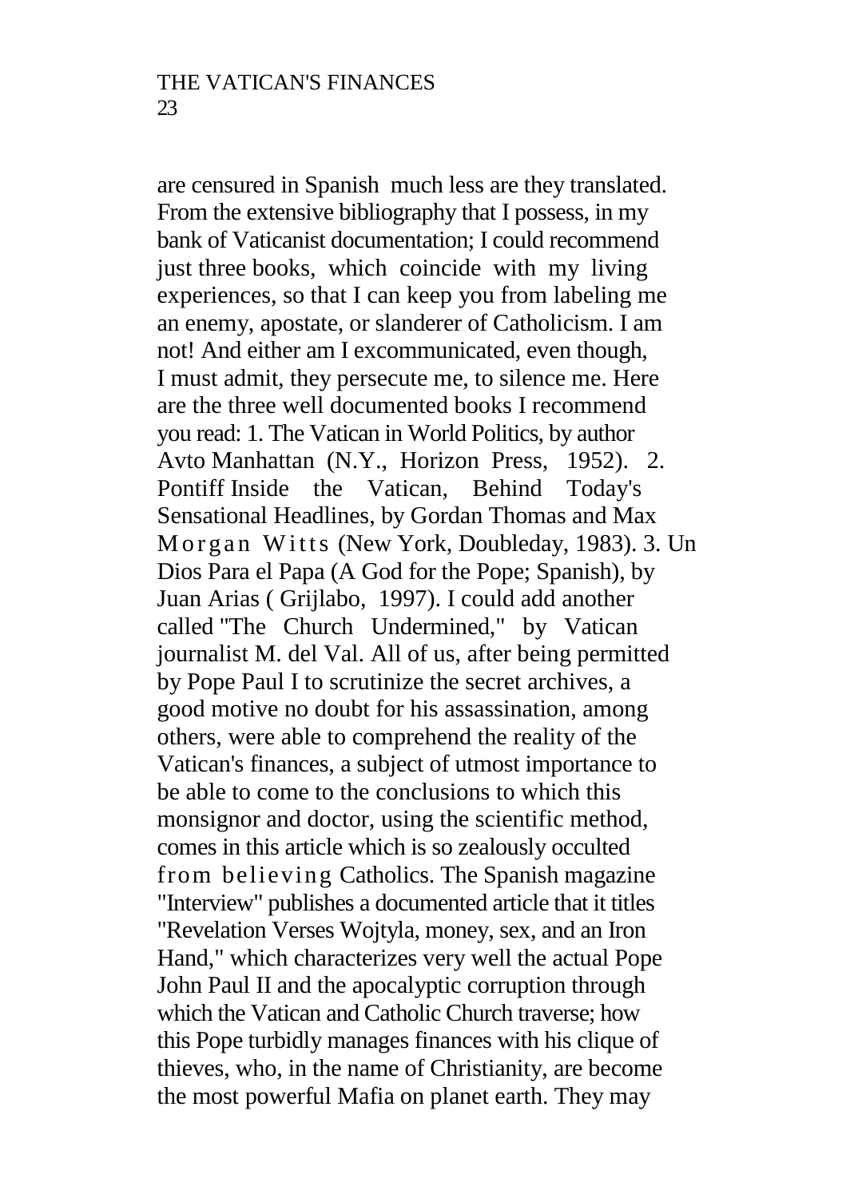are censured in Spanish much less are they translated. From the extensive bibliography that I possess, in my bank of Vaticanist documentation; I could recommend just three books, which coincide with my living experiences, so that I can keep you from labeling me an enemy, apostate, or slanderer of Catholicism. I am not! And either am I excommunicated, even though, I must admit, they persecute me, to silence me. Here are the three well documented books I recommend you read: 1. The Vatican in World Politics, by author Avto Manhattan (N.Y., Horizon Press, 1952). 2. Pontiff Inside the Vatican, Behind Today's Sensational Headlines, by Gordan Thomas and Max Morgan Witts (New York, Doubleday, 1983). 3. Un Dios Para el Papa (A God for the Pope; Spanish), by Juan Arias ( Grijlabo, 1997). I could add another called "The Church Undermined," by Vatican journalist M. del Val. All of us, after being permitted by Pope Paul I to scrutinize the secret archives, a good motive no doubt for his assassination, among others, were able to comprehend the reality of the Vatican's finances, a subject of utmost importance to be able to come to the conclusions to which this monsignor and doctor, using the scientific method, comes in this article which is so zealously occulted from believing Catholics. The Spanish magazine "Interview" publishes a documented article that it titles "Revelation Verses Wojtyla, money, sex, and an Iron Hand," which characterizes very well the actual Pope John Paul II and the apocalyptic corruption through which the Vatican and Catholic Church traverse; how this Pope turbidly manages finances with his clique of thieves, who, in the name of Christianity, are become the most powerful Mafia on planet earth. They may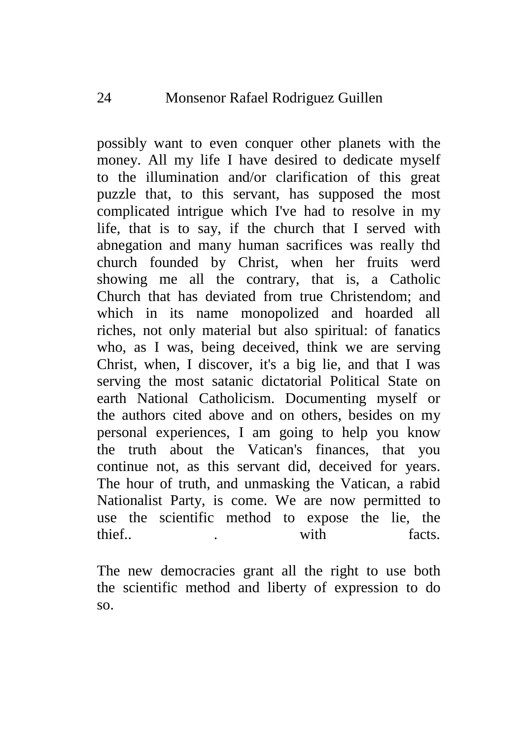possibly want to even conquer other planets with the money. All my life I have desired to dedicate myself to the illumination and/or clarification of this great puzzle that, to this servant, has supposed the most complicated intrigue which I've had to resolve in my life, that is to say, if the church that I served with abnegation and many human sacrifices was really thd church founded by Christ, when her fruits werd showing me all the contrary, that is, a Catholic Church that has deviated from true Christendom; and which in its name monopolized and hoarded all riches, not only material but also spiritual: of fanatics who, as I was, being deceived, think we are serving Christ, when, I discover, it's a big lie, and that I was serving the most satanic dictatorial Political State on earth National Catholicism. Documenting myself or the authors cited above and on others, besides on my personal experiences, I am going to help you know the truth about the Vatican's finances, that you continue not, as this servant did, deceived for years. The hour of truth, and unmasking the Vatican, a rabid Nationalist Party, is come. We are now permitted to use the scientific method to expose the lie, the thief.. . with facts.

The new democracies grant all the right to use both the scientific method and liberty of expression to do so.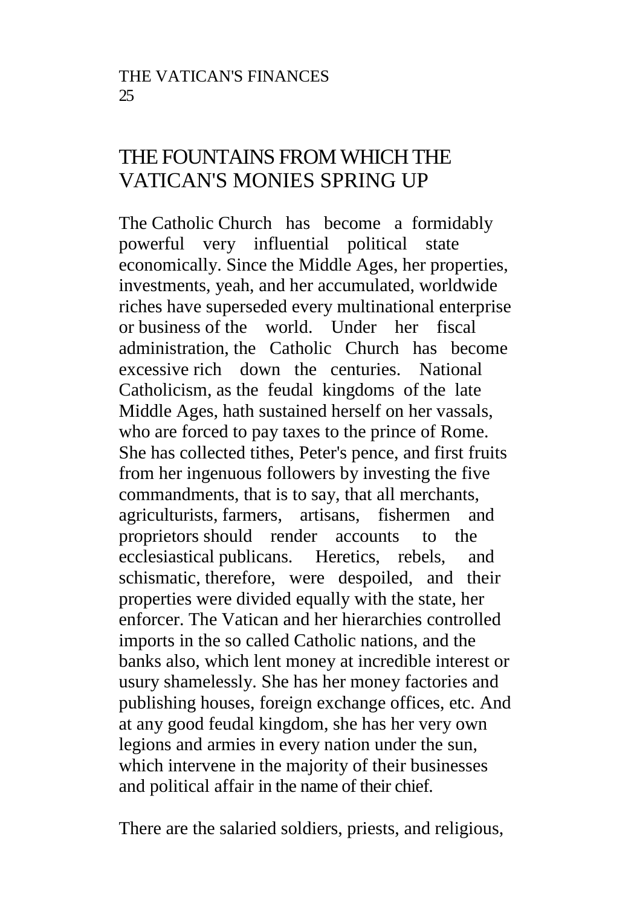## THE FOUNTAINS FROM WHICH THE VATICAN'S MONIES SPRING UP

The Catholic Church has become a formidably powerful very influential political state economically. Since the Middle Ages, her properties, investments, yeah, and her accumulated, worldwide riches have superseded every multinational enterprise or business of the world. Under her fiscal administration, the Catholic Church has become excessive rich down the centuries. National Catholicism, as the feudal kingdoms of the late Middle Ages, hath sustained herself on her vassals, who are forced to pay taxes to the prince of Rome. She has collected tithes, Peter's pence, and first fruits from her ingenuous followers by investing the five commandments, that is to say, that all merchants, agriculturists, farmers, artisans, fishermen and proprietors should render accounts to the ecclesiastical publicans. Heretics, rebels, and schismatic, therefore, were despoiled, and their properties were divided equally with the state, her enforcer. The Vatican and her hierarchies controlled imports in the so called Catholic nations, and the banks also, which lent money at incredible interest or usury shamelessly. She has her money factories and publishing houses, foreign exchange offices, etc. And at any good feudal kingdom, she has her very own legions and armies in every nation under the sun, which intervene in the majority of their businesses and political affair in the name of their chief.

There are the salaried soldiers, priests, and religious,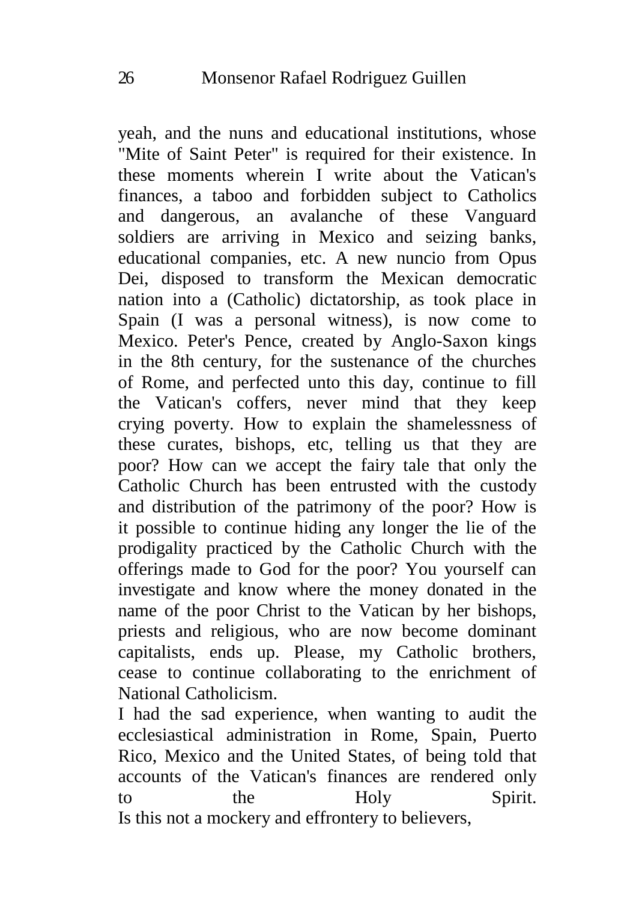yeah, and the nuns and educational institutions, whose "Mite of Saint Peter" is required for their existence. In these moments wherein I write about the Vatican's finances, a taboo and forbidden subject to Catholics and dangerous, an avalanche of these Vanguard soldiers are arriving in Mexico and seizing banks, educational companies, etc. A new nuncio from Opus Dei, disposed to transform the Mexican democratic nation into a (Catholic) dictatorship, as took place in Spain (I was a personal witness), is now come to Mexico. Peter's Pence, created by Anglo-Saxon kings in the 8th century, for the sustenance of the churches of Rome, and perfected unto this day, continue to fill the Vatican's coffers, never mind that they keep crying poverty. How to explain the shamelessness of these curates, bishops, etc, telling us that they are poor? How can we accept the fairy tale that only the Catholic Church has been entrusted with the custody and distribution of the patrimony of the poor? How is it possible to continue hiding any longer the lie of the prodigality practiced by the Catholic Church with the offerings made to God for the poor? You yourself can investigate and know where the money donated in the name of the poor Christ to the Vatican by her bishops, priests and religious, who are now become dominant capitalists, ends up. Please, my Catholic brothers, cease to continue collaborating to the enrichment of National Catholicism.

I had the sad experience, when wanting to audit the ecclesiastical administration in Rome, Spain, Puerto Rico, Mexico and the United States, of being told that accounts of the Vatican's finances are rendered only to the Holy Spirit.

Is this not a mockery and effrontery to believers,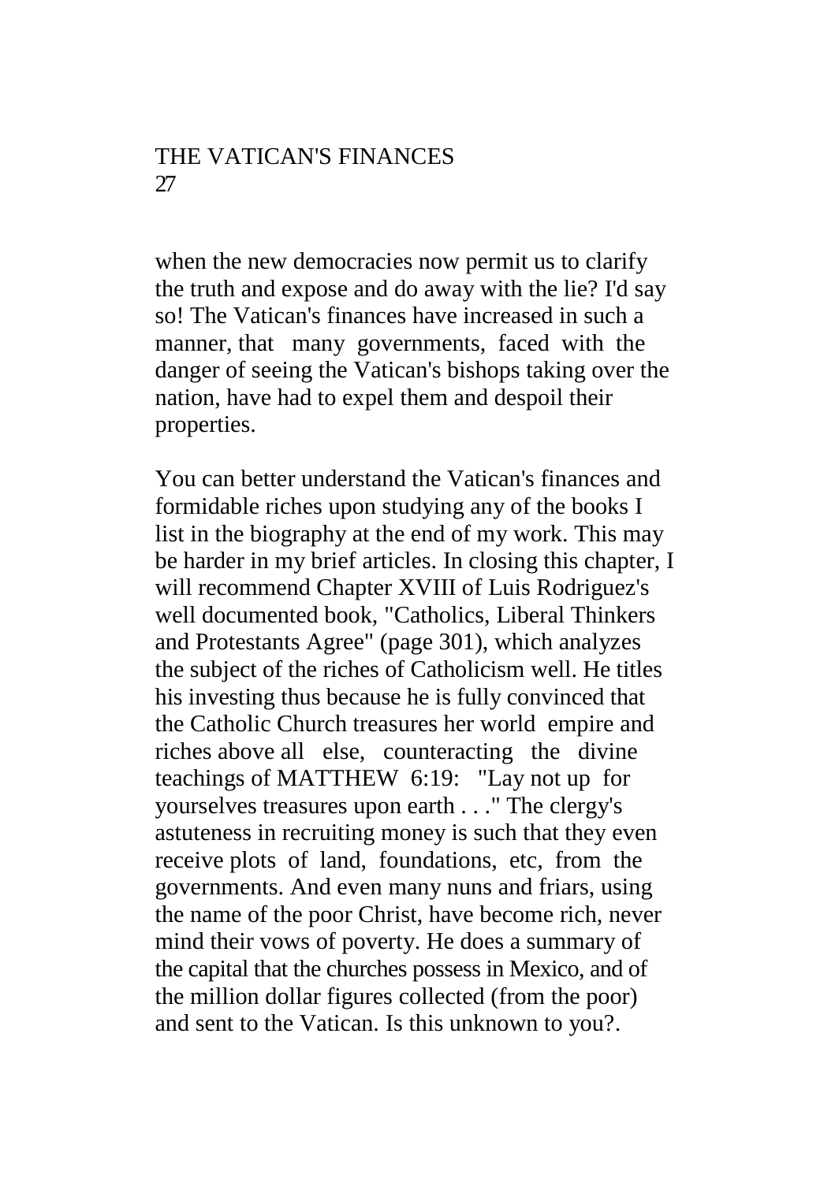when the new democracies now permit us to clarify the truth and expose and do away with the lie? I'd say so! The Vatican's finances have increased in such a manner, that many governments, faced with the danger of seeing the Vatican's bishops taking over the nation, have had to expel them and despoil their properties.

You can better understand the Vatican's finances and formidable riches upon studying any of the books I list in the biography at the end of my work. This may be harder in my brief articles. In closing this chapter, I will recommend Chapter XVIII of Luis Rodriguez's well documented book, "Catholics, Liberal Thinkers and Protestants Agree" (page 301), which analyzes the subject of the riches of Catholicism well. He titles his investing thus because he is fully convinced that the Catholic Church treasures her world empire and riches above all else, counteracting the divine teachings of MATTHEW 6:19: "Lay not up for yourselves treasures upon earth . . ." The clergy's astuteness in recruiting money is such that they even receive plots of land, foundations, etc, from the governments. And even many nuns and friars, using the name of the poor Christ, have become rich, never mind their vows of poverty. He does a summary of the capital that the churches possess in Mexico, and of the million dollar figures collected (from the poor) and sent to the Vatican. Is this unknown to you?.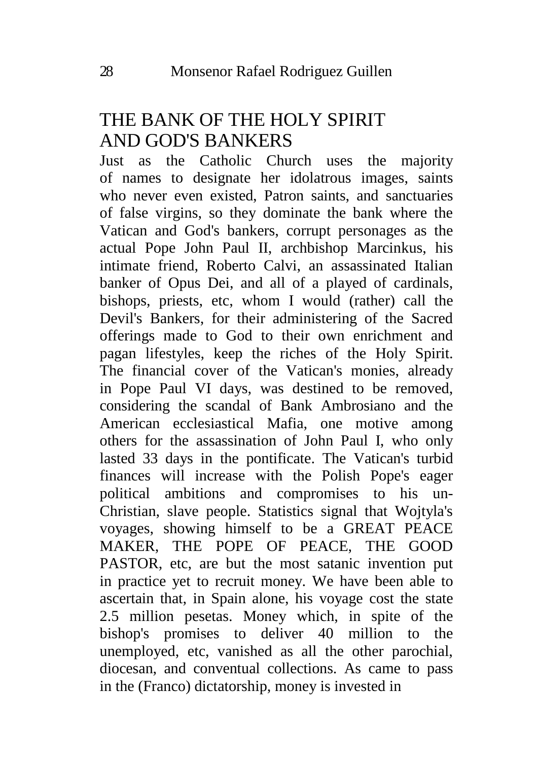## THE BANK OF THE HOLY SPIRIT AND GOD'S BANKERS

Just as the Catholic Church uses the majority of names to designate her idolatrous images, saints who never even existed, Patron saints, and sanctuaries of false virgins, so they dominate the bank where the Vatican and God's bankers, corrupt personages as the actual Pope John Paul II, archbishop Marcinkus, his intimate friend, Roberto Calvi, an assassinated Italian banker of Opus Dei, and all of a played of cardinals, bishops, priests, etc, whom I would (rather) call the Devil's Bankers, for their administering of the Sacred offerings made to God to their own enrichment and pagan lifestyles, keep the riches of the Holy Spirit. The financial cover of the Vatican's monies, already in Pope Paul VI days, was destined to be removed, considering the scandal of Bank Ambrosiano and the American ecclesiastical Mafia, one motive among others for the assassination of John Paul I, who only lasted 33 days in the pontificate. The Vatican's turbid finances will increase with the Polish Pope's eager political ambitions and compromises to his un-Christian, slave people. Statistics signal that Wojtyla's voyages, showing himself to be a GREAT PEACE MAKER, THE POPE OF PEACE, THE GOOD PASTOR, etc, are but the most satanic invention put in practice yet to recruit money. We have been able to ascertain that, in Spain alone, his voyage cost the state 2.5 million pesetas. Money which, in spite of the bishop's promises to deliver 40 million to the unemployed, etc, vanished as all the other parochial, diocesan, and conventual collections. As came to pass in the (Franco) dictatorship, money is invested in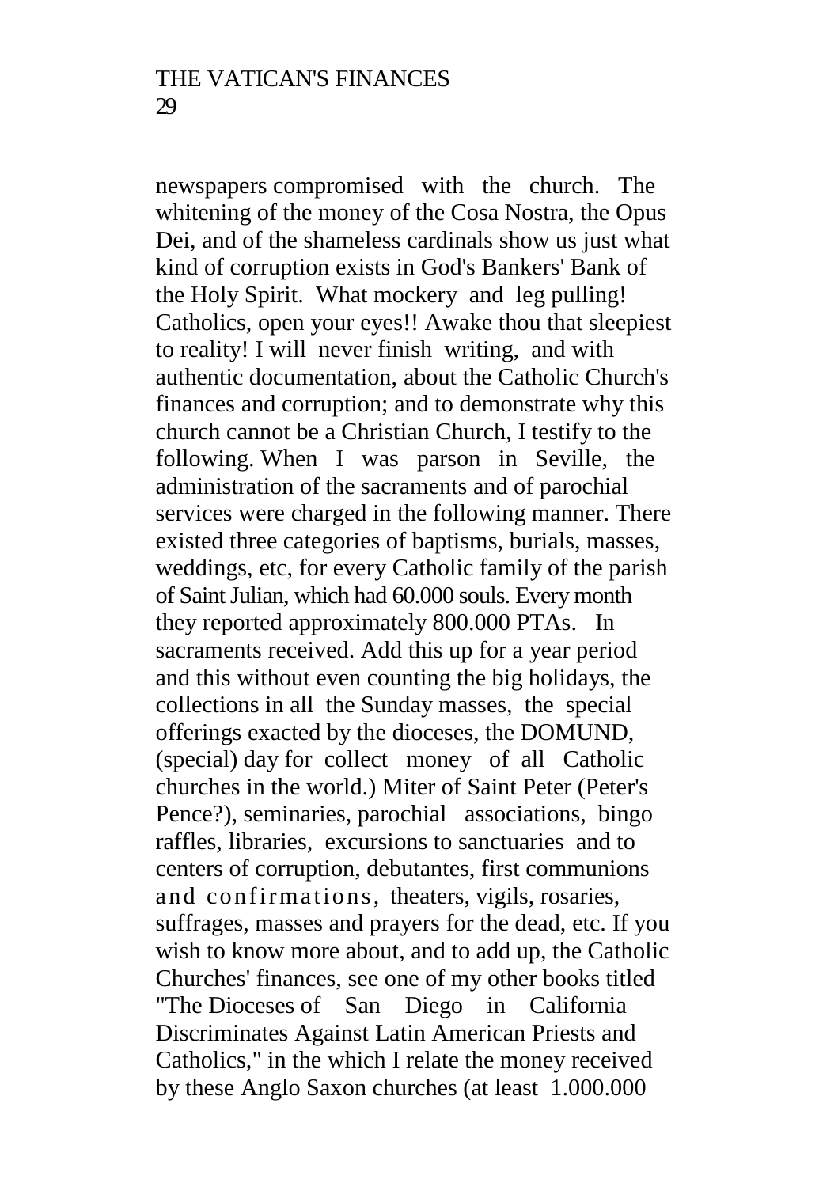newspapers compromised with the church. The whitening of the money of the Cosa Nostra, the Opus Dei, and of the shameless cardinals show us just what kind of corruption exists in God's Bankers' Bank of the Holy Spirit. What mockery and leg pulling! Catholics, open your eyes!! Awake thou that sleepiest to reality! I will never finish writing, and with authentic documentation, about the Catholic Church's finances and corruption; and to demonstrate why this church cannot be a Christian Church, I testify to the following. When I was parson in Seville, the administration of the sacraments and of parochial services were charged in the following manner. There existed three categories of baptisms, burials, masses, weddings, etc, for every Catholic family of the parish of Saint Julian, which had 60.000 souls. Every month they reported approximately 800.000 PTAs. In sacraments received. Add this up for a year period and this without even counting the big holidays, the collections in all the Sunday masses, the special offerings exacted by the dioceses, the DOMUND, (special) day for collect money of all Catholic churches in the world.) Miter of Saint Peter (Peter's Pence?), seminaries, parochial associations, bingo raffles, libraries, excursions to sanctuaries and to centers of corruption, debutantes, first communions and confirmations, theaters, vigils, rosaries, suffrages, masses and prayers for the dead, etc. If you wish to know more about, and to add up, the Catholic Churches' finances, see one of my other books titled "The Dioceses of San Diego in California Discriminates Against Latin American Priests and Catholics," in the which I relate the money received by these Anglo Saxon churches (at least 1.000.000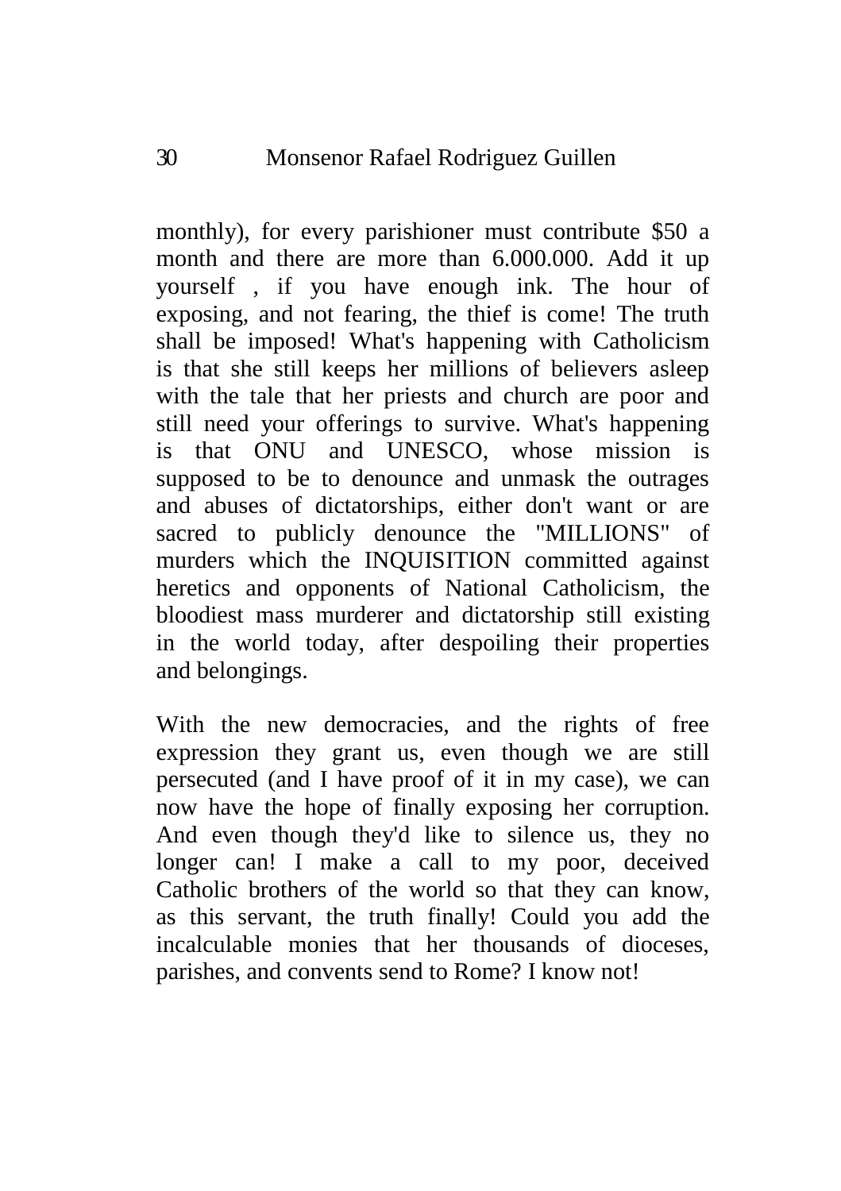monthly), for every parishioner must contribute $50 a month and there are more than 6.000.000. Add it up yourself , if you have enough ink. The hour of exposing, and not fearing, the thief is come! The truth shall be imposed! What's happening with Catholicism is that she still keeps her millions of believers asleep with the tale that her priests and church are poor and still need your offerings to survive. What's happening is that ONU and UNESCO, whose mission is supposed to be to denounce and unmask the outrages and abuses of dictatorships, either don't want or are sacred to publicly denounce the "MILLIONS" of murders which the INQUISITION committed against heretics and opponents of National Catholicism, the bloodiest mass murderer and dictatorship still existing in the world today, after despoiling their properties and belongings.

With the new democracies, and the rights of free expression they grant us, even though we are still persecuted (and I have proof of it in my case), we can now have the hope of finally exposing her corruption. And even though they'd like to silence us, they no longer can! I make a call to my poor, deceived Catholic brothers of the world so that they can know, as this servant, the truth finally! Could you add the incalculable monies that her thousands of dioceses, parishes, and convents send to Rome? I know not!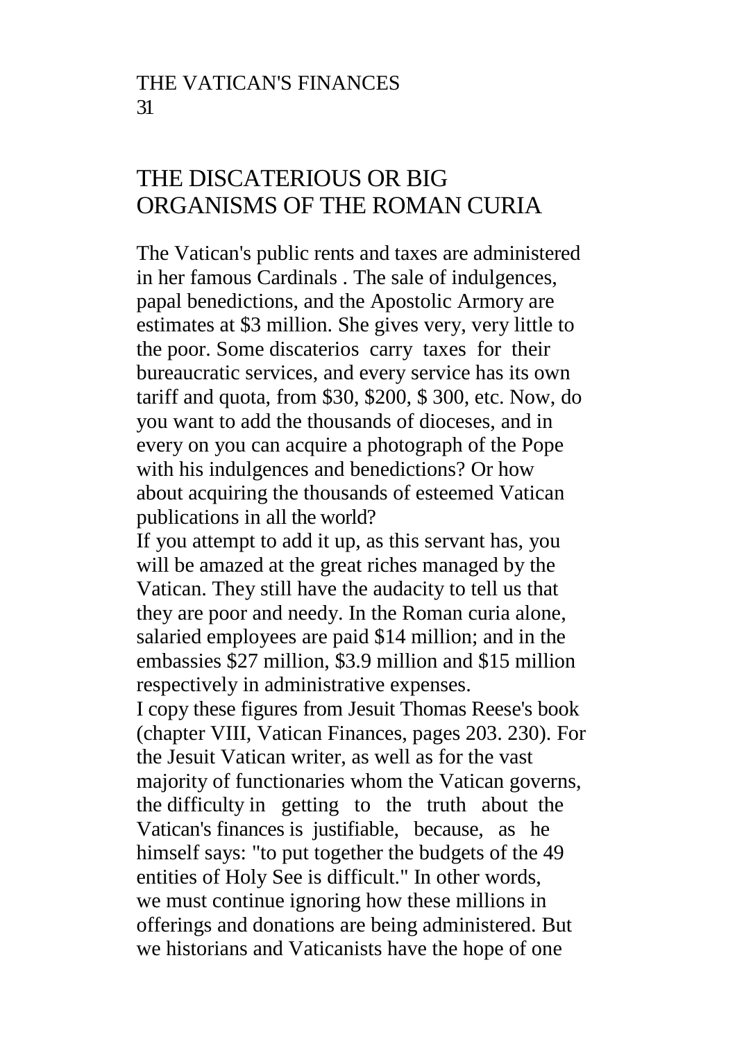# THE DISCATERIOUS OR BIG ORGANISMS OF THE ROMAN CURIA

The Vatican's public rents and taxes are administered in her famous Cardinals . The sale of indulgences, papal benedictions, and the Apostolic Armory are estimates at $3 million. She gives very, very little to the poor. Some discaterios carry taxes for their bureaucratic services, and every service has its own tariff and quota, from $30, $200, $ 300, etc. Now, do you want to add the thousands of dioceses, and in every on you can acquire a photograph of the Pope with his indulgences and benedictions? Or how about acquiring the thousands of esteemed Vatican publications in all the world?

If you attempt to add it up, as this servant has, you will be amazed at the great riches managed by the Vatican. They still have the audacity to tell us that they are poor and needy. In the Roman curia alone, salaried employees are paid $14 million; and in the embassies $27 million, $3.9 million and $15 million respectively in administrative expenses.

I copy these figures from Jesuit Thomas Reese's book (chapter VIII, Vatican Finances, pages 203. 230). For the Jesuit Vatican writer, as well as for the vast majority of functionaries whom the Vatican governs, the difficulty in getting to the truth about the Vatican's finances is justifiable, because, as he himself says: "to put together the budgets of the 49 entities of Holy See is difficult." In other words, we must continue ignoring how these millions in offerings and donations are being administered. But we historians and Vaticanists have the hope of one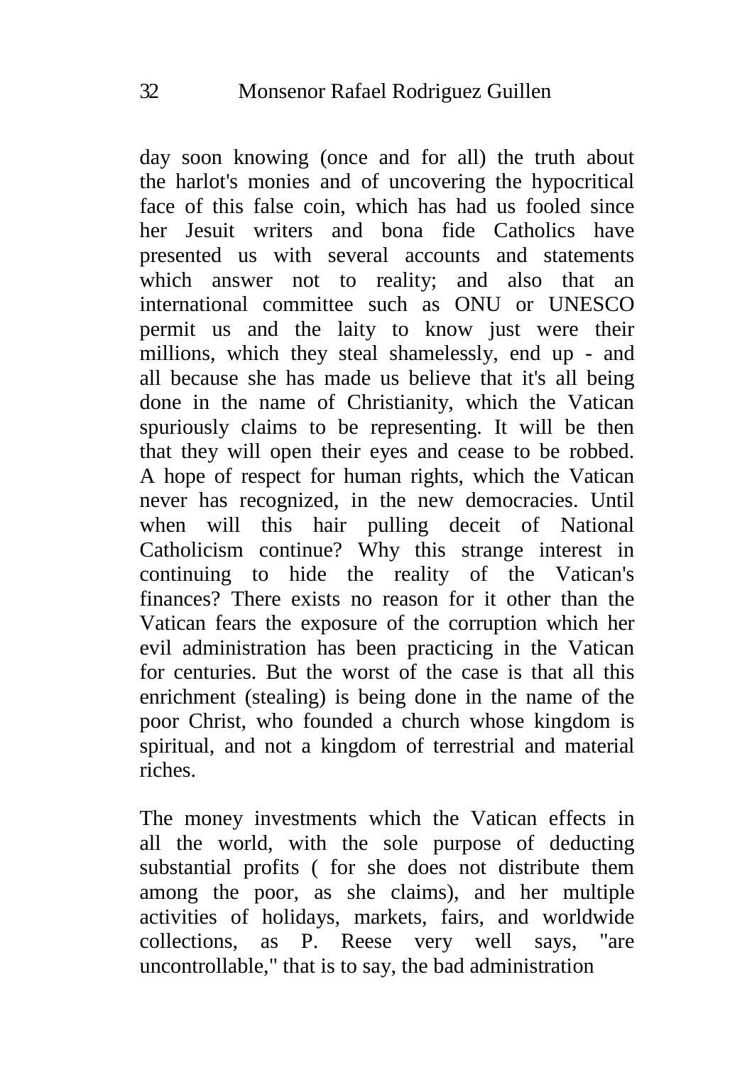day soon knowing (once and for all) the truth about the harlot's monies and of uncovering the hypocritical face of this false coin, which has had us fooled since her Jesuit writers and bona fide Catholics have presented us with several accounts and statements which answer not to reality; and also that an international committee such as ONU or UNESCO permit us and the laity to know just were their millions, which they steal shamelessly, end up - and all because she has made us believe that it's all being done in the name of Christianity, which the Vatican spuriously claims to be representing. It will be then that they will open their eyes and cease to be robbed. A hope of respect for human rights, which the Vatican never has recognized, in the new democracies. Until when will this hair pulling deceit of National Catholicism continue? Why this strange interest in continuing to hide the reality of the Vatican's finances? There exists no reason for it other than the Vatican fears the exposure of the corruption which her evil administration has been practicing in the Vatican for centuries. But the worst of the case is that all this enrichment (stealing) is being done in the name of the poor Christ, who founded a church whose kingdom is spiritual, and not a kingdom of terrestrial and material riches.

The money investments which the Vatican effects in all the world, with the sole purpose of deducting substantial profits ( for she does not distribute them among the poor, as she claims), and her multiple activities of holidays, markets, fairs, and worldwide collections, as P. Reese very well says, "are uncontrollable," that is to say, the bad administration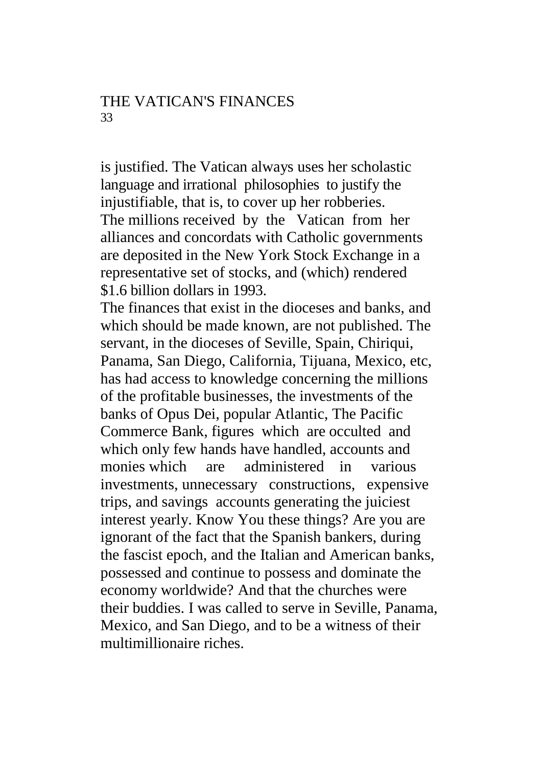is justified. The Vatican always uses her scholastic language and irrational philosophies to justify the injustifiable, that is, to cover up her robberies.

The millions received by the Vatican from her alliances and concordats with Catholic governments are deposited in the New York Stock Exchange in a representative set of stocks, and (which) rendered $1.6 billion dollars in 1993.

The finances that exist in the dioceses and banks, and which should be made known, are not published. The servant, in the dioceses of Seville, Spain, Chiriqui, Panama, San Diego, California, Tijuana, Mexico, etc, has had access to knowledge concerning the millions of the profitable businesses, the investments of the banks of Opus Dei, popular Atlantic, The Pacific Commerce Bank, figures which are occulted and which only few hands have handled, accounts and monies which are administered in various investments, unnecessary constructions, expensive trips, and savings accounts generating the juiciest interest yearly. Know You these things? Are you are ignorant of the fact that the Spanish bankers, during the fascist epoch, and the Italian and American banks, possessed and continue to possess and dominate the economy worldwide? And that the churches were their buddies. I was called to serve in Seville, Panama, Mexico, and San Diego, and to be a witness of their multimillionaire riches.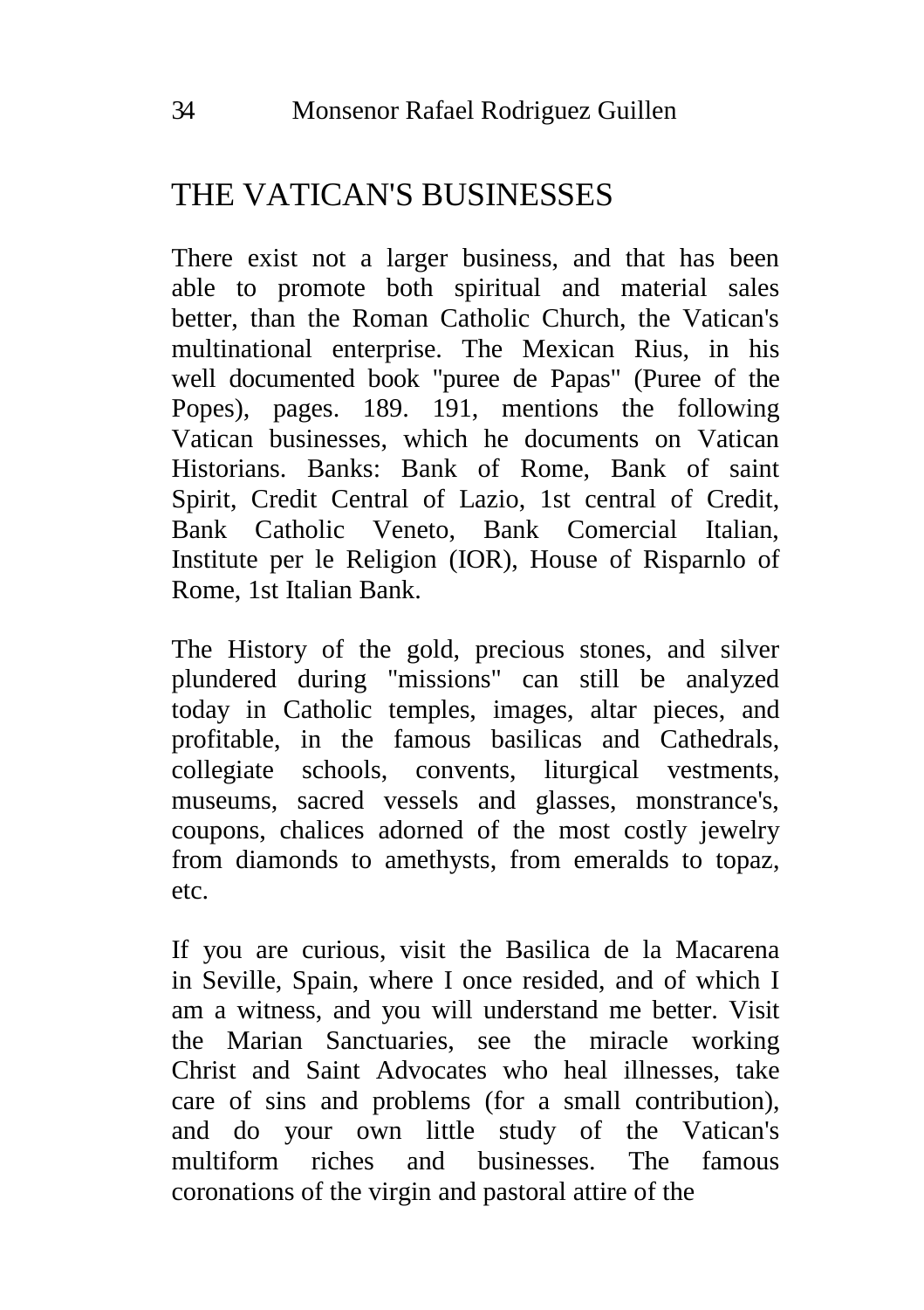## THE VATICAN'S BUSINESSES

There exist not a larger business, and that has been able to promote both spiritual and material sales better, than the Roman Catholic Church, the Vatican's multinational enterprise. The Mexican Rius, in his well documented book "puree de Papas" (Puree of the Popes), pages. 189. 191, mentions the following Vatican businesses, which he documents on Vatican Historians. Banks: Bank of Rome, Bank of saint Spirit, Credit Central of Lazio, 1st central of Credit, Bank Catholic Veneto, Bank Comercial Italian, Institute per le Religion (IOR), House of Risparnlo of Rome, 1st Italian Bank.

The History of the gold, precious stones, and silver plundered during "missions" can still be analyzed today in Catholic temples, images, altar pieces, and profitable, in the famous basilicas and Cathedrals, collegiate schools, convents, liturgical vestments, museums, sacred vessels and glasses, monstrance's, coupons, chalices adorned of the most costly jewelry from diamonds to amethysts, from emeralds to topaz, etc.

If you are curious, visit the Basilica de la Macarena in Seville, Spain, where I once resided, and of which I am a witness, and you will understand me better. Visit the Marian Sanctuaries, see the miracle working Christ and Saint Advocates who heal illnesses, take care of sins and problems (for a small contribution), and do your own little study of the Vatican's multiform riches and businesses. The famous coronations of the virgin and pastoral attire of the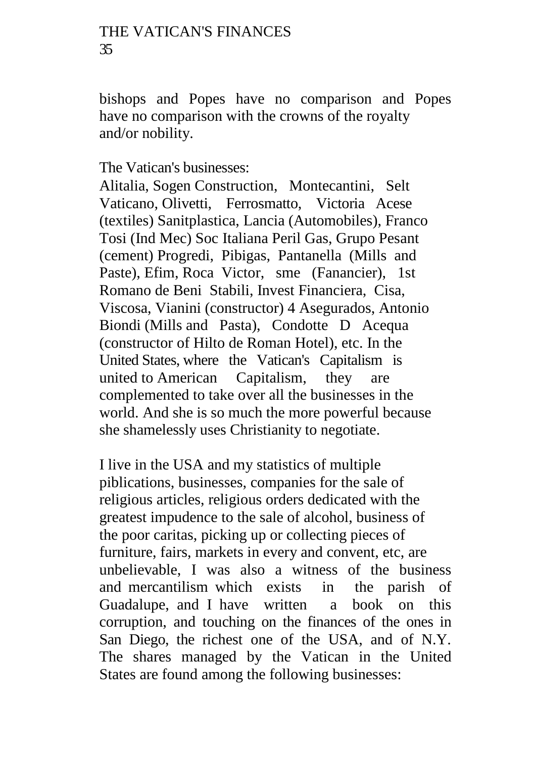bishops and Popes have no comparison and Popes have no comparison with the crowns of the royalty and/or nobility.

The Vatican's businesses:
Alitalia, Sogen Construction, Montecantini, Selt Vaticano, Olivetti, Ferrosmatto, Victoria Acese (textiles) Sanitplastica, Lancia (Automobiles), Franco Tosi (Ind Mec) Soc Italiana Peril Gas, Grupo Pesant (cement) Progredi, Pibigas, Pantanella (Mills and Paste), Efim, Roca Victor, sme (Fanancier), 1st Romano de Beni Stabili, Invest Financiera, Cisa, Viscosa, Vianini (constructor) 4 Asegurados, Antonio Biondi (Mills and Pasta), Condotte D Acequa (constructor of Hilto de Roman Hotel), etc. In the United States, where the Vatican's Capitalism is united to American Capitalism, they are complemented to take over all the businesses in the world. And she is so much the more powerful because she shamelessly uses Christianity to negotiate.

I live in the USA and my statistics of multiple piblications, businesses, companies for the sale of religious articles, religious orders dedicated with the greatest impudence to the sale of alcohol, business of the poor caritas, picking up or collecting pieces of furniture, fairs, markets in every and convent, etc, are unbelievable, I was also a witness of the business and mercantilism which exists in the parish of Guadalupe, and I have written a book on this corruption, and touching on the finances of the ones in San Diego, the richest one of the USA, and of N.Y. The shares managed by the Vatican in the United States are found among the following businesses: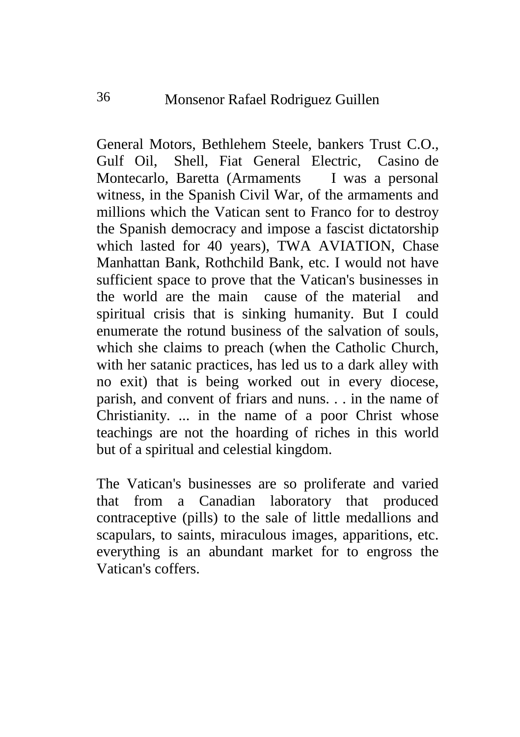General Motors, Bethlehem Steele, bankers Trust C.O., Gulf Oil, Shell, Fiat General Electric, Casino de Montecarlo, Baretta (Armaments I was a personal witness, in the Spanish Civil War, of the armaments and millions which the Vatican sent to Franco for to destroy the Spanish democracy and impose a fascist dictatorship which lasted for 40 years), TWA AVIATION, Chase Manhattan Bank, Rothchild Bank, etc. I would not have sufficient space to prove that the Vatican's businesses in the world are the main cause of the material and spiritual crisis that is sinking humanity. But I could enumerate the rotund business of the salvation of souls, which she claims to preach (when the Catholic Church, with her satanic practices, has led us to a dark alley with no exit) that is being worked out in every diocese, parish, and convent of friars and nuns. . . in the name of Christianity. ... in the name of a poor Christ whose teachings are not the hoarding of riches in this world but of a spiritual and celestial kingdom.

The Vatican's businesses are so proliferate and varied that from a Canadian laboratory that produced contraceptive (pills) to the sale of little medallions and scapulars, to saints, miraculous images, apparitions, etc. everything is an abundant market for to engross the Vatican's coffers.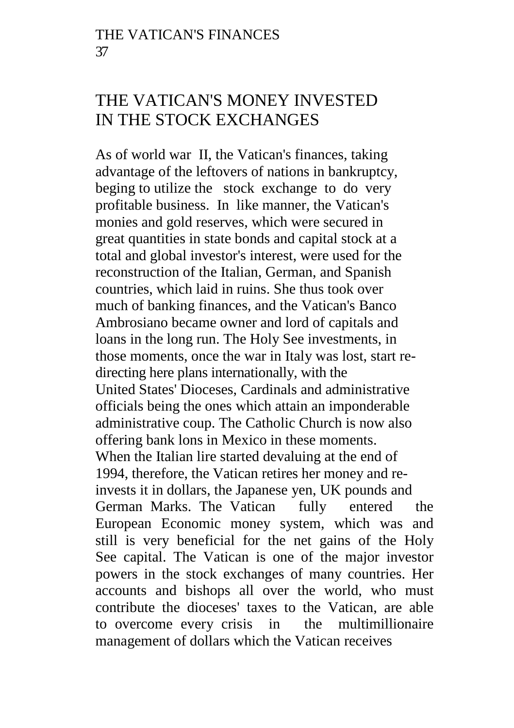# THE VATICAN'S MONEY INVESTED IN THE STOCK EXCHANGES

As of world war II, the Vatican's finances, taking advantage of the leftovers of nations in bankruptcy, beging to utilize the stock exchange to do very profitable business. In like manner, the Vatican's monies and gold reserves, which were secured in great quantities in state bonds and capital stock at a total and global investor's interest, were used for the reconstruction of the Italian, German, and Spanish countries, which laid in ruins. She thus took over much of banking finances, and the Vatican's Banco Ambrosiano became owner and lord of capitals and loans in the long run. The Holy See investments, in those moments, once the war in Italy was lost, start re-directing here plans internationally, with the United States' Dioceses, Cardinals and administrative officials being the ones which attain an imponderable administrative coup. The Catholic Church is now also offering bank lons in Mexico in these moments. When the Italian lire started devaluing at the end of 1994, therefore, the Vatican retires her money and re-invests it in dollars, the Japanese yen, UK pounds and German Marks. The Vatican fully entered the European Economic money system, which was and still is very beneficial for the net gains of the Holy See capital. The Vatican is one of the major investor powers in the stock exchanges of many countries. Her accounts and bishops all over the world, who must contribute the dioceses' taxes to the Vatican, are able to overcome every crisis in the multimillionaire management of dollars which the Vatican receives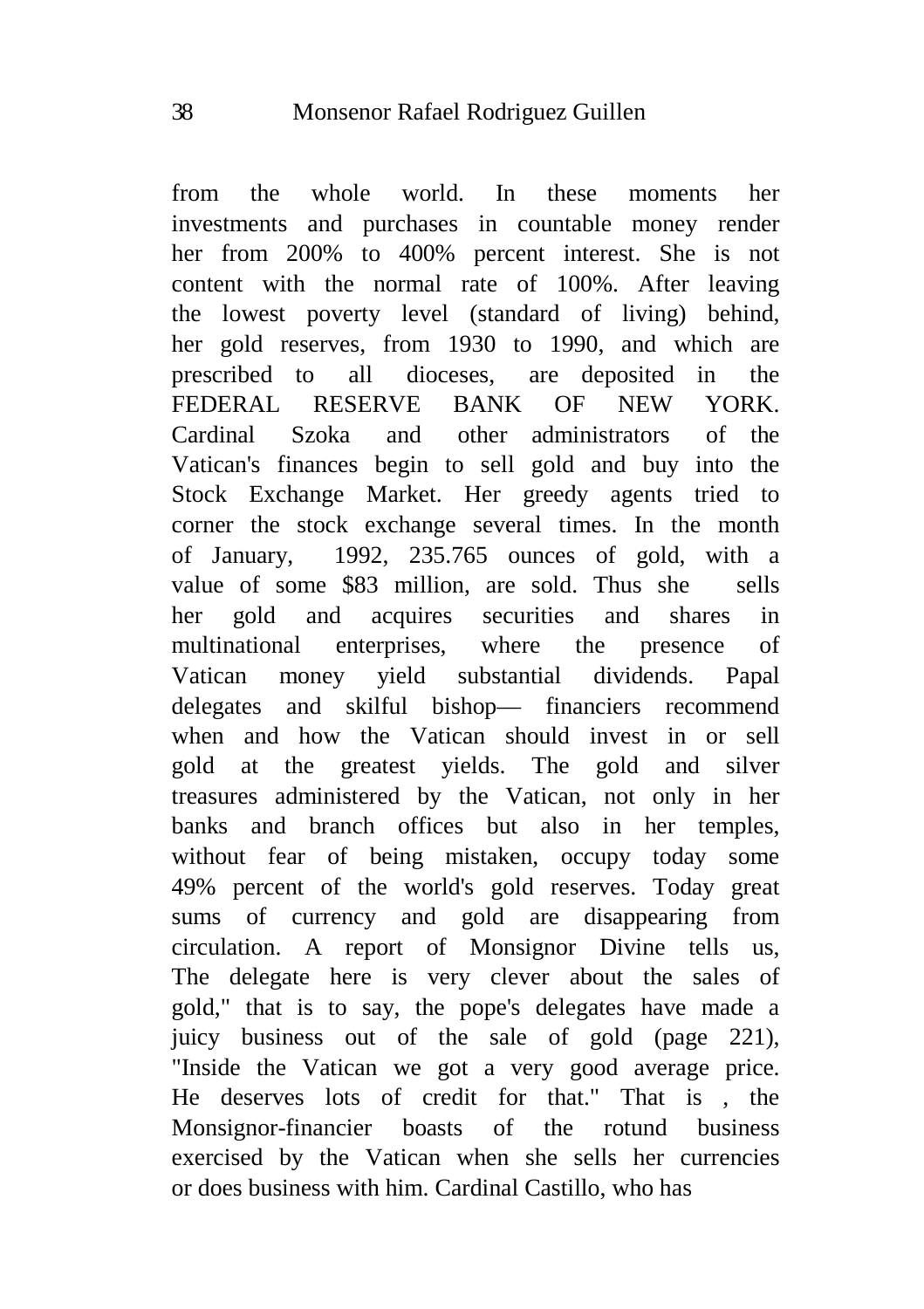from the whole world. In these moments her investments and purchases in countable money render her from 200% to 400% percent interest. She is not content with the normal rate of 100%. After leaving the lowest poverty level (standard of living) behind, her gold reserves, from 1930 to 1990, and which are prescribed to all dioceses, are deposited in the FEDERAL RESERVE BANK OF NEW YORK. Cardinal Szoka and other administrators of the Vatican's finances begin to sell gold and buy into the Stock Exchange Market. Her greedy agents tried to corner the stock exchange several times. In the month of January, 1992, 235.765 ounces of gold, with a value of some $83 million, are sold. Thus she sells her gold and acquires securities and shares in multinational enterprises, where the presence of Vatican money yield substantial dividends. Papal delegates and skilful bishop— financiers recommend when and how the Vatican should invest in or sell gold at the greatest yields. The gold and silver treasures administered by the Vatican, not only in her banks and branch offices but also in her temples, without fear of being mistaken, occupy today some 49% percent of the world's gold reserves. Today great sums of currency and gold are disappearing from circulation. A report of Monsignor Divine tells us, The delegate here is very clever about the sales of gold," that is to say, the pope's delegates have made a juicy business out of the sale of gold (page 221), "Inside the Vatican we got a very good average price. He deserves lots of credit for that." That is , the Monsignor-financier boasts of the rotund business exercised by the Vatican when she sells her currencies or does business with him. Cardinal Castillo, who has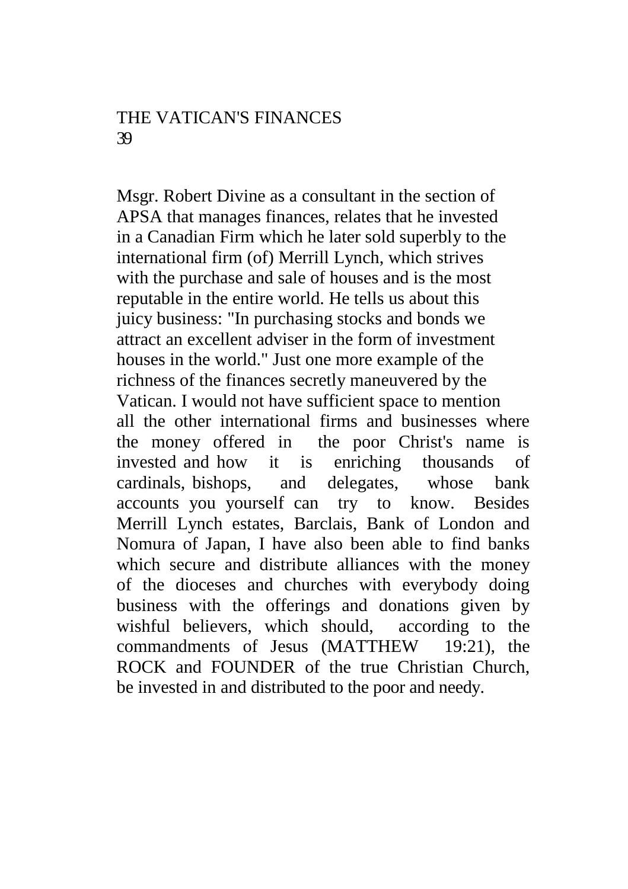Msgr. Robert Divine as a consultant in the section of APSA that manages finances, relates that he invested in a Canadian Firm which he later sold superbly to the international firm (of) Merrill Lynch, which strives with the purchase and sale of houses and is the most reputable in the entire world. He tells us about this juicy business: "In purchasing stocks and bonds we attract an excellent adviser in the form of investment houses in the world." Just one more example of the richness of the finances secretly maneuvered by the Vatican. I would not have sufficient space to mention all the other international firms and businesses where the money offered in the poor Christ's name is invested and how it is enriching thousands of cardinals, bishops, and delegates, whose bank accounts you yourself can try to know. Besides Merrill Lynch estates, Barclais, Bank of London and Nomura of Japan, I have also been able to find banks which secure and distribute alliances with the money of the dioceses and churches with everybody doing business with the offerings and donations given by wishful believers, which should, according to the commandments of Jesus (MATTHEW 19:21), the ROCK and FOUNDER of the true Christian Church, be invested in and distributed to the poor and needy.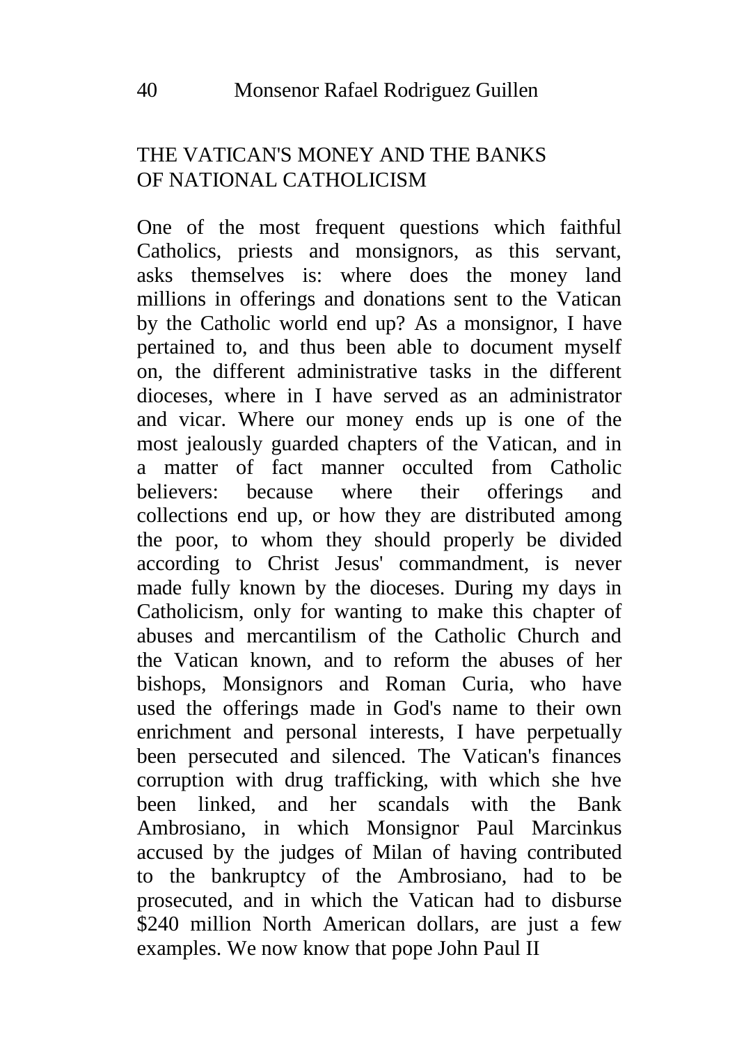## THE VATICAN'S MONEY AND THE BANKS OF NATIONAL CATHOLICISM

One of the most frequent questions which faithful Catholics, priests and monsignors, as this servant, asks themselves is: where does the money land millions in offerings and donations sent to the Vatican by the Catholic world end up? As a monsignor, I have pertained to, and thus been able to document myself on, the different administrative tasks in the different dioceses, where in I have served as an administrator and vicar. Where our money ends up is one of the most jealously guarded chapters of the Vatican, and in a matter of fact manner occulted from Catholic believers: because where their offerings and collections end up, or how they are distributed among the poor, to whom they should properly be divided according to Christ Jesus' commandment, is never made fully known by the dioceses. During my days in Catholicism, only for wanting to make this chapter of abuses and mercantilism of the Catholic Church and the Vatican known, and to reform the abuses of her bishops, Monsignors and Roman Curia, who have used the offerings made in God's name to their own enrichment and personal interests, I have perpetually been persecuted and silenced. The Vatican's finances corruption with drug trafficking, with which she hve been linked, and her scandals with the Bank Ambrosiano, in which Monsignor Paul Marcinkus accused by the judges of Milan of having contributed to the bankruptcy of the Ambrosiano, had to be prosecuted, and in which the Vatican had to disburse $240 million North American dollars, are just a few examples. We now know that pope John Paul II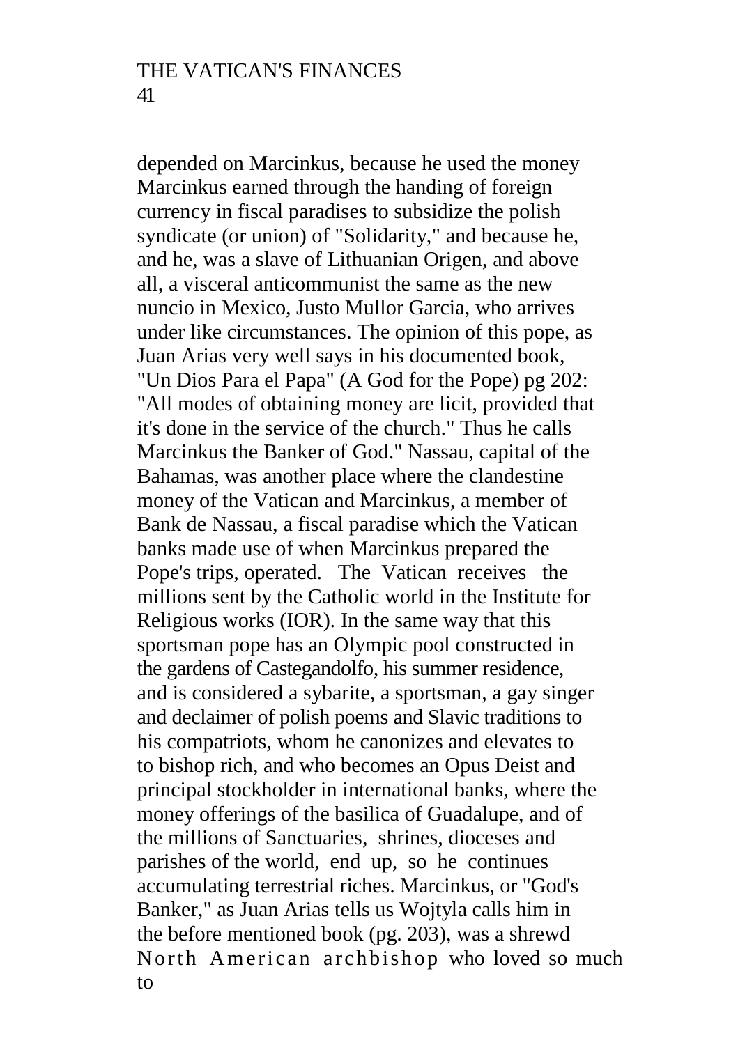depended on Marcinkus, because he used the money Marcinkus earned through the handing of foreign currency in fiscal paradises to subsidize the polish syndicate (or union) of "Solidarity," and because he, and he, was a slave of Lithuanian Origen, and above all, a visceral anticommunist the same as the new nuncio in Mexico, Justo Mullor Garcia, who arrives under like circumstances. The opinion of this pope, as Juan Arias very well says in his documented book, "Un Dios Para el Papa" (A God for the Pope) pg 202: "All modes of obtaining money are licit, provided that it's done in the service of the church." Thus he calls Marcinkus the Banker of God." Nassau, capital of the Bahamas, was another place where the clandestine money of the Vatican and Marcinkus, a member of Bank de Nassau, a fiscal paradise which the Vatican banks made use of when Marcinkus prepared the Pope's trips, operated. The Vatican receives the millions sent by the Catholic world in the Institute for Religious works (IOR). In the same way that this sportsman pope has an Olympic pool constructed in the gardens of Castegandolfo, his summer residence, and is considered a sybarite, a sportsman, a gay singer and declaimer of polish poems and Slavic traditions to his compatriots, whom he canonizes and elevates to to bishop rich, and who becomes an Opus Deist and principal stockholder in international banks, where the money offerings of the basilica of Guadalupe, and of the millions of Sanctuaries, shrines, dioceses and parishes of the world, end up, so he continues accumulating terrestrial riches. Marcinkus, or "God's Banker," as Juan Arias tells us Wojtyla calls him in the before mentioned book (pg. 203), was a shrewd North American archbishop who loved so much to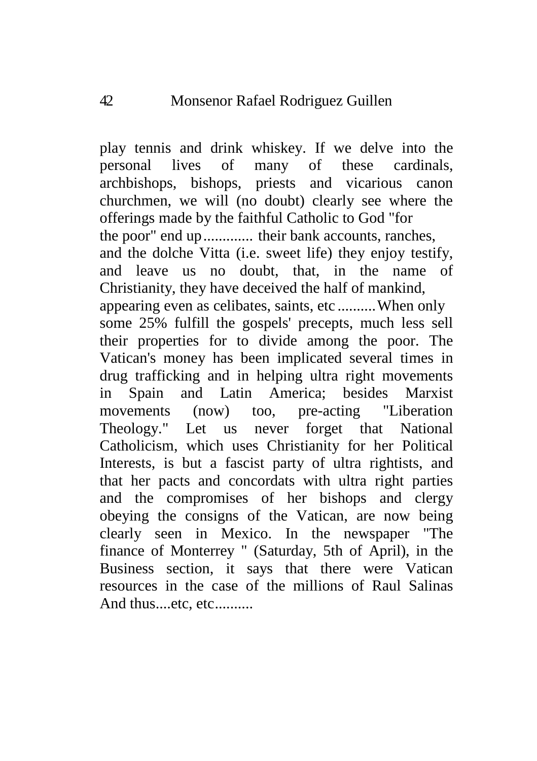play tennis and drink whiskey. If we delve into the personal lives of many of these cardinals, archbishops, bishops, priests and vicarious canon churchmen, we will (no doubt) clearly see where the offerings made by the faithful Catholic to God "for the poor" end up............. their bank accounts, ranches, and the dolche Vitta (i.e. sweet life) they enjoy testify, and leave us no doubt, that, in the name of Christianity, they have deceived the half of mankind, appearing even as celibates, saints, etc..........When only some 25% fulfill the gospels' precepts, much less sell their properties for to divide among the poor. The Vatican's money has been implicated several times in drug trafficking and in helping ultra right movements in Spain and Latin America; besides Marxist movements (now) too, pre-acting "Liberation Theology." Let us never forget that National Catholicism, which uses Christianity for her Political Interests, is but a fascist party of ultra rightists, and that her pacts and concordats with ultra right parties and the compromises of her bishops and clergy obeying the consigns of the Vatican, are now being clearly seen in Mexico. In the newspaper "The finance of Monterrey " (Saturday, 5th of April), in the Business section, it says that there were Vatican resources in the case of the millions of Raul Salinas And thus....etc, etc..........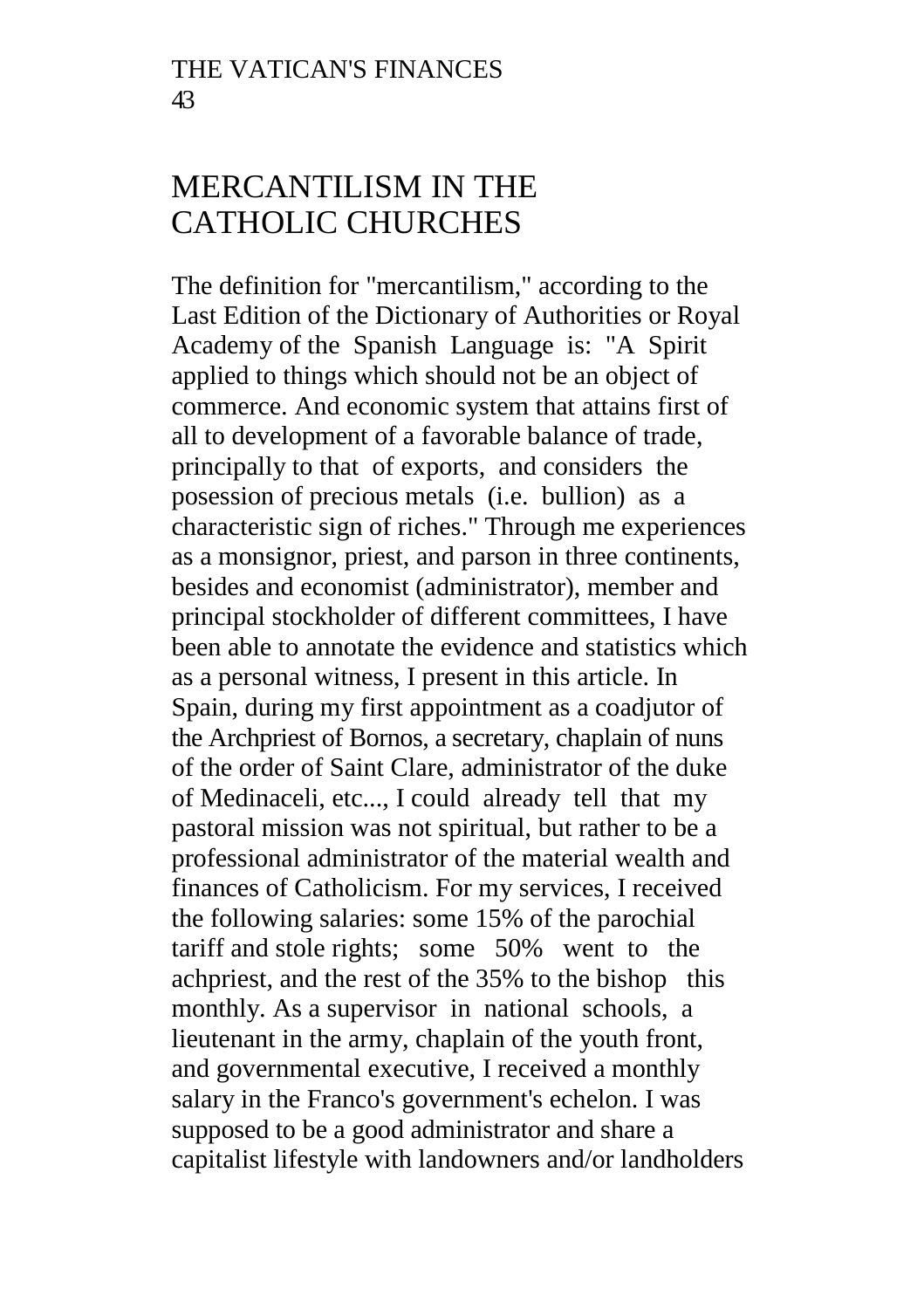# MERCANTILISM IN THE CATHOLIC CHURCHES

The definition for "mercantilism," according to the Last Edition of the Dictionary of Authorities or Royal Academy of the Spanish Language is: "A Spirit applied to things which should not be an object of commerce. And economic system that attains first of all to development of a favorable balance of trade, principally to that of exports, and considers the posession of precious metals (i.e. bullion) as a characteristic sign of riches." Through me experiences as a monsignor, priest, and parson in three continents, besides and economist (administrator), member and principal stockholder of different committees, I have been able to annotate the evidence and statistics which as a personal witness, I present in this article. In Spain, during my first appointment as a coadjutor of the Archpriest of Bornos, a secretary, chaplain of nuns of the order of Saint Clare, administrator of the duke of Medinaceli, etc..., I could already tell that my pastoral mission was not spiritual, but rather to be a professional administrator of the material wealth and finances of Catholicism. For my services, I received the following salaries: some 15% of the parochial tariff and stole rights; some 50% went to the achpriest, and the rest of the 35% to the bishop this monthly. As a supervisor in national schools, a lieutenant in the army, chaplain of the youth front, and governmental executive, I received a monthly salary in the Franco's government's echelon. I was supposed to be a good administrator and share a capitalist lifestyle with landowners and/or landholders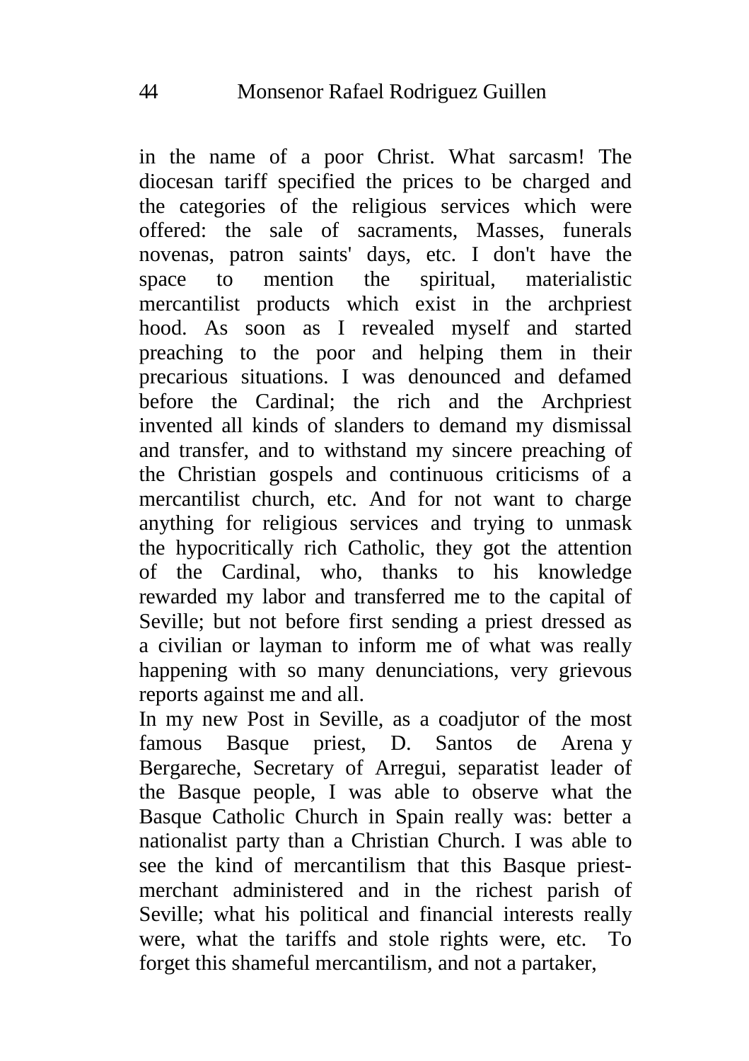in the name of a poor Christ. What sarcasm! The diocesan tariff specified the prices to be charged and the categories of the religious services which were offered: the sale of sacraments, Masses, funerals novenas, patron saints' days, etc. I don't have the space to mention the spiritual, materialistic mercantilist products which exist in the archpriest hood. As soon as I revealed myself and started preaching to the poor and helping them in their precarious situations. I was denounced and defamed before the Cardinal; the rich and the Archpriest invented all kinds of slanders to demand my dismissal and transfer, and to withstand my sincere preaching of the Christian gospels and continuous criticisms of a mercantilist church, etc. And for not want to charge anything for religious services and trying to unmask the hypocritically rich Catholic, they got the attention of the Cardinal, who, thanks to his knowledge rewarded my labor and transferred me to the capital of Seville; but not before first sending a priest dressed as a civilian or layman to inform me of what was really happening with so many denunciations, very grievous reports against me and all.

In my new Post in Seville, as a coadjutor of the most famous Basque priest, D. Santos de Arena y Bergareche, Secretary of Arregui, separatist leader of the Basque people, I was able to observe what the Basque Catholic Church in Spain really was: better a nationalist party than a Christian Church. I was able to see the kind of mercantilism that this Basque priest-merchant administered and in the richest parish of Seville; what his political and financial interests really were, what the tariffs and stole rights were, etc. To forget this shameful mercantilism, and not a partaker,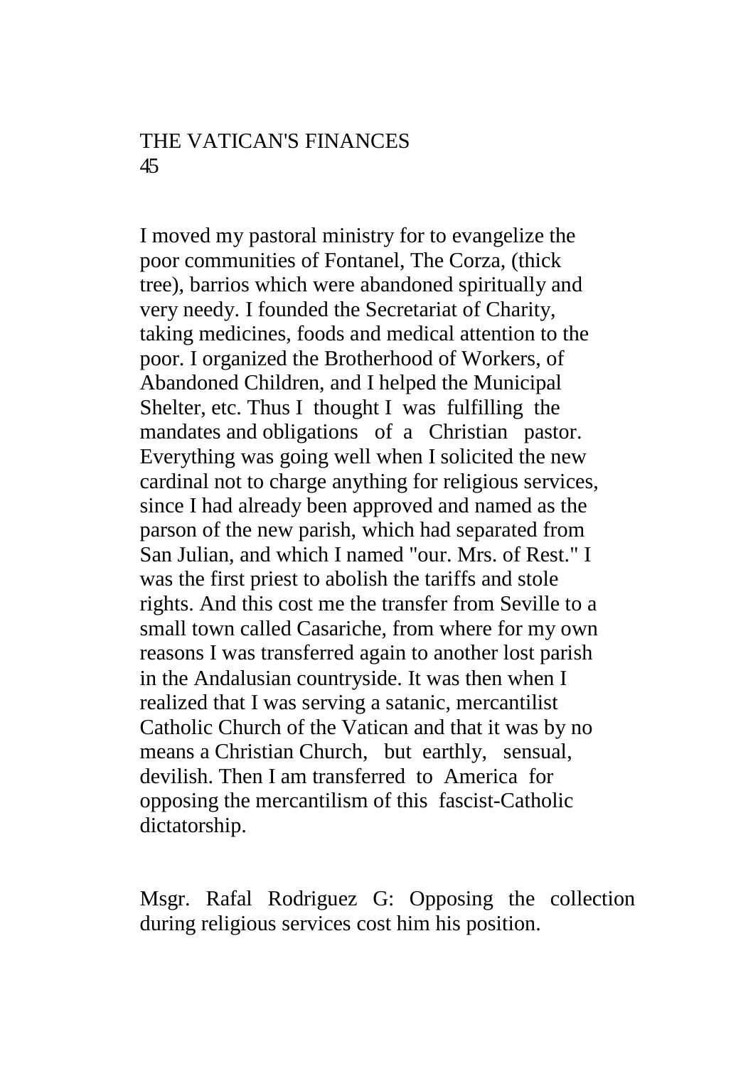I moved my pastoral ministry for to evangelize the poor communities of Fontanel, The Corza, (thick tree), barrios which were abandoned spiritually and very needy. I founded the Secretariat of Charity, taking medicines, foods and medical attention to the poor. I organized the Brotherhood of Workers, of Abandoned Children, and I helped the Municipal Shelter, etc. Thus I thought I was fulfilling the mandates and obligations of a Christian pastor. Everything was going well when I solicited the new cardinal not to charge anything for religious services, since I had already been approved and named as the parson of the new parish, which had separated from San Julian, and which I named "our. Mrs. of Rest." I was the first priest to abolish the tariffs and stole rights. And this cost me the transfer from Seville to a small town called Casariche, from where for my own reasons I was transferred again to another lost parish in the Andalusian countryside. It was then when I realized that I was serving a satanic, mercantilist Catholic Church of the Vatican and that it was by no means a Christian Church, but earthly, sensual, devilish. Then I am transferred to America for opposing the mercantilism of this fascist-Catholic dictatorship.

Msgr. Rafal Rodriguez G: Opposing the collection during religious services cost him his position.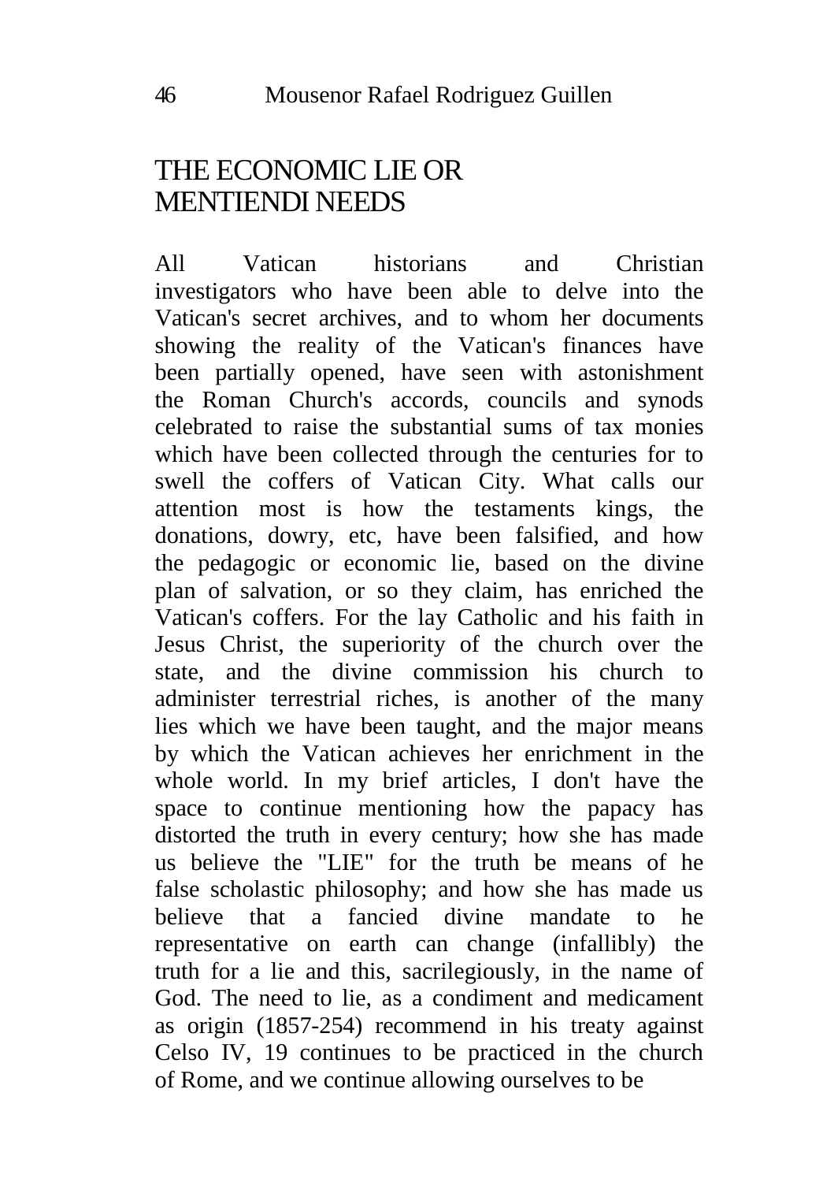# THE ECONOMIC LIE OR MENTIENDI NEEDS

All Vatican historians and Christian investigators who have been able to delve into the Vatican's secret archives, and to whom her documents showing the reality of the Vatican's finances have been partially opened, have seen with astonishment the Roman Church's accords, councils and synods celebrated to raise the substantial sums of tax monies which have been collected through the centuries for to swell the coffers of Vatican City. What calls our attention most is how the testaments kings, the donations, dowry, etc, have been falsified, and how the pedagogic or economic lie, based on the divine plan of salvation, or so they claim, has enriched the Vatican's coffers. For the lay Catholic and his faith in Jesus Christ, the superiority of the church over the state, and the divine commission his church to administer terrestrial riches, is another of the many lies which we have been taught, and the major means by which the Vatican achieves her enrichment in the whole world. In my brief articles, I don't have the space to continue mentioning how the papacy has distorted the truth in every century; how she has made us believe the "LIE" for the truth be means of he false scholastic philosophy; and how she has made us believe that a fancied divine mandate to he representative on earth can change (infallibly) the truth for a lie and this, sacrilegiously, in the name of God. The need to lie, as a condiment and medicament as origin (1857-254) recommend in his treaty against Celso IV, 19 continues to be practiced in the church of Rome, and we continue allowing ourselves to be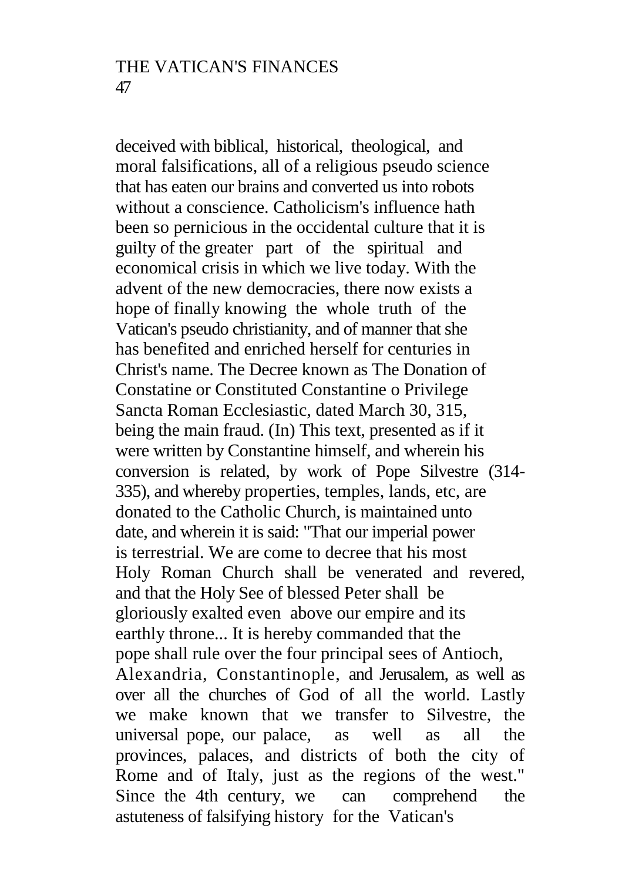deceived with biblical, historical, theological, and moral falsifications, all of a religious pseudo science that has eaten our brains and converted us into robots without a conscience. Catholicism's influence hath been so pernicious in the occidental culture that it is guilty of the greater part of the spiritual and economical crisis in which we live today. With the advent of the new democracies, there now exists a hope of finally knowing the whole truth of the Vatican's pseudo christianity, and of manner that she has benefited and enriched herself for centuries in Christ's name. The Decree known as The Donation of Constatine or Constituted Constantine o Privilege Sancta Roman Ecclesiastic, dated March 30, 315, being the main fraud. (In) This text, presented as if it were written by Constantine himself, and wherein his conversion is related, by work of Pope Silvestre (314-335), and whereby properties, temples, lands, etc, are donated to the Catholic Church, is maintained unto date, and wherein it is said: "That our imperial power is terrestrial. We are come to decree that his most Holy Roman Church shall be venerated and revered, and that the Holy See of blessed Peter shall be gloriously exalted even above our empire and its earthly throne... It is hereby commanded that the pope shall rule over the four principal sees of Antioch, Alexandria, Constantinople, and Jerusalem, as well as over all the churches of God of all the world. Lastly we make known that we transfer to Silvestre, the universal pope, our palace, as well as all the provinces, palaces, and districts of both the city of Rome and of Italy, just as the regions of the west." Since the 4th century, we can comprehend the astuteness of falsifying history for the Vatican's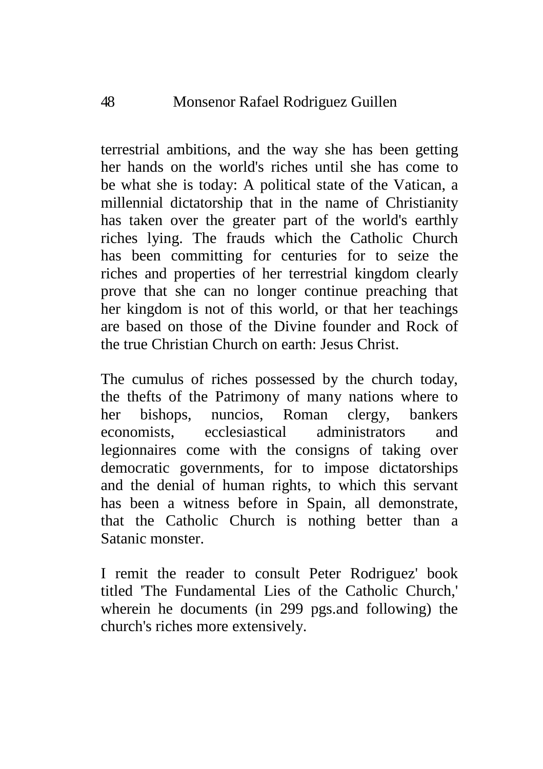terrestrial ambitions, and the way she has been getting her hands on the world's riches until she has come to be what she is today: A political state of the Vatican, a millennial dictatorship that in the name of Christianity has taken over the greater part of the world's earthly riches lying. The frauds which the Catholic Church has been committing for centuries for to seize the riches and properties of her terrestrial kingdom clearly prove that she can no longer continue preaching that her kingdom is not of this world, or that her teachings are based on those of the Divine founder and Rock of the true Christian Church on earth: Jesus Christ.

The cumulus of riches possessed by the church today, the thefts of the Patrimony of many nations where to her bishops, nuncios, Roman clergy, bankers economists, ecclesiastical administrators and legionnaires come with the consigns of taking over democratic governments, for to impose dictatorships and the denial of human rights, to which this servant has been a witness before in Spain, all demonstrate, that the Catholic Church is nothing better than a Satanic monster.

I remit the reader to consult Peter Rodriguez' book titled 'The Fundamental Lies of the Catholic Church,' wherein he documents (in 299 pgs.and following) the church's riches more extensively.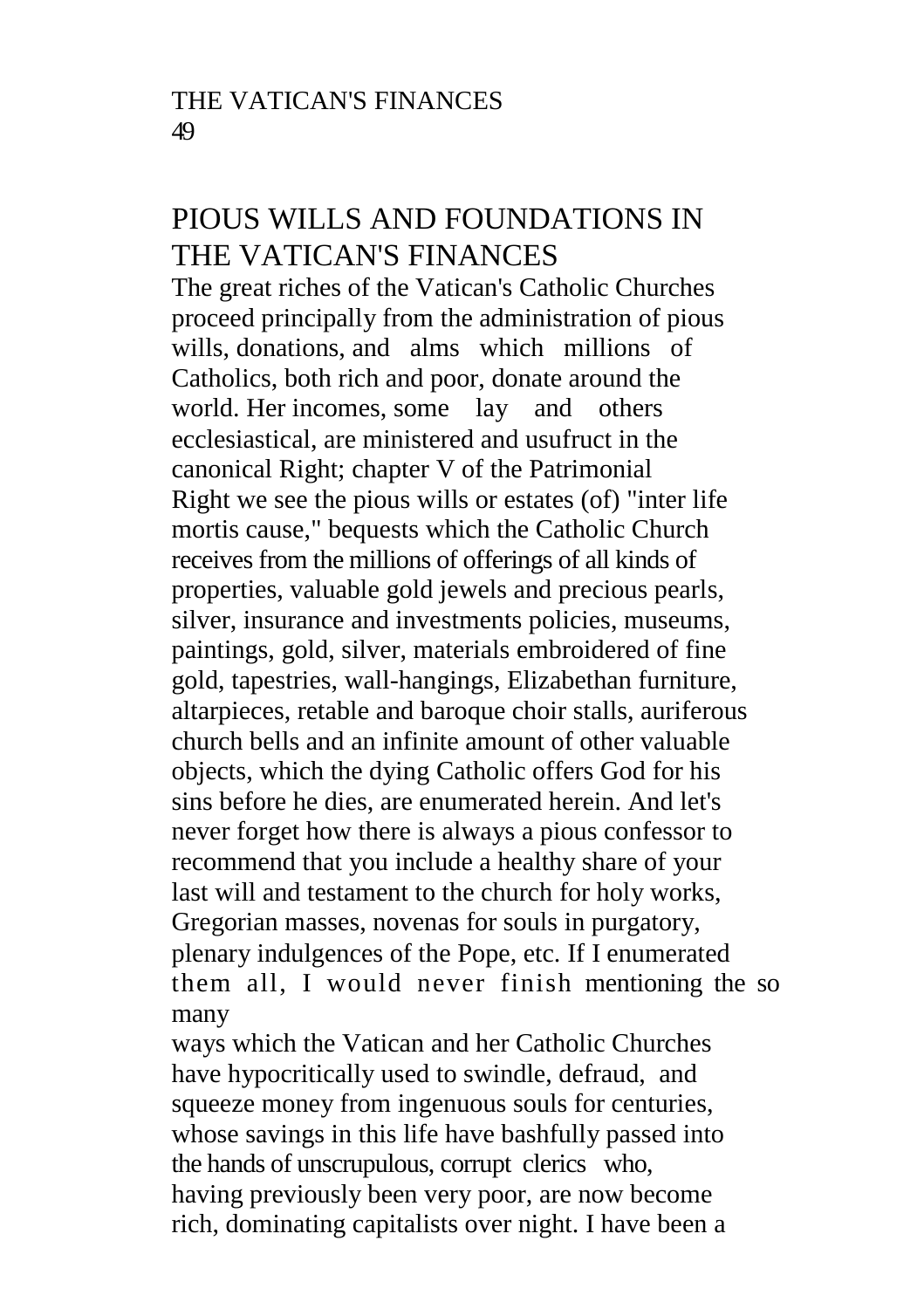# PIOUS WILLS AND FOUNDATIONS IN THE VATICAN'S FINANCES

The great riches of the Vatican's Catholic Churches proceed principally from the administration of pious wills, donations, and alms which millions of Catholics, both rich and poor, donate around the world. Her incomes, some lay and others ecclesiastical, are ministered and usufruct in the canonical Right; chapter V of the Patrimonial Right we see the pious wills or estates (of) "inter life mortis cause," bequests which the Catholic Church receives from the millions of offerings of all kinds of properties, valuable gold jewels and precious pearls, silver, insurance and investments policies, museums, paintings, gold, silver, materials embroidered of fine gold, tapestries, wall-hangings, Elizabethan furniture, altarpieces, retable and baroque choir stalls, auriferous church bells and an infinite amount of other valuable objects, which the dying Catholic offers God for his sins before he dies, are enumerated herein. And let's never forget how there is always a pious confessor to recommend that you include a healthy share of your last will and testament to the church for holy works, Gregorian masses, novenas for souls in purgatory, plenary indulgences of the Pope, etc. If I enumerated them all, I would never finish mentioning the so many ways which the Vatican and her Catholic Churches have hypocritically used to swindle, defraud, and squeeze money from ingenuous souls for centuries, whose savings in this life have bashfully passed into the hands of unscrupulous, corrupt clerics who, having previously been very poor, are now become rich, dominating capitalists over night. I have been a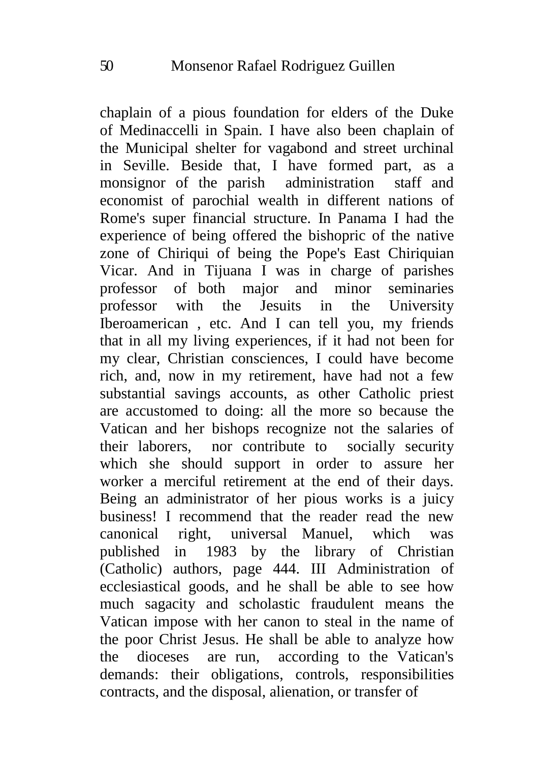chaplain of a pious foundation for elders of the Duke of Medinaccelli in Spain. I have also been chaplain of the Municipal shelter for vagabond and street urchinal in Seville. Beside that, I have formed part, as a monsignor of the parish administration staff and economist of parochial wealth in different nations of Rome's super financial structure. In Panama I had the experience of being offered the bishopric of the native zone of Chiriqui of being the Pope's East Chiriquian Vicar. And in Tijuana I was in charge of parishes professor of both major and minor seminaries professor with the Jesuits in the University Iberoamerican , etc. And I can tell you, my friends that in all my living experiences, if it had not been for my clear, Christian consciences, I could have become rich, and, now in my retirement, have had not a few substantial savings accounts, as other Catholic priest are accustomed to doing: all the more so because the Vatican and her bishops recognize not the salaries of their laborers, nor contribute to socially security which she should support in order to assure her worker a merciful retirement at the end of their days. Being an administrator of her pious works is a juicy business! I recommend that the reader read the new canonical right, universal Manuel, which was published in 1983 by the library of Christian (Catholic) authors, page 444. III Administration of ecclesiastical goods, and he shall be able to see how much sagacity and scholastic fraudulent means the Vatican impose with her canon to steal in the name of the poor Christ Jesus. He shall be able to analyze how the dioceses are run, according to the Vatican's demands: their obligations, controls, responsibilities contracts, and the disposal, alienation, or transfer of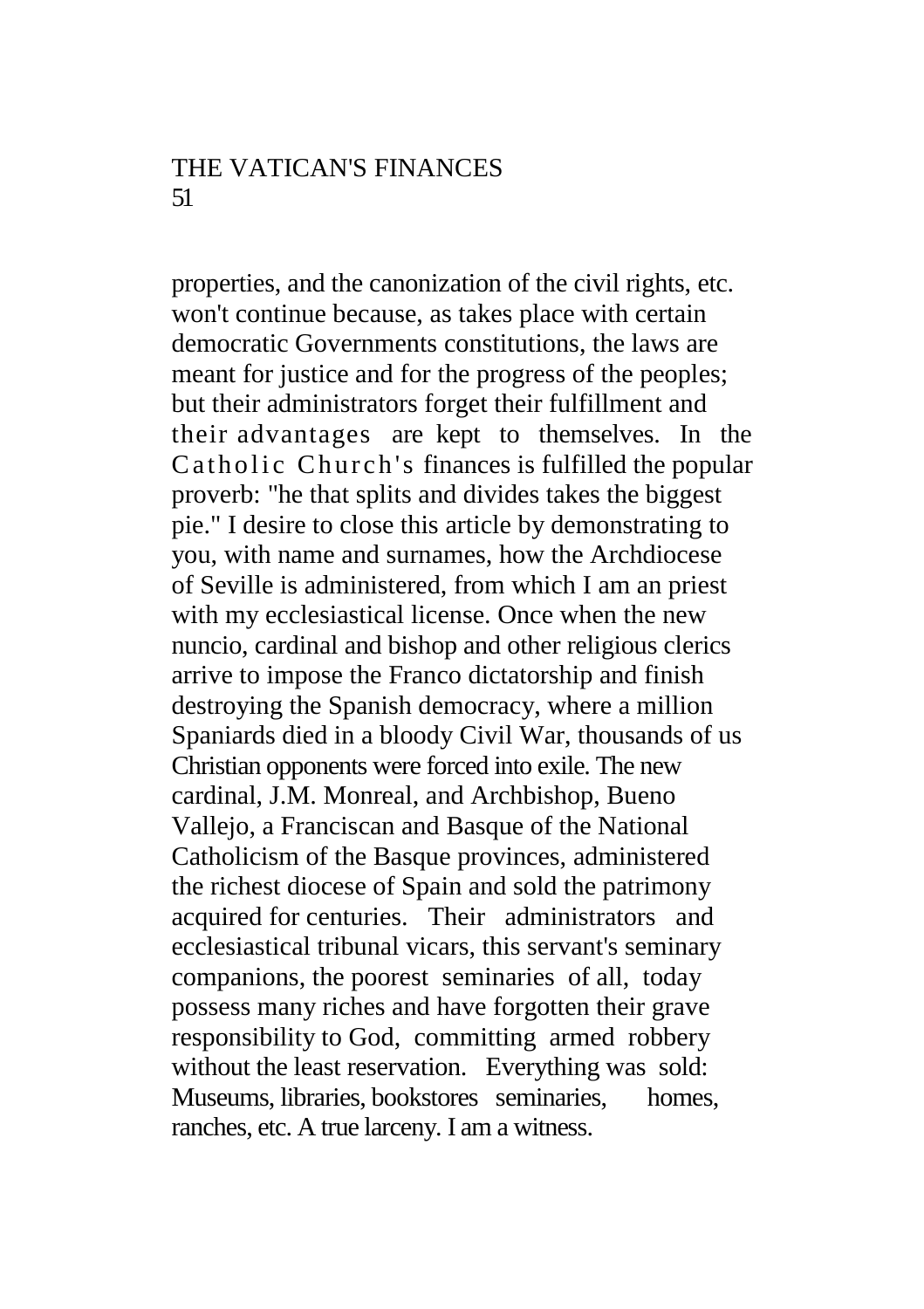properties, and the canonization of the civil rights, etc. won't continue because, as takes place with certain democratic Governments constitutions, the laws are meant for justice and for the progress of the peoples; but their administrators forget their fulfillment and their advantages are kept to themselves. In the Catholic Church's finances is fulfilled the popular proverb: "he that splits and divides takes the biggest pie." I desire to close this article by demonstrating to you, with name and surnames, how the Archdiocese of Seville is administered, from which I am an priest with my ecclesiastical license. Once when the new nuncio, cardinal and bishop and other religious clerics arrive to impose the Franco dictatorship and finish destroying the Spanish democracy, where a million Spaniards died in a bloody Civil War, thousands of us Christian opponents were forced into exile. The new cardinal, J.M. Monreal, and Archbishop, Bueno Vallejo, a Franciscan and Basque of the National Catholicism of the Basque provinces, administered the richest diocese of Spain and sold the patrimony acquired for centuries. Their administrators and ecclesiastical tribunal vicars, this servant's seminary companions, the poorest seminaries of all, today possess many riches and have forgotten their grave responsibility to God, committing armed robbery without the least reservation. Everything was sold: Museums, libraries, bookstores seminaries, homes, ranches, etc. A true larceny. I am a witness.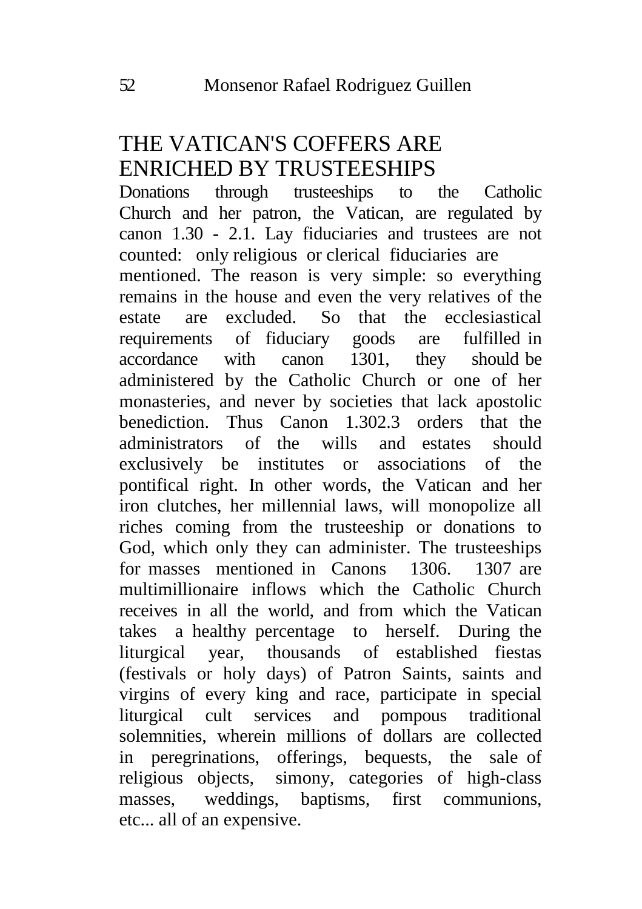# THE VATICAN'S COFFERS ARE ENRICHED BY TRUSTEESHIPS

Donations through trusteeships to the Catholic Church and her patron, the Vatican, are regulated by canon 1.30 - 2.1. Lay fiduciaries and trustees are not counted: only religious or clerical fiduciaries are mentioned. The reason is very simple: so everything remains in the house and even the very relatives of the estate are excluded. So that the ecclesiastical requirements of fiduciary goods are fulfilled in accordance with canon 1301, they should be administered by the Catholic Church or one of her monasteries, and never by societies that lack apostolic benediction. Thus Canon 1.302.3 orders that the administrators of the wills and estates should exclusively be institutes or associations of the pontifical right. In other words, the Vatican and her iron clutches, her millennial laws, will monopolize all riches coming from the trusteeship or donations to God, which only they can administer. The trusteeships for masses mentioned in Canons 1306. 1307 are multimillionaire inflows which the Catholic Church receives in all the world, and from which the Vatican takes a healthy percentage to herself. During the liturgical year, thousands of established fiestas (festivals or holy days) of Patron Saints, saints and virgins of every king and race, participate in special liturgical cult services and pompous traditional solemnities, wherein millions of dollars are collected in peregrinations, offerings, bequests, the sale of religious objects, simony, categories of high-class masses, weddings, baptisms, first communions, etc... all of an expensive.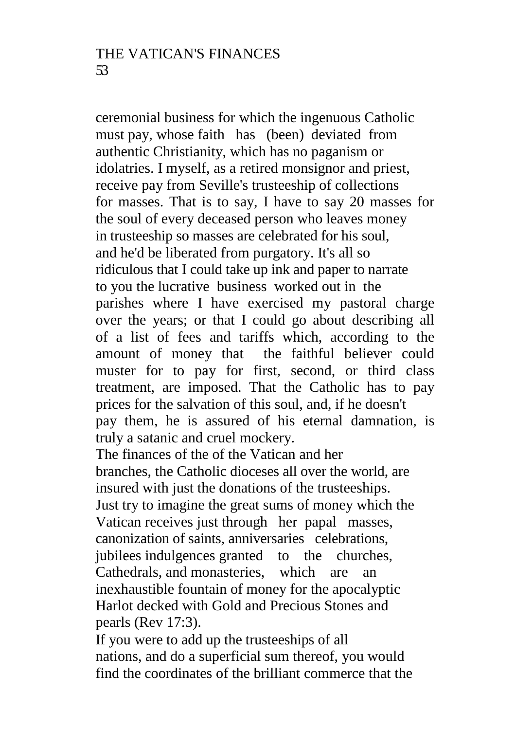ceremonial business for which the ingenuous Catholic must pay, whose faith has (been) deviated from authentic Christianity, which has no paganism or idolatries. I myself, as a retired monsignor and priest, receive pay from Seville's trusteeship of collections for masses. That is to say, I have to say 20 masses for the soul of every deceased person who leaves money in trusteeship so masses are celebrated for his soul, and he'd be liberated from purgatory. It's all so ridiculous that I could take up ink and paper to narrate to you the lucrative business worked out in the parishes where I have exercised my pastoral charge over the years; or that I could go about describing all of a list of fees and tariffs which, according to the amount of money that the faithful believer could muster for to pay for first, second, or third class treatment, are imposed. That the Catholic has to pay prices for the salvation of this soul, and, if he doesn't pay them, he is assured of his eternal damnation, is truly a satanic and cruel mockery.

The finances of the of the Vatican and her branches, the Catholic dioceses all over the world, are insured with just the donations of the trusteeships. Just try to imagine the great sums of money which the Vatican receives just through her papal masses, canonization of saints, anniversaries celebrations, jubilees indulgences granted to the churches, Cathedrals, and monasteries, which are an inexhaustible fountain of money for the apocalyptic Harlot decked with Gold and Precious Stones and pearls (Rev 17:3).

If you were to add up the trusteeships of all nations, and do a superficial sum thereof, you would find the coordinates of the brilliant commerce that the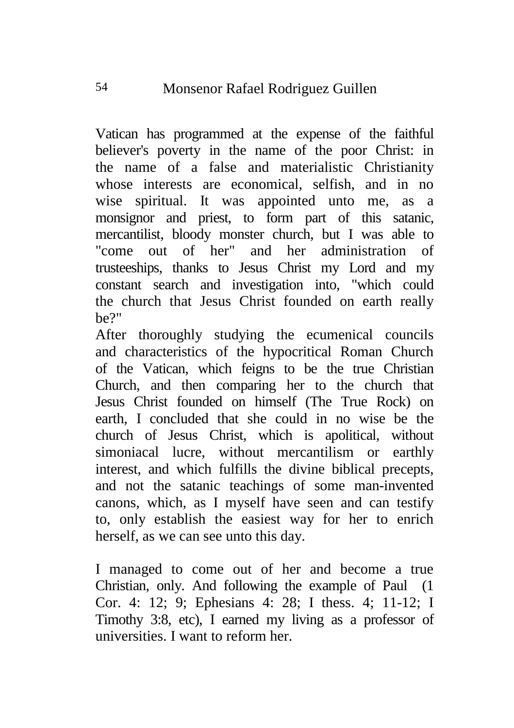Vatican has programmed at the expense of the faithful believer's poverty in the name of the poor Christ: in the name of a false and materialistic Christianity whose interests are economical, selfish, and in no wise spiritual. It was appointed unto me, as a monsignor and priest, to form part of this satanic, mercantilist, bloody monster church, but I was able to "come out of her" and her administration of trusteeships, thanks to Jesus Christ my Lord and my constant search and investigation into, "which could the church that Jesus Christ founded on earth really be?"

After thoroughly studying the ecumenical councils and characteristics of the hypocritical Roman Church of the Vatican, which feigns to be the true Christian Church, and then comparing her to the church that Jesus Christ founded on himself (The True Rock) on earth, I concluded that she could in no wise be the church of Jesus Christ, which is apolitical, without simoniacal lucre, without mercantilism or earthly interest, and which fulfills the divine biblical precepts, and not the satanic teachings of some man-invented canons, which, as I myself have seen and can testify to, only establish the easiest way for her to enrich herself, as we can see unto this day.

I managed to come out of her and become a true Christian, only. And following the example of Paul (1 Cor. 4: 12; 9; Ephesians 4: 28; I thess. 4; 11-12; I Timothy 3:8, etc), I earned my living as a professor of universities. I want to reform her.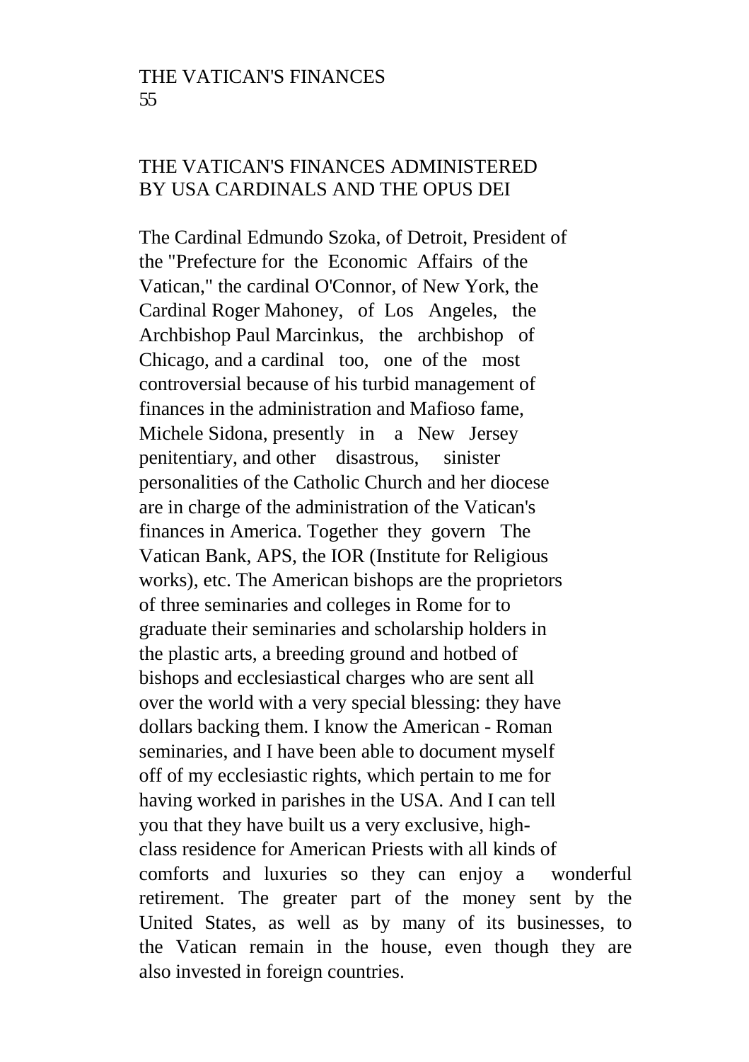## THE VATICAN'S FINANCES ADMINISTERED BY USA CARDINALS AND THE OPUS DEI

The Cardinal Edmundo Szoka, of Detroit, President of the "Prefecture for the Economic Affairs of the Vatican," the cardinal O'Connor, of New York, the Cardinal Roger Mahoney, of Los Angeles, the Archbishop Paul Marcinkus, the archbishop of Chicago, and a cardinal too, one of the most controversial because of his turbid management of finances in the administration and Mafioso fame, Michele Sidona, presently in a New Jersey penitentiary, and other disastrous, sinister personalities of the Catholic Church and her diocese are in charge of the administration of the Vatican's finances in America. Together they govern The Vatican Bank, APS, the IOR (Institute for Religious works), etc. The American bishops are the proprietors of three seminaries and colleges in Rome for to graduate their seminaries and scholarship holders in the plastic arts, a breeding ground and hotbed of bishops and ecclesiastical charges who are sent all over the world with a very special blessing: they have dollars backing them. I know the American - Roman seminaries, and I have been able to document myself off of my ecclesiastic rights, which pertain to me for having worked in parishes in the USA. And I can tell you that they have built us a very exclusive, high-class residence for American Priests with all kinds of comforts and luxuries so they can enjoy a wonderful retirement. The greater part of the money sent by the United States, as well as by many of its businesses, to the Vatican remain in the house, even though they are also invested in foreign countries.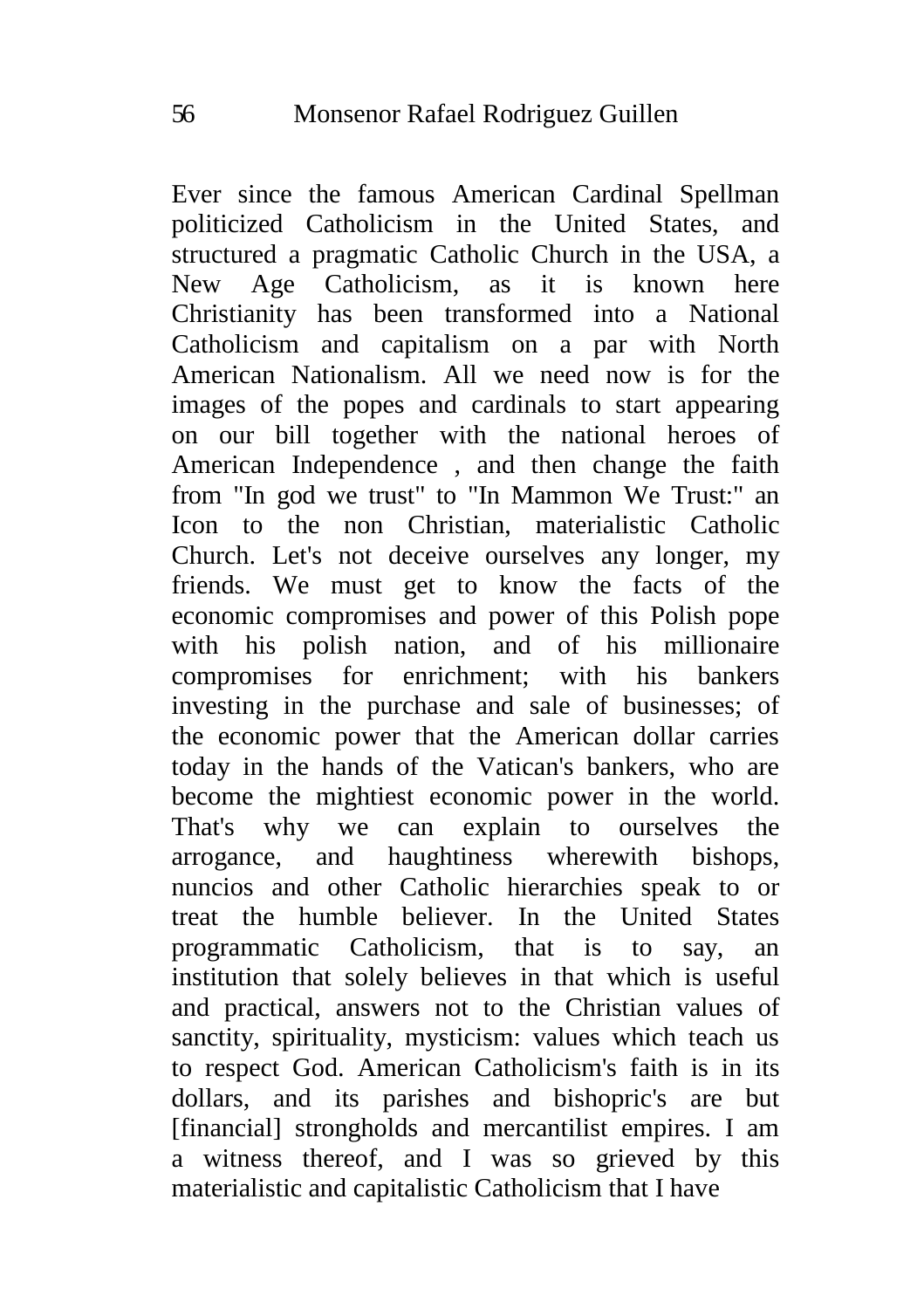Ever since the famous American Cardinal Spellman politicized Catholicism in the United States, and structured a pragmatic Catholic Church in the USA, a New Age Catholicism, as it is known here Christianity has been transformed into a National Catholicism and capitalism on a par with North American Nationalism. All we need now is for the images of the popes and cardinals to start appearing on our bill together with the national heroes of American Independence , and then change the faith from "In god we trust" to "In Mammon We Trust:" an Icon to the non Christian, materialistic Catholic Church. Let's not deceive ourselves any longer, my friends. We must get to know the facts of the economic compromises and power of this Polish pope with his polish nation, and of his millionaire compromises for enrichment; with his bankers investing in the purchase and sale of businesses; of the economic power that the American dollar carries today in the hands of the Vatican's bankers, who are become the mightiest economic power in the world. That's why we can explain to ourselves the arrogance, and haughtiness wherewith bishops, nuncios and other Catholic hierarchies speak to or treat the humble believer. In the United States programmatic Catholicism, that is to say, an institution that solely believes in that which is useful and practical, answers not to the Christian values of sanctity, spirituality, mysticism: values which teach us to respect God. American Catholicism's faith is in its dollars, and its parishes and bishopric's are but [financial] strongholds and mercantilist empires. I am a witness thereof, and I was so grieved by this materialistic and capitalistic Catholicism that I have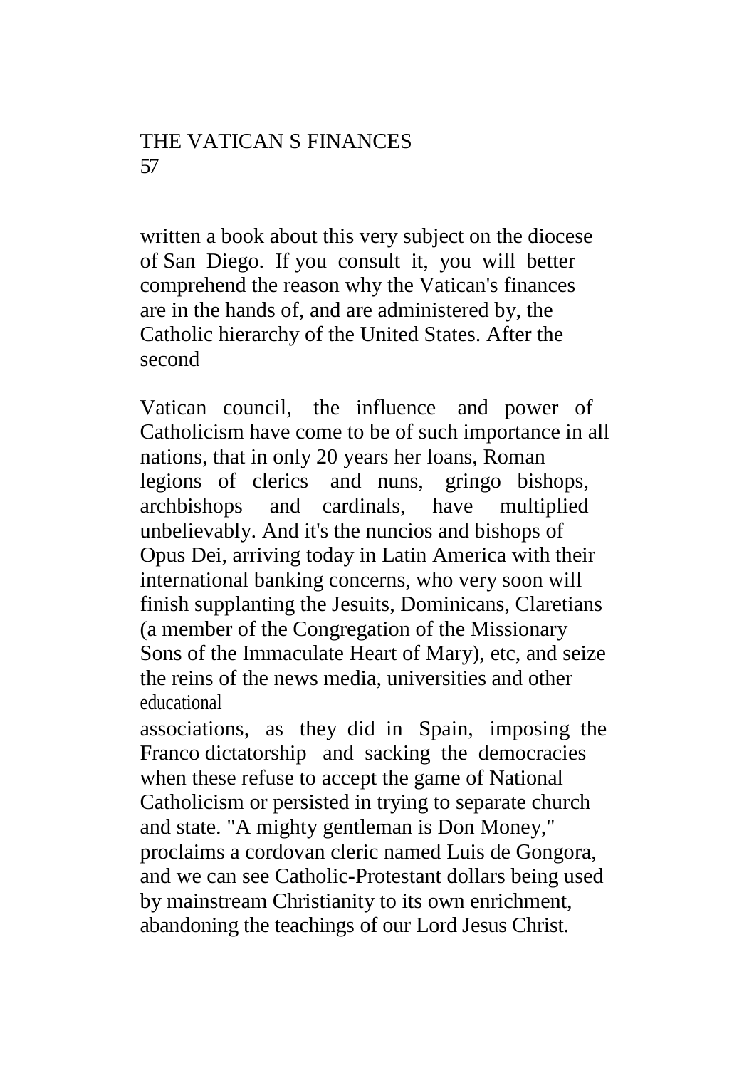written a book about this very subject on the diocese of San Diego. If you consult it, you will better comprehend the reason why the Vatican's finances are in the hands of, and are administered by, the Catholic hierarchy of the United States. After the second

Vatican council, the influence and power of Catholicism have come to be of such importance in all nations, that in only 20 years her loans, Roman legions of clerics and nuns, gringo bishops, archbishops and cardinals, have multiplied unbelievably. And it's the nuncios and bishops of Opus Dei, arriving today in Latin America with their international banking concerns, who very soon will finish supplanting the Jesuits, Dominicans, Claretians (a member of the Congregation of the Missionary Sons of the Immaculate Heart of Mary), etc, and seize the reins of the news media, universities and other educational associations, as they did in Spain, imposing the Franco dictatorship and sacking the democracies when these refuse to accept the game of National Catholicism or persisted in trying to separate church and state. "A mighty gentleman is Don Money," proclaims a cordovan cleric named Luis de Gongora, and we can see Catholic-Protestant dollars being used by mainstream Christianity to its own enrichment, abandoning the teachings of our Lord Jesus Christ.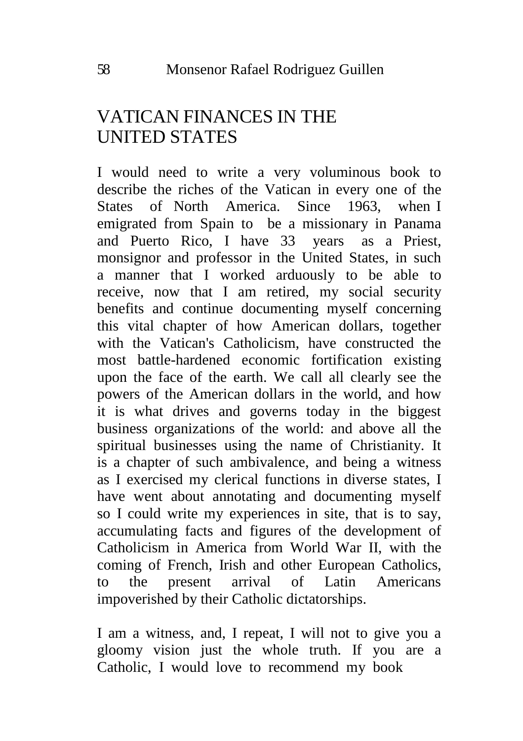# VATICAN FINANCES IN THE UNITED STATES

I would need to write a very voluminous book to describe the riches of the Vatican in every one of the States of North America. Since 1963, when I emigrated from Spain to be a missionary in Panama and Puerto Rico, I have 33 years as a Priest, monsignor and professor in the United States, in such a manner that I worked arduously to be able to receive, now that I am retired, my social security benefits and continue documenting myself concerning this vital chapter of how American dollars, together with the Vatican's Catholicism, have constructed the most battle-hardened economic fortification existing upon the face of the earth. We call all clearly see the powers of the American dollars in the world, and how it is what drives and governs today in the biggest business organizations of the world: and above all the spiritual businesses using the name of Christianity. It is a chapter of such ambivalence, and being a witness as I exercised my clerical functions in diverse states, I have went about annotating and documenting myself so I could write my experiences in site, that is to say, accumulating facts and figures of the development of Catholicism in America from World War II, with the coming of French, Irish and other European Catholics, to the present arrival of Latin Americans impoverished by their Catholic dictatorships.

I am a witness, and, I repeat, I will not to give you a gloomy vision just the whole truth. If you are a Catholic, I would love to recommend my book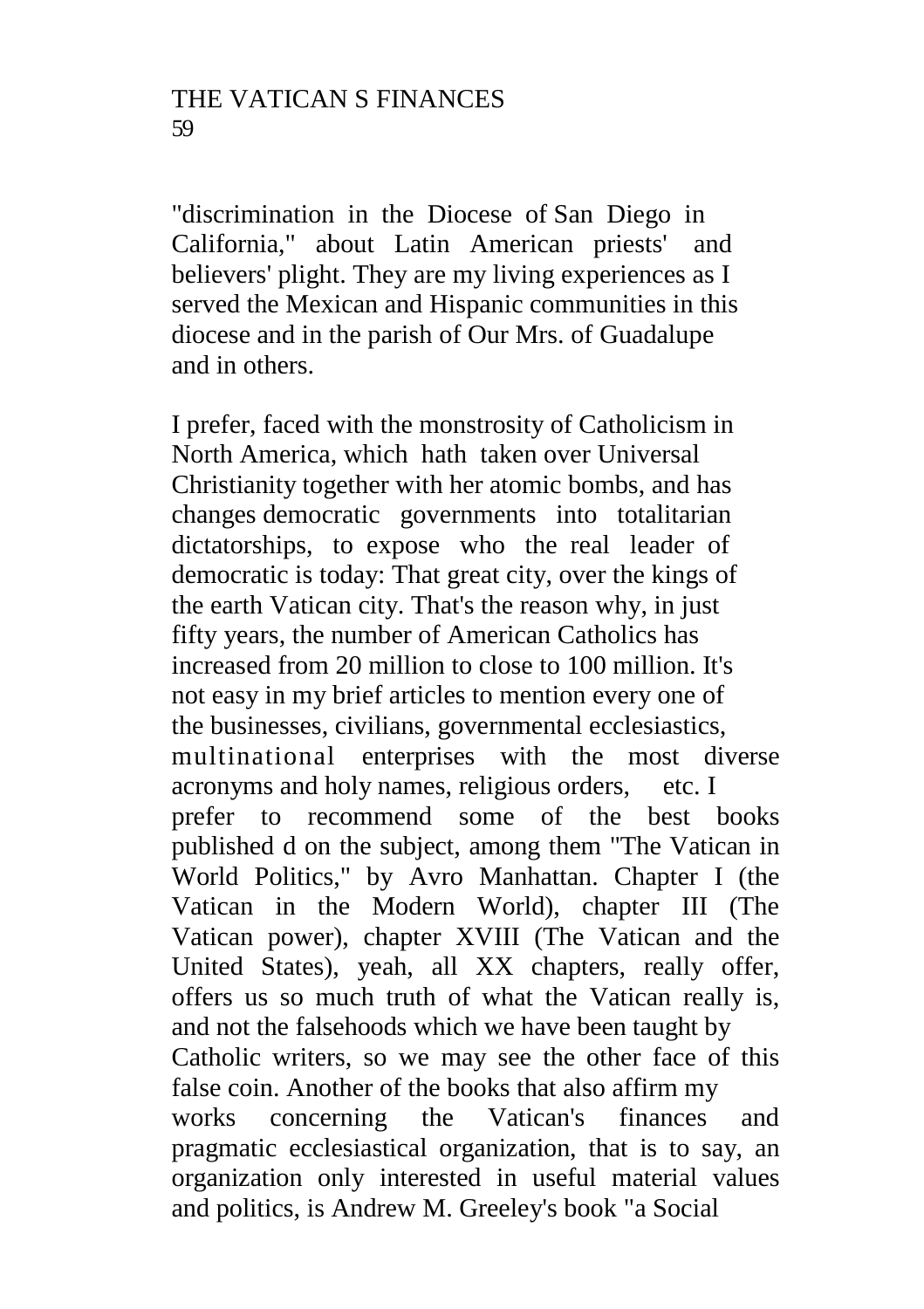"discrimination in the Diocese of San Diego in California," about Latin American priests' and believers' plight. They are my living experiences as I served the Mexican and Hispanic communities in this diocese and in the parish of Our Mrs. of Guadalupe and in others.

I prefer, faced with the monstrosity of Catholicism in North America, which hath taken over Universal Christianity together with her atomic bombs, and has changes democratic governments into totalitarian dictatorships, to expose who the real leader of democratic is today: That great city, over the kings of the earth Vatican city. That's the reason why, in just fifty years, the number of American Catholics has increased from 20 million to close to 100 million. It's not easy in my brief articles to mention every one of the businesses, civilians, governmental ecclesiastics, multinational enterprises with the most diverse acronyms and holy names, religious orders, etc. I prefer to recommend some of the best books published d on the subject, among them "The Vatican in World Politics," by Avro Manhattan. Chapter I (the Vatican in the Modern World), chapter III (The Vatican power), chapter XVIII (The Vatican and the United States), yeah, all XX chapters, really offer, offers us so much truth of what the Vatican really is, and not the falsehoods which we have been taught by Catholic writers, so we may see the other face of this false coin. Another of the books that also affirm my works concerning the Vatican's finances and pragmatic ecclesiastical organization, that is to say, an organization only interested in useful material values and politics, is Andrew M. Greeley's book "a Social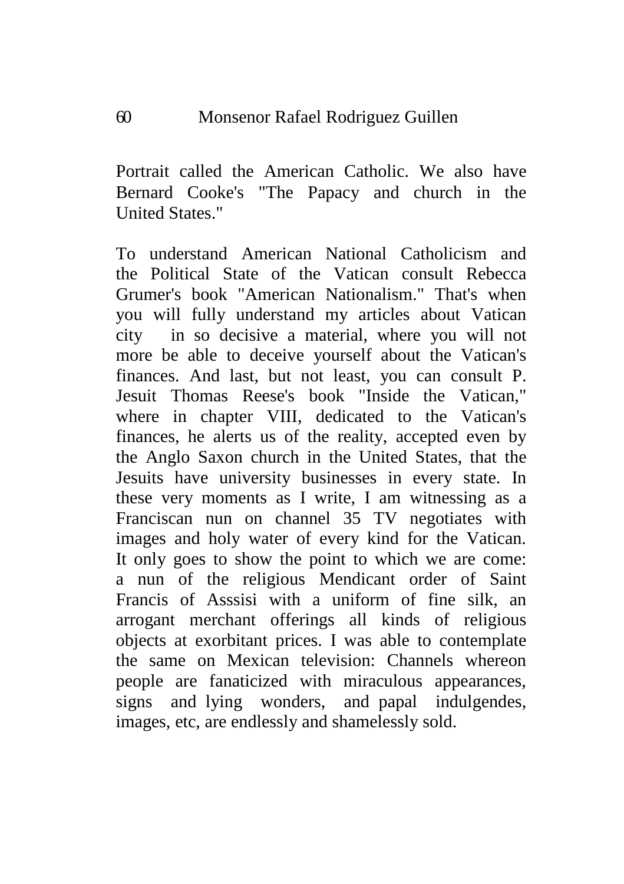Portrait called the American Catholic. We also have Bernard Cooke's "The Papacy and church in the United States."

To understand American National Catholicism and the Political State of the Vatican consult Rebecca Grumer's book "American Nationalism." That's when you will fully understand my articles about Vatican city in so decisive a material, where you will not more be able to deceive yourself about the Vatican's finances. And last, but not least, you can consult P. Jesuit Thomas Reese's book "Inside the Vatican," where in chapter VIII, dedicated to the Vatican's finances, he alerts us of the reality, accepted even by the Anglo Saxon church in the United States, that the Jesuits have university businesses in every state. In these very moments as I write, I am witnessing as a Franciscan nun on channel 35 TV negotiates with images and holy water of every kind for the Vatican. It only goes to show the point to which we are come: a nun of the religious Mendicant order of Saint Francis of Asssisi with a uniform of fine silk, an arrogant merchant offerings all kinds of religious objects at exorbitant prices. I was able to contemplate the same on Mexican television: Channels whereon people are fanaticized with miraculous appearances, signs and lying wonders, and papal indulgendes, images, etc, are endlessly and shamelessly sold.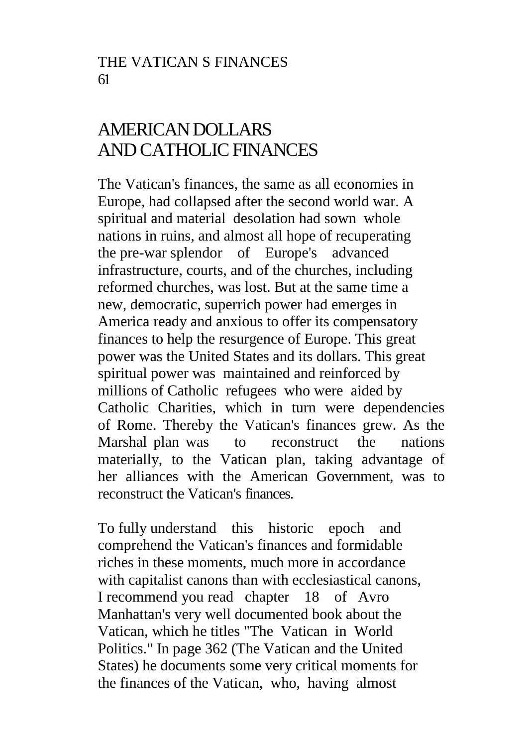# AMERICAN DOLLARS AND CATHOLIC FINANCES

The Vatican's finances, the same as all economies in Europe, had collapsed after the second world war. A spiritual and material desolation had sown whole nations in ruins, and almost all hope of recuperating the pre-war splendor of Europe's advanced infrastructure, courts, and of the churches, including reformed churches, was lost. But at the same time a new, democratic, superrich power had emerges in America ready and anxious to offer its compensatory finances to help the resurgence of Europe. This great power was the United States and its dollars. This great spiritual power was maintained and reinforced by millions of Catholic refugees who were aided by Catholic Charities, which in turn were dependencies of Rome. Thereby the Vatican's finances grew. As the Marshal plan was to reconstruct the nations materially, to the Vatican plan, taking advantage of her alliances with the American Government, was to reconstruct the Vatican's finances.

To fully understand this historic epoch and comprehend the Vatican's finances and formidable riches in these moments, much more in accordance with capitalist canons than with ecclesiastical canons, I recommend you read chapter 18 of Avro Manhattan's very well documented book about the Vatican, which he titles "The Vatican in World Politics." In page 362 (The Vatican and the United States) he documents some very critical moments for the finances of the Vatican, who, having almost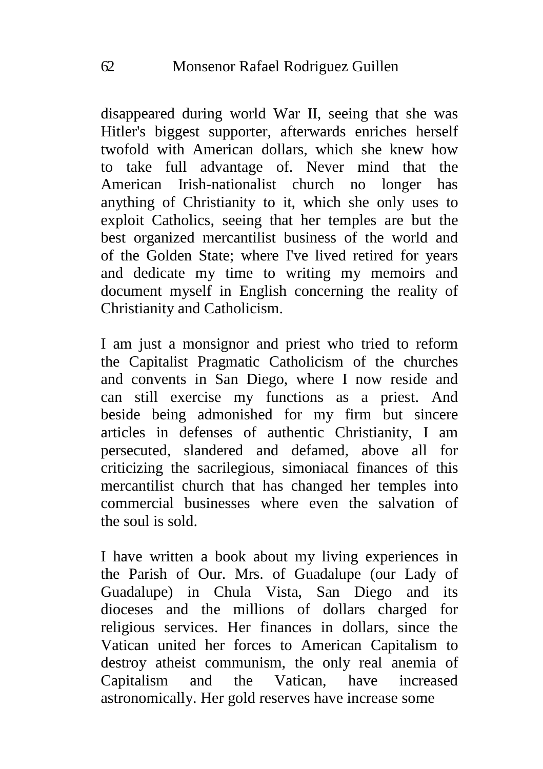disappeared during world War II, seeing that she was Hitler's biggest supporter, afterwards enriches herself twofold with American dollars, which she knew how to take full advantage of. Never mind that the American Irish-nationalist church no longer has anything of Christianity to it, which she only uses to exploit Catholics, seeing that her temples are but the best organized mercantilist business of the world and of the Golden State; where I've lived retired for years and dedicate my time to writing my memoirs and document myself in English concerning the reality of Christianity and Catholicism.

I am just a monsignor and priest who tried to reform the Capitalist Pragmatic Catholicism of the churches and convents in San Diego, where I now reside and can still exercise my functions as a priest. And beside being admonished for my firm but sincere articles in defenses of authentic Christianity, I am persecuted, slandered and defamed, above all for criticizing the sacrilegious, simoniacal finances of this mercantilist church that has changed her temples into commercial businesses where even the salvation of the soul is sold.

I have written a book about my living experiences in the Parish of Our. Mrs. of Guadalupe (our Lady of Guadalupe) in Chula Vista, San Diego and its dioceses and the millions of dollars charged for religious services. Her finances in dollars, since the Vatican united her forces to American Capitalism to destroy atheist communism, the only real anemia of Capitalism and the Vatican, have increased astronomically. Her gold reserves have increase some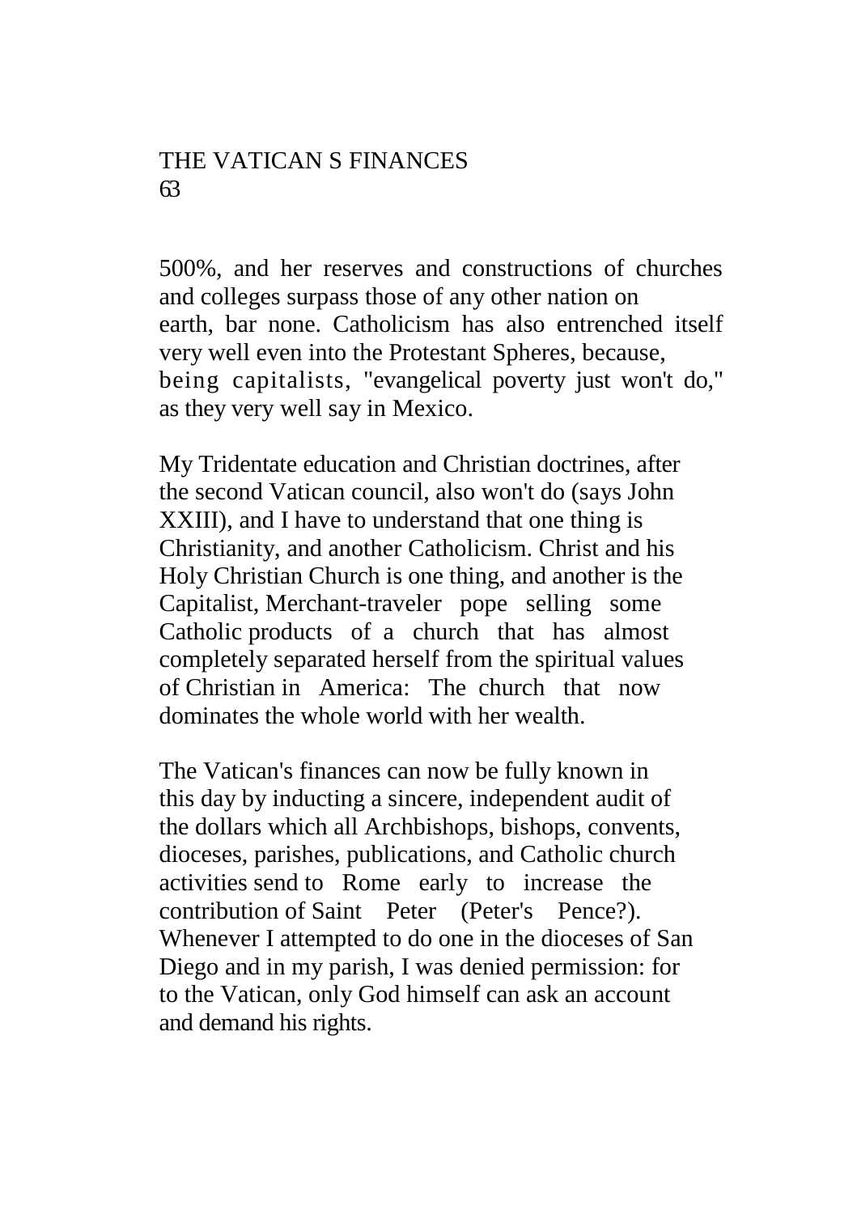500%, and her reserves and constructions of churches and colleges surpass those of any other nation on earth, bar none. Catholicism has also entrenched itself very well even into the Protestant Spheres, because, being capitalists, "evangelical poverty just won't do," as they very well say in Mexico.

My Tridentate education and Christian doctrines, after the second Vatican council, also won't do (says John XXIII), and I have to understand that one thing is Christianity, and another Catholicism. Christ and his Holy Christian Church is one thing, and another is the Capitalist, Merchant-traveler pope selling some Catholic products of a church that has almost completely separated herself from the spiritual values of Christian in America: The church that now dominates the whole world with her wealth.

The Vatican's finances can now be fully known in this day by inducting a sincere, independent audit of the dollars which all Archbishops, bishops, convents, dioceses, parishes, publications, and Catholic church activities send to Rome early to increase the contribution of Saint Peter (Peter's Pence?). Whenever I attempted to do one in the dioceses of San Diego and in my parish, I was denied permission: for to the Vatican, only God himself can ask an account and demand his rights.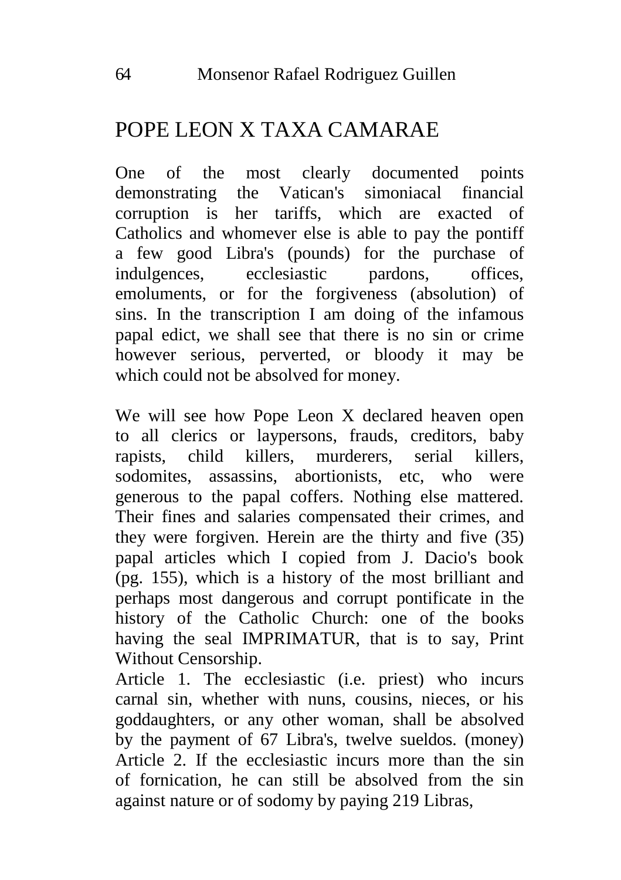# POPE LEON X TAXA CAMARAE

One of the most clearly documented points demonstrating the Vatican's simoniacal financial corruption is her tariffs, which are exacted of Catholics and whomever else is able to pay the pontiff a few good Libra's (pounds) for the purchase of indulgences, ecclesiastic pardons, offices, emoluments, or for the forgiveness (absolution) of sins. In the transcription I am doing of the infamous papal edict, we shall see that there is no sin or crime however serious, perverted, or bloody it may be which could not be absolved for money.

We will see how Pope Leon X declared heaven open to all clerics or laypersons, frauds, creditors, baby rapists, child killers, murderers, serial killers, sodomites, assassins, abortionists, etc, who were generous to the papal coffers. Nothing else mattered. Their fines and salaries compensated their crimes, and they were forgiven. Herein are the thirty and five (35) papal articles which I copied from J. Dacio's book (pg. 155), which is a history of the most brilliant and perhaps most dangerous and corrupt pontificate in the history of the Catholic Church: one of the books having the seal IMPRIMATUR, that is to say, Print Without Censorship.

Article 1. The ecclesiastic (i.e. priest) who incurs carnal sin, whether with nuns, cousins, nieces, or his goddaughters, or any other woman, shall be absolved by the payment of 67 Libra's, twelve sueldos. (money)

Article 2. If the ecclesiastic incurs more than the sin of fornication, he can still be absolved from the sin against nature or of sodomy by paying 219 Libras,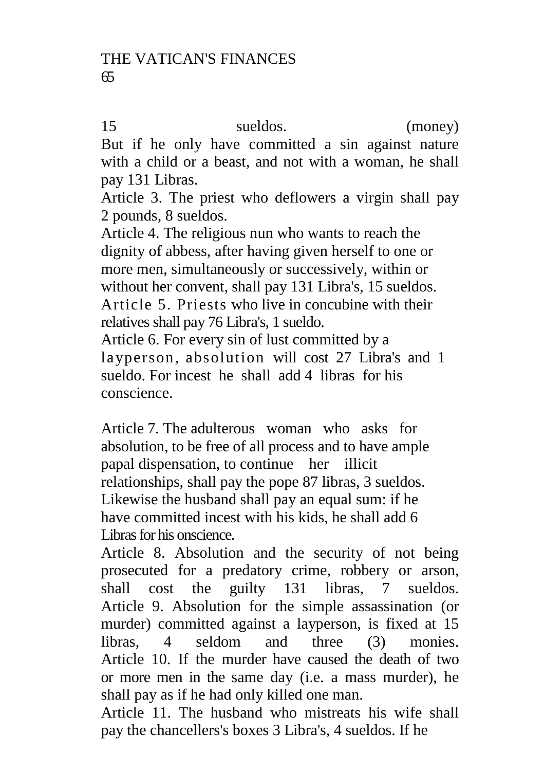15 sueldos. (money)
But if he only have committed a sin against nature with a child or a beast, and not with a woman, he shall pay 131 Libras.

Article 3. The priest who deflowers a virgin shall pay 2 pounds, 8 sueldos.

Article 4. The religious nun who wants to reach the dignity of abbess, after having given herself to one or more men, simultaneously or successively, within or without her convent, shall pay 131 Libra's, 15 sueldos.

Article 5. Priests who live in concubine with their relatives shall pay 76 Libra's, 1 sueldo.

Article 6. For every sin of lust committed by a layperson, absolution will cost 27 Libra's and 1 sueldo. For incest he shall add 4 libras for his conscience.

Article 7. The adulterous woman who asks for absolution, to be free of all process and to have ample papal dispensation, to continue her illicit relationships, shall pay the pope 87 libras, 3 sueldos. Likewise the husband shall pay an equal sum: if he have committed incest with his kids, he shall add 6 Libras for his onscience.

Article 8. Absolution and the security of not being prosecuted for a predatory crime, robbery or arson, shall cost the guilty 131 libras, 7 sueldos.

Article 9. Absolution for the simple assassination (or murder) committed against a layperson, is fixed at 15 libras, 4 seldom and three (3) monies.

Article 10. If the murder have caused the death of two or more men in the same day (i.e. a mass murder), he shall pay as if he had only killed one man.

Article 11. The husband who mistreats his wife shall pay the chancellers's boxes 3 Libra's, 4 sueldos. If he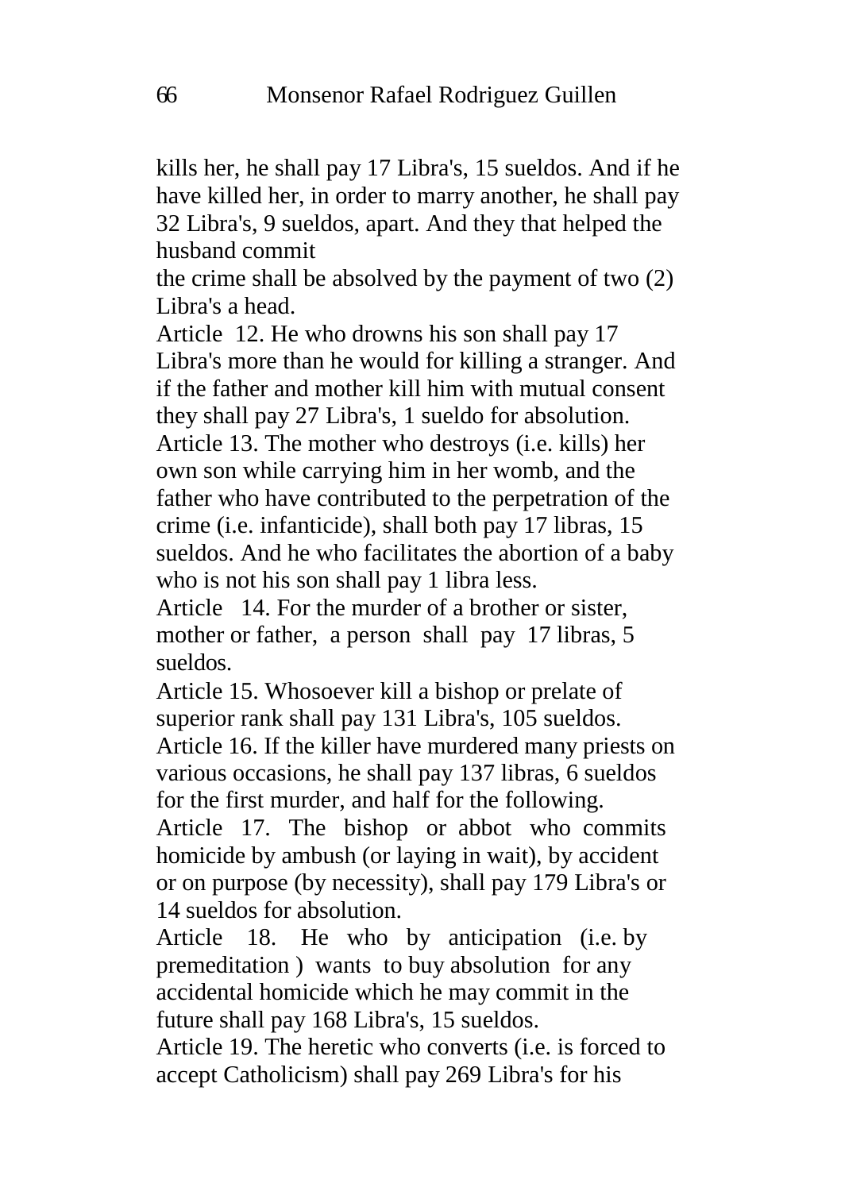kills her, he shall pay 17 Libra's, 15 sueldos. And if he have killed her, in order to marry another, he shall pay 32 Libra's, 9 sueldos, apart. And they that helped the husband commit the crime shall be absolved by the payment of two (2) Libra's a head.

Article 12. He who drowns his son shall pay 17 Libra's more than he would for killing a stranger. And if the father and mother kill him with mutual consent they shall pay 27 Libra's, 1 sueldo for absolution.

Article 13. The mother who destroys (i.e. kills) her own son while carrying him in her womb, and the father who have contributed to the perpetration of the crime (i.e. infanticide), shall both pay 17 libras, 15 sueldos. And he who facilitates the abortion of a baby who is not his son shall pay 1 libra less.

Article 14. For the murder of a brother or sister, mother or father, a person shall pay 17 libras, 5 sueldos.

Article 15. Whosoever kill a bishop or prelate of superior rank shall pay 131 Libra's, 105 sueldos.

Article 16. If the killer have murdered many priests on various occasions, he shall pay 137 libras, 6 sueldos for the first murder, and half for the following.

Article 17. The bishop or abbot who commits homicide by ambush (or laying in wait), by accident or on purpose (by necessity), shall pay 179 Libra's or 14 sueldos for absolution.

Article 18. He who by anticipation (i.e. by premeditation ) wants to buy absolution for any accidental homicide which he may commit in the future shall pay 168 Libra's, 15 sueldos.

Article 19. The heretic who converts (i.e. is forced to accept Catholicism) shall pay 269 Libra's for his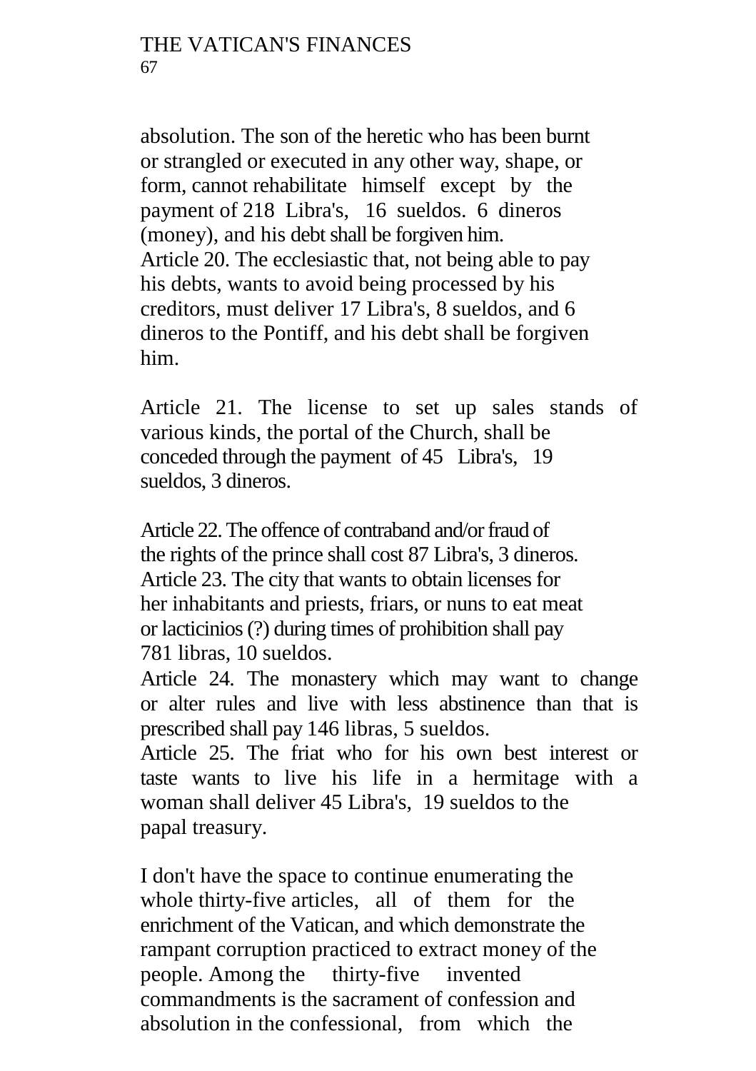absolution. The son of the heretic who has been burnt or strangled or executed in any other way, shape, or form, cannot rehabilitate himself except by the payment of 218 Libra's, 16 sueldos. 6 dineros (money), and his debt shall be forgiven him.

Article 20. The ecclesiastic that, not being able to pay his debts, wants to avoid being processed by his creditors, must deliver 17 Libra's, 8 sueldos, and 6 dineros to the Pontiff, and his debt shall be forgiven him.

Article 21. The license to set up sales stands of various kinds, the portal of the Church, shall be conceded through the payment of 45 Libra's, 19 sueldos, 3 dineros.

Article 22. The offence of contraband and/or fraud of the rights of the prince shall cost 87 Libra's, 3 dineros.

Article 23. The city that wants to obtain licenses for her inhabitants and priests, friars, or nuns to eat meat or lacticinios (?) during times of prohibition shall pay 781 libras, 10 sueldos.

Article 24. The monastery which may want to change or alter rules and live with less abstinence than that is prescribed shall pay 146 libras, 5 sueldos.

Article 25. The friat who for his own best interest or taste wants to live his life in a hermitage with a woman shall deliver 45 Libra's, 19 sueldos to the papal treasury.

I don't have the space to continue enumerating the whole thirty-five articles, all of them for the enrichment of the Vatican, and which demonstrate the rampant corruption practiced to extract money of the people. Among the thirty-five invented commandments is the sacrament of confession and absolution in the confessional, from which the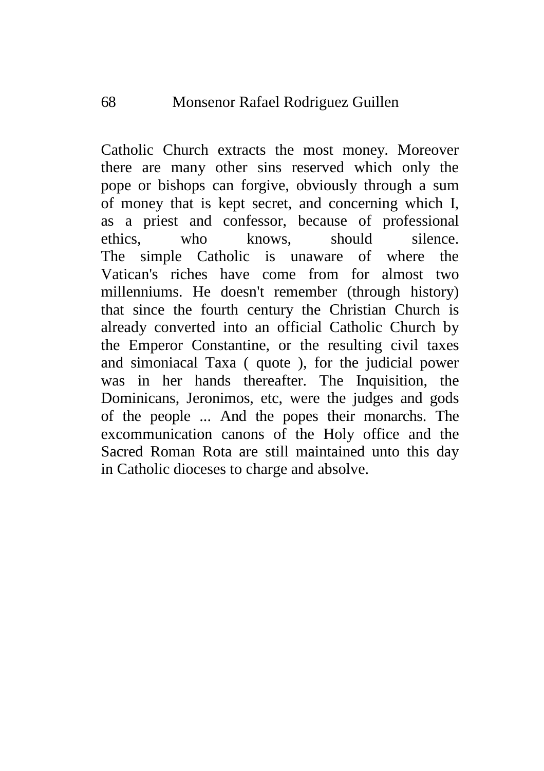Catholic Church extracts the most money. Moreover there are many other sins reserved which only the pope or bishops can forgive, obviously through a sum of money that is kept secret, and concerning which I, as a priest and confessor, because of professional ethics, who knows, should silence.
The simple Catholic is unaware of where the Vatican's riches have come from for almost two millenniums. He doesn't remember (through history) that since the fourth century the Christian Church is already converted into an official Catholic Church by the Emperor Constantine, or the resulting civil taxes and simoniacal Taxa ( quote ), for the judicial power was in her hands thereafter. The Inquisition, the Dominicans, Jeronimos, etc, were the judges and gods of the people ... And the popes their monarchs. The excommunication canons of the Holy office and the Sacred Roman Rota are still maintained unto this day in Catholic dioceses to charge and absolve.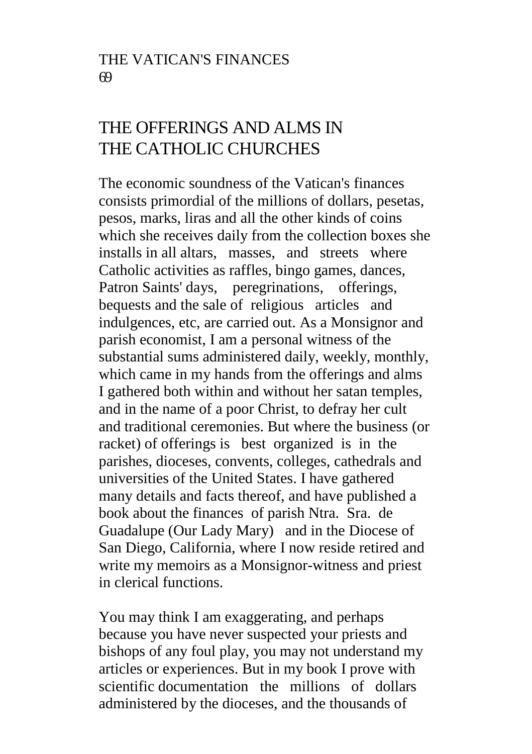# THE OFFERINGS AND ALMS IN THE CATHOLIC CHURCHES

The economic soundness of the Vatican's finances consists primordial of the millions of dollars, pesetas, pesos, marks, liras and all the other kinds of coins which she receives daily from the collection boxes she installs in all altars, masses, and streets where Catholic activities as raffles, bingo games, dances, Patron Saints' days, peregrinations, offerings, bequests and the sale of religious articles and indulgences, etc, are carried out. As a Monsignor and parish economist, I am a personal witness of the substantial sums administered daily, weekly, monthly, which came in my hands from the offerings and alms I gathered both within and without her satan temples, and in the name of a poor Christ, to defray her cult and traditional ceremonies. But where the business (or racket) of offerings is best organized is in the parishes, dioceses, convents, colleges, cathedrals and universities of the United States. I have gathered many details and facts thereof, and have published a book about the finances of parish Ntra. Sra. de Guadalupe (Our Lady Mary) and in the Diocese of San Diego, California, where I now reside retired and write my memoirs as a Monsignor-witness and priest in clerical functions.

You may think I am exaggerating, and perhaps because you have never suspected your priests and bishops of any foul play, you may not understand my articles or experiences. But in my book I prove with scientific documentation the millions of dollars administered by the dioceses, and the thousands of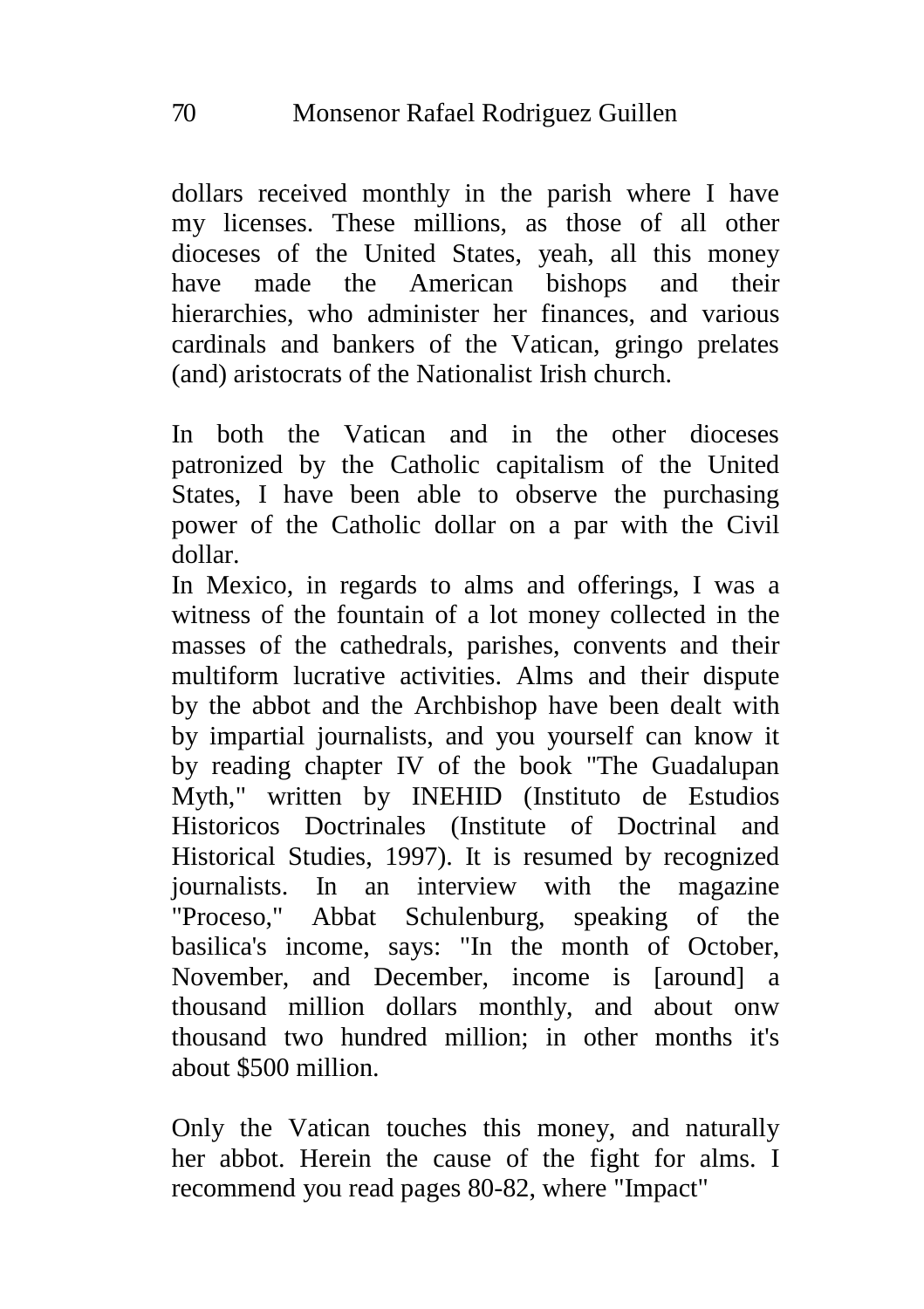dollars received monthly in the parish where I have my licenses. These millions, as those of all other dioceses of the United States, yeah, all this money have made the American bishops and their hierarchies, who administer her finances, and various cardinals and bankers of the Vatican, gringo prelates (and) aristocrats of the Nationalist Irish church.

In both the Vatican and in the other dioceses patronized by the Catholic capitalism of the United States, I have been able to observe the purchasing power of the Catholic dollar on a par with the Civil dollar.

In Mexico, in regards to alms and offerings, I was a witness of the fountain of a lot money collected in the masses of the cathedrals, parishes, convents and their multiform lucrative activities. Alms and their dispute by the abbot and the Archbishop have been dealt with by impartial journalists, and you yourself can know it by reading chapter IV of the book "The Guadalupan Myth," written by INEHID (Instituto de Estudios Historicos Doctrinales (Institute of Doctrinal and Historical Studies, 1997). It is resumed by recognized journalists. In an interview with the magazine "Proceso," Abbat Schulenburg, speaking of the basilica's income, says: "In the month of October, November, and December, income is [around] a thousand million dollars monthly, and about onw thousand two hundred million; in other months it's about $500 million.

Only the Vatican touches this money, and naturally her abbot. Herein the cause of the fight for alms. I recommend you read pages 80-82, where "Impact"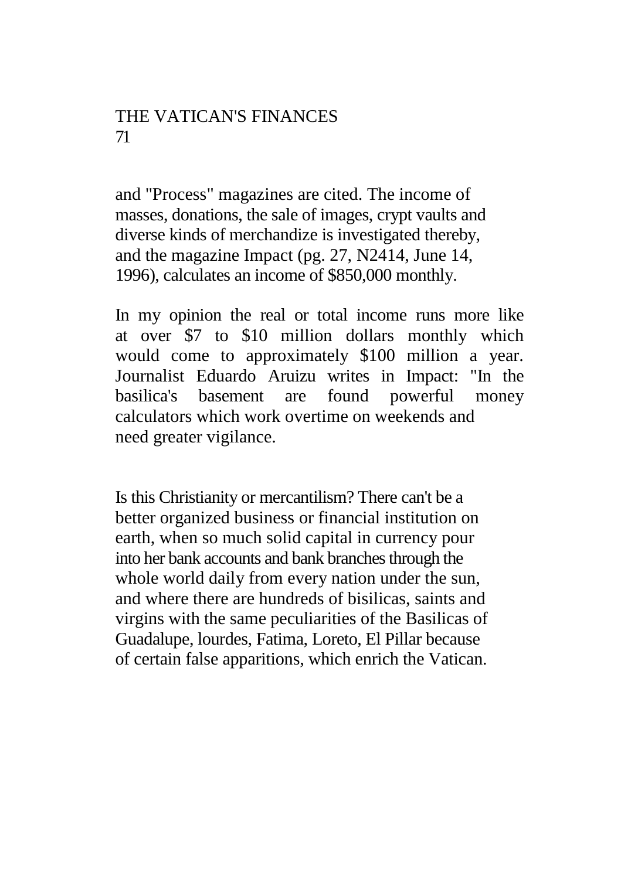and "Process" magazines are cited. The income of masses, donations, the sale of images, crypt vaults and diverse kinds of merchandize is investigated thereby, and the magazine Impact (pg. 27, N2414, June 14, 1996), calculates an income of $850,000 monthly.

In my opinion the real or total income runs more like at over $7 to $10 million dollars monthly which would come to approximately $100 million a year. Journalist Eduardo Aruizu writes in Impact: "In the basilica's basement are found powerful money calculators which work overtime on weekends and need greater vigilance.

Is this Christianity or mercantilism? There can't be a better organized business or financial institution on earth, when so much solid capital in currency pour into her bank accounts and bank branches through the whole world daily from every nation under the sun, and where there are hundreds of bisilicas, saints and virgins with the same peculiarities of the Basilicas of Guadalupe, lourdes, Fatima, Loreto, El Pillar because of certain false apparitions, which enrich the Vatican.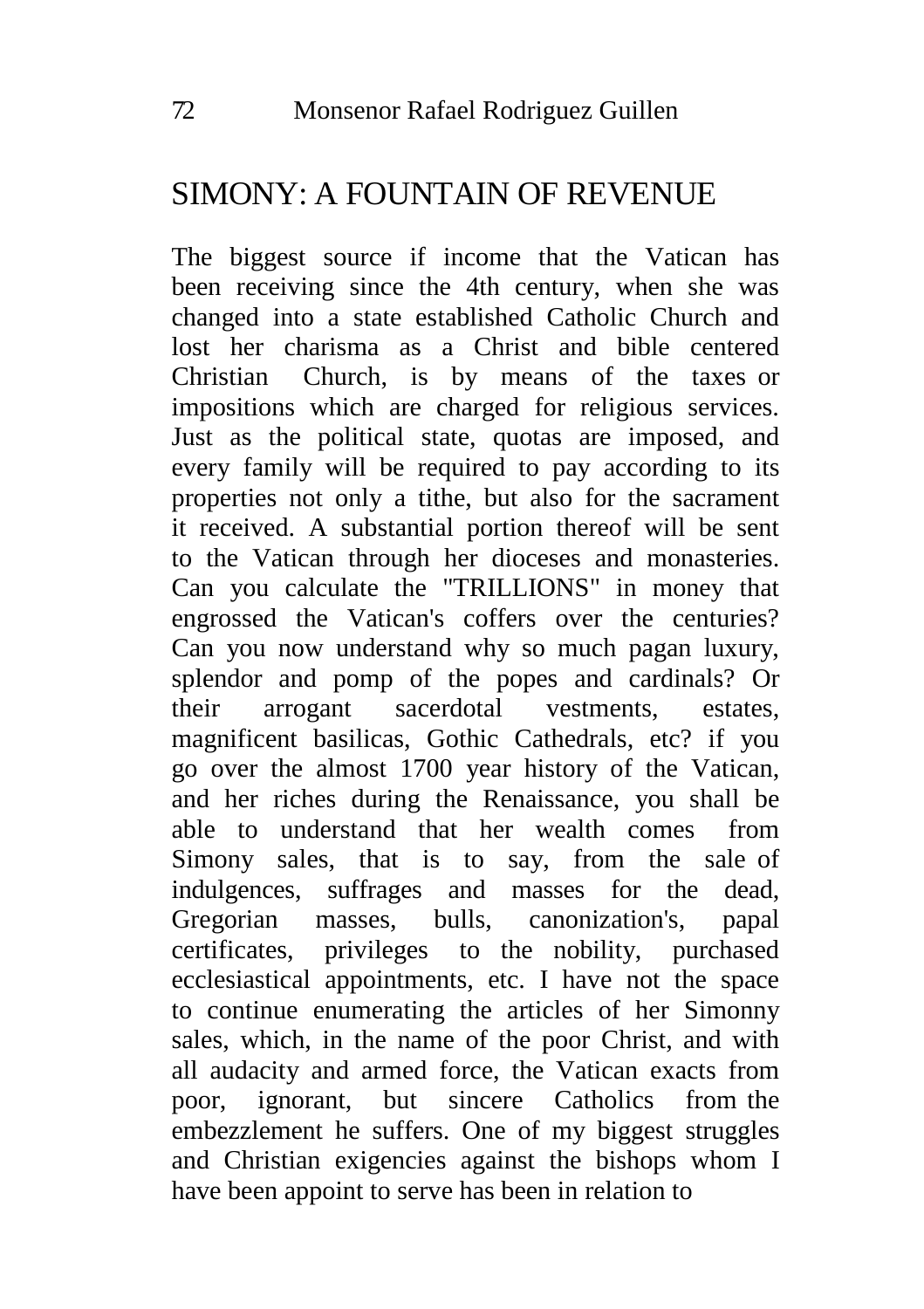## SIMONY: A FOUNTAIN OF REVENUE

The biggest source if income that the Vatican has been receiving since the 4th century, when she was changed into a state established Catholic Church and lost her charisma as a Christ and bible centered Christian Church, is by means of the taxes or impositions which are charged for religious services. Just as the political state, quotas are imposed, and every family will be required to pay according to its properties not only a tithe, but also for the sacrament it received. A substantial portion thereof will be sent to the Vatican through her dioceses and monasteries. Can you calculate the "TRILLIONS" in money that engrossed the Vatican's coffers over the centuries? Can you now understand why so much pagan luxury, splendor and pomp of the popes and cardinals? Or their arrogant sacerdotal vestments, estates, magnificent basilicas, Gothic Cathedrals, etc? if you go over the almost 1700 year history of the Vatican, and her riches during the Renaissance, you shall be able to understand that her wealth comes from Simony sales, that is to say, from the sale of indulgences, suffrages and masses for the dead, Gregorian masses, bulls, canonization's, papal certificates, privileges to the nobility, purchased ecclesiastical appointments, etc. I have not the space to continue enumerating the articles of her Simonny sales, which, in the name of the poor Christ, and with all audacity and armed force, the Vatican exacts from poor, ignorant, but sincere Catholics from the embezzlement he suffers. One of my biggest struggles and Christian exigencies against the bishops whom I have been appoint to serve has been in relation to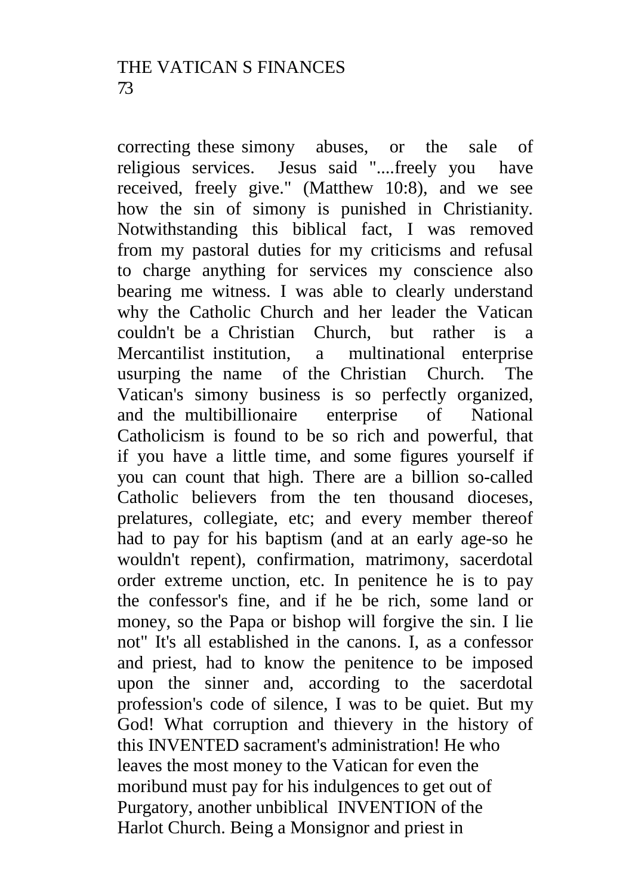correcting these simony abuses, or the sale of religious services. Jesus said "....freely you have received, freely give." (Matthew 10:8), and we see how the sin of simony is punished in Christianity. Notwithstanding this biblical fact, I was removed from my pastoral duties for my criticisms and refusal to charge anything for services my conscience also bearing me witness. I was able to clearly understand why the Catholic Church and her leader the Vatican couldn't be a Christian Church, but rather is a Mercantilist institution, a multinational enterprise usurping the name of the Christian Church. The Vatican's simony business is so perfectly organized, and the multibillionaire enterprise of National Catholicism is found to be so rich and powerful, that if you have a little time, and some figures yourself if you can count that high. There are a billion so-called Catholic believers from the ten thousand dioceses, prelatures, collegiate, etc; and every member thereof had to pay for his baptism (and at an early age-so he wouldn't repent), confirmation, matrimony, sacerdotal order extreme unction, etc. In penitence he is to pay the confessor's fine, and if he be rich, some land or money, so the Papa or bishop will forgive the sin. I lie not" It's all established in the canons. I, as a confessor and priest, had to know the penitence to be imposed upon the sinner and, according to the sacerdotal profession's code of silence, I was to be quiet. But my God! What corruption and thievery in the history of this INVENTED sacrament's administration! He who leaves the most money to the Vatican for even the moribund must pay for his indulgences to get out of Purgatory, another unbiblical INVENTION of the Harlot Church. Being a Monsignor and priest in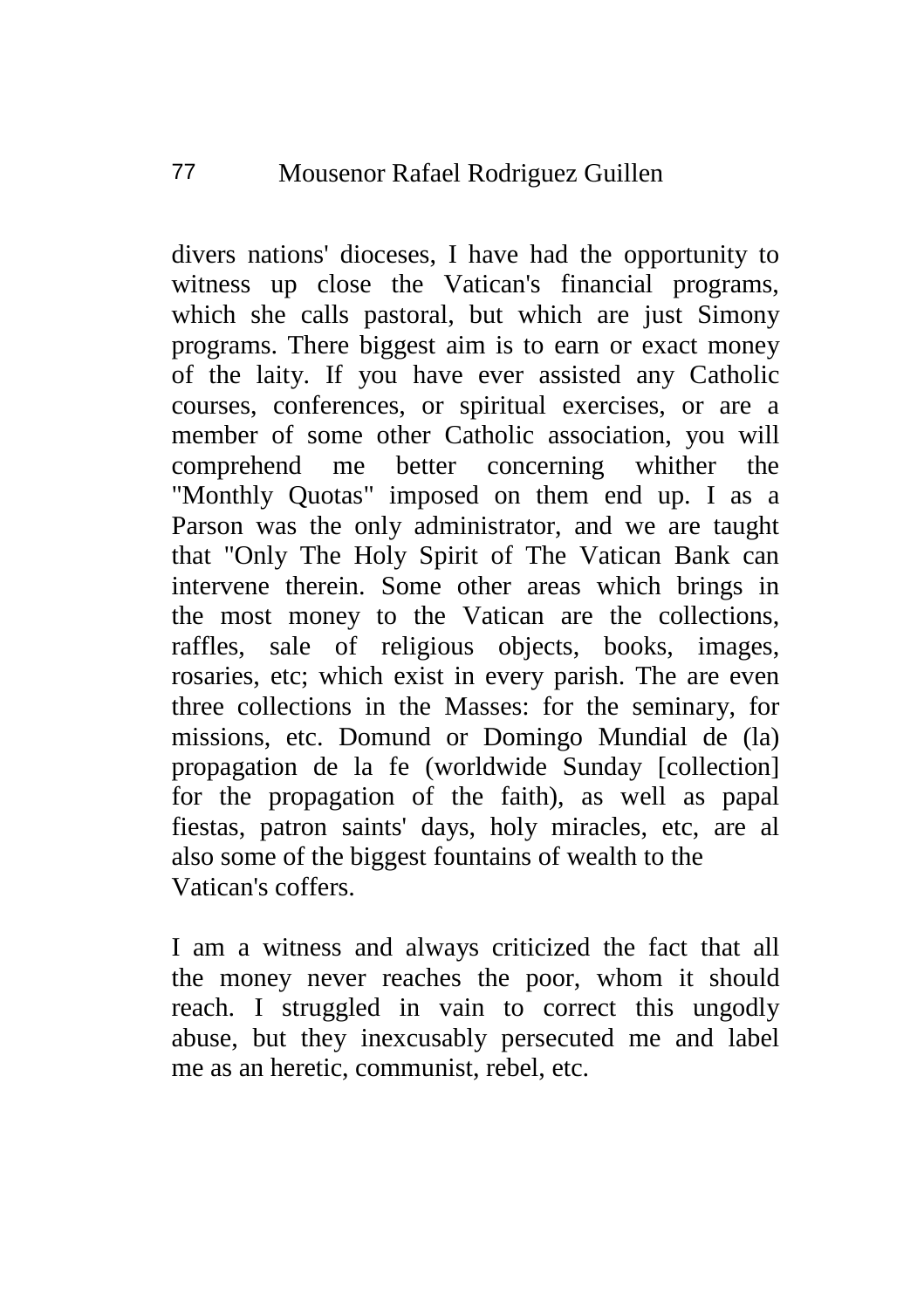divers nations' dioceses, I have had the opportunity to witness up close the Vatican's financial programs, which she calls pastoral, but which are just Simony programs. There biggest aim is to earn or exact money of the laity. If you have ever assisted any Catholic courses, conferences, or spiritual exercises, or are a member of some other Catholic association, you will comprehend me better concerning whither the "Monthly Quotas" imposed on them end up. I as a Parson was the only administrator, and we are taught that "Only The Holy Spirit of The Vatican Bank can intervene therein. Some other areas which brings in the most money to the Vatican are the collections, raffles, sale of religious objects, books, images, rosaries, etc; which exist in every parish. The are even three collections in the Masses: for the seminary, for missions, etc. Domund or Domingo Mundial de (la) propagation de la fe (worldwide Sunday [collection] for the propagation of the faith), as well as papal fiestas, patron saints' days, holy miracles, etc, are al also some of the biggest fountains of wealth to the Vatican's coffers.

I am a witness and always criticized the fact that all the money never reaches the poor, whom it should reach. I struggled in vain to correct this ungodly abuse, but they inexcusably persecuted me and label me as an heretic, communist, rebel, etc.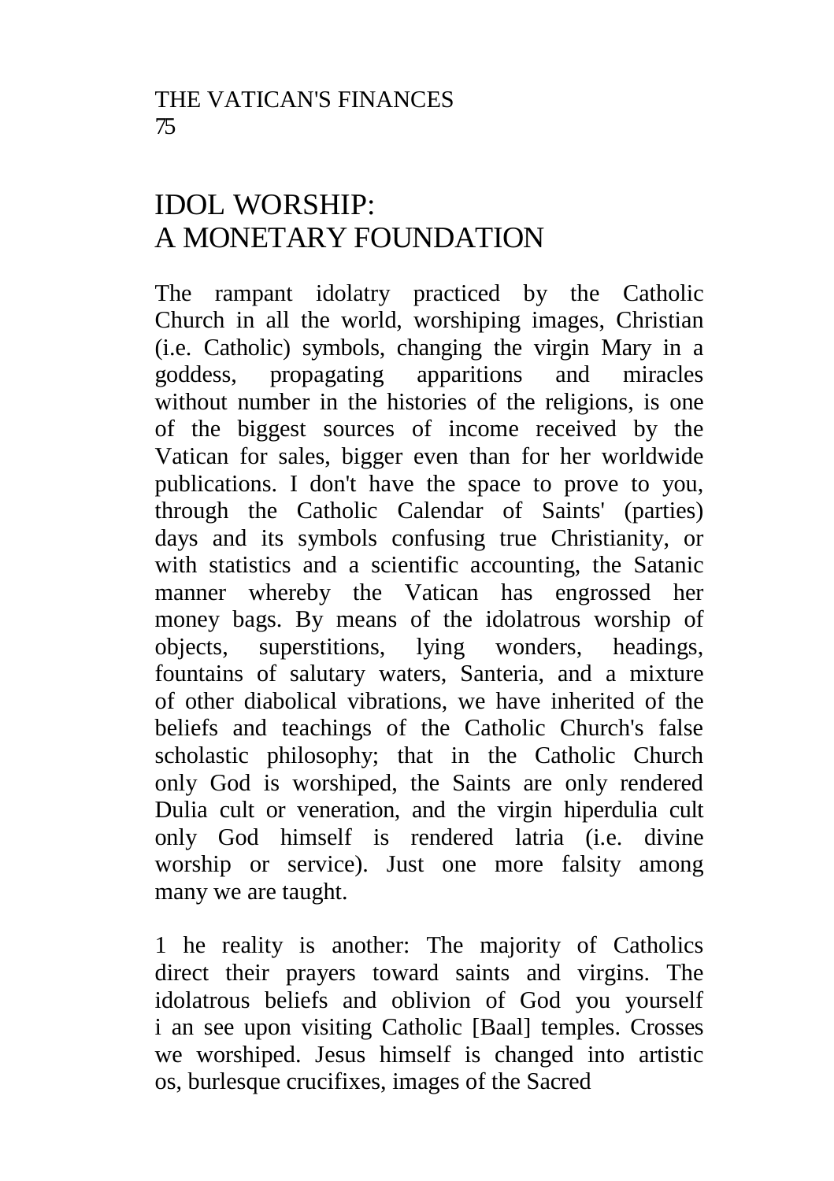# IDOL WORSHIP: A MONETARY FOUNDATION

The rampant idolatry practiced by the Catholic Church in all the world, worshiping images, Christian (i.e. Catholic) symbols, changing the virgin Mary in a goddess, propagating apparitions and miracles without number in the histories of the religions, is one of the biggest sources of income received by the Vatican for sales, bigger even than for her worldwide publications. I don't have the space to prove to you, through the Catholic Calendar of Saints' (parties) days and its symbols confusing true Christianity, or with statistics and a scientific accounting, the Satanic manner whereby the Vatican has engrossed her money bags. By means of the idolatrous worship of objects, superstitions, lying wonders, headings, fountains of salutary waters, Santeria, and a mixture of other diabolical vibrations, we have inherited of the beliefs and teachings of the Catholic Church's false scholastic philosophy; that in the Catholic Church only God is worshiped, the Saints are only rendered Dulia cult or veneration, and the virgin hiperdulia cult only God himself is rendered latria (i.e. divine worship or service). Just one more falsity among many we are taught.

1 he reality is another: The majority of Catholics direct their prayers toward saints and virgins. The idolatrous beliefs and oblivion of God you yourself i an see upon visiting Catholic [Baal] temples. Crosses we worshiped. Jesus himself is changed into artistic os, burlesque crucifixes, images of the Sacred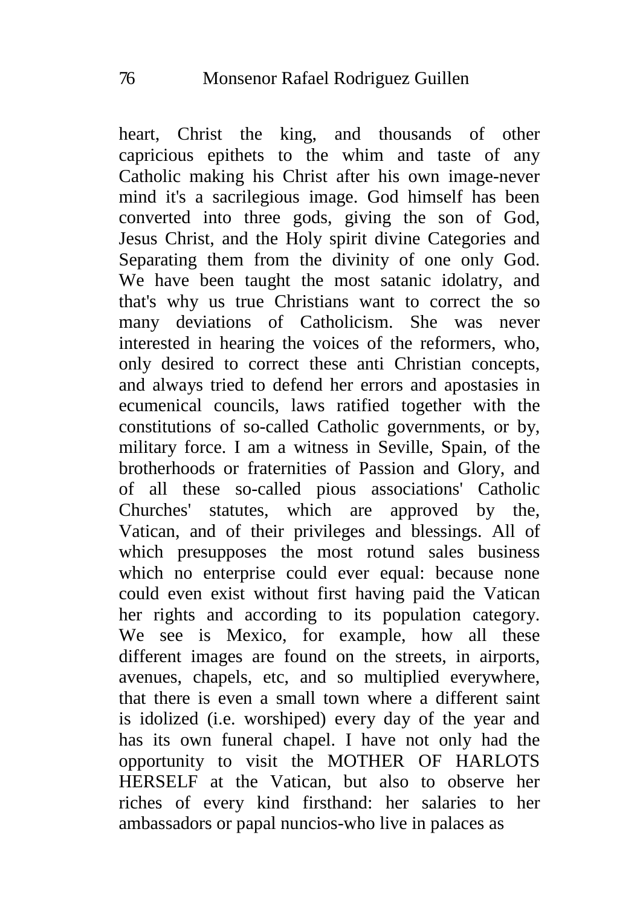heart, Christ the king, and thousands of other capricious epithets to the whim and taste of any Catholic making his Christ after his own image-never mind it's a sacrilegious image. God himself has been converted into three gods, giving the son of God, Jesus Christ, and the Holy spirit divine Categories and Separating them from the divinity of one only God. We have been taught the most satanic idolatry, and that's why us true Christians want to correct the so many deviations of Catholicism. She was never interested in hearing the voices of the reformers, who, only desired to correct these anti Christian concepts, and always tried to defend her errors and apostasies in ecumenical councils, laws ratified together with the constitutions of so-called Catholic governments, or by, military force. I am a witness in Seville, Spain, of the brotherhoods or fraternities of Passion and Glory, and of all these so-called pious associations' Catholic Churches' statutes, which are approved by the, Vatican, and of their privileges and blessings. All of which presupposes the most rotund sales business which no enterprise could ever equal: because none could even exist without first having paid the Vatican her rights and according to its population category. We see is Mexico, for example, how all these different images are found on the streets, in airports, avenues, chapels, etc, and so multiplied everywhere, that there is even a small town where a different saint is idolized (i.e. worshiped) every day of the year and has its own funeral chapel. I have not only had the opportunity to visit the MOTHER OF HARLOTS HERSELF at the Vatican, but also to observe her riches of every kind firsthand: her salaries to her ambassadors or papal nuncios-who live in palaces as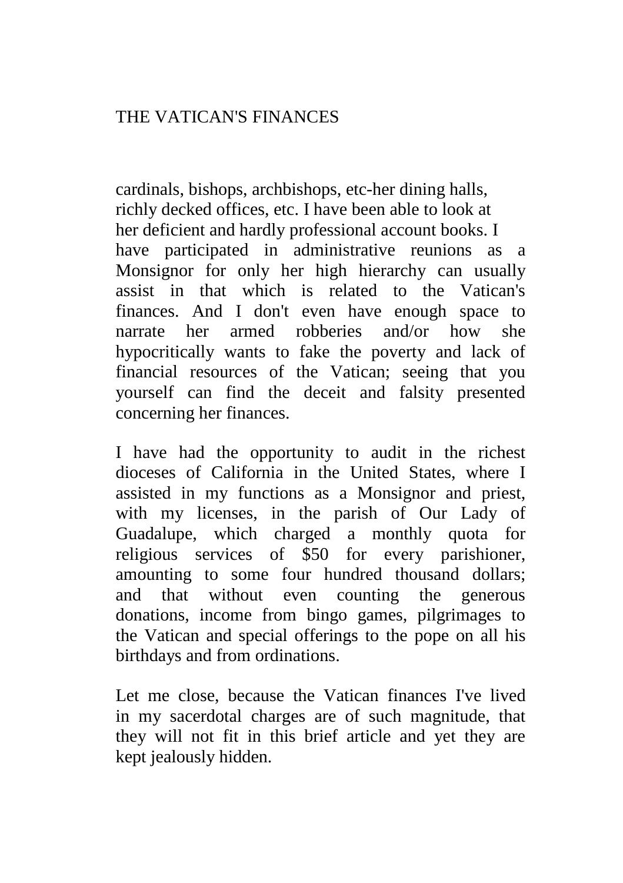cardinals, bishops, archbishops, etc-her dining halls, richly decked offices, etc. I have been able to look at her deficient and hardly professional account books. I have participated in administrative reunions as a Monsignor for only her high hierarchy can usually assist in that which is related to the Vatican's finances. And I don't even have enough space to narrate her armed robberies and/or how she hypocritically wants to fake the poverty and lack of financial resources of the Vatican; seeing that you yourself can find the deceit and falsity presented concerning her finances.

I have had the opportunity to audit in the richest dioceses of California in the United States, where I assisted in my functions as a Monsignor and priest, with my licenses, in the parish of Our Lady of Guadalupe, which charged a monthly quota for religious services of $50 for every parishioner, amounting to some four hundred thousand dollars; and that without even counting the generous donations, income from bingo games, pilgrimages to the Vatican and special offerings to the pope on all his birthdays and from ordinations.

Let me close, because the Vatican finances I've lived in my sacerdotal charges are of such magnitude, that they will not fit in this brief article and yet they are kept jealously hidden.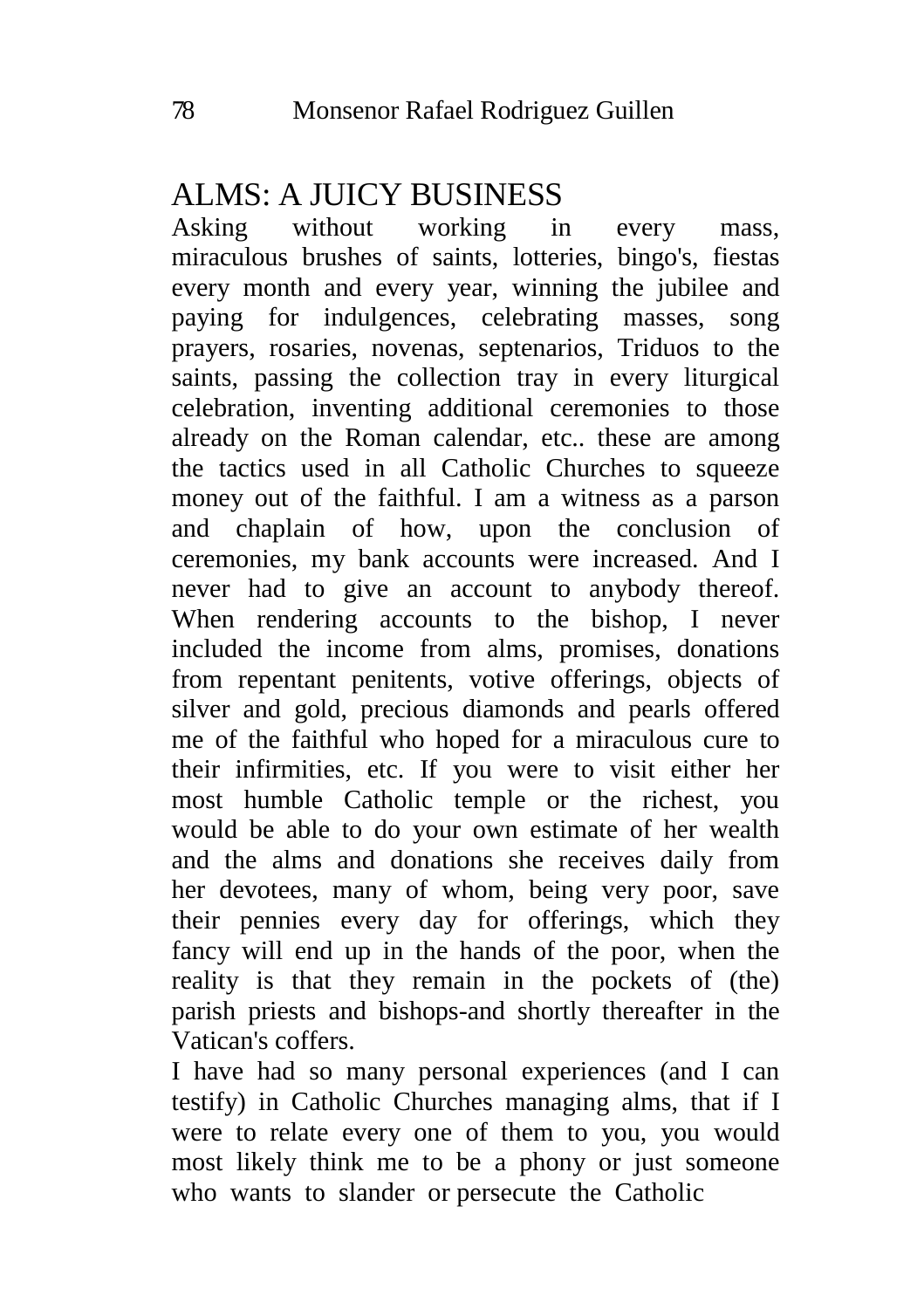## ALMS: A JUICY BUSINESS

Asking without working in every mass, miraculous brushes of saints, lotteries, bingo's, fiestas every month and every year, winning the jubilee and paying for indulgences, celebrating masses, song prayers, rosaries, novenas, septenarios, Triduos to the saints, passing the collection tray in every liturgical celebration, inventing additional ceremonies to those already on the Roman calendar, etc.. these are among the tactics used in all Catholic Churches to squeeze money out of the faithful. I am a witness as a parson and chaplain of how, upon the conclusion of ceremonies, my bank accounts were increased. And I never had to give an account to anybody thereof. When rendering accounts to the bishop, I never included the income from alms, promises, donations from repentant penitents, votive offerings, objects of silver and gold, precious diamonds and pearls offered me of the faithful who hoped for a miraculous cure to their infirmities, etc. If you were to visit either her most humble Catholic temple or the richest, you would be able to do your own estimate of her wealth and the alms and donations she receives daily from her devotees, many of whom, being very poor, save their pennies every day for offerings, which they fancy will end up in the hands of the poor, when the reality is that they remain in the pockets of (the) parish priests and bishops-and shortly thereafter in the Vatican's coffers.

I have had so many personal experiences (and I can testify) in Catholic Churches managing alms, that if I were to relate every one of them to you, you would most likely think me to be a phony or just someone who wants to slander or persecute the Catholic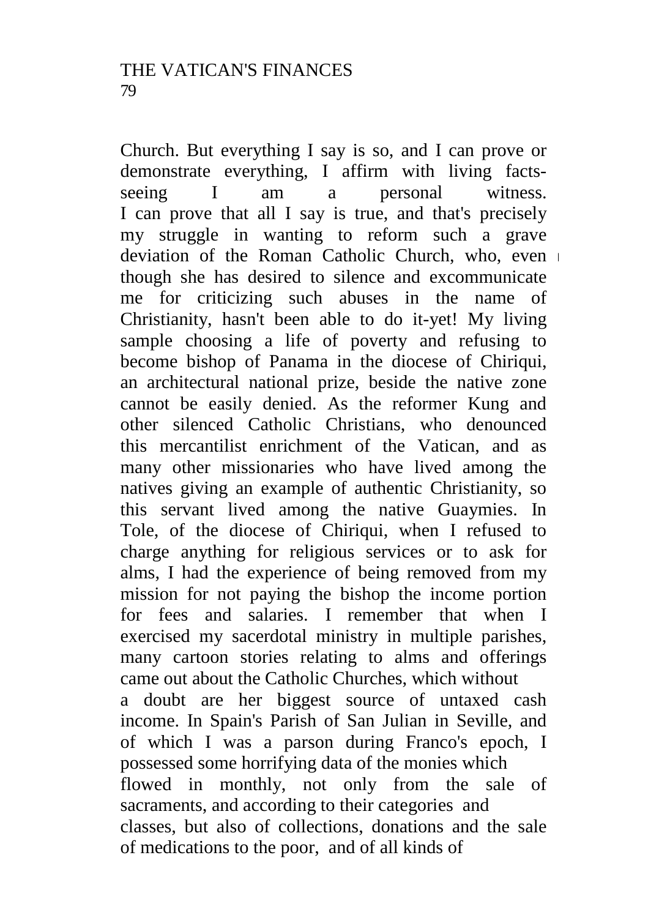Church. But everything I say is so, and I can prove or demonstrate everything, I affirm with living facts-seeing I am a personal witness.
I can prove that all I say is true, and that's precisely my struggle in wanting to reform such a grave deviation of the Roman Catholic Church, who, even though she has desired to silence and excommunicate me for criticizing such abuses in the name of Christianity, hasn't been able to do it-yet! My living sample choosing a life of poverty and refusing to become bishop of Panama in the diocese of Chiriqui, an architectural national prize, beside the native zone cannot be easily denied. As the reformer Kung and other silenced Catholic Christians, who denounced this mercantilist enrichment of the Vatican, and as many other missionaries who have lived among the natives giving an example of authentic Christianity, so this servant lived among the native Guaymies. In Tole, of the diocese of Chiriqui, when I refused to charge anything for religious services or to ask for alms, I had the experience of being removed from my mission for not paying the bishop the income portion for fees and salaries. I remember that when I exercised my sacerdotal ministry in multiple parishes, many cartoon stories relating to alms and offerings came out about the Catholic Churches, which without a doubt are her biggest source of untaxed cash income. In Spain's Parish of San Julian in Seville, and of which I was a parson during Franco's epoch, I possessed some horrifying data of the monies which flowed in monthly, not only from the sale of sacraments, and according to their categories and classes, but also of collections, donations and the sale of medications to the poor, and of all kinds of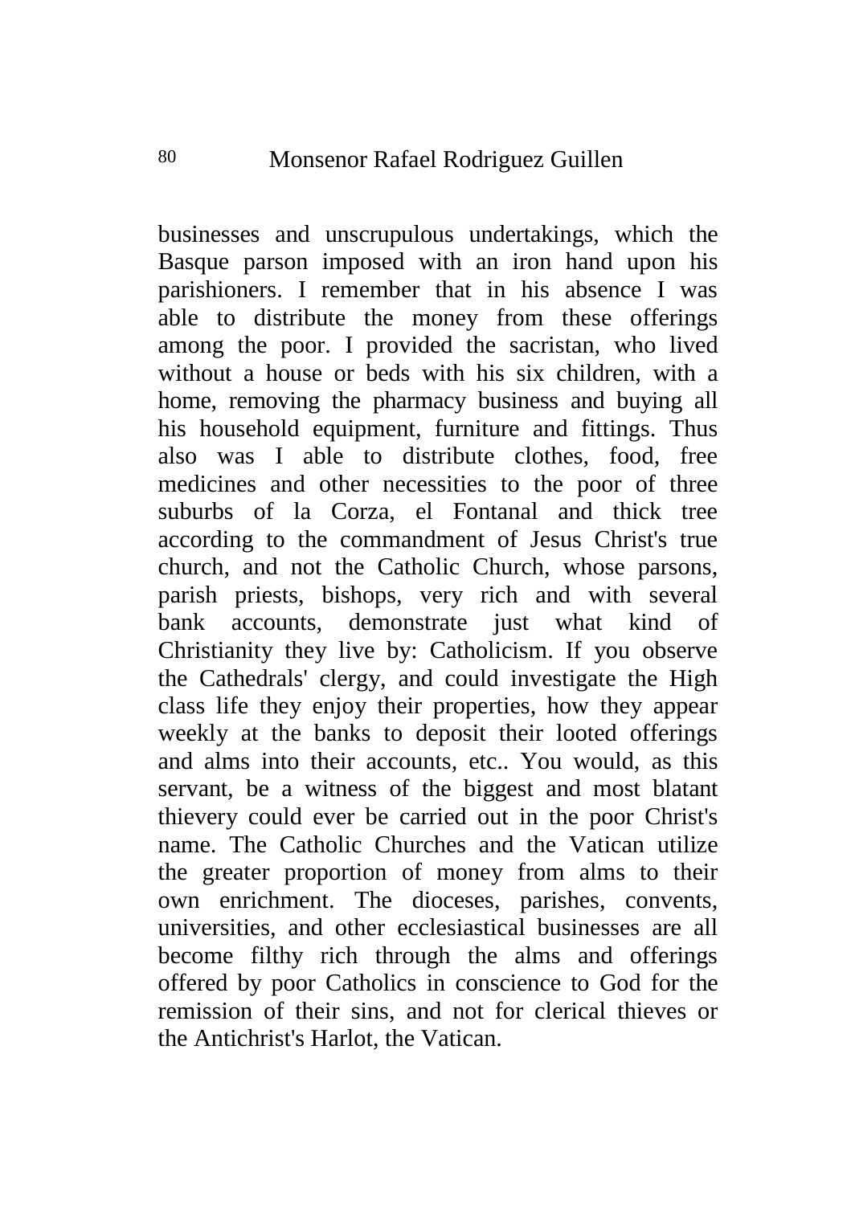businesses and unscrupulous undertakings, which the Basque parson imposed with an iron hand upon his parishioners. I remember that in his absence I was able to distribute the money from these offerings among the poor. I provided the sacristan, who lived without a house or beds with his six children, with a home, removing the pharmacy business and buying all his household equipment, furniture and fittings. Thus also was I able to distribute clothes, food, free medicines and other necessities to the poor of three suburbs of la Corza, el Fontanal and thick tree according to the commandment of Jesus Christ's true church, and not the Catholic Church, whose parsons, parish priests, bishops, very rich and with several bank accounts, demonstrate just what kind of Christianity they live by: Catholicism. If you observe the Cathedrals' clergy, and could investigate the High class life they enjoy their properties, how they appear weekly at the banks to deposit their looted offerings and alms into their accounts, etc.. You would, as this servant, be a witness of the biggest and most blatant thievery could ever be carried out in the poor Christ's name. The Catholic Churches and the Vatican utilize the greater proportion of money from alms to their own enrichment. The dioceses, parishes, convents, universities, and other ecclesiastical businesses are all become filthy rich through the alms and offerings offered by poor Catholics in conscience to God for the remission of their sins, and not for clerical thieves or the Antichrist's Harlot, the Vatican.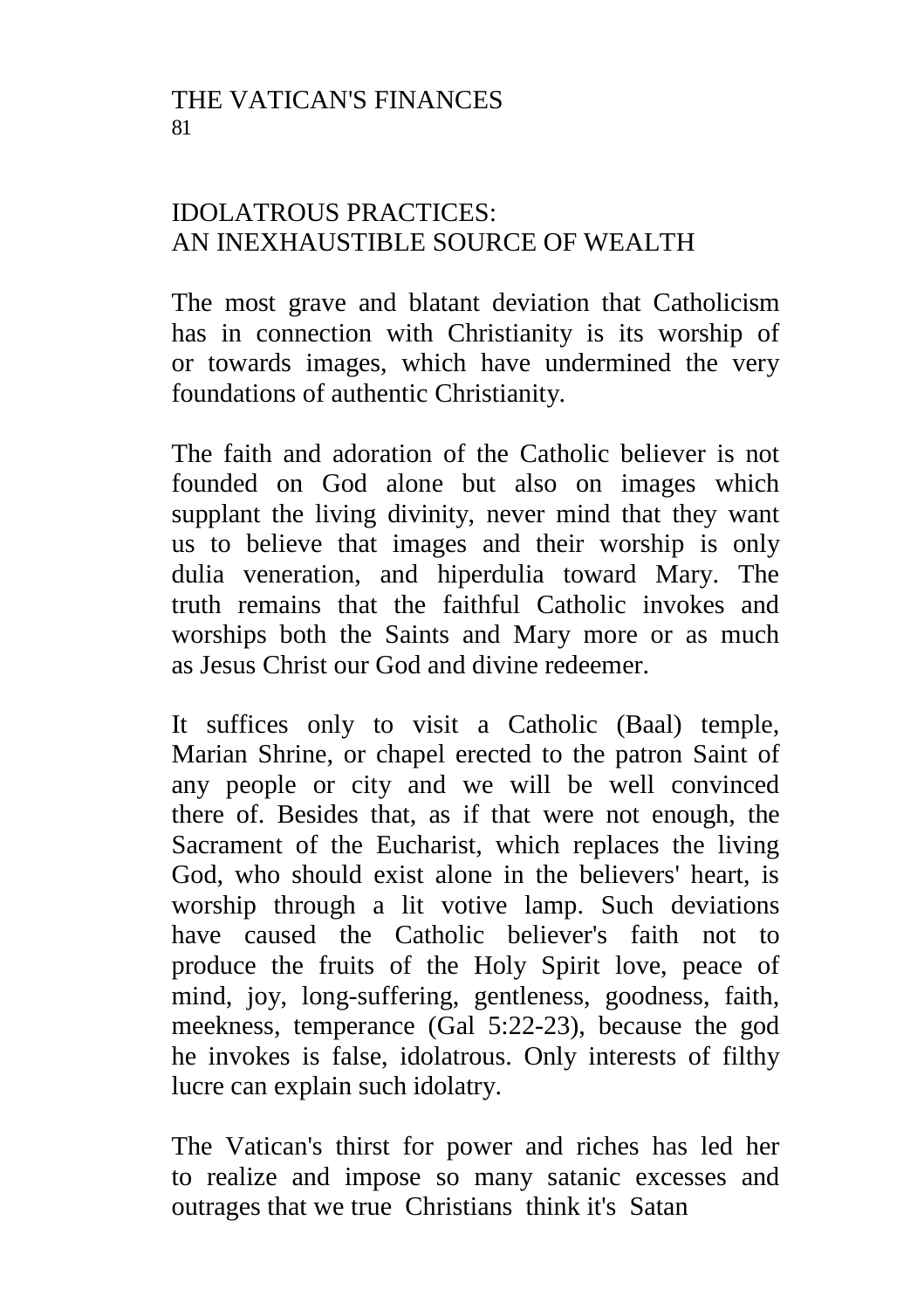## IDOLATROUS PRACTICES: AN INEXHAUSTIBLE SOURCE OF WEALTH

The most grave and blatant deviation that Catholicism has in connection with Christianity is its worship of or towards images, which have undermined the very foundations of authentic Christianity.

The faith and adoration of the Catholic believer is not founded on God alone but also on images which supplant the living divinity, never mind that they want us to believe that images and their worship is only dulia veneration, and hiperdulia toward Mary. The truth remains that the faithful Catholic invokes and worships both the Saints and Mary more or as much as Jesus Christ our God and divine redeemer.

It suffices only to visit a Catholic (Baal) temple, Marian Shrine, or chapel erected to the patron Saint of any people or city and we will be well convinced there of. Besides that, as if that were not enough, the Sacrament of the Eucharist, which replaces the living God, who should exist alone in the believers' heart, is worship through a lit votive lamp. Such deviations have caused the Catholic believer's faith not to produce the fruits of the Holy Spirit love, peace of mind, joy, long-suffering, gentleness, goodness, faith, meekness, temperance (Gal 5:22-23), because the god he invokes is false, idolatrous. Only interests of filthy lucre can explain such idolatry.

The Vatican's thirst for power and riches has led her to realize and impose so many satanic excesses and outrages that we true Christians think it's Satan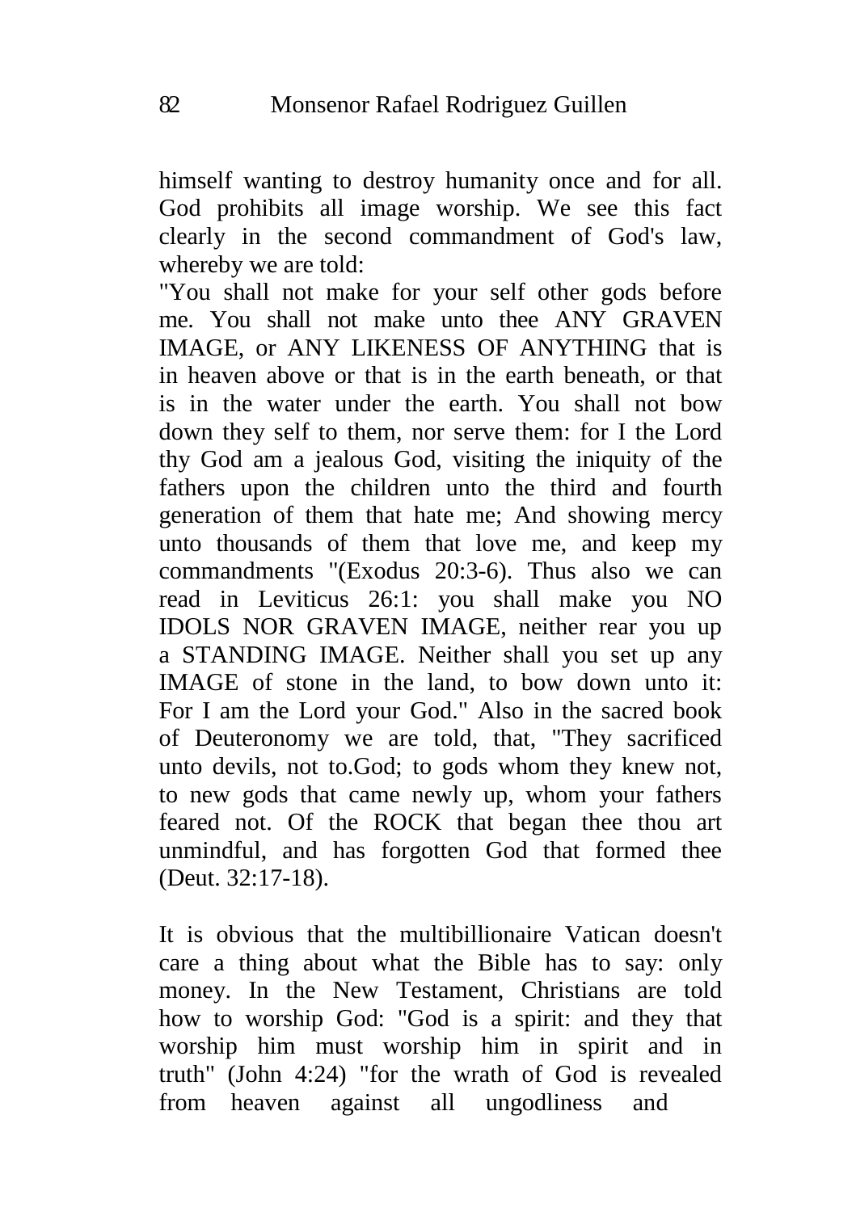himself wanting to destroy humanity once and for all. God prohibits all image worship. We see this fact clearly in the second commandment of God's law, whereby we are told:

"You shall not make for your self other gods before me. You shall not make unto thee ANY GRAVEN IMAGE, or ANY LIKENESS OF ANYTHING that is in heaven above or that is in the earth beneath, or that is in the water under the earth. You shall not bow down they self to them, nor serve them: for I the Lord thy God am a jealous God, visiting the iniquity of the fathers upon the children unto the third and fourth generation of them that hate me; And showing mercy unto thousands of them that love me, and keep my commandments "(Exodus 20:3-6). Thus also we can read in Leviticus 26:1: you shall make you NO IDOLS NOR GRAVEN IMAGE, neither rear you up a STANDING IMAGE. Neither shall you set up any IMAGE of stone in the land, to bow down unto it: For I am the Lord your God." Also in the sacred book of Deuteronomy we are told, that, "They sacrificed unto devils, not to.God; to gods whom they knew not, to new gods that came newly up, whom your fathers feared not. Of the ROCK that began thee thou art unmindful, and has forgotten God that formed thee (Deut. 32:17-18).

It is obvious that the multibillionaire Vatican doesn't care a thing about what the Bible has to say: only money. In the New Testament, Christians are told how to worship God: "God is a spirit: and they that worship him must worship him in spirit and in truth" (John 4:24) "for the wrath of God is revealed from heaven against all ungodliness and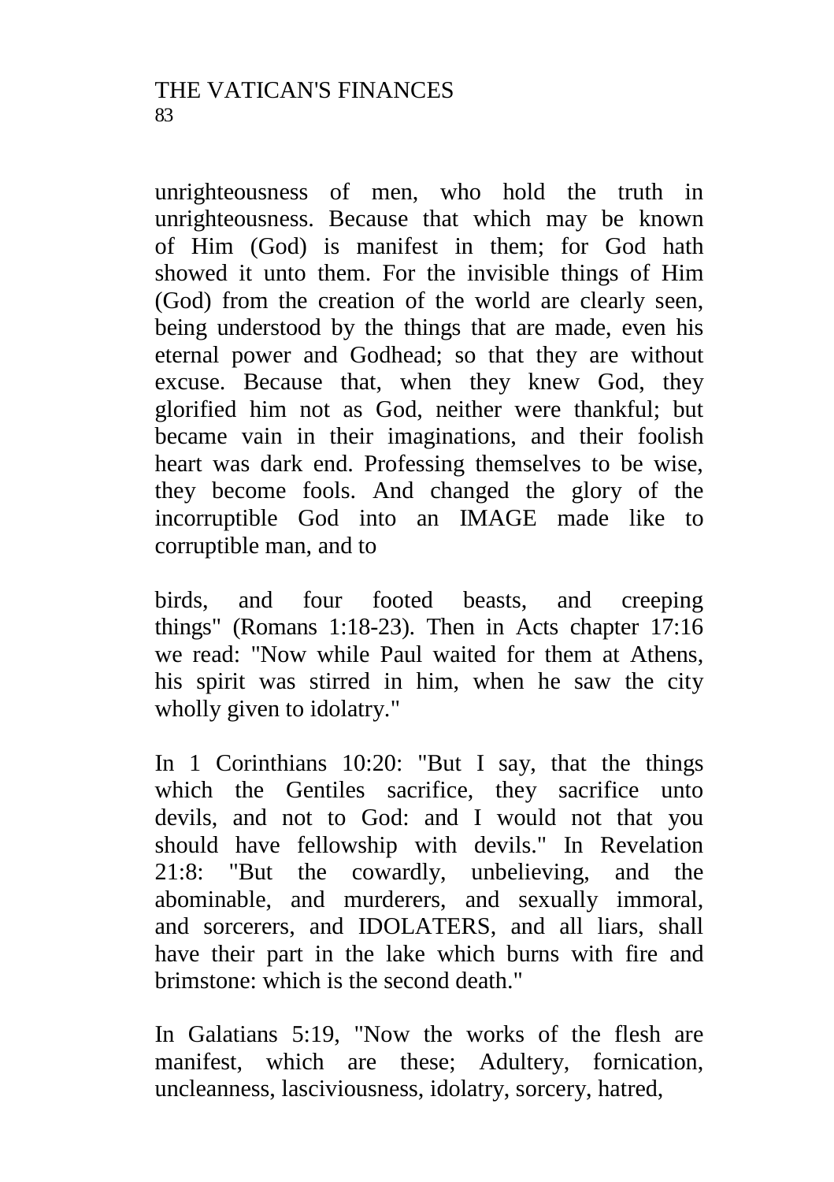unrighteousness of men, who hold the truth in unrighteousness. Because that which may be known of Him (God) is manifest in them; for God hath showed it unto them. For the invisible things of Him (God) from the creation of the world are clearly seen, being understood by the things that are made, even his eternal power and Godhead; so that they are without excuse. Because that, when they knew God, they glorified him not as God, neither were thankful; but became vain in their imaginations, and their foolish heart was dark end. Professing themselves to be wise, they become fools. And changed the glory of the incorruptible God into an IMAGE made like to corruptible man, and to

birds, and four footed beasts, and creeping things" (Romans 1:18-23). Then in Acts chapter 17:16 we read: "Now while Paul waited for them at Athens, his spirit was stirred in him, when he saw the city wholly given to idolatry."

In 1 Corinthians 10:20: "But I say, that the things which the Gentiles sacrifice, they sacrifice unto devils, and not to God: and I would not that you should have fellowship with devils." In Revelation 21:8: "But the cowardly, unbelieving, and the abominable, and murderers, and sexually immoral, and sorcerers, and IDOLATERS, and all liars, shall have their part in the lake which burns with fire and brimstone: which is the second death."

In Galatians 5:19, "Now the works of the flesh are manifest, which are these; Adultery, fornication, uncleanness, lasciviousness, idolatry, sorcery, hatred,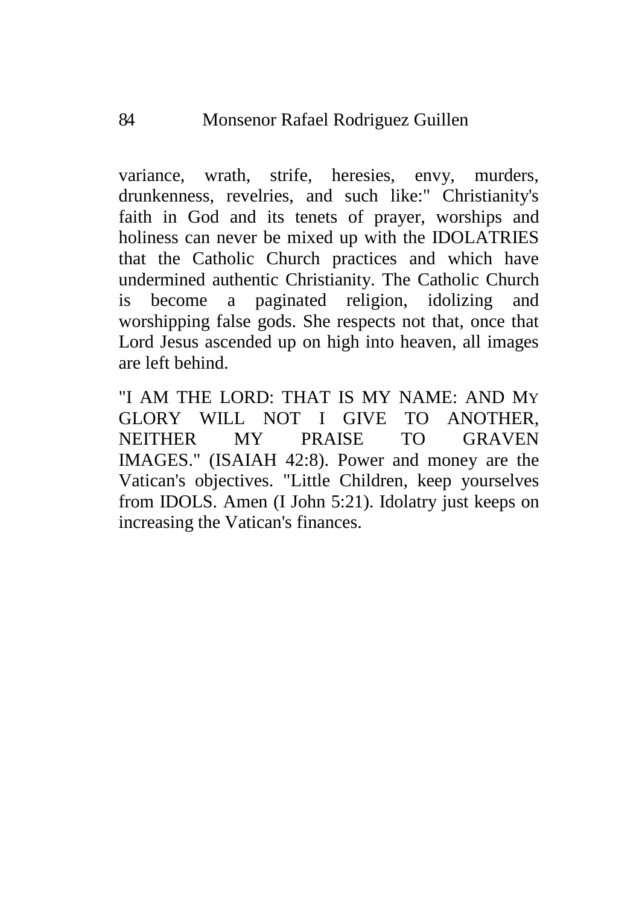variance, wrath, strife, heresies, envy, murders, drunkenness, revelries, and such like:" Christianity's faith in God and its tenets of prayer, worships and holiness can never be mixed up with the IDOLATRIES that the Catholic Church practices and which have undermined authentic Christianity. The Catholic Church is become a paginated religion, idolizing and worshipping false gods. She respects not that, once that Lord Jesus ascended up on high into heaven, all images are left behind.

"I AM THE LORD: THAT IS MY NAME: AND MY GLORY WILL NOT I GIVE TO ANOTHER, NEITHER MY PRAISE TO GRAVEN IMAGES." (ISAIAH 42:8). Power and money are the Vatican's objectives. "Little Children, keep yourselves from IDOLS. Amen (I John 5:21). Idolatry just keeps on increasing the Vatican's finances.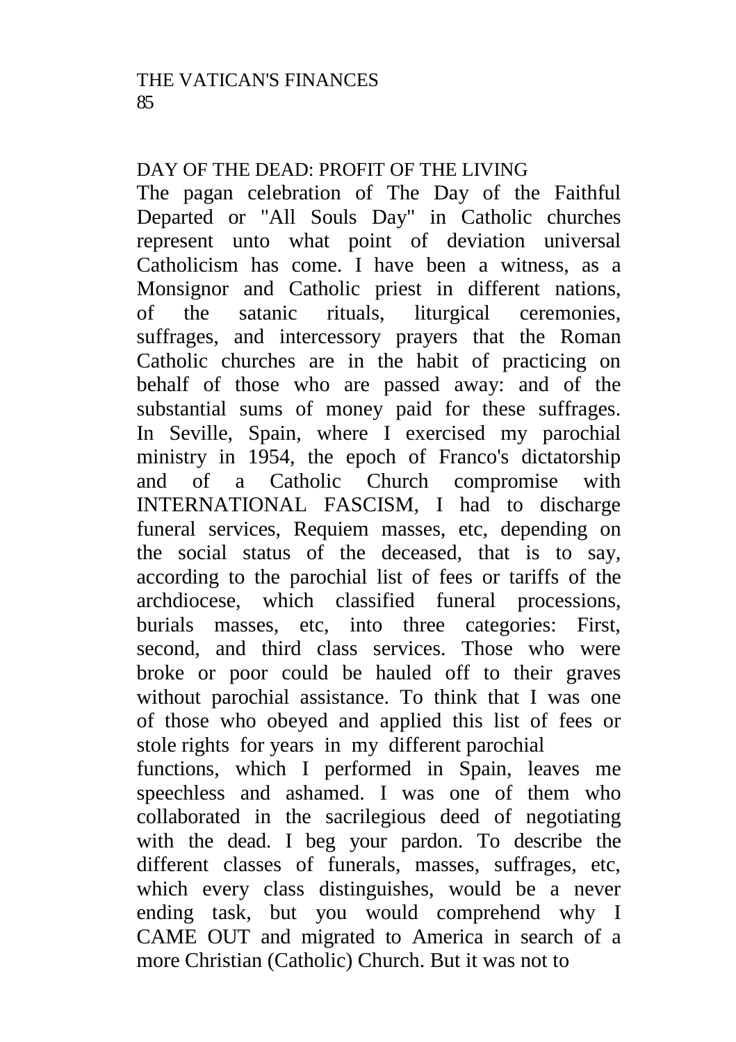## DAY OF THE DEAD: PROFIT OF THE LIVING

The pagan celebration of The Day of the Faithful Departed or "All Souls Day" in Catholic churches represent unto what point of deviation universal Catholicism has come. I have been a witness, as a Monsignor and Catholic priest in different nations, of the satanic rituals, liturgical ceremonies, suffrages, and intercessory prayers that the Roman Catholic churches are in the habit of practicing on behalf of those who are passed away: and of the substantial sums of money paid for these suffrages. In Seville, Spain, where I exercised my parochial ministry in 1954, the epoch of Franco's dictatorship and of a Catholic Church compromise with INTERNATIONAL FASCISM, I had to discharge funeral services, Requiem masses, etc, depending on the social status of the deceased, that is to say, according to the parochial list of fees or tariffs of the archdiocese, which classified funeral processions, burials masses, etc, into three categories: First, second, and third class services. Those who were broke or poor could be hauled off to their graves without parochial assistance. To think that I was one of those who obeyed and applied this list of fees or stole rights for years in my different parochial functions, which I performed in Spain, leaves me speechless and ashamed. I was one of them who collaborated in the sacrilegious deed of negotiating with the dead. I beg your pardon. To describe the different classes of funerals, masses, suffrages, etc, which every class distinguishes, would be a never ending task, but you would comprehend why I CAME OUT and migrated to America in search of a more Christian (Catholic) Church. But it was not to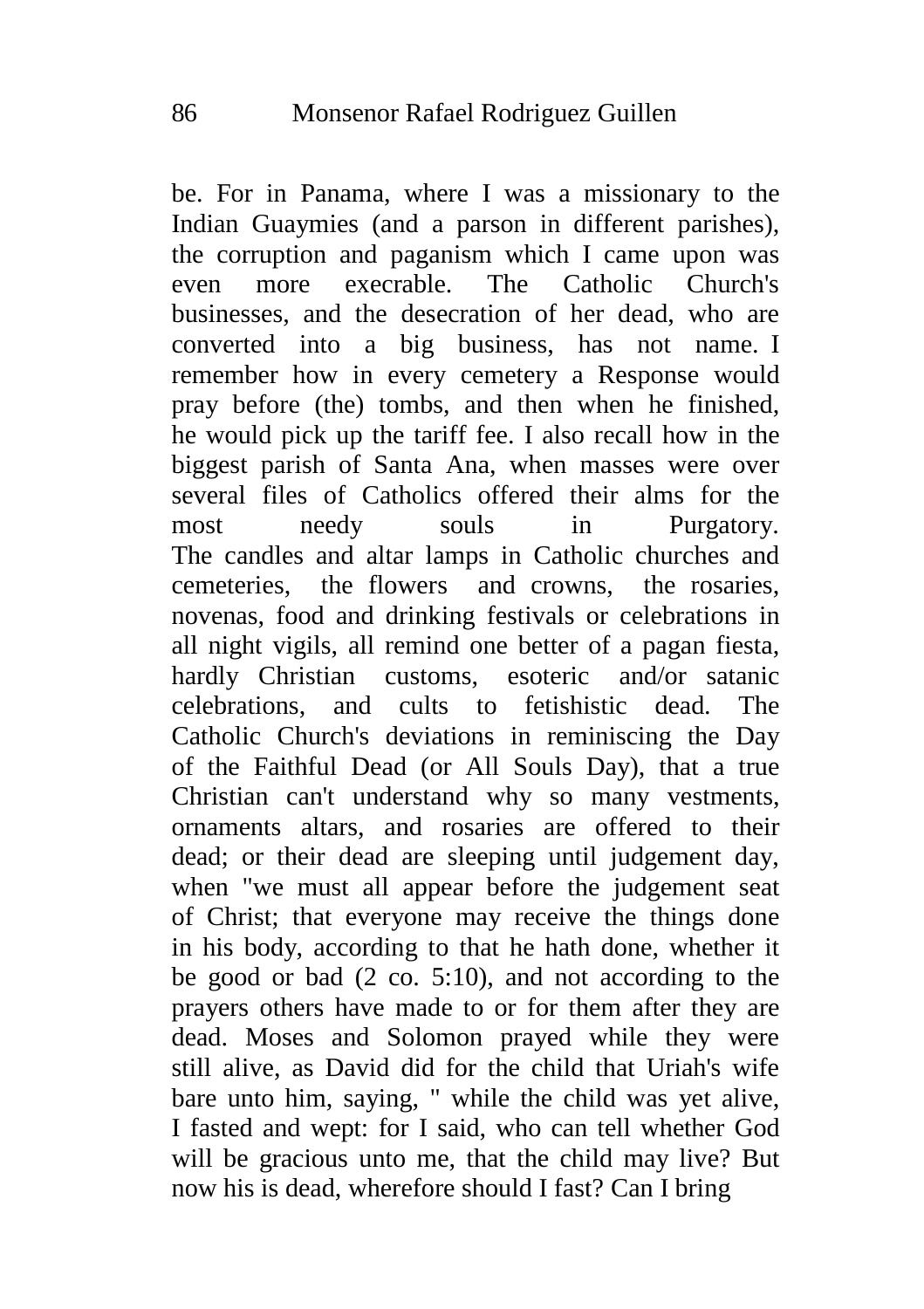be. For in Panama, where I was a missionary to the Indian Guaymies (and a parson in different parishes), the corruption and paganism which I came upon was even more execrable. The Catholic Church's businesses, and the desecration of her dead, who are converted into a big business, has not name. I remember how in every cemetery a Response would pray before (the) tombs, and then when he finished, he would pick up the tariff fee. I also recall how in the biggest parish of Santa Ana, when masses were over several files of Catholics offered their alms for the most needy souls in Purgatory.

The candles and altar lamps in Catholic churches and cemeteries, the flowers and crowns, the rosaries, novenas, food and drinking festivals or celebrations in all night vigils, all remind one better of a pagan fiesta, hardly Christian customs, esoteric and/or satanic celebrations, and cults to fetishistic dead. The Catholic Church's deviations in reminiscing the Day of the Faithful Dead (or All Souls Day), that a true Christian can't understand why so many vestments, ornaments altars, and rosaries are offered to their dead; or their dead are sleeping until judgement day, when "we must all appear before the judgement seat of Christ; that everyone may receive the things done in his body, according to that he hath done, whether it be good or bad (2 co. 5:10), and not according to the prayers others have made to or for them after they are dead. Moses and Solomon prayed while they were still alive, as David did for the child that Uriah's wife bare unto him, saying, " while the child was yet alive, I fasted and wept: for I said, who can tell whether God will be gracious unto me, that the child may live? But now his is dead, wherefore should I fast? Can I bring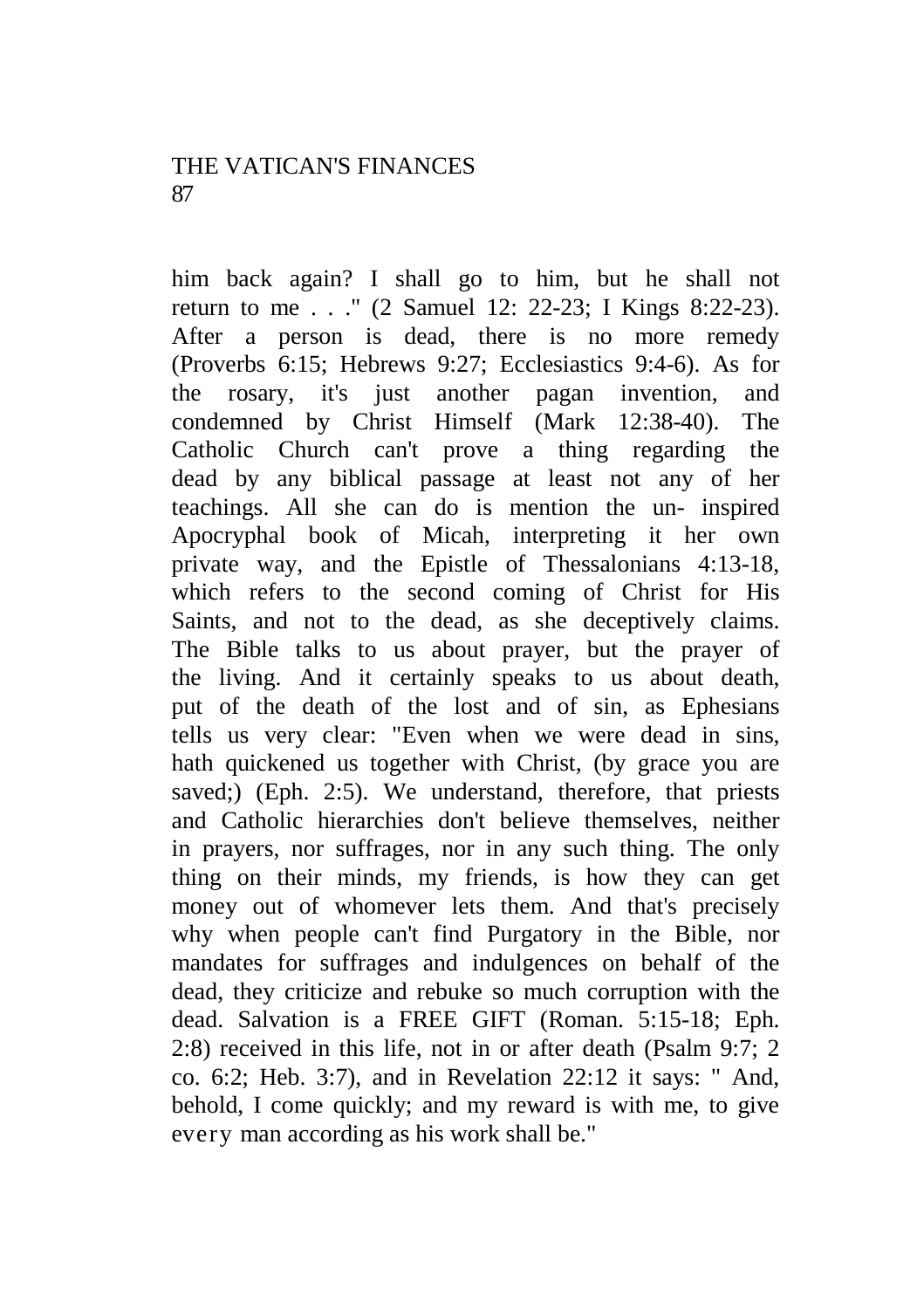him back again? I shall go to him, but he shall not return to me . . ." (2 Samuel 12: 22-23; I Kings 8:22-23). After a person is dead, there is no more remedy (Proverbs 6:15; Hebrews 9:27; Ecclesiastics 9:4-6). As for the rosary, it's just another pagan invention, and condemned by Christ Himself (Mark 12:38-40). The Catholic Church can't prove a thing regarding the dead by any biblical passage at least not any of her teachings. All she can do is mention the un- inspired Apocryphal book of Micah, interpreting it her own private way, and the Epistle of Thessalonians 4:13-18, which refers to the second coming of Christ for His Saints, and not to the dead, as she deceptively claims. The Bible talks to us about prayer, but the prayer of the living. And it certainly speaks to us about death, put of the death of the lost and of sin, as Ephesians tells us very clear: "Even when we were dead in sins, hath quickened us together with Christ, (by grace you are saved;) (Eph. 2:5). We understand, therefore, that priests and Catholic hierarchies don't believe themselves, neither in prayers, nor suffrages, nor in any such thing. The only thing on their minds, my friends, is how they can get money out of whomever lets them. And that's precisely why when people can't find Purgatory in the Bible, nor mandates for suffrages and indulgences on behalf of the dead, they criticize and rebuke so much corruption with the dead. Salvation is a FREE GIFT (Roman. 5:15-18; Eph. 2:8) received in this life, not in or after death (Psalm 9:7; 2 co. 6:2; Heb. 3:7), and in Revelation 22:12 it says: " And, behold, I come quickly; and my reward is with me, to give every man according as his work shall be."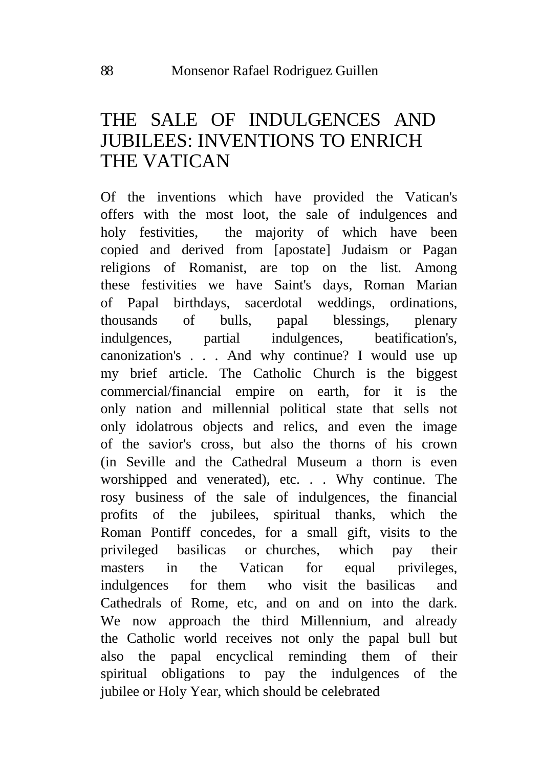# THE SALE OF INDULGENCES AND JUBILEES: INVENTIONS TO ENRICH THE VATICAN

Of the inventions which have provided the Vatican's offers with the most loot, the sale of indulgences and holy festivities, the majority of which have been copied and derived from [apostate] Judaism or Pagan religions of Romanist, are top on the list. Among these festivities we have Saint's days, Roman Marian of Papal birthdays, sacerdotal weddings, ordinations, thousands of bulls, papal blessings, plenary indulgences, partial indulgences, beatification's, canonization's . . . And why continue? I would use up my brief article. The Catholic Church is the biggest commercial/financial empire on earth, for it is the only nation and millennial political state that sells not only idolatrous objects and relics, and even the image of the savior's cross, but also the thorns of his crown (in Seville and the Cathedral Museum a thorn is even worshipped and venerated), etc. . . Why continue. The rosy business of the sale of indulgences, the financial profits of the jubilees, spiritual thanks, which the Roman Pontiff concedes, for a small gift, visits to the privileged basilicas or churches, which pay their masters in the Vatican for equal privileges, indulgences for them who visit the basilicas and Cathedrals of Rome, etc, and on and on into the dark. We now approach the third Millennium, and already the Catholic world receives not only the papal bull but also the papal encyclical reminding them of their spiritual obligations to pay the indulgences of the jubilee or Holy Year, which should be celebrated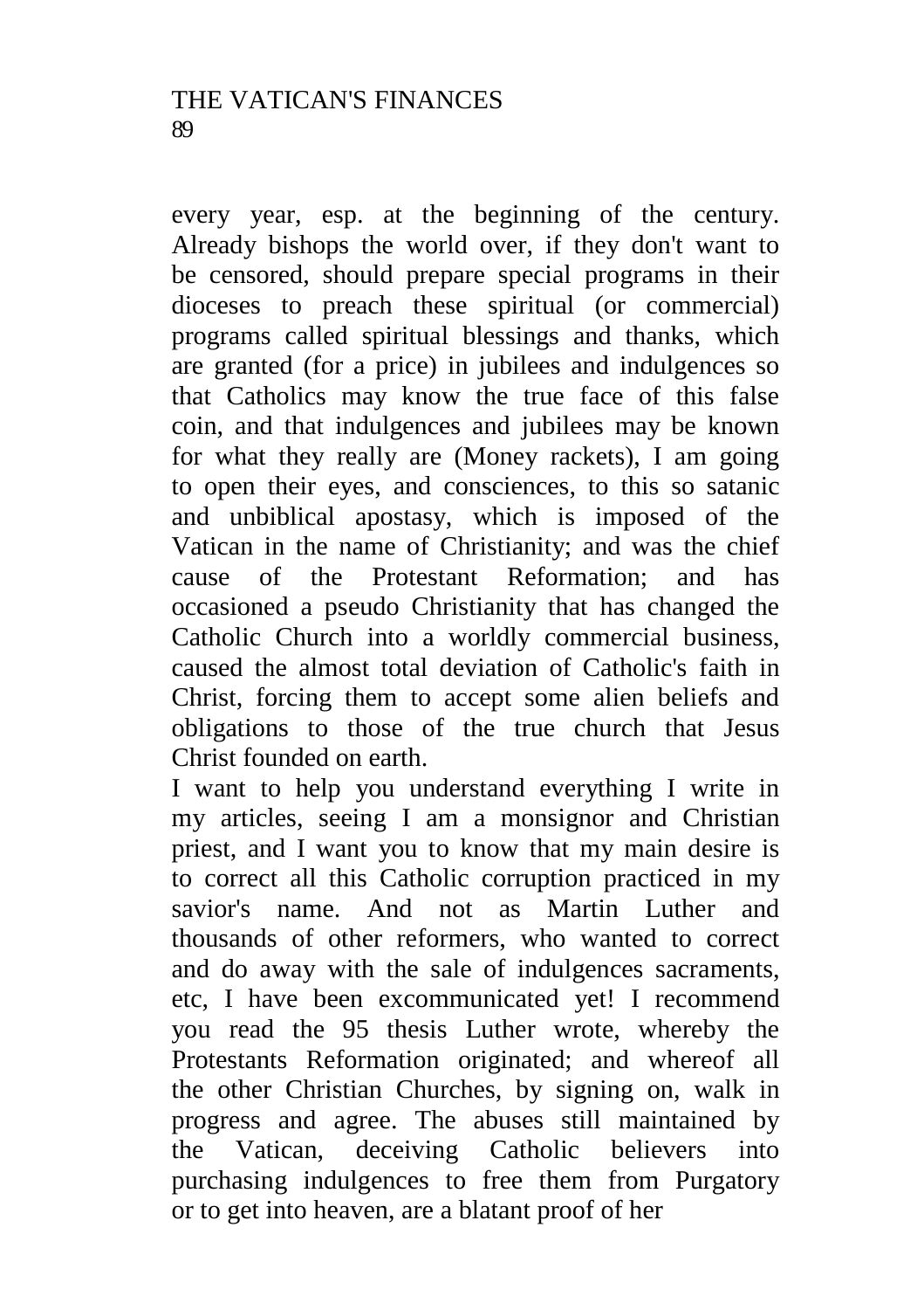every year, esp. at the beginning of the century. Already bishops the world over, if they don't want to be censored, should prepare special programs in their dioceses to preach these spiritual (or commercial) programs called spiritual blessings and thanks, which are granted (for a price) in jubilees and indulgences so that Catholics may know the true face of this false coin, and that indulgences and jubilees may be known for what they really are (Money rackets), I am going to open their eyes, and consciences, to this so satanic and unbiblical apostasy, which is imposed of the Vatican in the name of Christianity; and was the chief cause of the Protestant Reformation; and has occasioned a pseudo Christianity that has changed the Catholic Church into a worldly commercial business, caused the almost total deviation of Catholic's faith in Christ, forcing them to accept some alien beliefs and obligations to those of the true church that Jesus Christ founded on earth.

I want to help you understand everything I write in my articles, seeing I am a monsignor and Christian priest, and I want you to know that my main desire is to correct all this Catholic corruption practiced in my savior's name. And not as Martin Luther and thousands of other reformers, who wanted to correct and do away with the sale of indulgences sacraments, etc, I have been excommunicated yet! I recommend you read the 95 thesis Luther wrote, whereby the Protestants Reformation originated; and whereof all the other Christian Churches, by signing on, walk in progress and agree. The abuses still maintained by the Vatican, deceiving Catholic believers into purchasing indulgences to free them from Purgatory or to get into heaven, are a blatant proof of her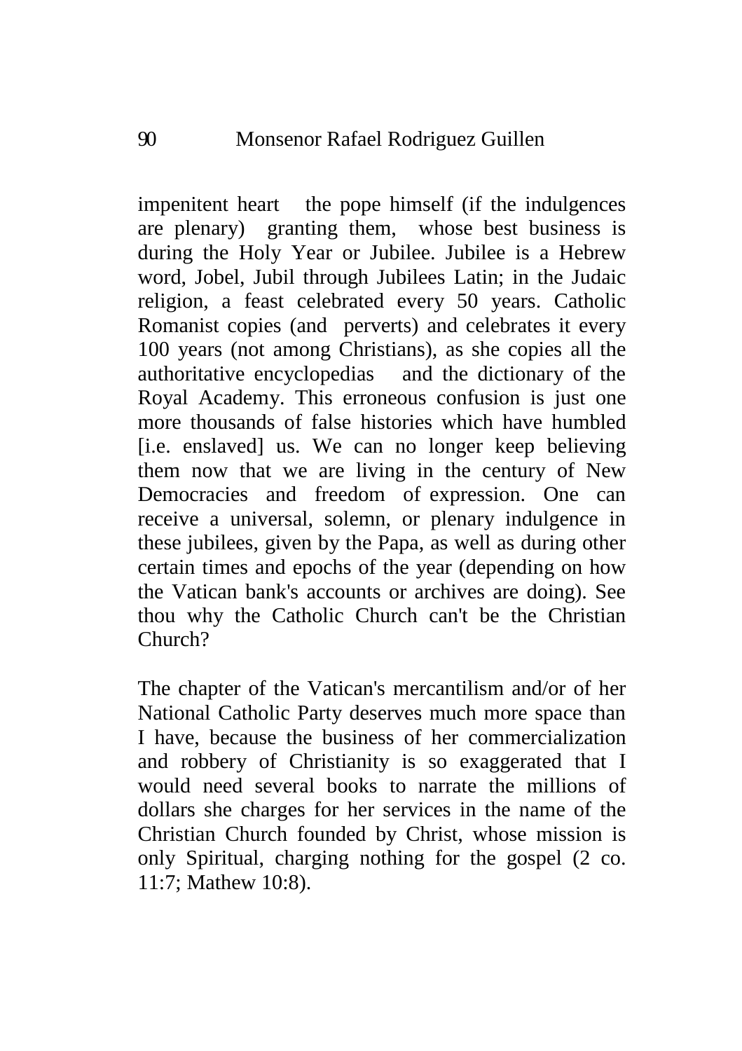impenitent heart the pope himself (if the indulgences are plenary) granting them, whose best business is during the Holy Year or Jubilee. Jubilee is a Hebrew word, Jobel, Jubil through Jubilees Latin; in the Judaic religion, a feast celebrated every 50 years. Catholic Romanist copies (and perverts) and celebrates it every 100 years (not among Christians), as she copies all the authoritative encyclopedias and the dictionary of the Royal Academy. This erroneous confusion is just one more thousands of false histories which have humbled [i.e. enslaved] us. We can no longer keep believing them now that we are living in the century of New Democracies and freedom of expression. One can receive a universal, solemn, or plenary indulgence in these jubilees, given by the Papa, as well as during other certain times and epochs of the year (depending on how the Vatican bank's accounts or archives are doing). See thou why the Catholic Church can't be the Christian Church?

The chapter of the Vatican's mercantilism and/or of her National Catholic Party deserves much more space than I have, because the business of her commercialization and robbery of Christianity is so exaggerated that I would need several books to narrate the millions of dollars she charges for her services in the name of the Christian Church founded by Christ, whose mission is only Spiritual, charging nothing for the gospel (2 co. 11:7; Mathew 10:8).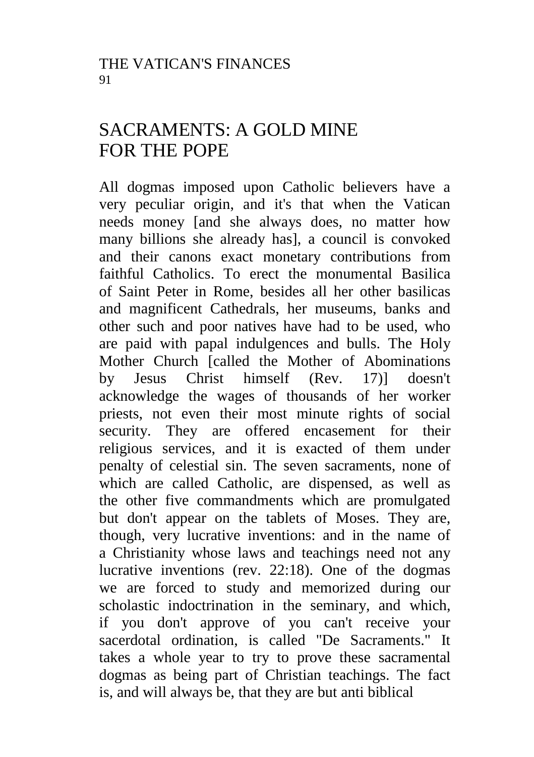# SACRAMENTS: A GOLD MINE FOR THE POPE

All dogmas imposed upon Catholic believers have a very peculiar origin, and it's that when the Vatican needs money [and she always does, no matter how many billions she already has], a council is convoked and their canons exact monetary contributions from faithful Catholics. To erect the monumental Basilica of Saint Peter in Rome, besides all her other basilicas and magnificent Cathedrals, her museums, banks and other such and poor natives have had to be used, who are paid with papal indulgences and bulls. The Holy Mother Church [called the Mother of Abominations by Jesus Christ himself (Rev. 17)] doesn't acknowledge the wages of thousands of her worker priests, not even their most minute rights of social security. They are offered encasement for their religious services, and it is exacted of them under penalty of celestial sin. The seven sacraments, none of which are called Catholic, are dispensed, as well as the other five commandments which are promulgated but don't appear on the tablets of Moses. They are, though, very lucrative inventions: and in the name of a Christianity whose laws and teachings need not any lucrative inventions (rev. 22:18). One of the dogmas we are forced to study and memorized during our scholastic indoctrination in the seminary, and which, if you don't approve of you can't receive your sacerdotal ordination, is called "De Sacraments." It takes a whole year to try to prove these sacramental dogmas as being part of Christian teachings. The fact is, and will always be, that they are but anti biblical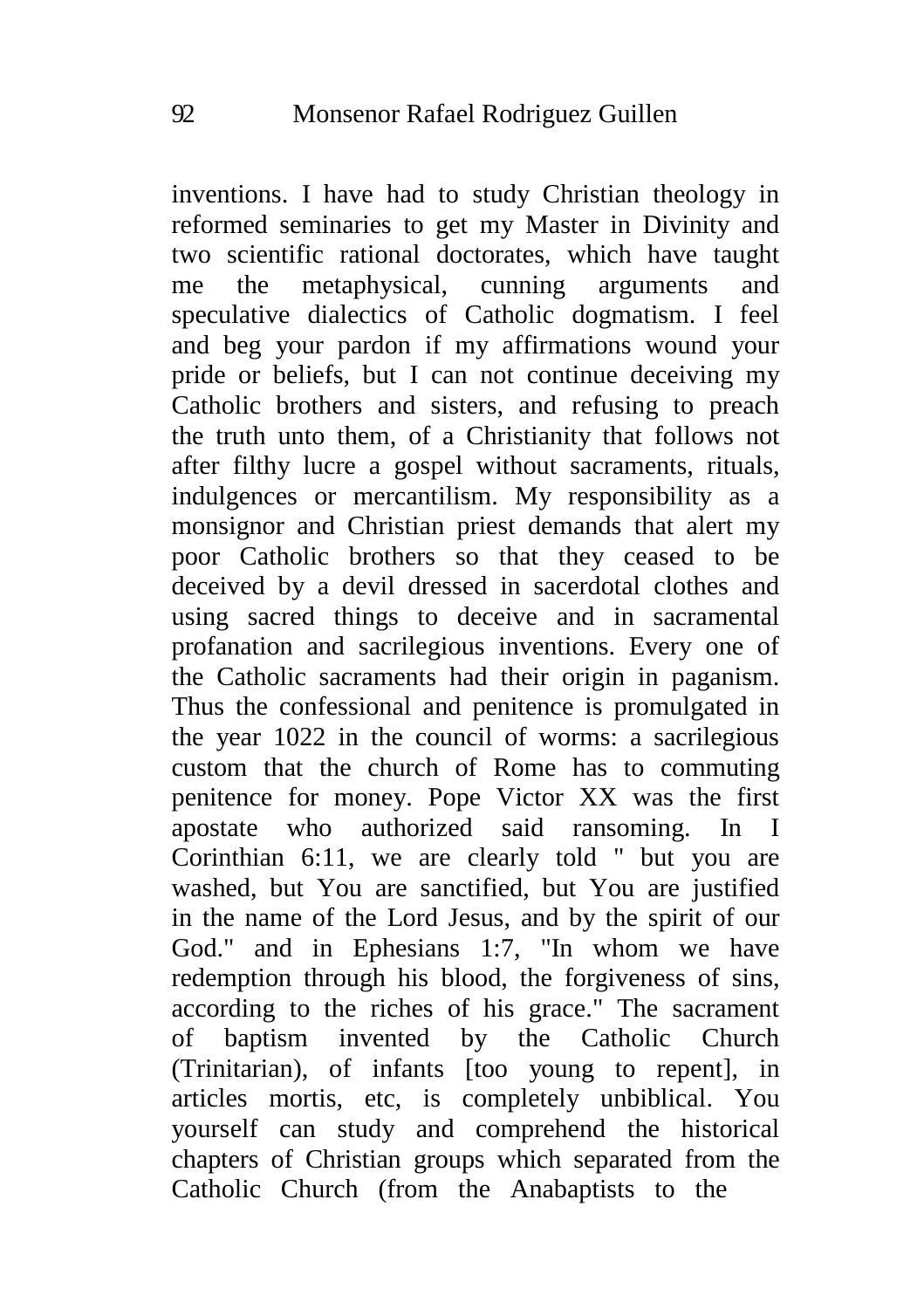inventions. I have had to study Christian theology in reformed seminaries to get my Master in Divinity and two scientific rational doctorates, which have taught me the metaphysical, cunning arguments and speculative dialectics of Catholic dogmatism. I feel and beg your pardon if my affirmations wound your pride or beliefs, but I can not continue deceiving my Catholic brothers and sisters, and refusing to preach the truth unto them, of a Christianity that follows not after filthy lucre a gospel without sacraments, rituals, indulgences or mercantilism. My responsibility as a monsignor and Christian priest demands that alert my poor Catholic brothers so that they ceased to be deceived by a devil dressed in sacerdotal clothes and using sacred things to deceive and in sacramental profanation and sacrilegious inventions. Every one of the Catholic sacraments had their origin in paganism. Thus the confessional and penitence is promulgated in the year 1022 in the council of worms: a sacrilegious custom that the church of Rome has to commuting penitence for money. Pope Victor XX was the first apostate who authorized said ransoming. In I Corinthian 6:11, we are clearly told " but you are washed, but You are sanctified, but You are justified in the name of the Lord Jesus, and by the spirit of our God." and in Ephesians 1:7, "In whom we have redemption through his blood, the forgiveness of sins, according to the riches of his grace." The sacrament of baptism invented by the Catholic Church (Trinitarian), of infants [too young to repent], in articles mortis, etc, is completely unbiblical. You yourself can study and comprehend the historical chapters of Christian groups which separated from the Catholic Church (from the Anabaptists to the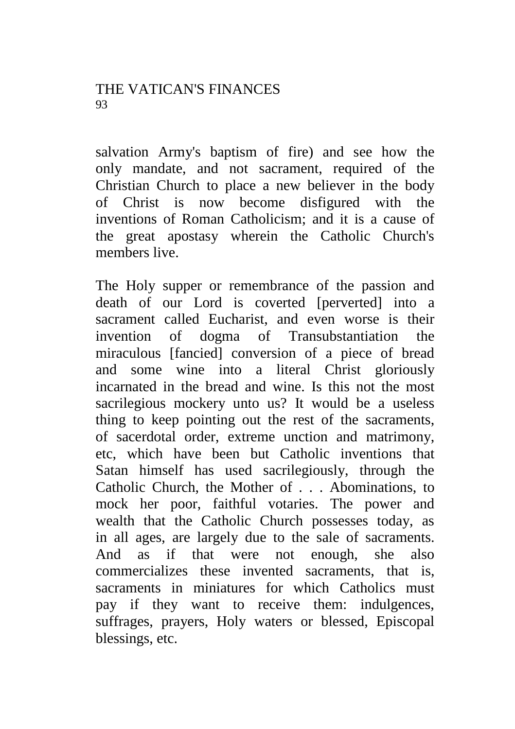salvation Army's baptism of fire) and see how the only mandate, and not sacrament, required of the Christian Church to place a new believer in the body of Christ is now become disfigured with the inventions of Roman Catholicism; and it is a cause of the great apostasy wherein the Catholic Church's members live.

The Holy supper or remembrance of the passion and death of our Lord is coverted [perverted] into a sacrament called Eucharist, and even worse is their invention of dogma of Transubstantiation the miraculous [fancied] conversion of a piece of bread and some wine into a literal Christ gloriously incarnated in the bread and wine. Is this not the most sacrilegious mockery unto us? It would be a useless thing to keep pointing out the rest of the sacraments, of sacerdotal order, extreme unction and matrimony, etc, which have been but Catholic inventions that Satan himself has used sacrilegiously, through the Catholic Church, the Mother of . . . Abominations, to mock her poor, faithful votaries. The power and wealth that the Catholic Church possesses today, as in all ages, are largely due to the sale of sacraments. And as if that were not enough, she also commercializes these invented sacraments, that is, sacraments in miniatures for which Catholics must pay if they want to receive them: indulgences, suffrages, prayers, Holy waters or blessed, Episcopal blessings, etc.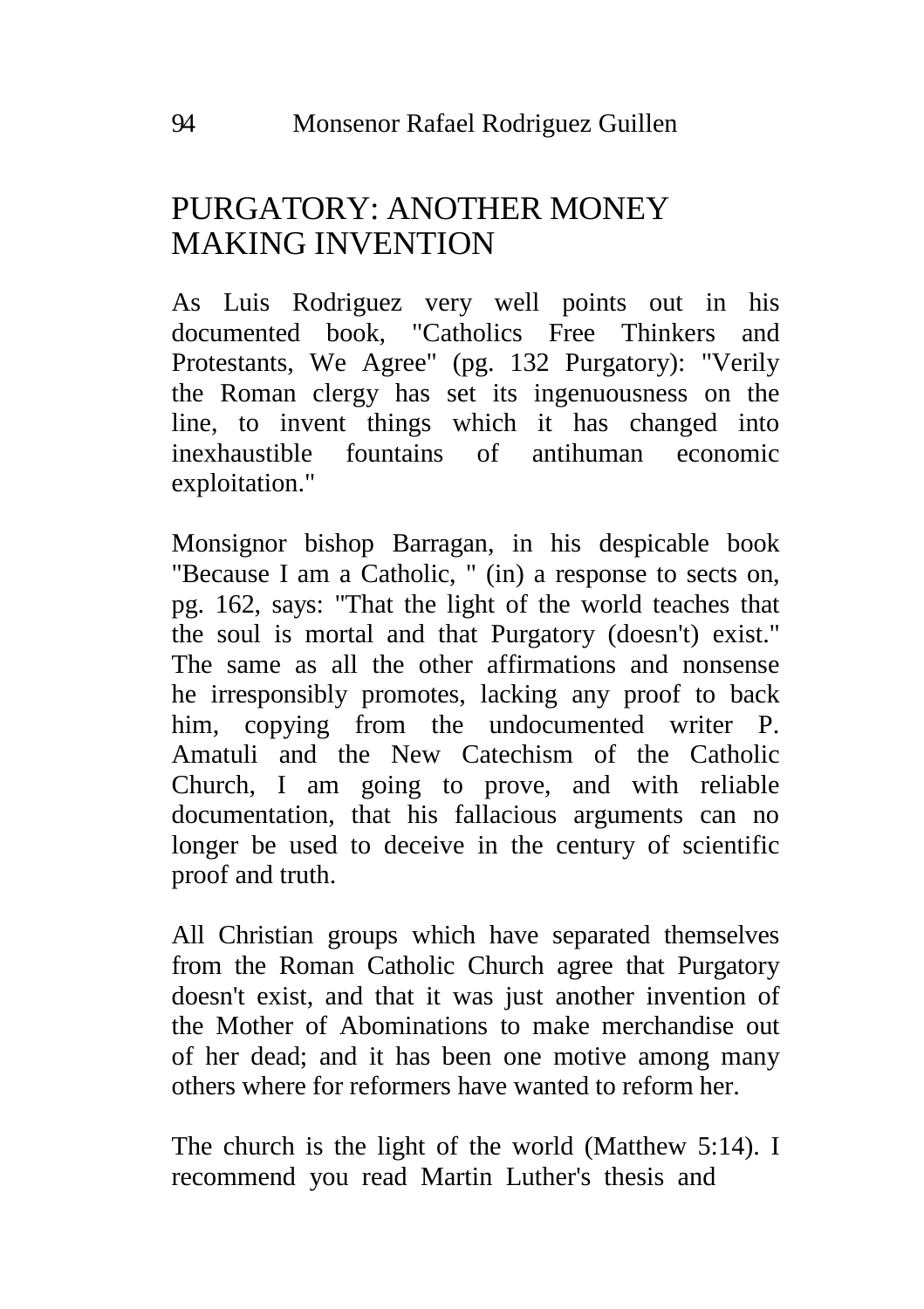# PURGATORY: ANOTHER MONEY MAKING INVENTION

As Luis Rodriguez very well points out in his documented book, "Catholics Free Thinkers and Protestants, We Agree" (pg. 132 Purgatory): "Verily the Roman clergy has set its ingenuousness on the line, to invent things which it has changed into inexhaustible fountains of antihuman economic exploitation."

Monsignor bishop Barragan, in his despicable book "Because I am a Catholic, " (in) a response to sects on, pg. 162, says: "That the light of the world teaches that the soul is mortal and that Purgatory (doesn't) exist." The same as all the other affirmations and nonsense he irresponsibly promotes, lacking any proof to back him, copying from the undocumented writer P. Amatuli and the New Catechism of the Catholic Church, I am going to prove, and with reliable documentation, that his fallacious arguments can no longer be used to deceive in the century of scientific proof and truth.

All Christian groups which have separated themselves from the Roman Catholic Church agree that Purgatory doesn't exist, and that it was just another invention of the Mother of Abominations to make merchandise out of her dead; and it has been one motive among many others where for reformers have wanted to reform her.

The church is the light of the world (Matthew 5:14). I recommend you read Martin Luther's thesis and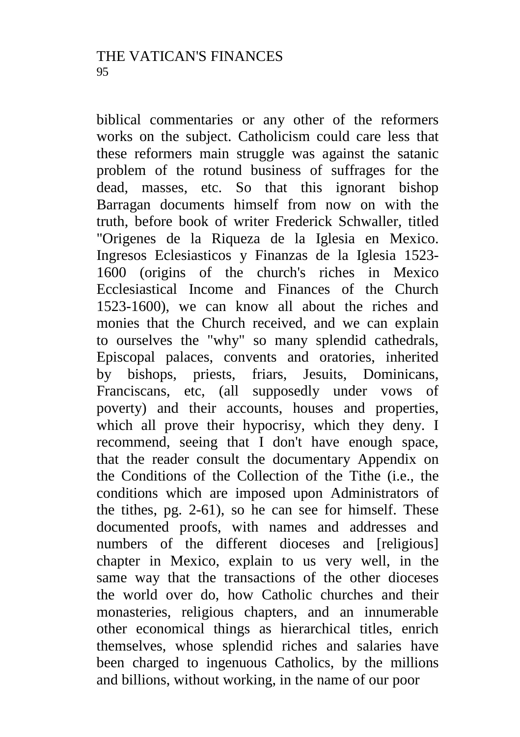biblical commentaries or any other of the reformers works on the subject. Catholicism could care less that these reformers main struggle was against the satanic problem of the rotund business of suffrages for the dead, masses, etc. So that this ignorant bishop Barragan documents himself from now on with the truth, before book of writer Frederick Schwaller, titled "Origenes de la Riqueza de la Iglesia en Mexico. Ingresos Eclesiasticos y Finanzas de la Iglesia 1523-1600 (origins of the church's riches in Mexico Ecclesiastical Income and Finances of the Church 1523-1600), we can know all about the riches and monies that the Church received, and we can explain to ourselves the "why" so many splendid cathedrals, Episcopal palaces, convents and oratories, inherited by bishops, priests, friars, Jesuits, Dominicans, Franciscans, etc, (all supposedly under vows of poverty) and their accounts, houses and properties, which all prove their hypocrisy, which they deny. I recommend, seeing that I don't have enough space, that the reader consult the documentary Appendix on the Conditions of the Collection of the Tithe (i.e., the conditions which are imposed upon Administrators of the tithes, pg. 2-61), so he can see for himself. These documented proofs, with names and addresses and numbers of the different dioceses and [religious] chapter in Mexico, explain to us very well, in the same way that the transactions of the other dioceses the world over do, how Catholic churches and their monasteries, religious chapters, and an innumerable other economical things as hierarchical titles, enrich themselves, whose splendid riches and salaries have been charged to ingenuous Catholics, by the millions and billions, without working, in the name of our poor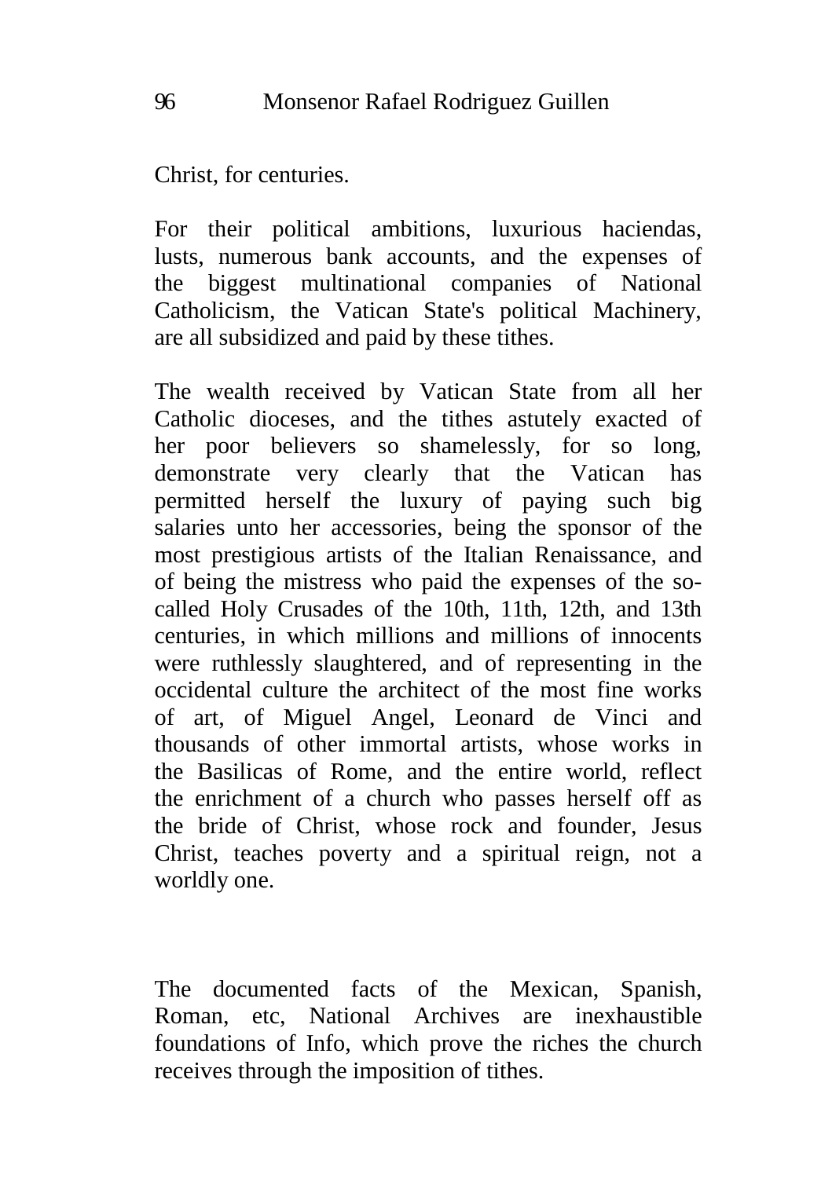Christ, for centuries.

For their political ambitions, luxurious haciendas, lusts, numerous bank accounts, and the expenses of the biggest multinational companies of National Catholicism, the Vatican State's political Machinery, are all subsidized and paid by these tithes.

The wealth received by Vatican State from all her Catholic dioceses, and the tithes astutely exacted of her poor believers so shamelessly, for so long, demonstrate very clearly that the Vatican has permitted herself the luxury of paying such big salaries unto her accessories, being the sponsor of the most prestigious artists of the Italian Renaissance, and of being the mistress who paid the expenses of the so-called Holy Crusades of the 10th, 11th, 12th, and 13th centuries, in which millions and millions of innocents were ruthlessly slaughtered, and of representing in the occidental culture the architect of the most fine works of art, of Miguel Angel, Leonard de Vinci and thousands of other immortal artists, whose works in the Basilicas of Rome, and the entire world, reflect the enrichment of a church who passes herself off as the bride of Christ, whose rock and founder, Jesus Christ, teaches poverty and a spiritual reign, not a worldly one.

The documented facts of the Mexican, Spanish, Roman, etc, National Archives are inexhaustible foundations of Info, which prove the riches the church receives through the imposition of tithes.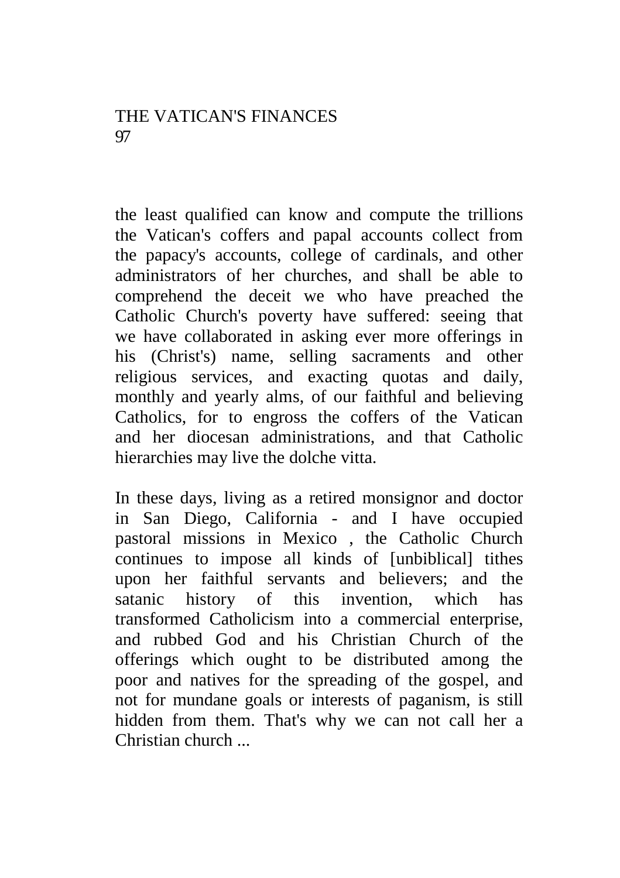the least qualified can know and compute the trillions the Vatican's coffers and papal accounts collect from the papacy's accounts, college of cardinals, and other administrators of her churches, and shall be able to comprehend the deceit we who have preached the Catholic Church's poverty have suffered: seeing that we have collaborated in asking ever more offerings in his (Christ's) name, selling sacraments and other religious services, and exacting quotas and daily, monthly and yearly alms, of our faithful and believing Catholics, for to engross the coffers of the Vatican and her diocesan administrations, and that Catholic hierarchies may live the dolche vitta.

In these days, living as a retired monsignor and doctor in San Diego, California - and I have occupied pastoral missions in Mexico , the Catholic Church continues to impose all kinds of [unbiblical] tithes upon her faithful servants and believers; and the satanic history of this invention, which has transformed Catholicism into a commercial enterprise, and rubbed God and his Christian Church of the offerings which ought to be distributed among the poor and natives for the spreading of the gospel, and not for mundane goals or interests of paganism, is still hidden from them. That's why we can not call her a Christian church ...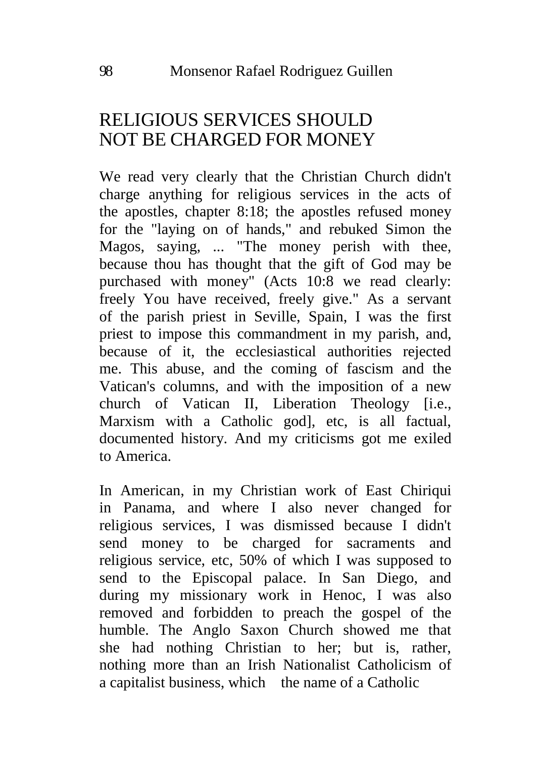## RELIGIOUS SERVICES SHOULD NOT BE CHARGED FOR MONEY

We read very clearly that the Christian Church didn't charge anything for religious services in the acts of the apostles, chapter 8:18; the apostles refused money for the "laying on of hands," and rebuked Simon the Magos, saying, ... "The money perish with thee, because thou has thought that the gift of God may be purchased with money" (Acts 10:8 we read clearly: freely You have received, freely give." As a servant of the parish priest in Seville, Spain, I was the first priest to impose this commandment in my parish, and, because of it, the ecclesiastical authorities rejected me. This abuse, and the coming of fascism and the Vatican's columns, and with the imposition of a new church of Vatican II, Liberation Theology [i.e., Marxism with a Catholic god], etc, is all factual, documented history. And my criticisms got me exiled to America.

In American, in my Christian work of East Chiriqui in Panama, and where I also never changed for religious services, I was dismissed because I didn't send money to be charged for sacraments and religious service, etc, 50% of which I was supposed to send to the Episcopal palace. In San Diego, and during my missionary work in Henoc, I was also removed and forbidden to preach the gospel of the humble. The Anglo Saxon Church showed me that she had nothing Christian to her; but is, rather, nothing more than an Irish Nationalist Catholicism of a capitalist business, which the name of a Catholic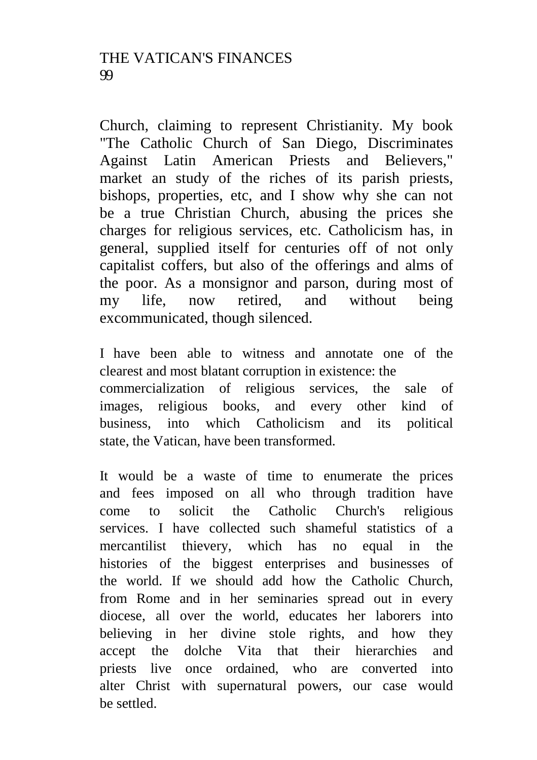Church, claiming to represent Christianity. My book "The Catholic Church of San Diego, Discriminates Against Latin American Priests and Believers," market an study of the riches of its parish priests, bishops, properties, etc, and I show why she can not be a true Christian Church, abusing the prices she charges for religious services, etc. Catholicism has, in general, supplied itself for centuries off of not only capitalist coffers, but also of the offerings and alms of the poor. As a monsignor and parson, during most of my life, now retired, and without being excommunicated, though silenced.

I have been able to witness and annotate one of the clearest and most blatant corruption in existence: the commercialization of religious services, the sale of images, religious books, and every other kind of business, into which Catholicism and its political state, the Vatican, have been transformed.

It would be a waste of time to enumerate the prices and fees imposed on all who through tradition have come to solicit the Catholic Church's religious services. I have collected such shameful statistics of a mercantilist thievery, which has no equal in the histories of the biggest enterprises and businesses of the world. If we should add how the Catholic Church, from Rome and in her seminaries spread out in every diocese, all over the world, educates her laborers into believing in her divine stole rights, and how they accept the dolche Vita that their hierarchies and priests live once ordained, who are converted into alter Christ with supernatural powers, our case would be settled.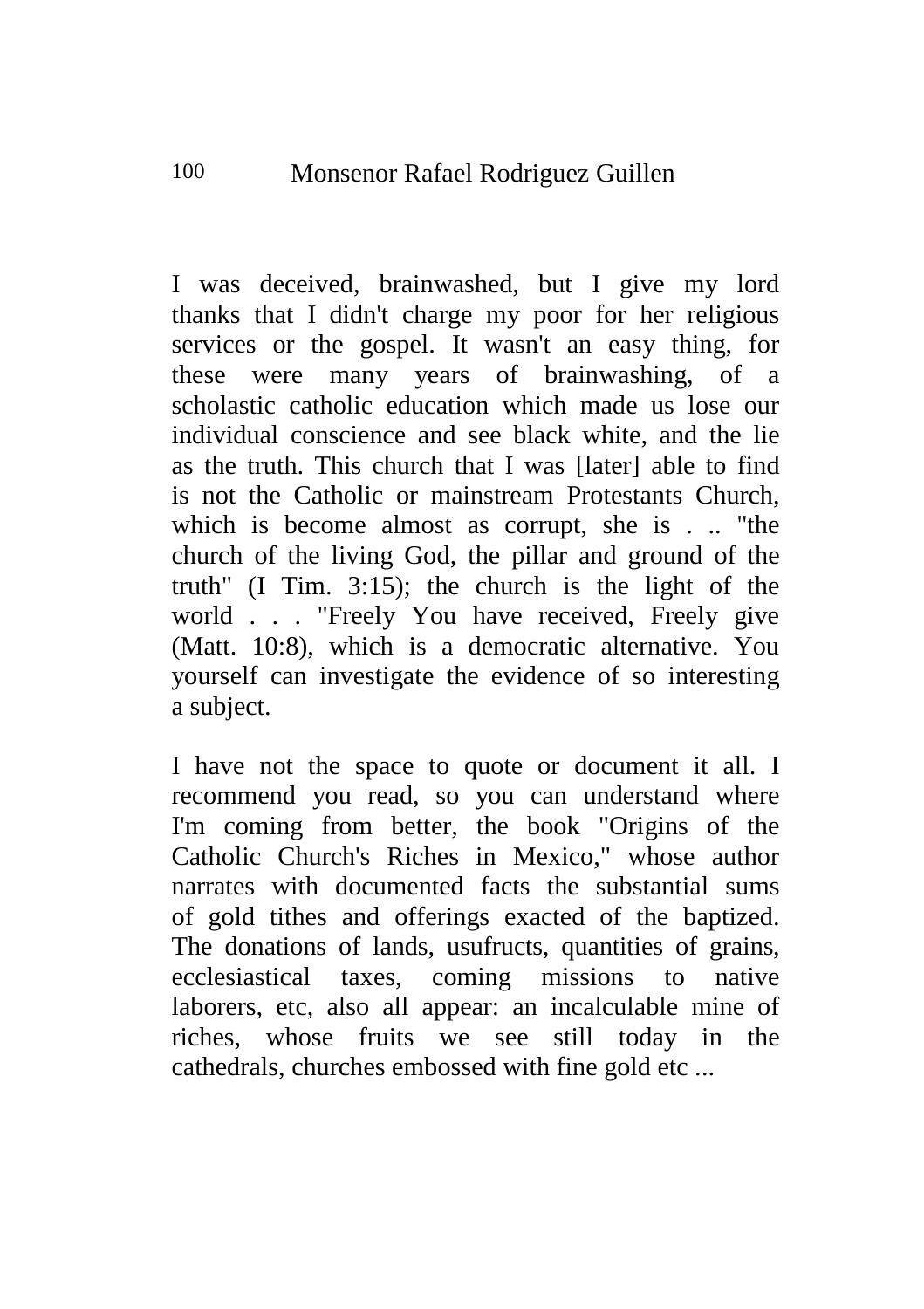I was deceived, brainwashed, but I give my lord thanks that I didn't charge my poor for her religious services or the gospel. It wasn't an easy thing, for these were many years of brainwashing, of a scholastic catholic education which made us lose our individual conscience and see black white, and the lie as the truth. This church that I was [later] able to find is not the Catholic or mainstream Protestants Church, which is become almost as corrupt, she is . .. "the church of the living God, the pillar and ground of the truth" (I Tim. 3:15); the church is the light of the world . . . "Freely You have received, Freely give (Matt. 10:8), which is a democratic alternative. You yourself can investigate the evidence of so interesting a subject.

I have not the space to quote or document it all. I recommend you read, so you can understand where I'm coming from better, the book "Origins of the Catholic Church's Riches in Mexico," whose author narrates with documented facts the substantial sums of gold tithes and offerings exacted of the baptized. The donations of lands, usufructs, quantities of grains, ecclesiastical taxes, coming missions to native laborers, etc, also all appear: an incalculable mine of riches, whose fruits we see still today in the cathedrals, churches embossed with fine gold etc ...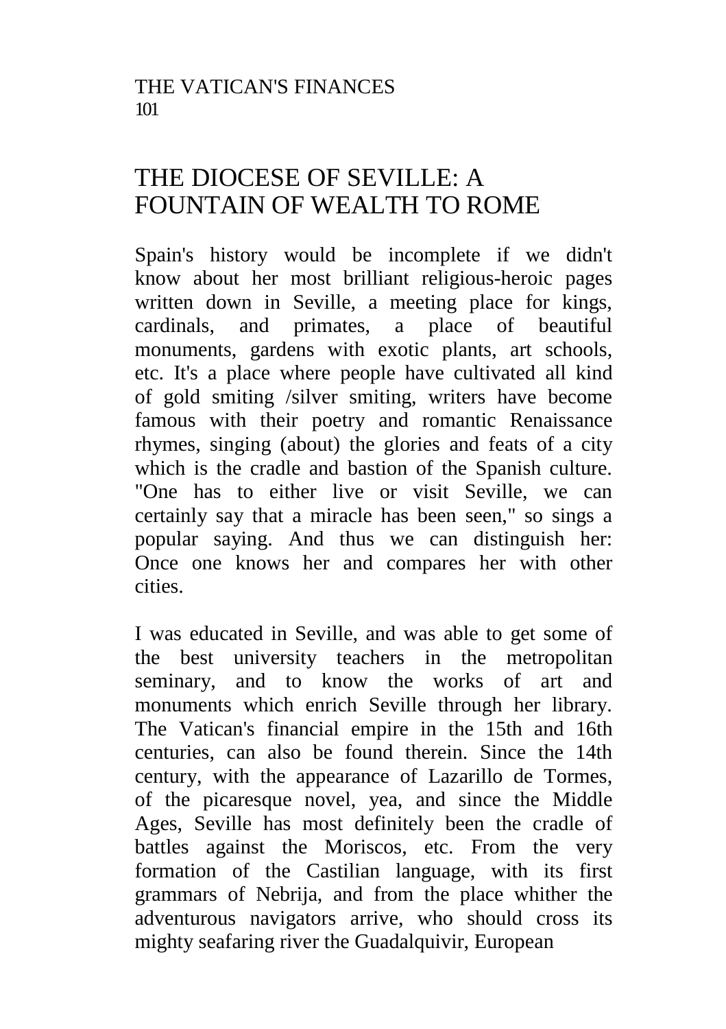# THE DIOCESE OF SEVILLE: A FOUNTAIN OF WEALTH TO ROME

Spain's history would be incomplete if we didn't know about her most brilliant religious-heroic pages written down in Seville, a meeting place for kings, cardinals, and primates, a place of beautiful monuments, gardens with exotic plants, art schools, etc. It's a place where people have cultivated all kind of gold smiting /silver smiting, writers have become famous with their poetry and romantic Renaissance rhymes, singing (about) the glories and feats of a city which is the cradle and bastion of the Spanish culture. "One has to either live or visit Seville, we can certainly say that a miracle has been seen," so sings a popular saying. And thus we can distinguish her: Once one knows her and compares her with other cities.

I was educated in Seville, and was able to get some of the best university teachers in the metropolitan seminary, and to know the works of art and monuments which enrich Seville through her library. The Vatican's financial empire in the 15th and 16th centuries, can also be found therein. Since the 14th century, with the appearance of Lazarillo de Tormes, of the picaresque novel, yea, and since the Middle Ages, Seville has most definitely been the cradle of battles against the Moriscos, etc. From the very formation of the Castilian language, with its first grammars of Nebrija, and from the place whither the adventurous navigators arrive, who should cross its mighty seafaring river the Guadalquivir, European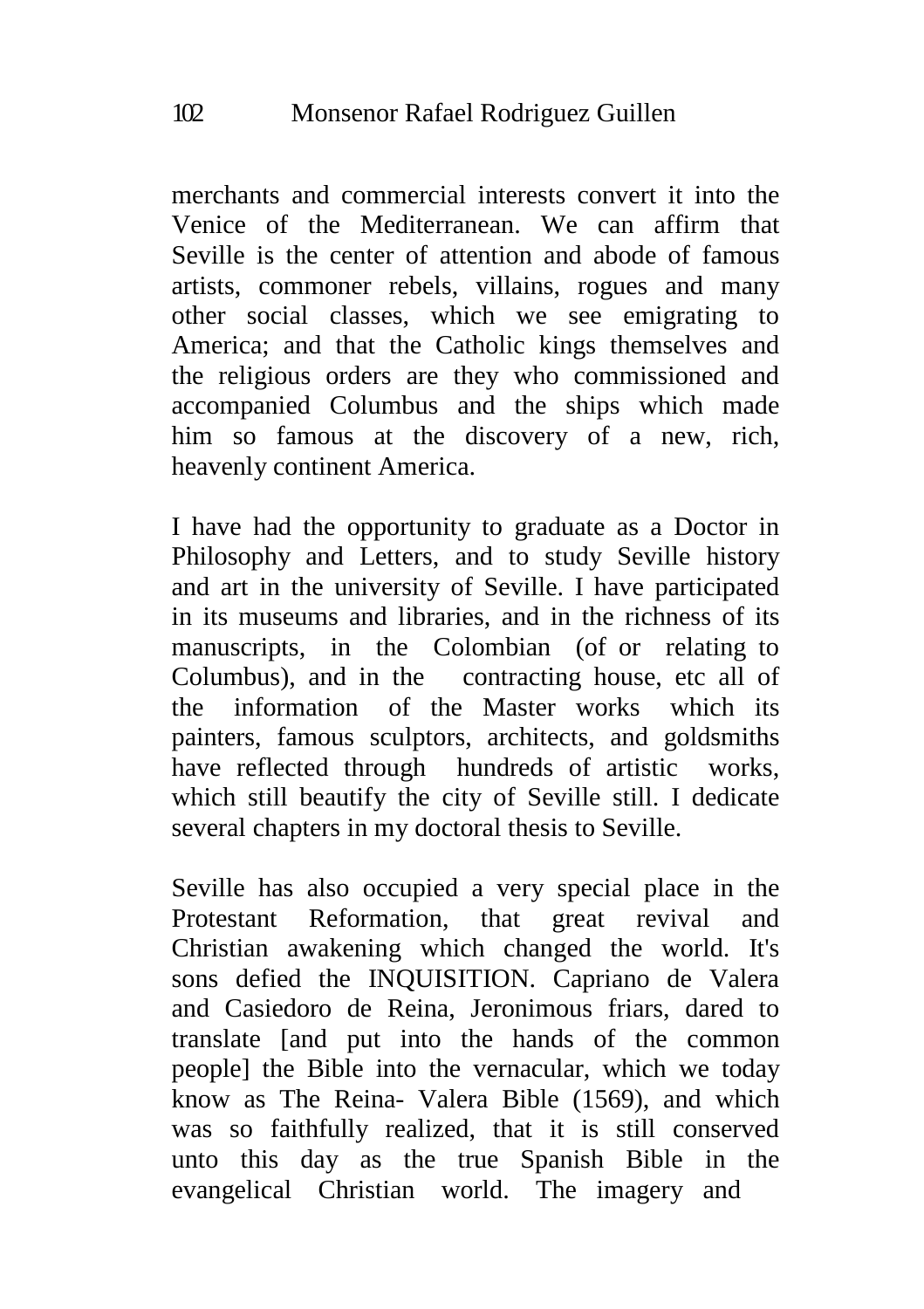merchants and commercial interests convert it into the Venice of the Mediterranean. We can affirm that Seville is the center of attention and abode of famous artists, commoner rebels, villains, rogues and many other social classes, which we see emigrating to America; and that the Catholic kings themselves and the religious orders are they who commissioned and accompanied Columbus and the ships which made him so famous at the discovery of a new, rich, heavenly continent America.

I have had the opportunity to graduate as a Doctor in Philosophy and Letters, and to study Seville history and art in the university of Seville. I have participated in its museums and libraries, and in the richness of its manuscripts, in the Colombian (of or relating to Columbus), and in the contracting house, etc all of the information of the Master works which its painters, famous sculptors, architects, and goldsmiths have reflected through hundreds of artistic works, which still beautify the city of Seville still. I dedicate several chapters in my doctoral thesis to Seville.

Seville has also occupied a very special place in the Protestant Reformation, that great revival and Christian awakening which changed the world. It's sons defied the INQUISITION. Capriano de Valera and Casiedoro de Reina, Jeronimous friars, dared to translate [and put into the hands of the common people] the Bible into the vernacular, which we today know as The Reina- Valera Bible (1569), and which was so faithfully realized, that it is still conserved unto this day as the true Spanish Bible in the evangelical Christian world. The imagery and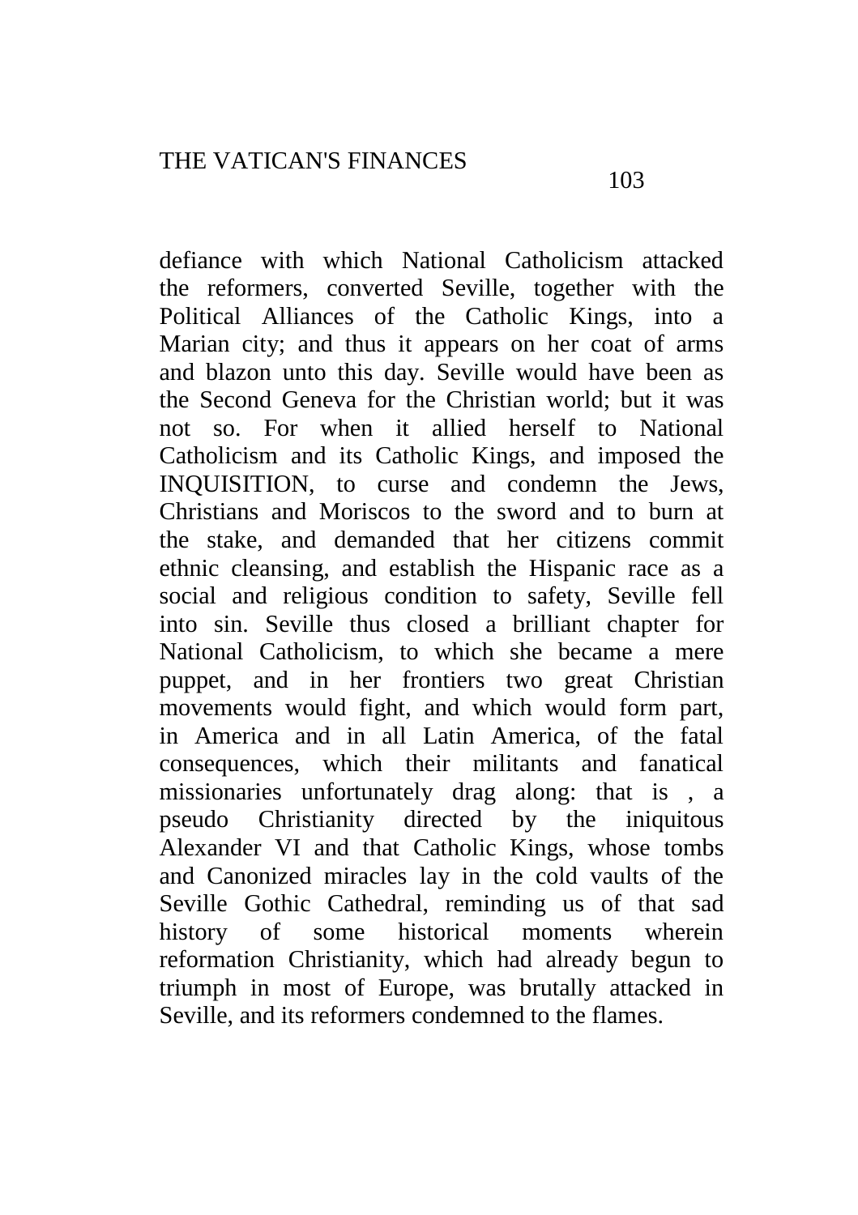defiance with which National Catholicism attacked the reformers, converted Seville, together with the Political Alliances of the Catholic Kings, into a Marian city; and thus it appears on her coat of arms and blazon unto this day. Seville would have been as the Second Geneva for the Christian world; but it was not so. For when it allied herself to National Catholicism and its Catholic Kings, and imposed the INQUISITION, to curse and condemn the Jews, Christians and Moriscos to the sword and to burn at the stake, and demanded that her citizens commit ethnic cleansing, and establish the Hispanic race as a social and religious condition to safety, Seville fell into sin. Seville thus closed a brilliant chapter for National Catholicism, to which she became a mere puppet, and in her frontiers two great Christian movements would fight, and which would form part, in America and in all Latin America, of the fatal consequences, which their militants and fanatical missionaries unfortunately drag along: that is , a pseudo Christianity directed by the iniquitous Alexander VI and that Catholic Kings, whose tombs and Canonized miracles lay in the cold vaults of the Seville Gothic Cathedral, reminding us of that sad history of some historical moments wherein reformation Christianity, which had already begun to triumph in most of Europe, was brutally attacked in Seville, and its reformers condemned to the flames.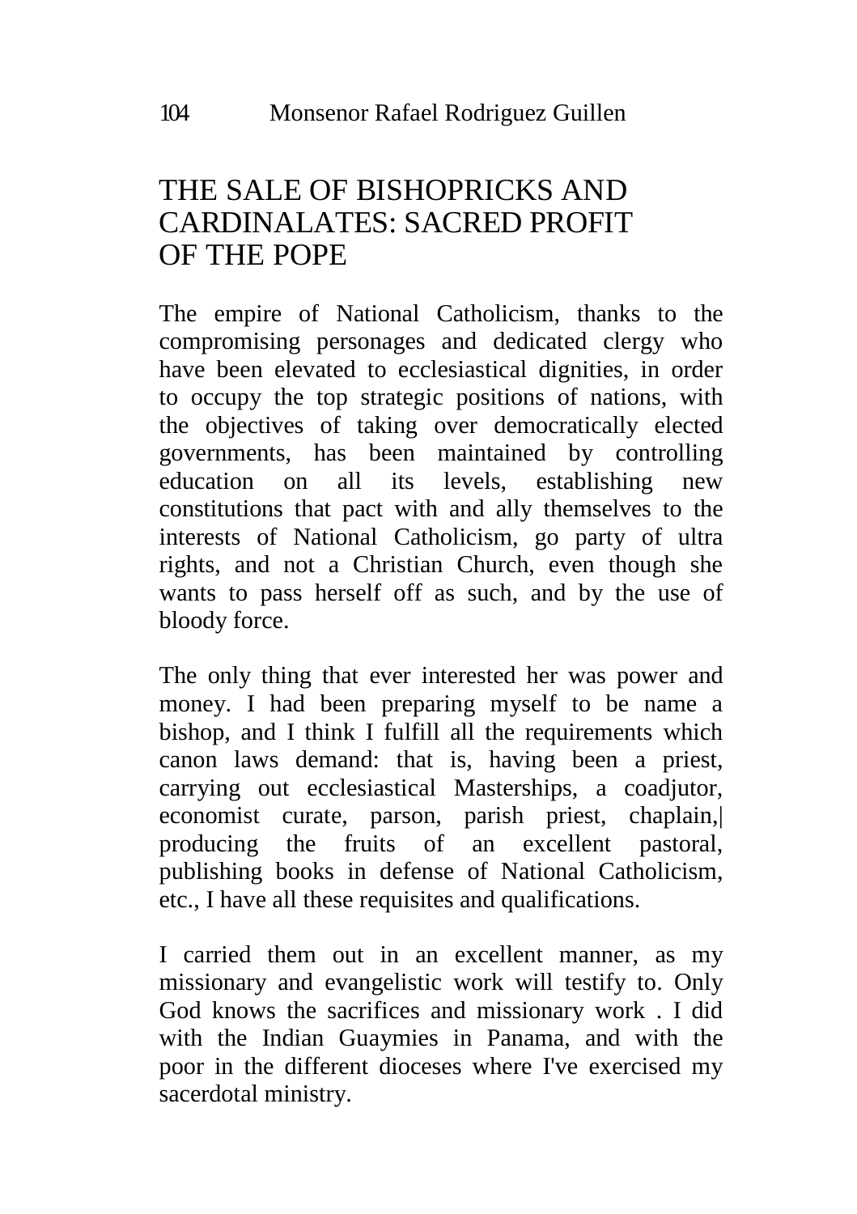# THE SALE OF BISHOPRICKS AND CARDINALATES: SACRED PROFIT OF THE POPE

The empire of National Catholicism, thanks to the compromising personages and dedicated clergy who have been elevated to ecclesiastical dignities, in order to occupy the top strategic positions of nations, with the objectives of taking over democratically elected governments, has been maintained by controlling education on all its levels, establishing new constitutions that pact with and ally themselves to the interests of National Catholicism, go party of ultra rights, and not a Christian Church, even though she wants to pass herself off as such, and by the use of bloody force.

The only thing that ever interested her was power and money. I had been preparing myself to be name a bishop, and I think I fulfill all the requirements which canon laws demand: that is, having been a priest, carrying out ecclesiastical Masterships, a coadjutor, economist curate, parson, parish priest, chaplain,| producing the fruits of an excellent pastoral, publishing books in defense of National Catholicism, etc., I have all these requisites and qualifications.

I carried them out in an excellent manner, as my missionary and evangelistic work will testify to. Only God knows the sacrifices and missionary work . I did with the Indian Guaymies in Panama, and with the poor in the different dioceses where I've exercised my sacerdotal ministry.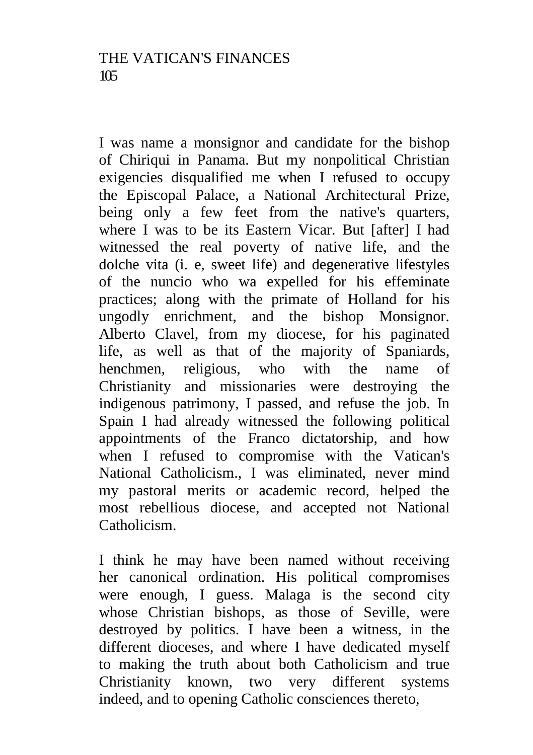I was name a monsignor and candidate for the bishop of Chiriqui in Panama. But my nonpolitical Christian exigencies disqualified me when I refused to occupy the Episcopal Palace, a National Architectural Prize, being only a few feet from the native's quarters, where I was to be its Eastern Vicar. But [after] I had witnessed the real poverty of native life, and the dolche vita (i. e, sweet life) and degenerative lifestyles of the nuncio who wa expelled for his effeminate practices; along with the primate of Holland for his ungodly enrichment, and the bishop Monsignor. Alberto Clavel, from my diocese, for his paginated life, as well as that of the majority of Spaniards, henchmen, religious, who with the name of Christianity and missionaries were destroying the indigenous patrimony, I passed, and refuse the job. In Spain I had already witnessed the following political appointments of the Franco dictatorship, and how when I refused to compromise with the Vatican's National Catholicism., I was eliminated, never mind my pastoral merits or academic record, helped the most rebellious diocese, and accepted not National Catholicism.

I think he may have been named without receiving her canonical ordination. His political compromises were enough, I guess. Malaga is the second city whose Christian bishops, as those of Seville, were destroyed by politics. I have been a witness, in the different dioceses, and where I have dedicated myself to making the truth about both Catholicism and true Christianity known, two very different systems indeed, and to opening Catholic consciences thereto,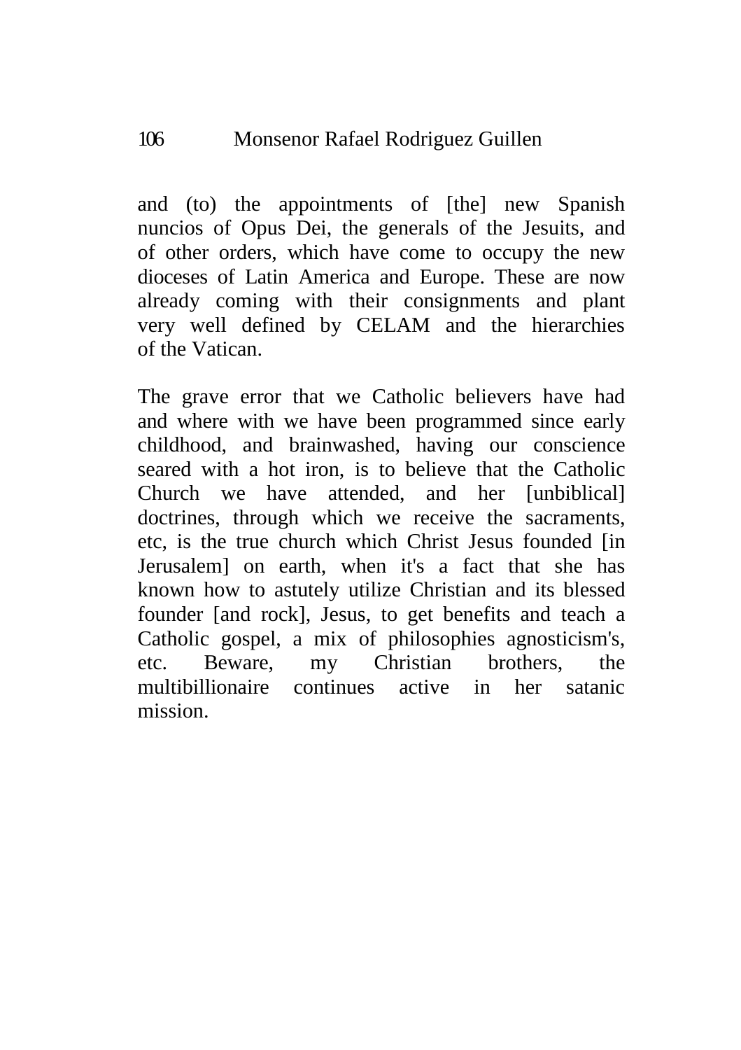and (to) the appointments of [the] new Spanish nuncios of Opus Dei, the generals of the Jesuits, and of other orders, which have come to occupy the new dioceses of Latin America and Europe. These are now already coming with their consignments and plant very well defined by CELAM and the hierarchies of the Vatican.

The grave error that we Catholic believers have had and where with we have been programmed since early childhood, and brainwashed, having our conscience seared with a hot iron, is to believe that the Catholic Church we have attended, and her [unbiblical] doctrines, through which we receive the sacraments, etc, is the true church which Christ Jesus founded [in Jerusalem] on earth, when it's a fact that she has known how to astutely utilize Christian and its blessed founder [and rock], Jesus, to get benefits and teach a Catholic gospel, a mix of philosophies agnosticism's, etc. Beware, my Christian brothers, the multibillionaire continues active in her satanic mission.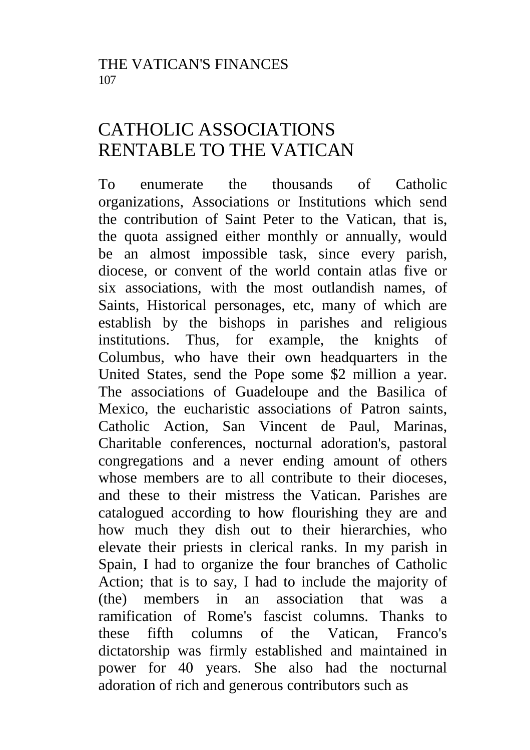# CATHOLIC ASSOCIATIONS RENTABLE TO THE VATICAN

To enumerate the thousands of Catholic organizations, Associations or Institutions which send the contribution of Saint Peter to the Vatican, that is, the quota assigned either monthly or annually, would be an almost impossible task, since every parish, diocese, or convent of the world contain atlas five or six associations, with the most outlandish names, of Saints, Historical personages, etc, many of which are establish by the bishops in parishes and religious institutions. Thus, for example, the knights of Columbus, who have their own headquarters in the United States, send the Pope some $2 million a year. The associations of Guadeloupe and the Basilica of Mexico, the eucharistic associations of Patron saints, Catholic Action, San Vincent de Paul, Marinas, Charitable conferences, nocturnal adoration's, pastoral congregations and a never ending amount of others whose members are to all contribute to their dioceses, and these to their mistress the Vatican. Parishes are catalogued according to how flourishing they are and how much they dish out to their hierarchies, who elevate their priests in clerical ranks. In my parish in Spain, I had to organize the four branches of Catholic Action; that is to say, I had to include the majority of (the) members in an association that was a ramification of Rome's fascist columns. Thanks to these fifth columns of the Vatican, Franco's dictatorship was firmly established and maintained in power for 40 years. She also had the nocturnal adoration of rich and generous contributors such as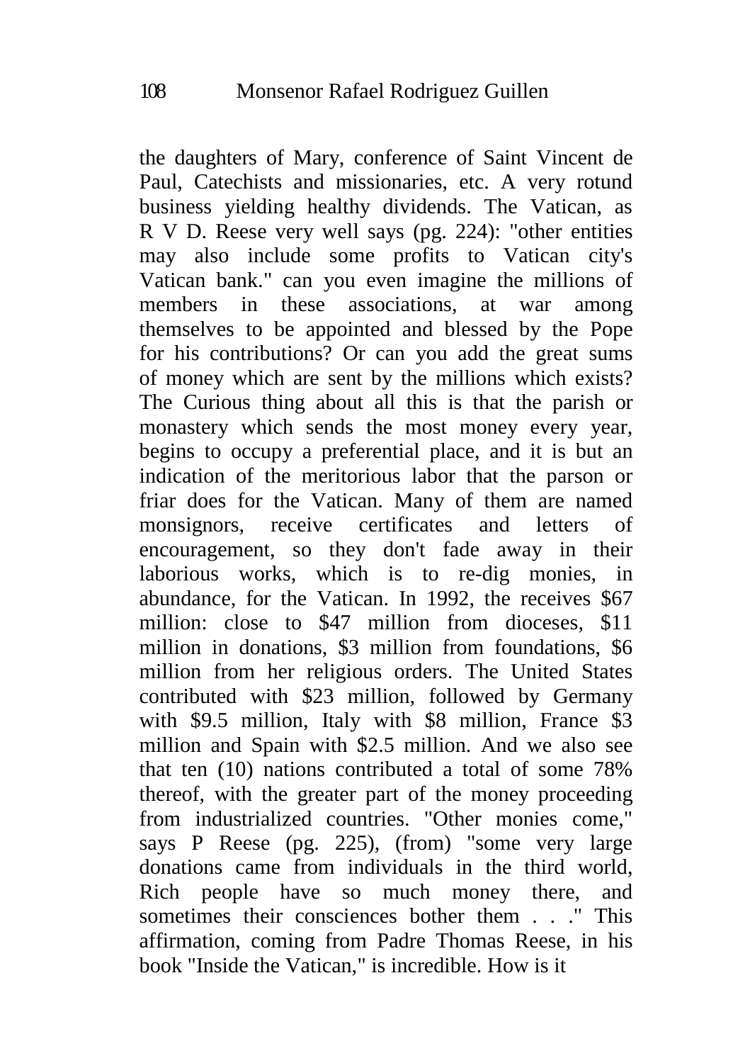the daughters of Mary, conference of Saint Vincent de Paul, Catechists and missionaries, etc. A very rotund business yielding healthy dividends. The Vatican, as R V D. Reese very well says (pg. 224): "other entities may also include some profits to Vatican city's Vatican bank." can you even imagine the millions of members in these associations, at war among themselves to be appointed and blessed by the Pope for his contributions? Or can you add the great sums of money which are sent by the millions which exists? The Curious thing about all this is that the parish or monastery which sends the most money every year, begins to occupy a preferential place, and it is but an indication of the meritorious labor that the parson or friar does for the Vatican. Many of them are named monsignors, receive certificates and letters of encouragement, so they don't fade away in their laborious works, which is to re-dig monies, in abundance, for the Vatican. In 1992, the receives $67 million: close to $47 million from dioceses, $11 million in donations, $3 million from foundations, $6 million from her religious orders. The United States contributed with $23 million, followed by Germany with $9.5 million, Italy with $8 million, France $3 million and Spain with $2.5 million. And we also see that ten (10) nations contributed a total of some 78% thereof, with the greater part of the money proceeding from industrialized countries. "Other monies come," says P Reese (pg. 225), (from) "some very large donations came from individuals in the third world, Rich people have so much money there, and sometimes their consciences bother them . . ." This affirmation, coming from Padre Thomas Reese, in his book "Inside the Vatican," is incredible. How is it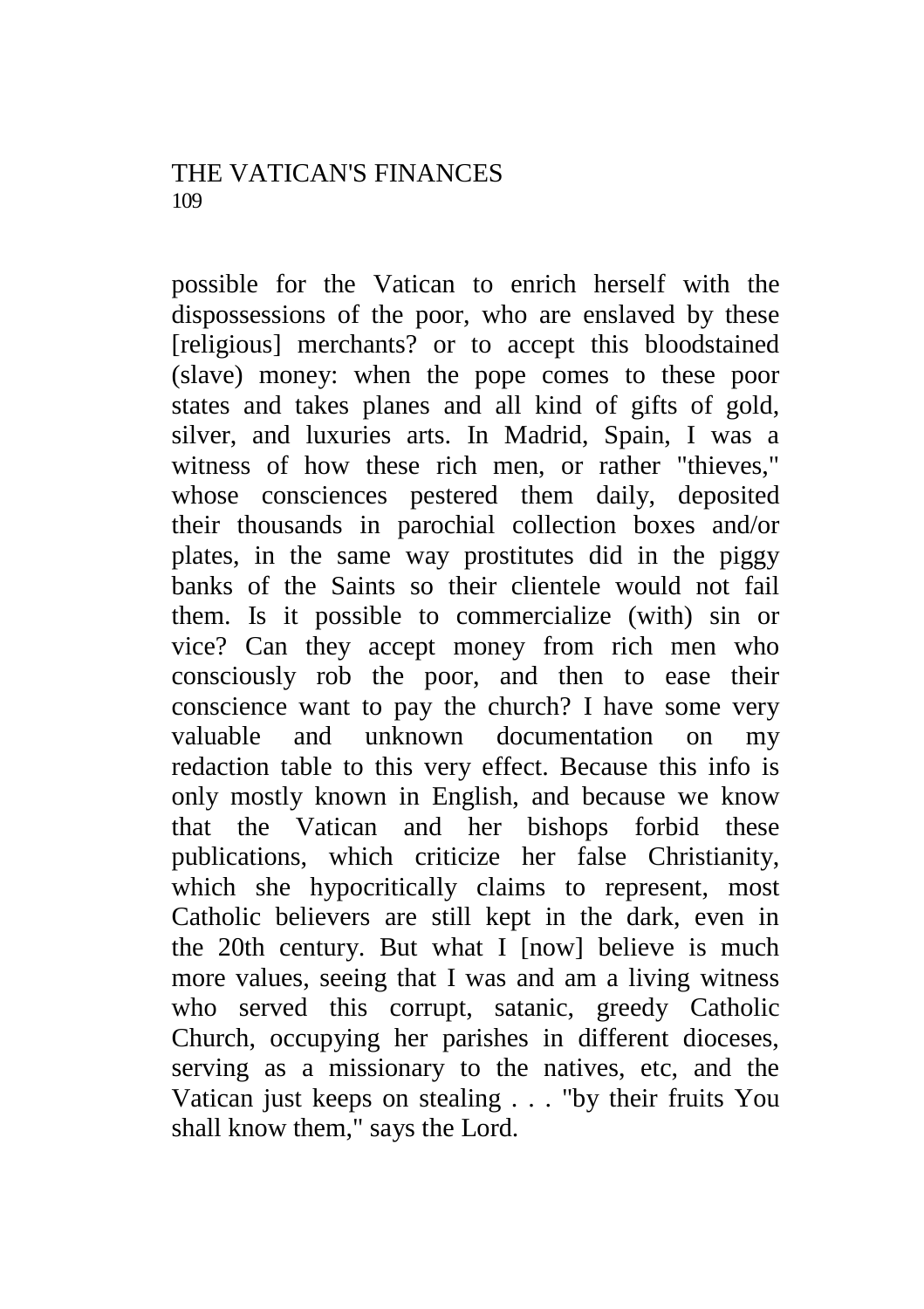possible for the Vatican to enrich herself with the dispossessions of the poor, who are enslaved by these [religious] merchants? or to accept this bloodstained (slave) money: when the pope comes to these poor states and takes planes and all kind of gifts of gold, silver, and luxuries arts. In Madrid, Spain, I was a witness of how these rich men, or rather "thieves," whose consciences pestered them daily, deposited their thousands in parochial collection boxes and/or plates, in the same way prostitutes did in the piggy banks of the Saints so their clientele would not fail them. Is it possible to commercialize (with) sin or vice? Can they accept money from rich men who consciously rob the poor, and then to ease their conscience want to pay the church? I have some very valuable and unknown documentation on my redaction table to this very effect. Because this info is only mostly known in English, and because we know that the Vatican and her bishops forbid these publications, which criticize her false Christianity, which she hypocritically claims to represent, most Catholic believers are still kept in the dark, even in the 20th century. But what I [now] believe is much more values, seeing that I was and am a living witness who served this corrupt, satanic, greedy Catholic Church, occupying her parishes in different dioceses, serving as a missionary to the natives, etc, and the Vatican just keeps on stealing . . . "by their fruits You shall know them," says the Lord.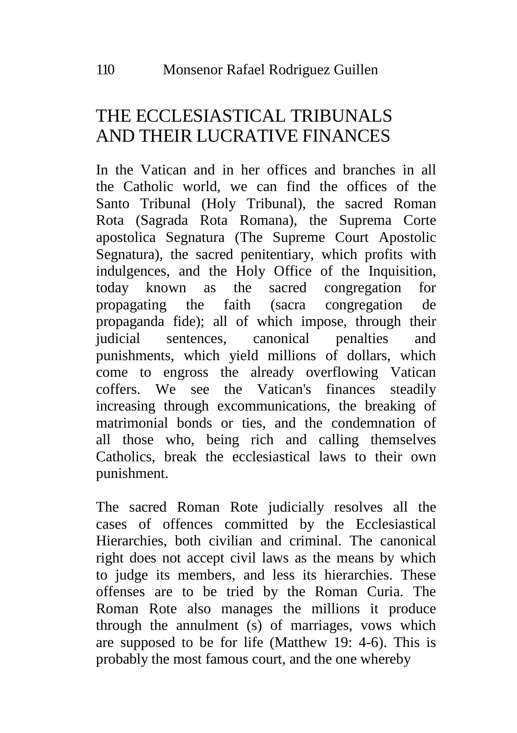# THE ECCLESIASTICAL TRIBUNALS AND THEIR LUCRATIVE FINANCES

In the Vatican and in her offices and branches in all the Catholic world, we can find the offices of the Santo Tribunal (Holy Tribunal), the sacred Roman Rota (Sagrada Rota Romana), the Suprema Corte apostolica Segnatura (The Supreme Court Apostolic Segnatura), the sacred penitentiary, which profits with indulgences, and the Holy Office of the Inquisition, today known as the sacred congregation for propagating the faith (sacra congregation de propaganda fide); all of which impose, through their judicial sentences, canonical penalties and punishments, which yield millions of dollars, which come to engross the already overflowing Vatican coffers. We see the Vatican's finances steadily increasing through excommunications, the breaking of matrimonial bonds or ties, and the condemnation of all those who, being rich and calling themselves Catholics, break the ecclesiastical laws to their own punishment.

The sacred Roman Rote judicially resolves all the cases of offences committed by the Ecclesiastical Hierarchies, both civilian and criminal. The canonical right does not accept civil laws as the means by which to judge its members, and less its hierarchies. These offenses are to be tried by the Roman Curia. The Roman Rote also manages the millions it produce through the annulment (s) of marriages, vows which are supposed to be for life (Matthew 19: 4-6). This is probably the most famous court, and the one whereby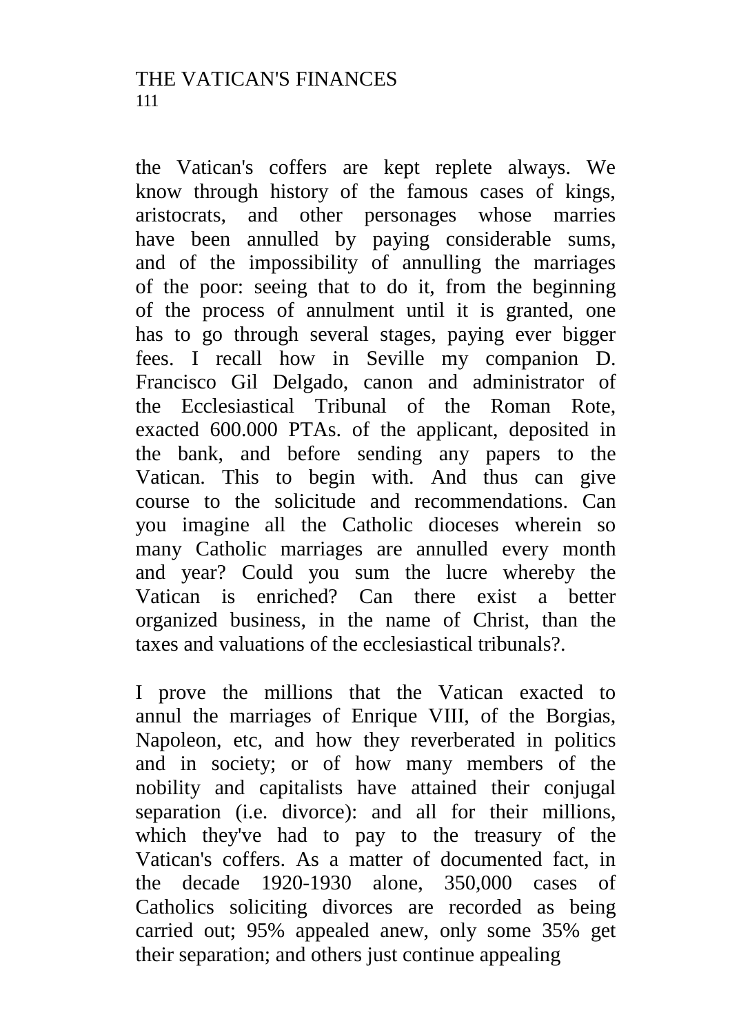the Vatican's coffers are kept replete always. We know through history of the famous cases of kings, aristocrats, and other personages whose marries have been annulled by paying considerable sums, and of the impossibility of annulling the marriages of the poor: seeing that to do it, from the beginning of the process of annulment until it is granted, one has to go through several stages, paying ever bigger fees. I recall how in Seville my companion D. Francisco Gil Delgado, canon and administrator of the Ecclesiastical Tribunal of the Roman Rote, exacted 600.000 PTAs. of the applicant, deposited in the bank, and before sending any papers to the Vatican. This to begin with. And thus can give course to the solicitude and recommendations. Can you imagine all the Catholic dioceses wherein so many Catholic marriages are annulled every month and year? Could you sum the lucre whereby the Vatican is enriched? Can there exist a better organized business, in the name of Christ, than the taxes and valuations of the ecclesiastical tribunals?.

I prove the millions that the Vatican exacted to annul the marriages of Enrique VIII, of the Borgias, Napoleon, etc, and how they reverberated in politics and in society; or of how many members of the nobility and capitalists have attained their conjugal separation (i.e. divorce): and all for their millions, which they've had to pay to the treasury of the Vatican's coffers. As a matter of documented fact, in the decade 1920-1930 alone, 350,000 cases of Catholics soliciting divorces are recorded as being carried out; 95% appealed anew, only some 35% get their separation; and others just continue appealing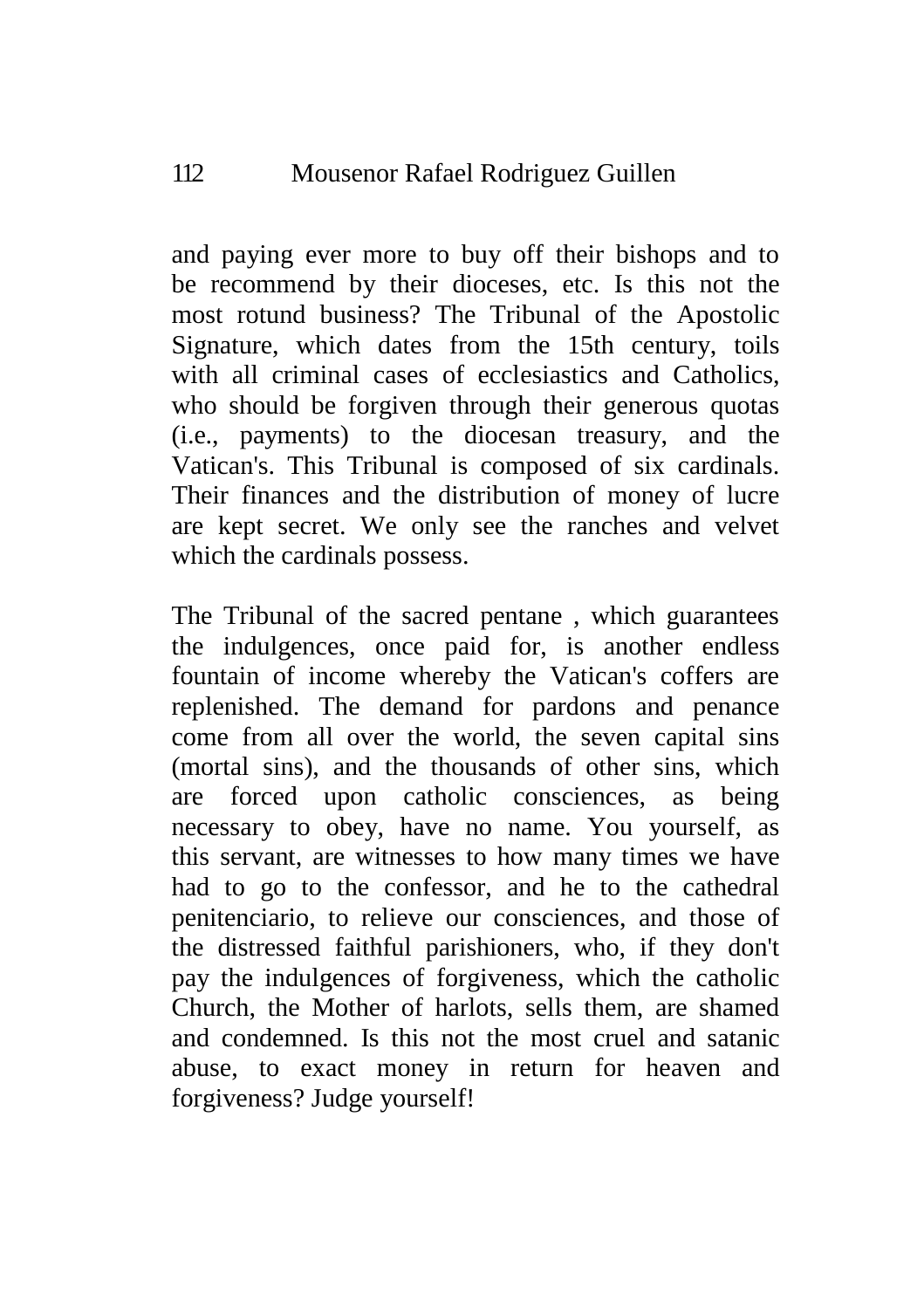and paying ever more to buy off their bishops and to be recommend by their dioceses, etc. Is this not the most rotund business? The Tribunal of the Apostolic Signature, which dates from the 15th century, toils with all criminal cases of ecclesiastics and Catholics, who should be forgiven through their generous quotas (i.e., payments) to the diocesan treasury, and the Vatican's. This Tribunal is composed of six cardinals. Their finances and the distribution of money of lucre are kept secret. We only see the ranches and velvet which the cardinals possess.

The Tribunal of the sacred pentane , which guarantees the indulgences, once paid for, is another endless fountain of income whereby the Vatican's coffers are replenished. The demand for pardons and penance come from all over the world, the seven capital sins (mortal sins), and the thousands of other sins, which are forced upon catholic consciences, as being necessary to obey, have no name. You yourself, as this servant, are witnesses to how many times we have had to go to the confessor, and he to the cathedral penitenciario, to relieve our consciences, and those of the distressed faithful parishioners, who, if they don't pay the indulgences of forgiveness, which the catholic Church, the Mother of harlots, sells them, are shamed and condemned. Is this not the most cruel and satanic abuse, to exact money in return for heaven and forgiveness? Judge yourself!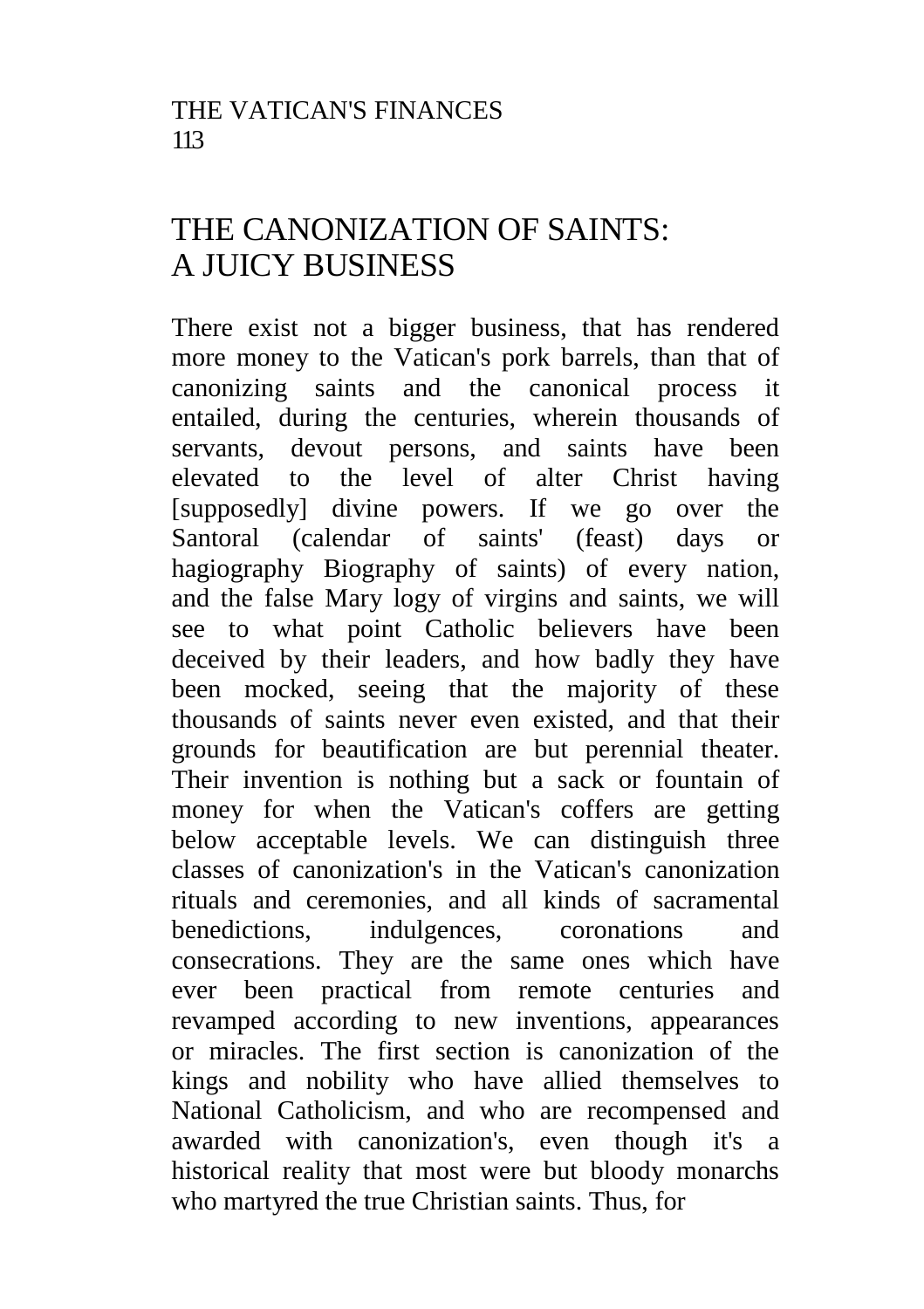## THE CANONIZATION OF SAINTS: A JUICY BUSINESS

There exist not a bigger business, that has rendered more money to the Vatican's pork barrels, than that of canonizing saints and the canonical process it entailed, during the centuries, wherein thousands of servants, devout persons, and saints have been elevated to the level of alter Christ having [supposedly] divine powers. If we go over the Santoral (calendar of saints' (feast) days or hagiography Biography of saints) of every nation, and the false Mary logy of virgins and saints, we will see to what point Catholic believers have been deceived by their leaders, and how badly they have been mocked, seeing that the majority of these thousands of saints never even existed, and that their grounds for beautification are but perennial theater. Their invention is nothing but a sack or fountain of money for when the Vatican's coffers are getting below acceptable levels. We can distinguish three classes of canonization's in the Vatican's canonization rituals and ceremonies, and all kinds of sacramental benedictions, indulgences, coronations and consecrations. They are the same ones which have ever been practical from remote centuries and revamped according to new inventions, appearances or miracles. The first section is canonization of the kings and nobility who have allied themselves to National Catholicism, and who are recompensed and awarded with canonization's, even though it's a historical reality that most were but bloody monarchs who martyred the true Christian saints. Thus, for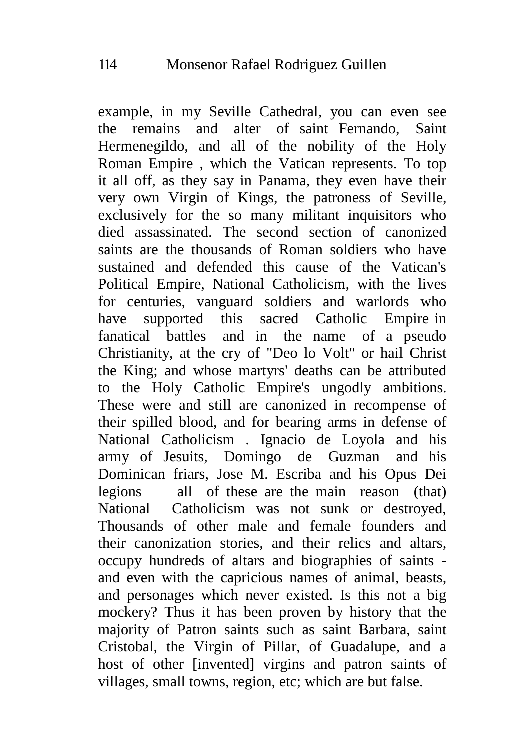example, in my Seville Cathedral, you can even see the remains and alter of saint Fernando, Saint Hermenegildo, and all of the nobility of the Holy Roman Empire , which the Vatican represents. To top it all off, as they say in Panama, they even have their very own Virgin of Kings, the patroness of Seville, exclusively for the so many militant inquisitors who died assassinated. The second section of canonized saints are the thousands of Roman soldiers who have sustained and defended this cause of the Vatican's Political Empire, National Catholicism, with the lives for centuries, vanguard soldiers and warlords who have supported this sacred Catholic Empire in fanatical battles and in the name of a pseudo Christianity, at the cry of "Deo lo Volt" or hail Christ the King; and whose martyrs' deaths can be attributed to the Holy Catholic Empire's ungodly ambitions. These were and still are canonized in recompense of their spilled blood, and for bearing arms in defense of National Catholicism . Ignacio de Loyola and his army of Jesuits, Domingo de Guzman and his Dominican friars, Jose M. Escriba and his Opus Dei legions all of these are the main reason (that) National Catholicism was not sunk or destroyed, Thousands of other male and female founders and their canonization stories, and their relics and altars, occupy hundreds of altars and biographies of saints - and even with the capricious names of animal, beasts, and personages which never existed. Is this not a big mockery? Thus it has been proven by history that the majority of Patron saints such as saint Barbara, saint Cristobal, the Virgin of Pillar, of Guadalupe, and a host of other [invented] virgins and patron saints of villages, small towns, region, etc; which are but false.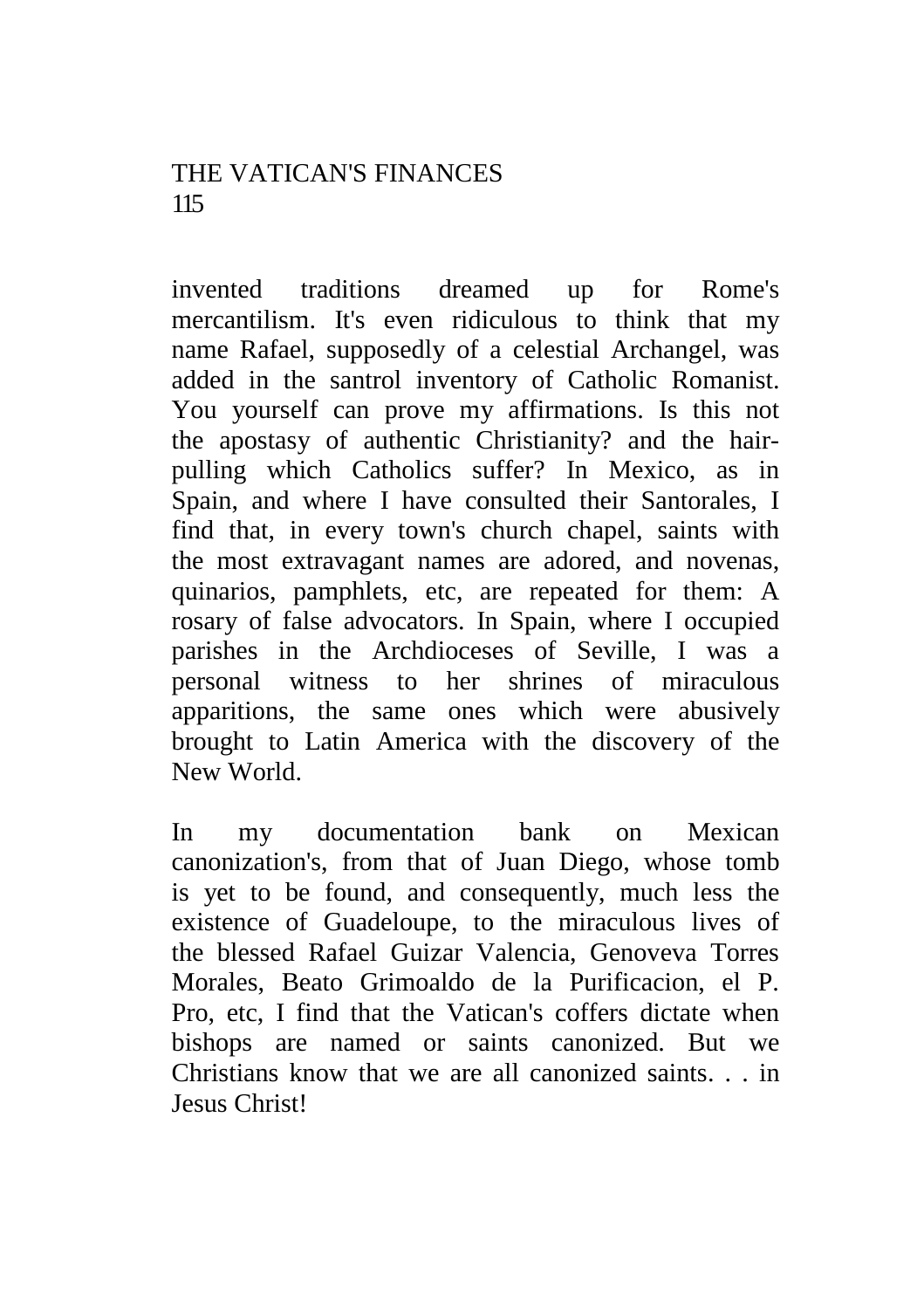invented traditions dreamed up for Rome's mercantilism. It's even ridiculous to think that my name Rafael, supposedly of a celestial Archangel, was added in the santrol inventory of Catholic Romanist. You yourself can prove my affirmations. Is this not the apostasy of authentic Christianity? and the hair-pulling which Catholics suffer? In Mexico, as in Spain, and where I have consulted their Santorales, I find that, in every town's church chapel, saints with the most extravagant names are adored, and novenas, quinarios, pamphlets, etc, are repeated for them: A rosary of false advocators. In Spain, where I occupied parishes in the Archdioceses of Seville, I was a personal witness to her shrines of miraculous apparitions, the same ones which were abusively brought to Latin America with the discovery of the New World.

In my documentation bank on Mexican canonization's, from that of Juan Diego, whose tomb is yet to be found, and consequently, much less the existence of Guadeloupe, to the miraculous lives of the blessed Rafael Guizar Valencia, Genoveva Torres Morales, Beato Grimoaldo de la Purificacion, el P. Pro, etc, I find that the Vatican's coffers dictate when bishops are named or saints canonized. But we Christians know that we are all canonized saints. . . in Jesus Christ!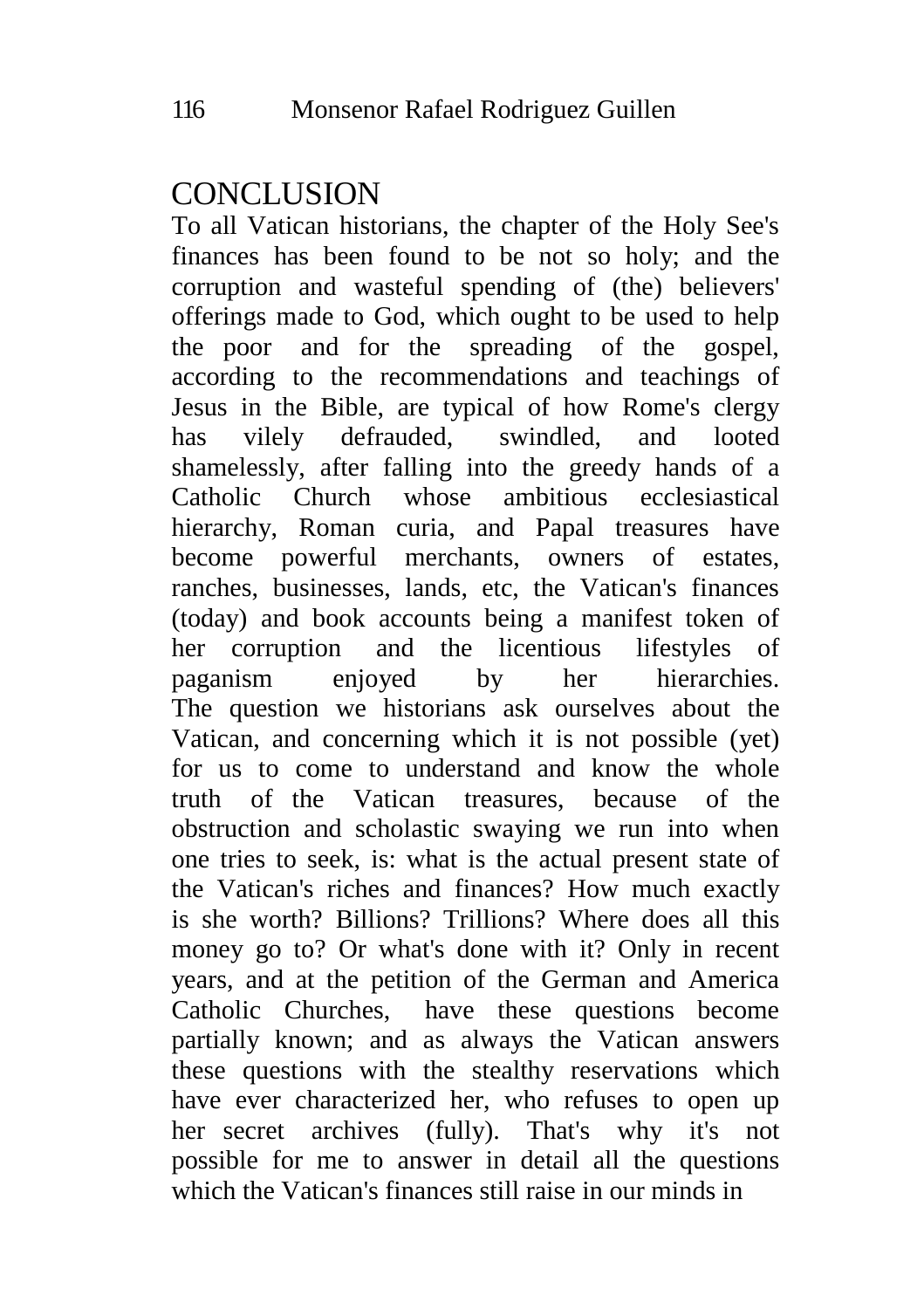# CONCLUSION

To all Vatican historians, the chapter of the Holy See's finances has been found to be not so holy; and the corruption and wasteful spending of (the) believers' offerings made to God, which ought to be used to help the poor and for the spreading of the gospel, according to the recommendations and teachings of Jesus in the Bible, are typical of how Rome's clergy has vilely defrauded, swindled, and looted shamelessly, after falling into the greedy hands of a Catholic Church whose ambitious ecclesiastical hierarchy, Roman curia, and Papal treasures have become powerful merchants, owners of estates, ranches, businesses, lands, etc, the Vatican's finances (today) and book accounts being a manifest token of her corruption and the licentious lifestyles of paganism enjoyed by her hierarchies.

The question we historians ask ourselves about the Vatican, and concerning which it is not possible (yet) for us to come to understand and know the whole truth of the Vatican treasures, because of the obstruction and scholastic swaying we run into when one tries to seek, is: what is the actual present state of the Vatican's riches and finances? How much exactly is she worth? Billions? Trillions? Where does all this money go to? Or what's done with it? Only in recent years, and at the petition of the German and America Catholic Churches, have these questions become partially known; and as always the Vatican answers these questions with the stealthy reservations which have ever characterized her, who refuses to open up her secret archives (fully). That's why it's not possible for me to answer in detail all the questions which the Vatican's finances still raise in our minds in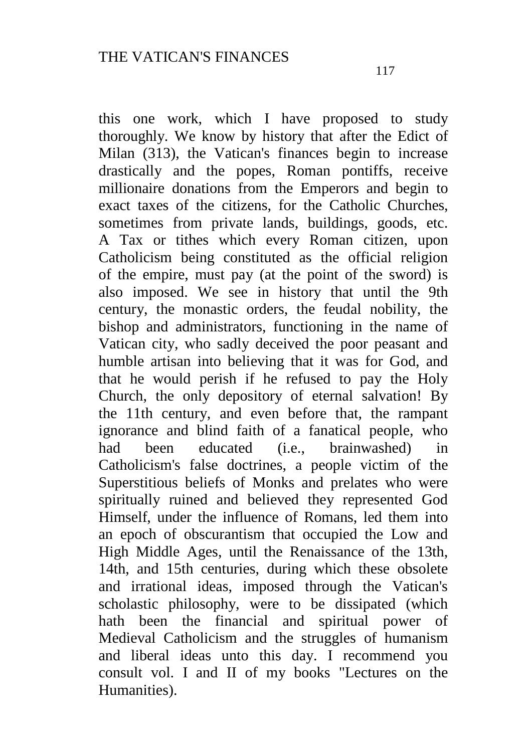this one work, which I have proposed to study thoroughly. We know by history that after the Edict of Milan (313), the Vatican's finances begin to increase drastically and the popes, Roman pontiffs, receive millionaire donations from the Emperors and begin to exact taxes of the citizens, for the Catholic Churches, sometimes from private lands, buildings, goods, etc. A Tax or tithes which every Roman citizen, upon Catholicism being constituted as the official religion of the empire, must pay (at the point of the sword) is also imposed. We see in history that until the 9th century, the monastic orders, the feudal nobility, the bishop and administrators, functioning in the name of Vatican city, who sadly deceived the poor peasant and humble artisan into believing that it was for God, and that he would perish if he refused to pay the Holy Church, the only depository of eternal salvation! By the 11th century, and even before that, the rampant ignorance and blind faith of a fanatical people, who had been educated (i.e., brainwashed) in Catholicism's false doctrines, a people victim of the Superstitious beliefs of Monks and prelates who were spiritually ruined and believed they represented God Himself, under the influence of Romans, led them into an epoch of obscurantism that occupied the Low and High Middle Ages, until the Renaissance of the 13th, 14th, and 15th centuries, during which these obsolete and irrational ideas, imposed through the Vatican's scholastic philosophy, were to be dissipated (which hath been the financial and spiritual power of Medieval Catholicism and the struggles of humanism and liberal ideas unto this day. I recommend you consult vol. I and II of my books "Lectures on the Humanities).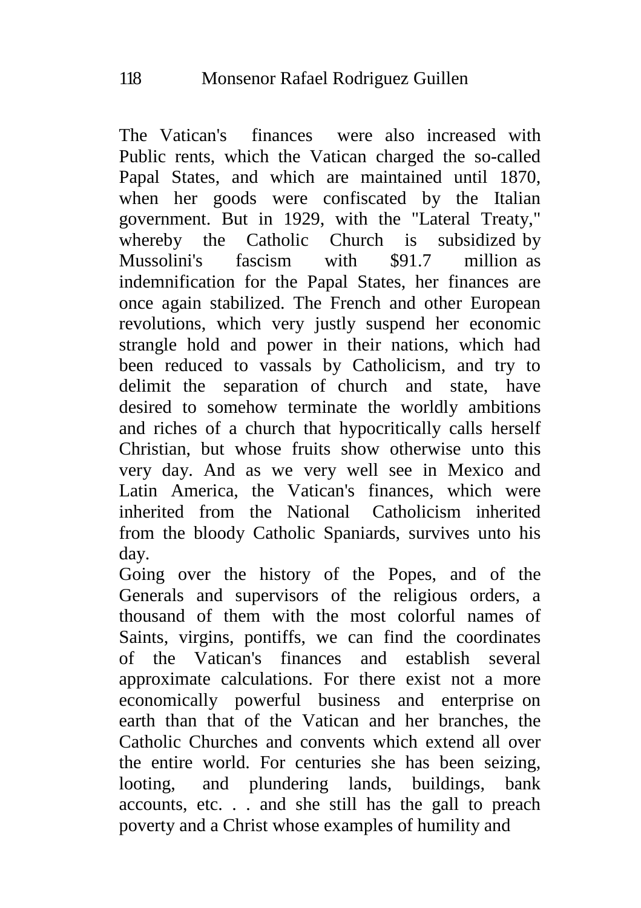The Vatican's finances were also increased with Public rents, which the Vatican charged the so-called Papal States, and which are maintained until 1870, when her goods were confiscated by the Italian government. But in 1929, with the "Lateral Treaty," whereby the Catholic Church is subsidized by Mussolini's fascism with $91.7 million as indemnification for the Papal States, her finances are once again stabilized. The French and other European revolutions, which very justly suspend her economic strangle hold and power in their nations, which had been reduced to vassals by Catholicism, and try to delimit the separation of church and state, have desired to somehow terminate the worldly ambitions and riches of a church that hypocritically calls herself Christian, but whose fruits show otherwise unto this very day. And as we very well see in Mexico and Latin America, the Vatican's finances, which were inherited from the National Catholicism inherited from the bloody Catholic Spaniards, survives unto his day.

Going over the history of the Popes, and of the Generals and supervisors of the religious orders, a thousand of them with the most colorful names of Saints, virgins, pontiffs, we can find the coordinates of the Vatican's finances and establish several approximate calculations. For there exist not a more economically powerful business and enterprise on earth than that of the Vatican and her branches, the Catholic Churches and convents which extend all over the entire world. For centuries she has been seizing, looting, and plundering lands, buildings, bank accounts, etc. . . and she still has the gall to preach poverty and a Christ whose examples of humility and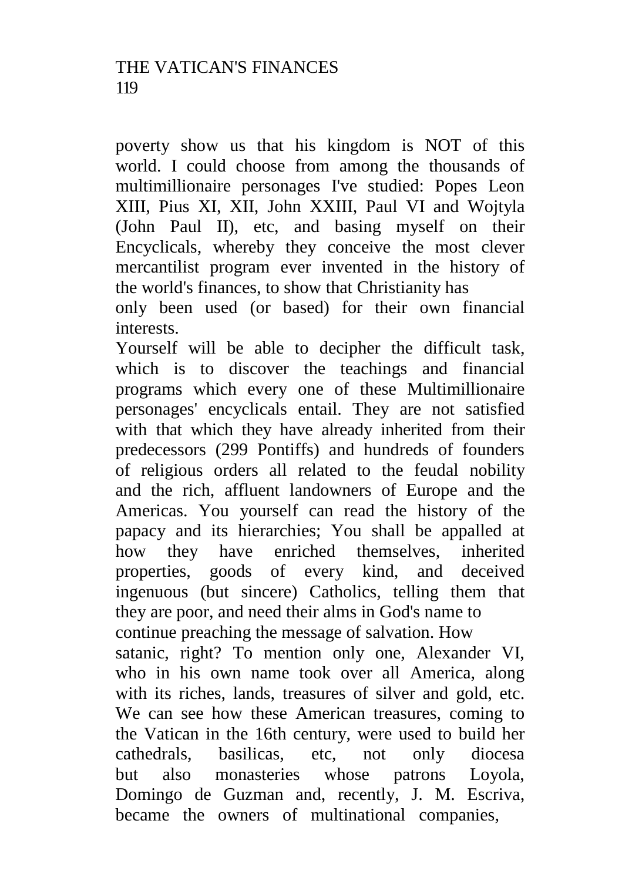poverty show us that his kingdom is NOT of this world. I could choose from among the thousands of multimillionaire personages I've studied: Popes Leon XIII, Pius XI, XII, John XXIII, Paul VI and Wojtyla (John Paul II), etc, and basing myself on their Encyclicals, whereby they conceive the most clever mercantilist program ever invented in the history of the world's finances, to show that Christianity has only been used (or based) for their own financial interests.

Yourself will be able to decipher the difficult task, which is to discover the teachings and financial programs which every one of these Multimillionaire personages' encyclicals entail. They are not satisfied with that which they have already inherited from their predecessors (299 Pontiffs) and hundreds of founders of religious orders all related to the feudal nobility and the rich, affluent landowners of Europe and the Americas. You yourself can read the history of the papacy and its hierarchies; You shall be appalled at how they have enriched themselves, inherited properties, goods of every kind, and deceived ingenuous (but sincere) Catholics, telling them that they are poor, and need their alms in God's name to continue preaching the message of salvation. How satanic, right? To mention only one, Alexander VI, who in his own name took over all America, along with its riches, lands, treasures of silver and gold, etc. We can see how these American treasures, coming to the Vatican in the 16th century, were used to build her cathedrals, basilicas, etc, not only diocesa but also monasteries whose patrons Loyola, Domingo de Guzman and, recently, J. M. Escriva, became the owners of multinational companies,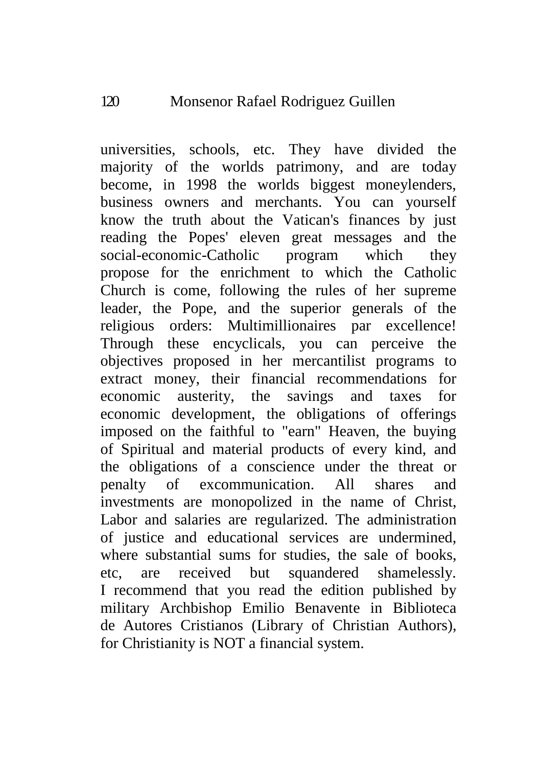universities, schools, etc. They have divided the majority of the worlds patrimony, and are today become, in 1998 the worlds biggest moneylenders, business owners and merchants. You can yourself know the truth about the Vatican's finances by just reading the Popes' eleven great messages and the social-economic-Catholic program which they propose for the enrichment to which the Catholic Church is come, following the rules of her supreme leader, the Pope, and the superior generals of the religious orders: Multimillionaires par excellence! Through these encyclicals, you can perceive the objectives proposed in her mercantilist programs to extract money, their financial recommendations for economic austerity, the savings and taxes for economic development, the obligations of offerings imposed on the faithful to "earn" Heaven, the buying of Spiritual and material products of every kind, and the obligations of a conscience under the threat or penalty of excommunication. All shares and investments are monopolized in the name of Christ, Labor and salaries are regularized. The administration of justice and educational services are undermined, where substantial sums for studies, the sale of books, etc, are received but squandered shamelessly. I recommend that you read the edition published by military Archbishop Emilio Benavente in Biblioteca de Autores Cristianos (Library of Christian Authors), for Christianity is NOT a financial system.